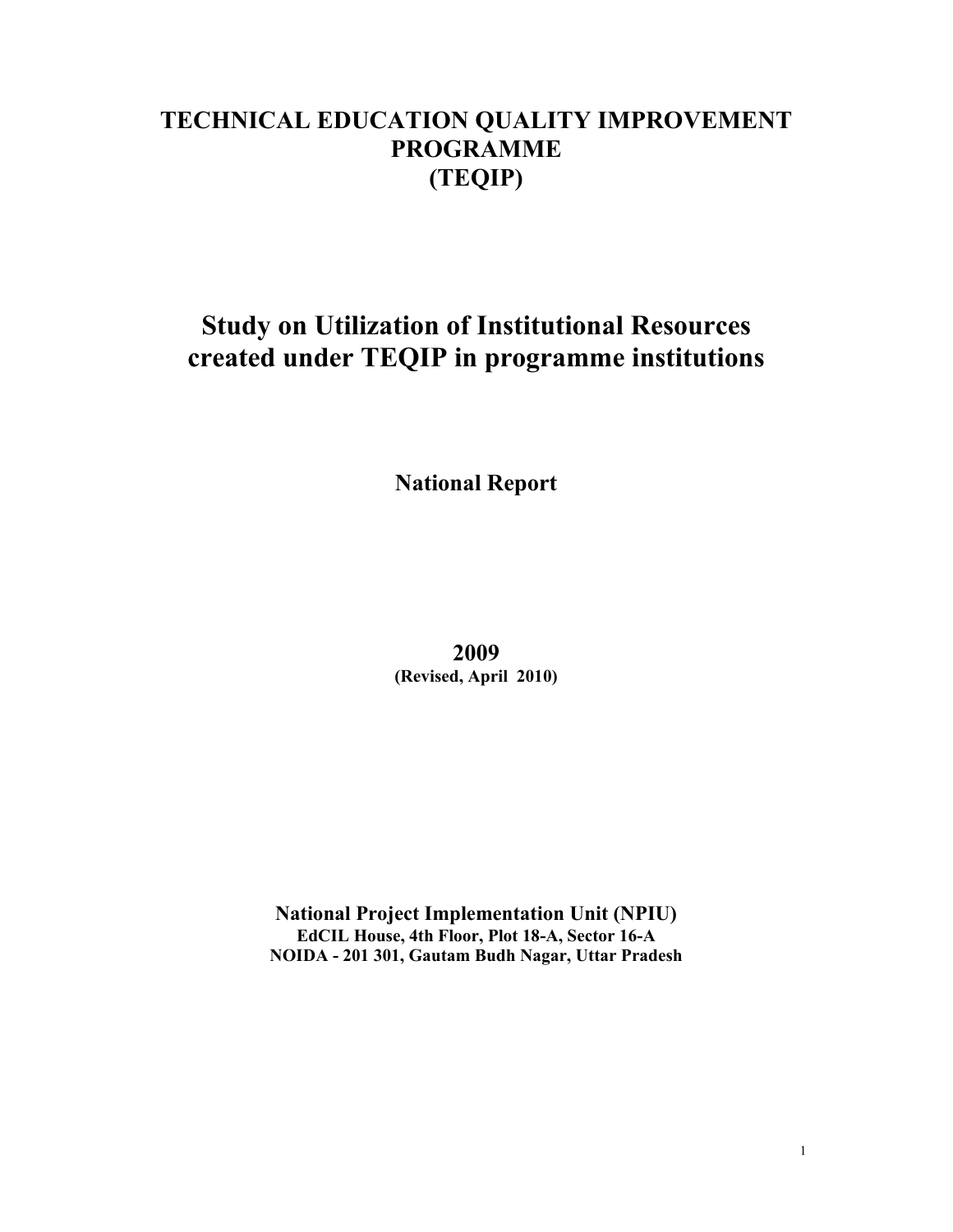# TECHNICAL EDUCATION QUALITY IMPROVEMENT PROGRAMME (TEQIP)

# Study on Utilization of Institutional Resources created under TEQIP in programme institutions

## National Report

**2009**

**(Revised, April 2010)**

**National Project Implementation Unit (NPIU)**
**EdCIL House, 4th Floor, Plot 18-A, Sector 16-A**
**NOIDA - 201 301, Gautam Budh Nagar, Uttar Pradesh**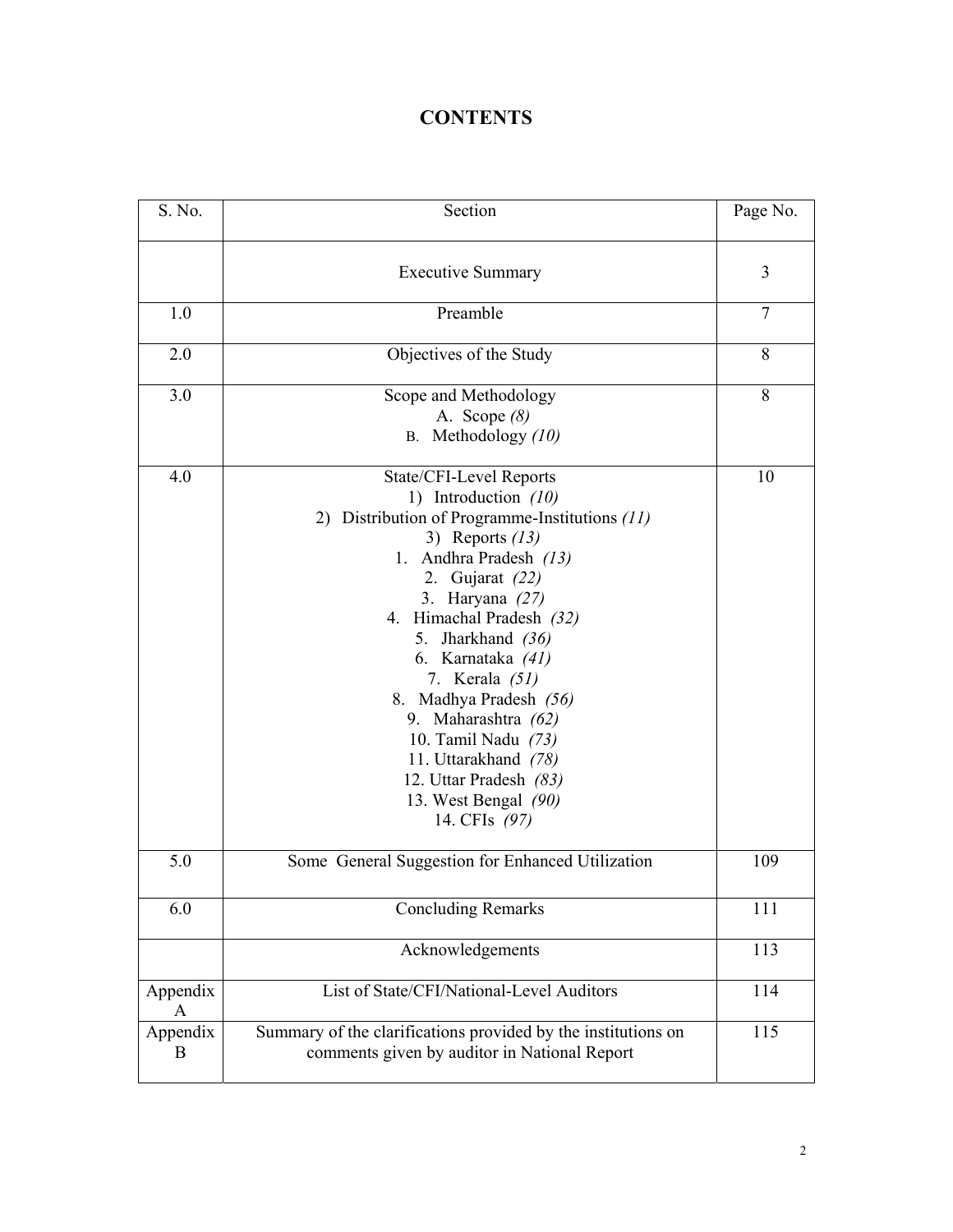# CONTENTS

| S. No. | Section | Page No. |
|---|---|---|
| | Executive Summary | 3 |
| 1.0 | Preamble | 7 |
| 2.0 | Objectives of the Study | 8 |
| 3.0 | Scope and Methodology<br>A. Scope *(8)*<br>B. Methodology *(10)* | 8 |
| 4.0 | State/CFI-Level Reports<br>1) Introduction *(10)*<br>2) Distribution of Programme-Institutions *(11)*<br>3) Reports *(13)*<br>1. Andhra Pradesh *(13)*<br>2. Gujarat *(22)*<br>3. Haryana *(27)*<br>4. Himachal Pradesh *(32)*<br>5. Jharkhand *(36)*<br>6. Karnataka *(41)*<br>7. Kerala *(51)*<br>8. Madhya Pradesh *(56)*<br>9. Maharashtra *(62)*<br>10. Tamil Nadu *(73)*<br>11. Uttarakhand *(78)*<br>12. Uttar Pradesh *(83)*<br>13. West Bengal *(90)*<br>14. CFIs *(97)* | 10 |
| 5.0 | Some General Suggestion for Enhanced Utilization | 109 |
| 6.0 | Concluding Remarks | 111 |
| | Acknowledgements | 113 |
| Appendix A | List of State/CFI/National-Level Auditors | 114 |
| Appendix B | Summary of the clarifications provided by the institutions on comments given by auditor in National Report | 115 |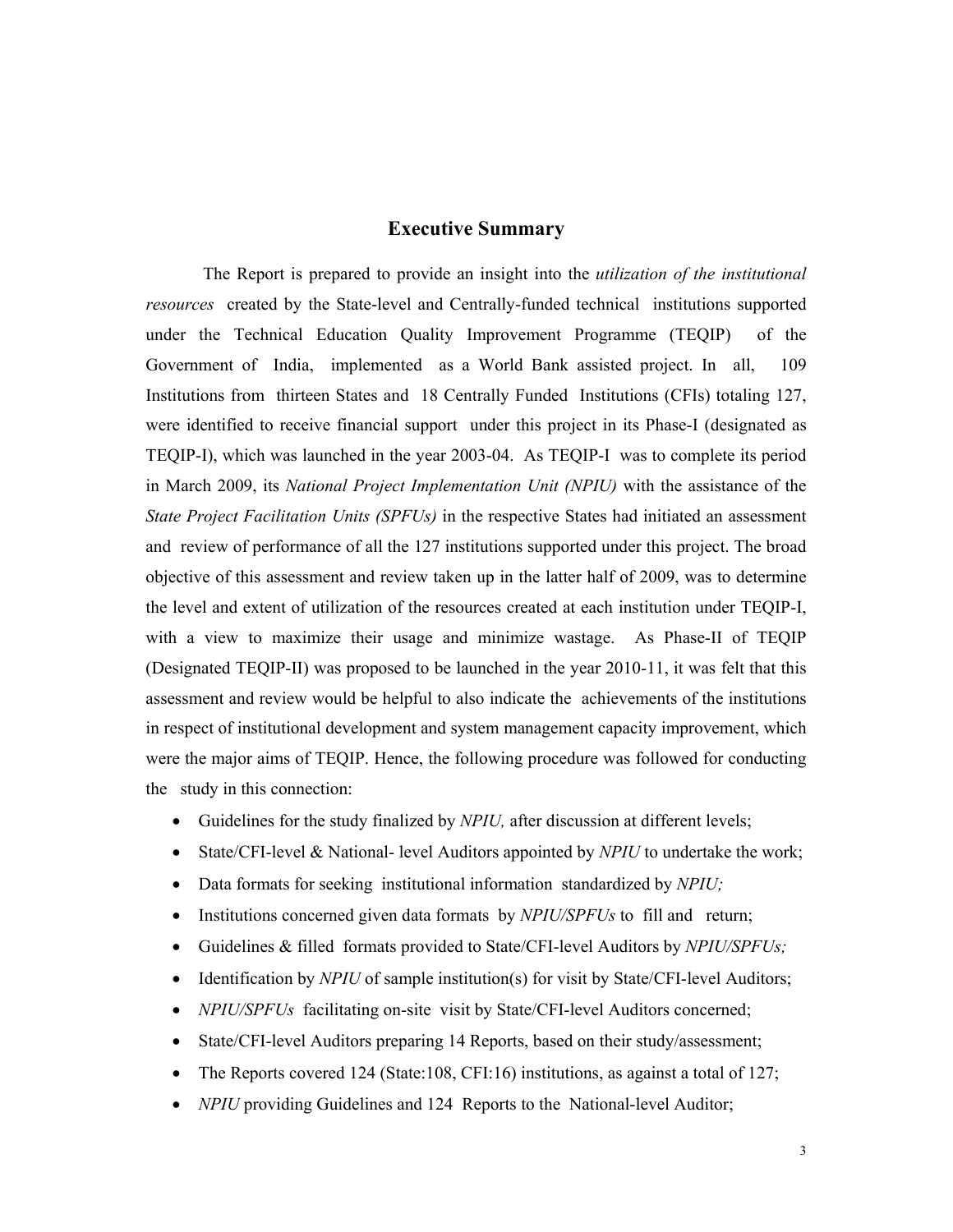## Executive Summary

The Report is prepared to provide an insight into the *utilization of the institutional resources* created by the State-level and Centrally-funded technical institutions supported under the Technical Education Quality Improvement Programme (TEQIP) of the Government of India, implemented as a World Bank assisted project. In all, 109 Institutions from thirteen States and 18 Centrally Funded Institutions (CFIs) totaling 127, were identified to receive financial support under this project in its Phase-I (designated as TEQIP-I), which was launched in the year 2003-04. As TEQIP-I was to complete its period in March 2009, its *National Project Implementation Unit (NPIU)* with the assistance of the *State Project Facilitation Units (SPFUs)* in the respective States had initiated an assessment and review of performance of all the 127 institutions supported under this project. The broad objective of this assessment and review taken up in the latter half of 2009, was to determine the level and extent of utilization of the resources created at each institution under TEQIP-I, with a view to maximize their usage and minimize wastage. As Phase-II of TEQIP (Designated TEQIP-II) was proposed to be launched in the year 2010-11, it was felt that this assessment and review would be helpful to also indicate the achievements of the institutions in respect of institutional development and system management capacity improvement, which were the major aims of TEQIP. Hence, the following procedure was followed for conducting the study in this connection:

- Guidelines for the study finalized by *NPIU,* after discussion at different levels;
- State/CFI-level & National- level Auditors appointed by *NPIU* to undertake the work;
- Data formats for seeking institutional information standardized by *NPIU;*
- Institutions concerned given data formats by *NPIU/SPFUs* to fill and return;
- Guidelines & filled formats provided to State/CFI-level Auditors by *NPIU/SPFUs;*
- Identification by *NPIU* of sample institution(s) for visit by State/CFI-level Auditors;
- *NPIU/SPFUs* facilitating on-site visit by State/CFI-level Auditors concerned;
- State/CFI-level Auditors preparing 14 Reports, based on their study/assessment;
- The Reports covered 124 (State:108, CFI:16) institutions, as against a total of 127;
- *NPIU* providing Guidelines and 124 Reports to the National-level Auditor;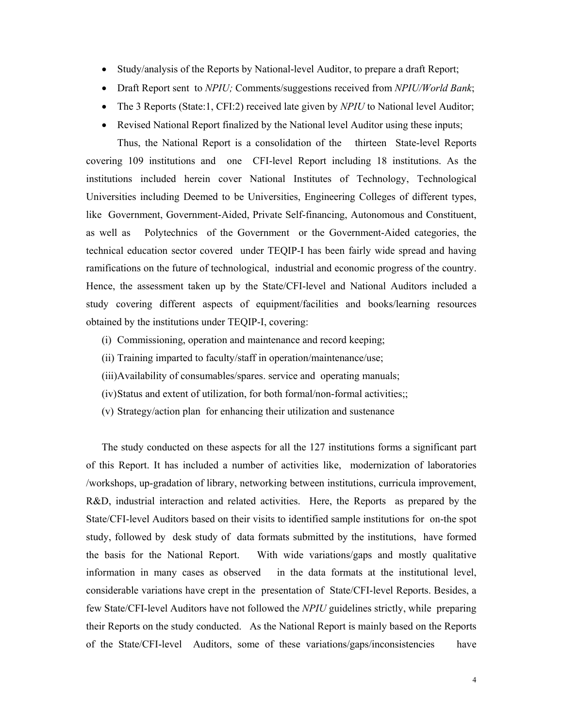- Study/analysis of the Reports by National-level Auditor, to prepare a draft Report;
- Draft Report sent to *NPIU;* Comments/suggestions received from *NPIU/World Bank*;
- The 3 Reports (State:1, CFI:2) received late given by *NPIU* to National level Auditor;
- Revised National Report finalized by the National level Auditor using these inputs;

Thus, the National Report is a consolidation of the thirteen State-level Reports covering 109 institutions and one CFI-level Report including 18 institutions. As the institutions included herein cover National Institutes of Technology, Technological Universities including Deemed to be Universities, Engineering Colleges of different types, like Government, Government-Aided, Private Self-financing, Autonomous and Constituent, as well as Polytechnics of the Government or the Government-Aided categories, the technical education sector covered under TEQIP-I has been fairly wide spread and having ramifications on the future of technological, industrial and economic progress of the country. Hence, the assessment taken up by the State/CFI-level and National Auditors included a study covering different aspects of equipment/facilities and books/learning resources obtained by the institutions under TEQIP-I, covering:

(i) Commissioning, operation and maintenance and record keeping;

(ii) Training imparted to faculty/staff in operation/maintenance/use;

(iii) Availability of consumables/spares. service and operating manuals;

(iv) Status and extent of utilization, for both formal/non-formal activities;;

(v) Strategy/action plan for enhancing their utilization and sustenance

The study conducted on these aspects for all the 127 institutions forms a significant part of this Report. It has included a number of activities like, modernization of laboratories /workshops, up-gradation of library, networking between institutions, curricula improvement, R&D, industrial interaction and related activities. Here, the Reports as prepared by the State/CFI-level Auditors based on their visits to identified sample institutions for on-the spot study, followed by desk study of data formats submitted by the institutions, have formed the basis for the National Report. With wide variations/gaps and mostly qualitative information in many cases as observed in the data formats at the institutional level, considerable variations have crept in the presentation of State/CFI-level Reports. Besides, a few State/CFI-level Auditors have not followed the *NPIU* guidelines strictly, while preparing their Reports on the study conducted. As the National Report is mainly based on the Reports of the State/CFI-level Auditors, some of these variations/gaps/inconsistencies have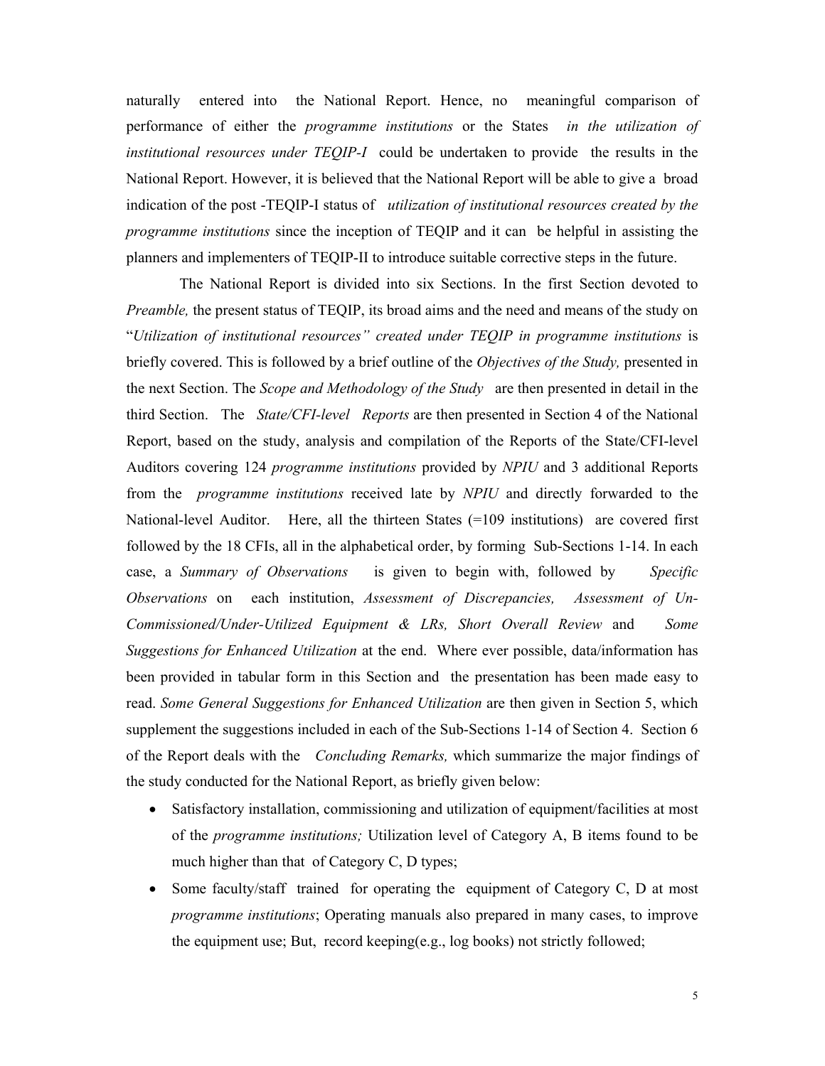naturally entered into the National Report. Hence, no meaningful comparison of performance of either the *programme institutions* or the States *in the utilization of institutional resources under TEQIP-I* could be undertaken to provide the results in the National Report. However, it is believed that the National Report will be able to give a broad indication of the post -TEQIP-I status of *utilization of institutional resources created by the programme institutions* since the inception of TEQIP and it can be helpful in assisting the planners and implementers of TEQIP-II to introduce suitable corrective steps in the future.

The National Report is divided into six Sections. In the first Section devoted to *Preamble,* the present status of TEQIP, its broad aims and the need and means of the study on "*Utilization of institutional resources" created under TEQIP in programme institutions* is briefly covered. This is followed by a brief outline of the *Objectives of the Study,* presented in the next Section. The *Scope and Methodology of the Study* are then presented in detail in the third Section. The *State/CFI-level Reports* are then presented in Section 4 of the National Report, based on the study, analysis and compilation of the Reports of the State/CFI-level Auditors covering 124 *programme institutions* provided by *NPIU* and 3 additional Reports from the *programme institutions* received late by *NPIU* and directly forwarded to the National-level Auditor. Here, all the thirteen States (=109 institutions) are covered first followed by the 18 CFIs, all in the alphabetical order, by forming Sub-Sections 1-14. In each case, a *Summary of Observations* is given to begin with, followed by *Specific Observations* on each institution, *Assessment of Discrepancies, Assessment of Un-Commissioned/Under-Utilized Equipment & LRs, Short Overall Review* and *Some Suggestions for Enhanced Utilization* at the end. Where ever possible, data/information has been provided in tabular form in this Section and the presentation has been made easy to read. *Some General Suggestions for Enhanced Utilization* are then given in Section 5, which supplement the suggestions included in each of the Sub-Sections 1-14 of Section 4. Section 6 of the Report deals with the *Concluding Remarks,* which summarize the major findings of the study conducted for the National Report, as briefly given below:

- Satisfactory installation, commissioning and utilization of equipment/facilities at most of the *programme institutions;* Utilization level of Category A, B items found to be much higher than that of Category C, D types;
- Some faculty/staff trained for operating the equipment of Category C, D at most *programme institutions*; Operating manuals also prepared in many cases, to improve the equipment use; But, record keeping(e.g., log books) not strictly followed;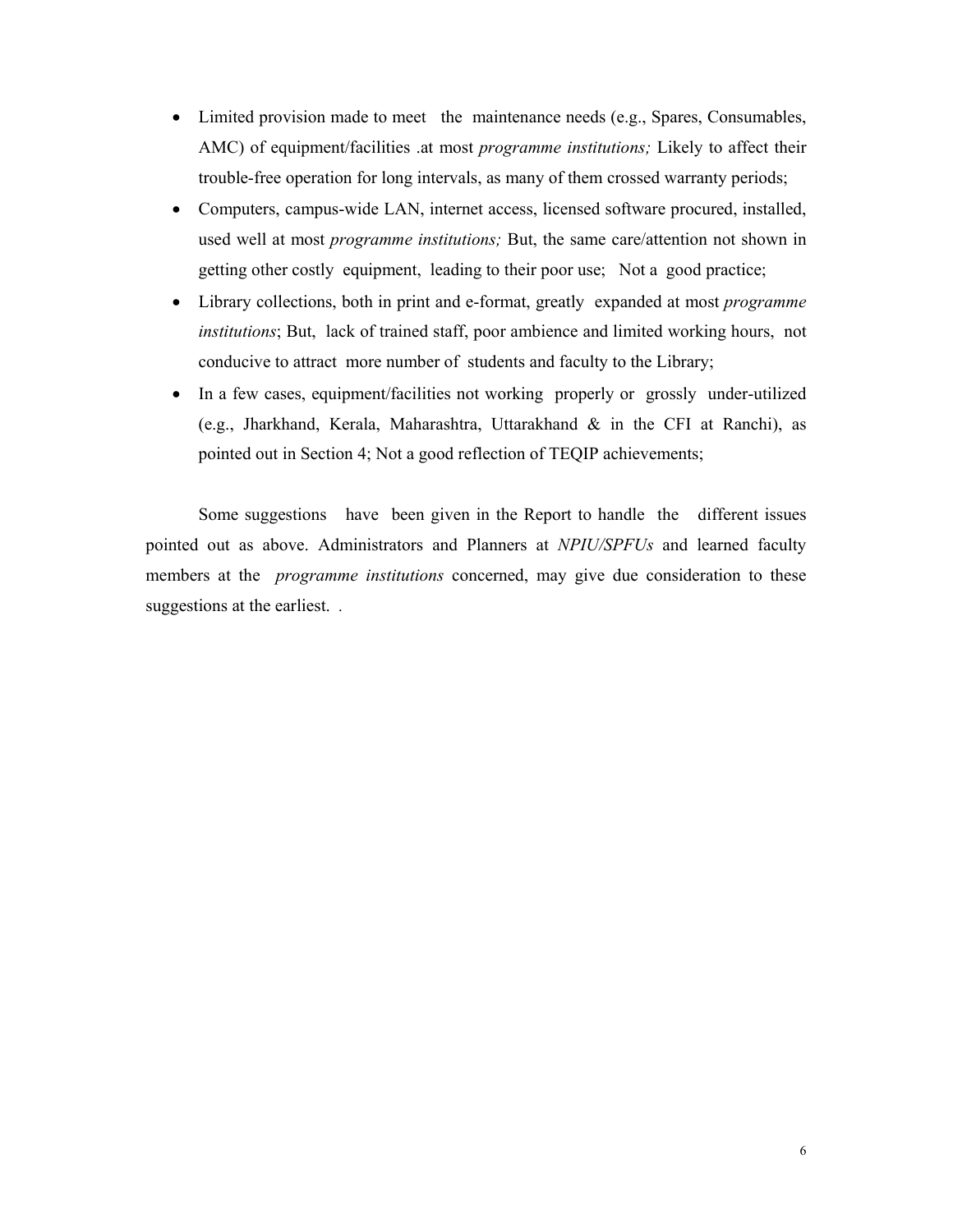- Limited provision made to meet the maintenance needs (e.g., Spares, Consumables, AMC) of equipment/facilities .at most *programme institutions;* Likely to affect their trouble-free operation for long intervals, as many of them crossed warranty periods;
- Computers, campus-wide LAN, internet access, licensed software procured, installed, used well at most *programme institutions;* But, the same care/attention not shown in getting other costly equipment, leading to their poor use; Not a good practice;
- Library collections, both in print and e-format, greatly expanded at most *programme institutions*; But, lack of trained staff, poor ambience and limited working hours, not conducive to attract more number of students and faculty to the Library;
- In a few cases, equipment/facilities not working properly or grossly under-utilized (e.g., Jharkhand, Kerala, Maharashtra, Uttarakhand & in the CFI at Ranchi), as pointed out in Section 4; Not a good reflection of TEQIP achievements;

Some suggestions have been given in the Report to handle the different issues pointed out as above. Administrators and Planners at *NPIU/SPFUs* and learned faculty members at the *programme institutions* concerned, may give due consideration to these suggestions at the earliest. .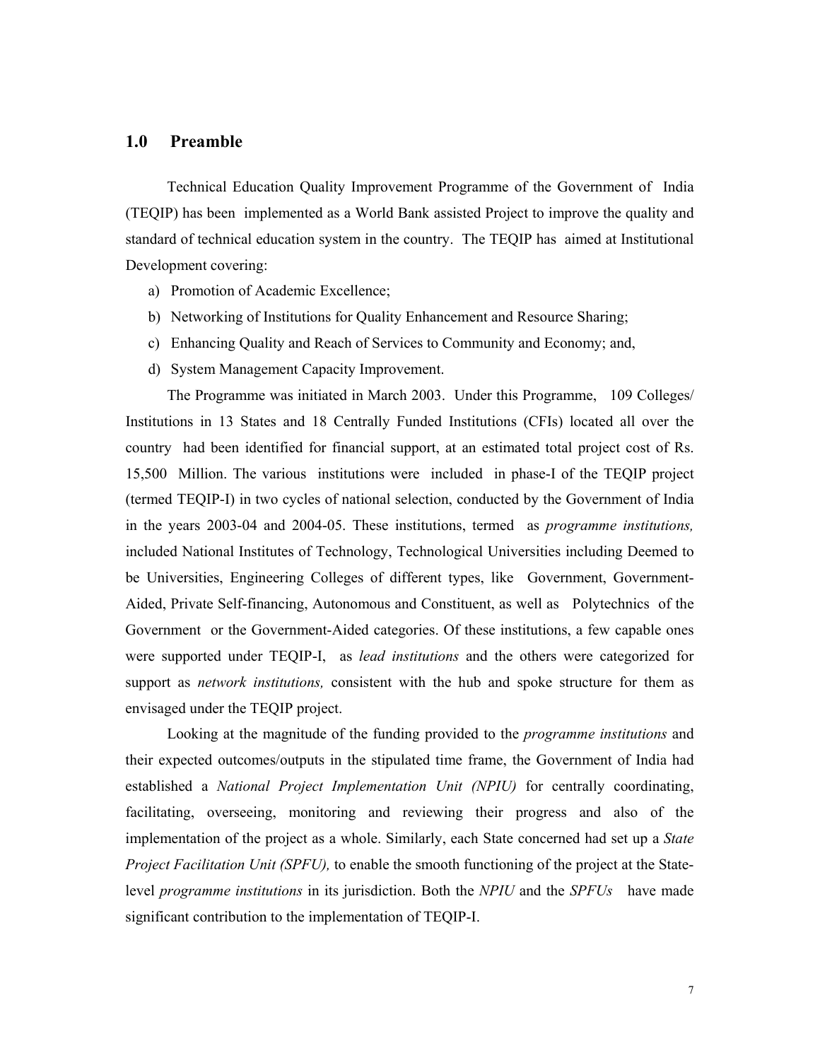## 1.0 Preamble

Technical Education Quality Improvement Programme of the Government of India (TEQIP) has been implemented as a World Bank assisted Project to improve the quality and standard of technical education system in the country. The TEQIP has aimed at Institutional Development covering:

a) Promotion of Academic Excellence;
b) Networking of Institutions for Quality Enhancement and Resource Sharing;
c) Enhancing Quality and Reach of Services to Community and Economy; and,
d) System Management Capacity Improvement.

The Programme was initiated in March 2003. Under this Programme, 109 Colleges/ Institutions in 13 States and 18 Centrally Funded Institutions (CFIs) located all over the country had been identified for financial support, at an estimated total project cost of Rs. 15,500 Million. The various institutions were included in phase-I of the TEQIP project (termed TEQIP-I) in two cycles of national selection, conducted by the Government of India in the years 2003-04 and 2004-05. These institutions, termed as *programme institutions,* included National Institutes of Technology, Technological Universities including Deemed to be Universities, Engineering Colleges of different types, like Government, Government-Aided, Private Self-financing, Autonomous and Constituent, as well as Polytechnics of the Government or the Government-Aided categories. Of these institutions, a few capable ones were supported under TEQIP-I, as *lead institutions* and the others were categorized for support as *network institutions,* consistent with the hub and spoke structure for them as envisaged under the TEQIP project.

Looking at the magnitude of the funding provided to the *programme institutions* and their expected outcomes/outputs in the stipulated time frame, the Government of India had established a *National Project Implementation Unit (NPIU)* for centrally coordinating, facilitating, overseeing, monitoring and reviewing their progress and also of the implementation of the project as a whole. Similarly, each State concerned had set up a *State Project Facilitation Unit (SPFU),* to enable the smooth functioning of the project at the State-level *programme institutions* in its jurisdiction. Both the *NPIU* and the *SPFUs* have made significant contribution to the implementation of TEQIP-I.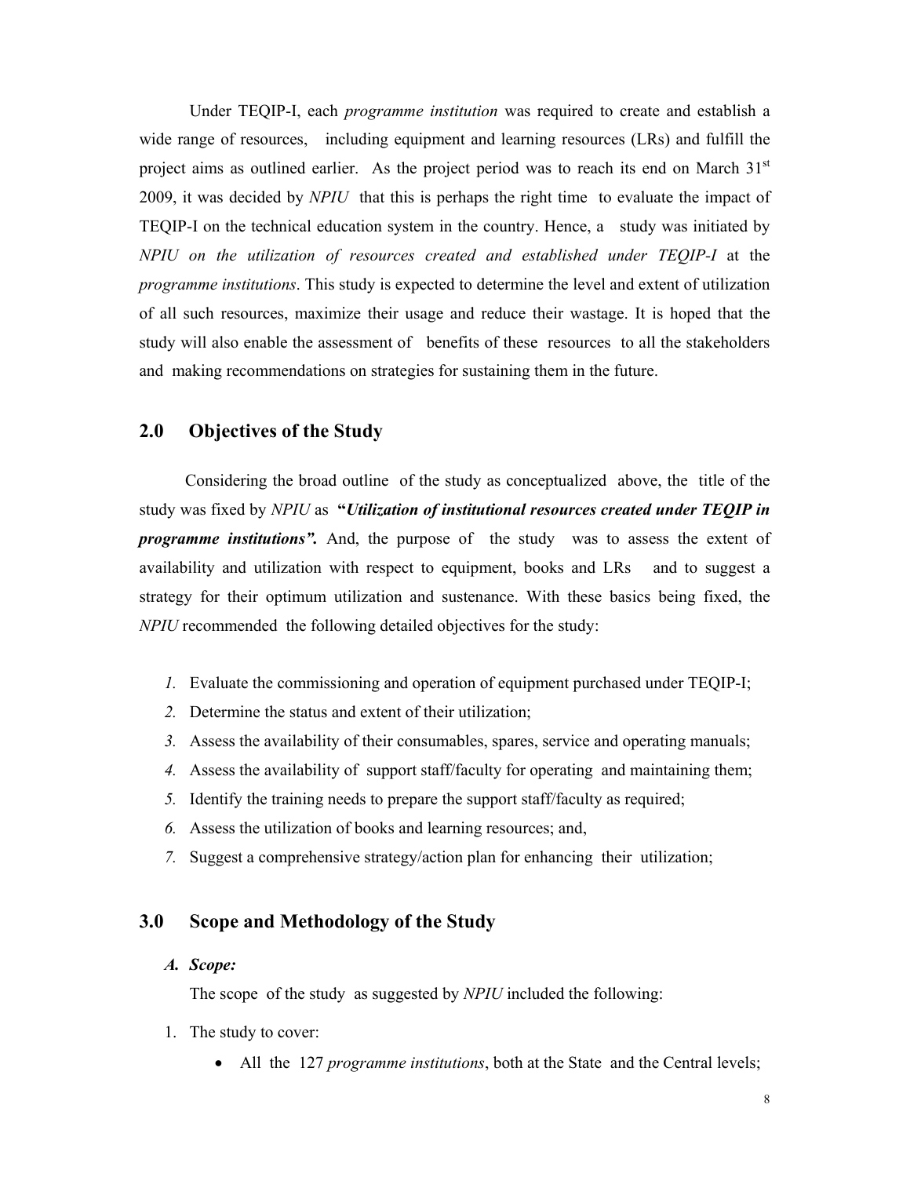Under TEQIP-I, each *programme institution* was required to create and establish a wide range of resources, including equipment and learning resources (LRs) and fulfill the project aims as outlined earlier. As the project period was to reach its end on March 31st 2009, it was decided by *NPIU* that this is perhaps the right time to evaluate the impact of TEQIP-I on the technical education system in the country. Hence, a study was initiated by *NPIU on the utilization of resources created and established under TEQIP-I* at the *programme institutions*. This study is expected to determine the level and extent of utilization of all such resources, maximize their usage and reduce their wastage. It is hoped that the study will also enable the assessment of benefits of these resources to all the stakeholders and making recommendations on strategies for sustaining them in the future.

## 2.0 Objectives of the Study

Considering the broad outline of the study as conceptualized above, the title of the study was fixed by *NPIU* as **"*Utilization of institutional resources created under TEQIP in programme institutions*".** And, the purpose of the study was to assess the extent of availability and utilization with respect to equipment, books and LRs and to suggest a strategy for their optimum utilization and sustenance. With these basics being fixed, the *NPIU* recommended the following detailed objectives for the study:

1. Evaluate the commissioning and operation of equipment purchased under TEQIP-I;
2. Determine the status and extent of their utilization;
3. Assess the availability of their consumables, spares, service and operating manuals;
4. Assess the availability of support staff/faculty for operating and maintaining them;
5. Identify the training needs to prepare the support staff/faculty as required;
6. Assess the utilization of books and learning resources; and,
7. Suggest a comprehensive strategy/action plan for enhancing their utilization;

## 3.0 Scope and Methodology of the Study

### *A. Scope:*

The scope of the study as suggested by *NPIU* included the following:

1. The study to cover:
   - All the 127 *programme institutions*, both at the State and the Central levels;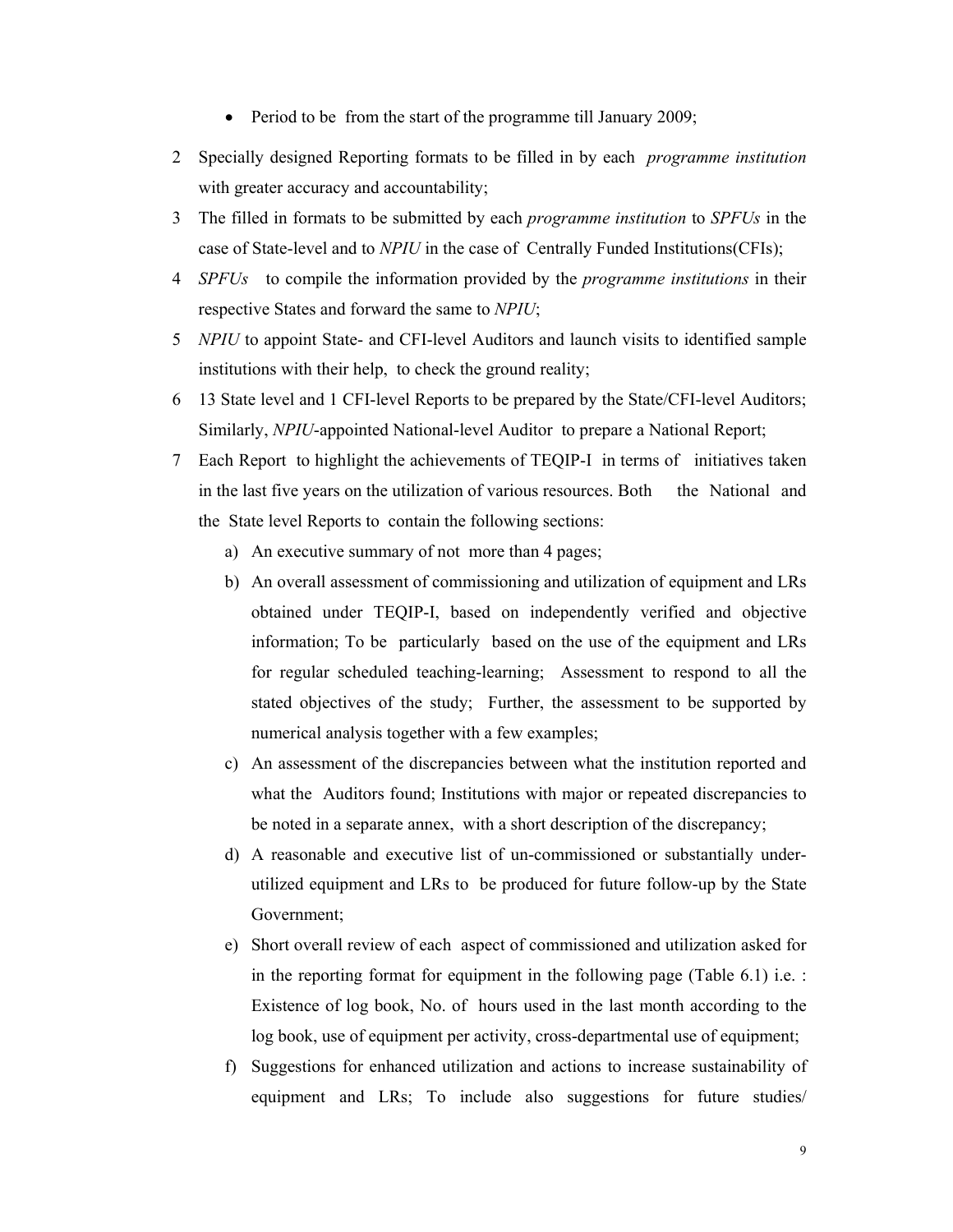- Period to be from the start of the programme till January 2009;

2 Specially designed Reporting formats to be filled in by each *programme institution* with greater accuracy and accountability;

3 The filled in formats to be submitted by each *programme institution* to *SPFUs* in the case of State-level and to *NPIU* in the case of Centrally Funded Institutions(CFIs);

4 *SPFUs* to compile the information provided by the *programme institutions* in their respective States and forward the same to *NPIU*;

5 *NPIU* to appoint State- and CFI-level Auditors and launch visits to identified sample institutions with their help, to check the ground reality;

6 13 State level and 1 CFI-level Reports to be prepared by the State/CFI-level Auditors; Similarly, *NPIU*-appointed National-level Auditor to prepare a National Report;

7 Each Report to highlight the achievements of TEQIP-I in terms of initiatives taken in the last five years on the utilization of various resources. Both the National and the State level Reports to contain the following sections:

   a) An executive summary of not more than 4 pages;

   b) An overall assessment of commissioning and utilization of equipment and LRs obtained under TEQIP-I, based on independently verified and objective information; To be particularly based on the use of the equipment and LRs for regular scheduled teaching-learning; Assessment to respond to all the stated objectives of the study; Further, the assessment to be supported by numerical analysis together with a few examples;

   c) An assessment of the discrepancies between what the institution reported and what the Auditors found; Institutions with major or repeated discrepancies to be noted in a separate annex, with a short description of the discrepancy;

   d) A reasonable and executive list of un-commissioned or substantially under-utilized equipment and LRs to be produced for future follow-up by the State Government;

   e) Short overall review of each aspect of commissioned and utilization asked for in the reporting format for equipment in the following page (Table 6.1) i.e. : Existence of log book, No. of hours used in the last month according to the log book, use of equipment per activity, cross-departmental use of equipment;

   f) Suggestions for enhanced utilization and actions to increase sustainability of equipment and LRs; To include also suggestions for future studies/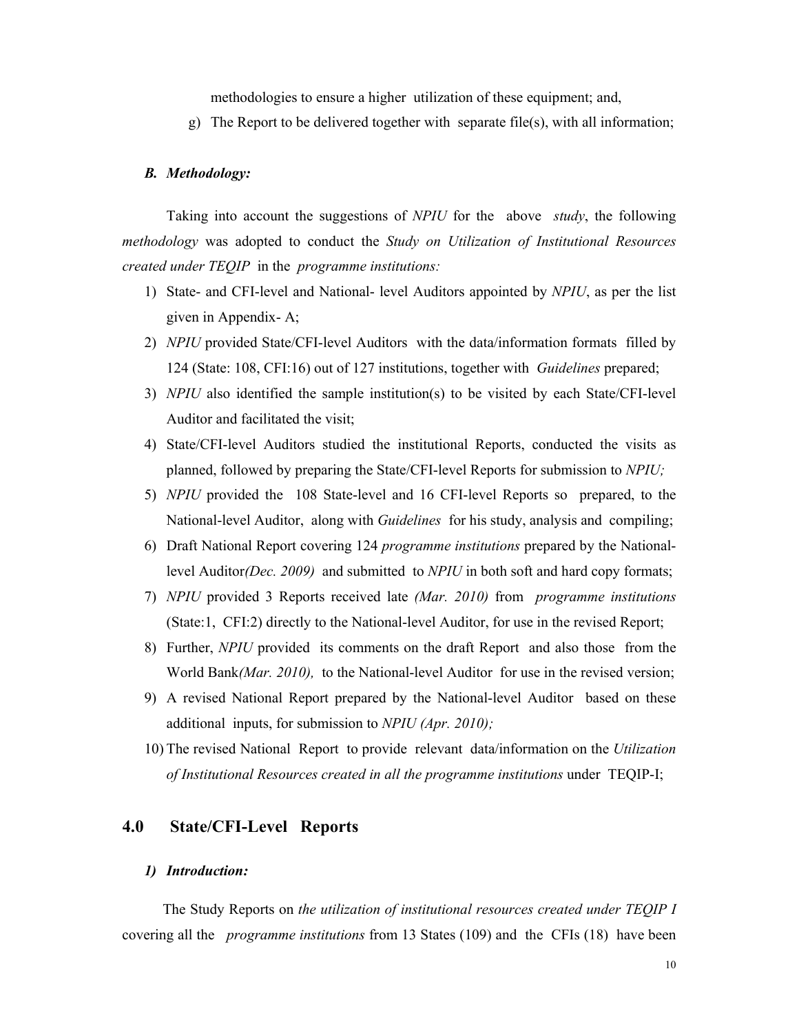methodologies to ensure a higher utilization of these equipment; and,

g) The Report to be delivered together with separate file(s), with all information;

### *B. Methodology:*

Taking into account the suggestions of *NPIU* for the above *study*, the following *methodology* was adopted to conduct the *Study on Utilization of Institutional Resources created under TEQIP* in the *programme institutions:*

1) State- and CFI-level and National- level Auditors appointed by *NPIU*, as per the list given in Appendix- A;
2) *NPIU* provided State/CFI-level Auditors with the data/information formats filled by 124 (State: 108, CFI:16) out of 127 institutions, together with *Guidelines* prepared;
3) *NPIU* also identified the sample institution(s) to be visited by each State/CFI-level Auditor and facilitated the visit;
4) State/CFI-level Auditors studied the institutional Reports, conducted the visits as planned, followed by preparing the State/CFI-level Reports for submission to *NPIU;*
5) *NPIU* provided the 108 State-level and 16 CFI-level Reports so prepared, to the National-level Auditor, along with *Guidelines* for his study, analysis and compiling;
6) Draft National Report covering 124 *programme institutions* prepared by the National-level Auditor*(Dec. 2009)* and submitted to *NPIU* in both soft and hard copy formats;
7) *NPIU* provided 3 Reports received late *(Mar. 2010)* from *programme institutions* (State:1, CFI:2) directly to the National-level Auditor, for use in the revised Report;
8) Further, *NPIU* provided its comments on the draft Report and also those from the World Bank*(Mar. 2010),* to the National-level Auditor for use in the revised version;
9) A revised National Report prepared by the National-level Auditor based on these additional inputs, for submission to *NPIU (Apr. 2010);*
10) The revised National Report to provide relevant data/information on the *Utilization of Institutional Resources created in all the programme institutions* under TEQIP-I;

## 4.0 State/CFI-Level Reports

### *1) Introduction:*

The Study Reports on *the utilization of institutional resources created under TEQIP I* covering all the *programme institutions* from 13 States (109) and the CFIs (18) have been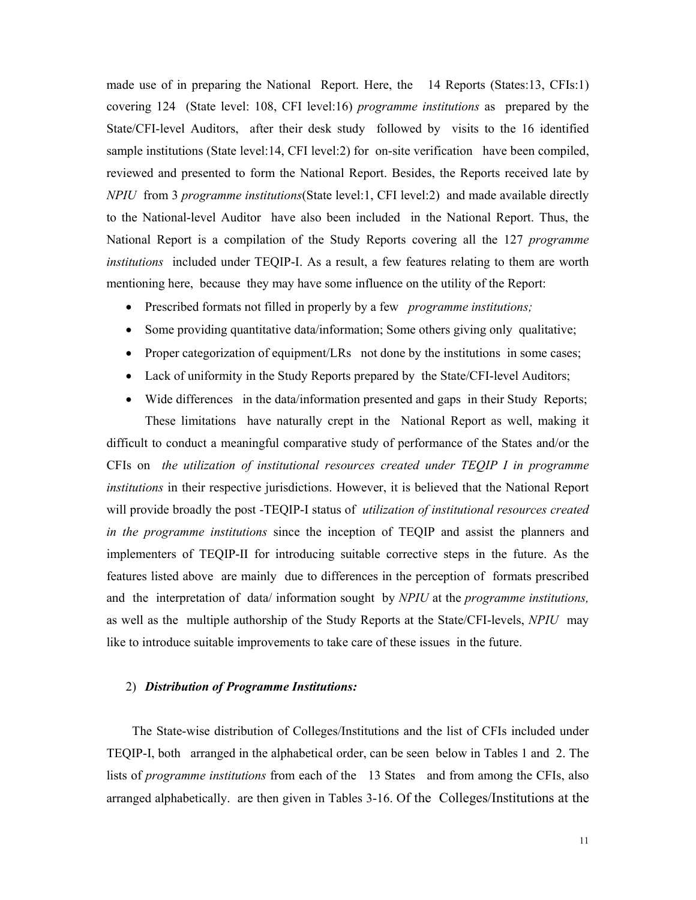made use of in preparing the National Report. Here, the 14 Reports (States:13, CFIs:1) covering 124 (State level: 108, CFI level:16) *programme institutions* as prepared by the State/CFI-level Auditors, after their desk study followed by visits to the 16 identified sample institutions (State level:14, CFI level:2) for on-site verification have been compiled, reviewed and presented to form the National Report. Besides, the Reports received late by *NPIU* from 3 *programme institutions*(State level:1, CFI level:2) and made available directly to the National-level Auditor have also been included in the National Report. Thus, the National Report is a compilation of the Study Reports covering all the 127 *programme institutions* included under TEQIP-I. As a result, a few features relating to them are worth mentioning here, because they may have some influence on the utility of the Report:

- Prescribed formats not filled in properly by a few *programme institutions;*
- Some providing quantitative data/information; Some others giving only qualitative;
- Proper categorization of equipment/LRs not done by the institutions in some cases;
- Lack of uniformity in the Study Reports prepared by the State/CFI-level Auditors;
- Wide differences in the data/information presented and gaps in their Study Reports;

These limitations have naturally crept in the National Report as well, making it difficult to conduct a meaningful comparative study of performance of the States and/or the CFIs on *the utilization of institutional resources created under TEQIP I in programme institutions* in their respective jurisdictions. However, it is believed that the National Report will provide broadly the post -TEQIP-I status of *utilization of institutional resources created in the programme institutions* since the inception of TEQIP and assist the planners and implementers of TEQIP-II for introducing suitable corrective steps in the future. As the features listed above are mainly due to differences in the perception of formats prescribed and the interpretation of data/ information sought by *NPIU* at the *programme institutions,* as well as the multiple authorship of the Study Reports at the State/CFI-levels, *NPIU* may like to introduce suitable improvements to take care of these issues in the future.

2) ***Distribution of Programme Institutions:***

The State-wise distribution of Colleges/Institutions and the list of CFIs included under TEQIP-I, both arranged in the alphabetical order, can be seen below in Tables 1 and 2. The lists of *programme institutions* from each of the 13 States and from among the CFIs, also arranged alphabetically. are then given in Tables 3-16. Of the Colleges/Institutions at the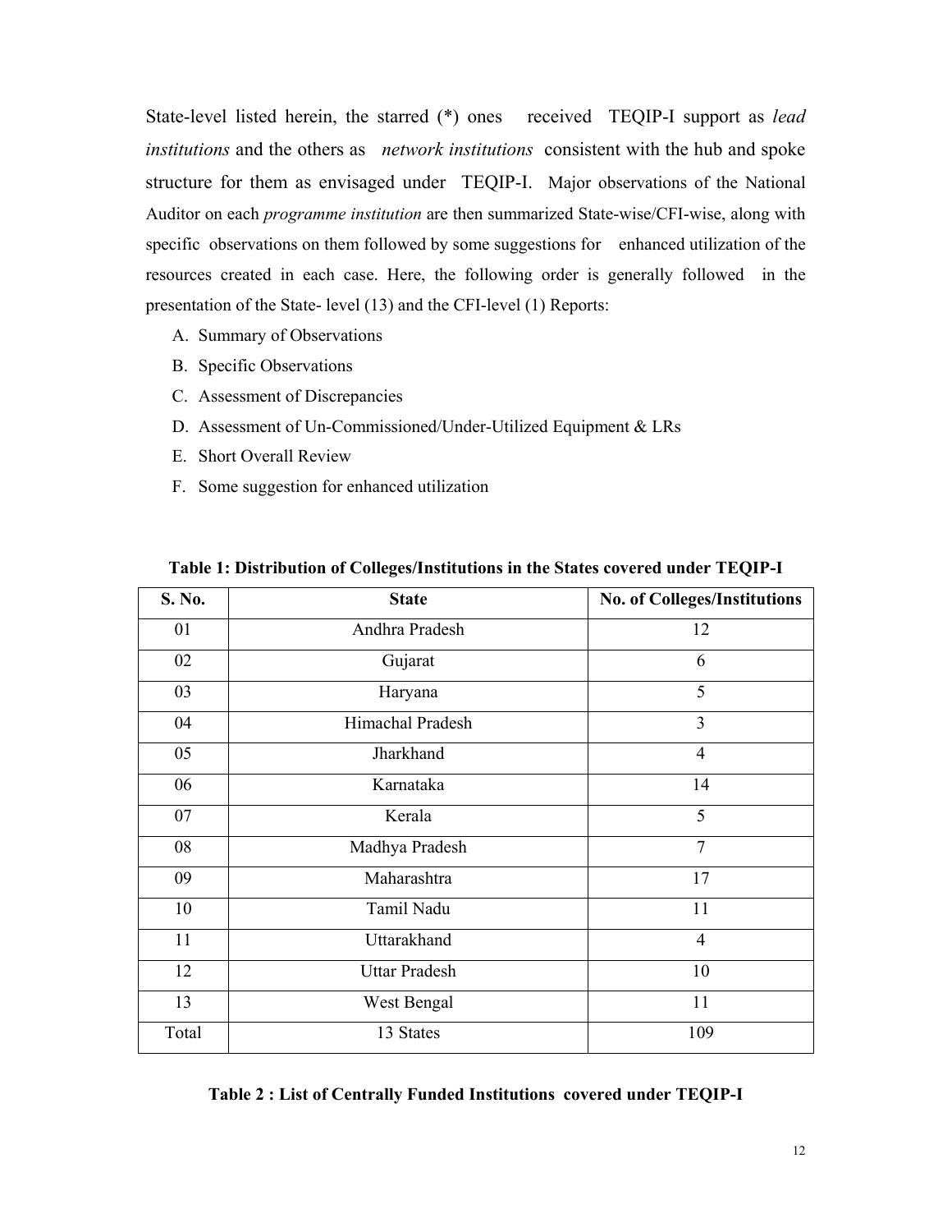State-level listed herein, the starred (*) ones received TEQIP-I support as *lead institutions* and the others as *network institutions* consistent with the hub and spoke structure for them as envisaged under TEQIP-I. Major observations of the National Auditor on each *programme institution* are then summarized State-wise/CFI-wise, along with specific observations on them followed by some suggestions for enhanced utilization of the resources created in each case. Here, the following order is generally followed in the presentation of the State- level (13) and the CFI-level (1) Reports:

A. Summary of Observations
B. Specific Observations
C. Assessment of Discrepancies
D. Assessment of Un-Commissioned/Under-Utilized Equipment & LRs
E. Short Overall Review
F. Some suggestion for enhanced utilization

**Table 1: Distribution of Colleges/Institutions in the States covered under TEQIP-I**

| S. No. | State | No. of Colleges/Institutions |
|---|---|---|
| 01 | Andhra Pradesh | 12 |
| 02 | Gujarat | 6 |
| 03 | Haryana | 5 |
| 04 | Himachal Pradesh | 3 |
| 05 | Jharkhand | 4 |
| 06 | Karnataka | 14 |
| 07 | Kerala | 5 |
| 08 | Madhya Pradesh | 7 |
| 09 | Maharashtra | 17 |
| 10 | Tamil Nadu | 11 |
| 11 | Uttarakhand | 4 |
| 12 | Uttar Pradesh | 10 |
| 13 | West Bengal | 11 |
| Total | 13 States | 109 |

**Table 2 : List of Centrally Funded Institutions covered under TEQIP-I**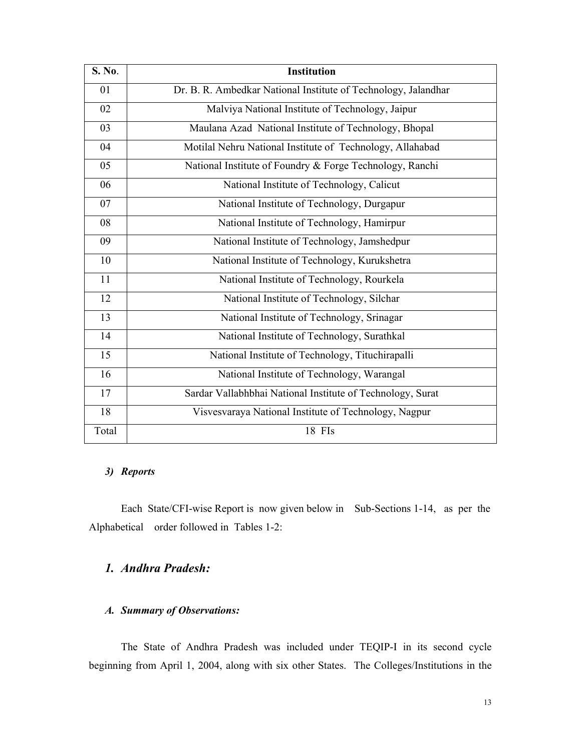| S. No. | Institution |
|---|---|
| 01 | Dr. B. R. Ambedkar National Institute of Technology, Jalandhar |
| 02 | Malviya National Institute of Technology, Jaipur |
| 03 | Maulana Azad National Institute of Technology, Bhopal |
| 04 | Motilal Nehru National Institute of Technology, Allahabad |
| 05 | National Institute of Foundry & Forge Technology, Ranchi |
| 06 | National Institute of Technology, Calicut |
| 07 | National Institute of Technology, Durgapur |
| 08 | National Institute of Technology, Hamirpur |
| 09 | National Institute of Technology, Jamshedpur |
| 10 | National Institute of Technology, Kurukshetra |
| 11 | National Institute of Technology, Rourkela |
| 12 | National Institute of Technology, Silchar |
| 13 | National Institute of Technology, Srinagar |
| 14 | National Institute of Technology, Surathkal |
| 15 | National Institute of Technology, Tituchirapalli |
| 16 | National Institute of Technology, Warangal |
| 17 | Sardar Vallabhbhai National Institute of Technology, Surat |
| 18 | Visvesvaraya National Institute of Technology, Nagpur |
| Total | 18 FIs |

***3) Reports***

Each State/CFI-wise Report is now given below in Sub-Sections 1-14, as per the Alphabetical order followed in Tables 1-2:

## *1. Andhra Pradesh:*

### *A. Summary of Observations:*

The State of Andhra Pradesh was included under TEQIP-I in its second cycle beginning from April 1, 2004, along with six other States. The Colleges/Institutions in the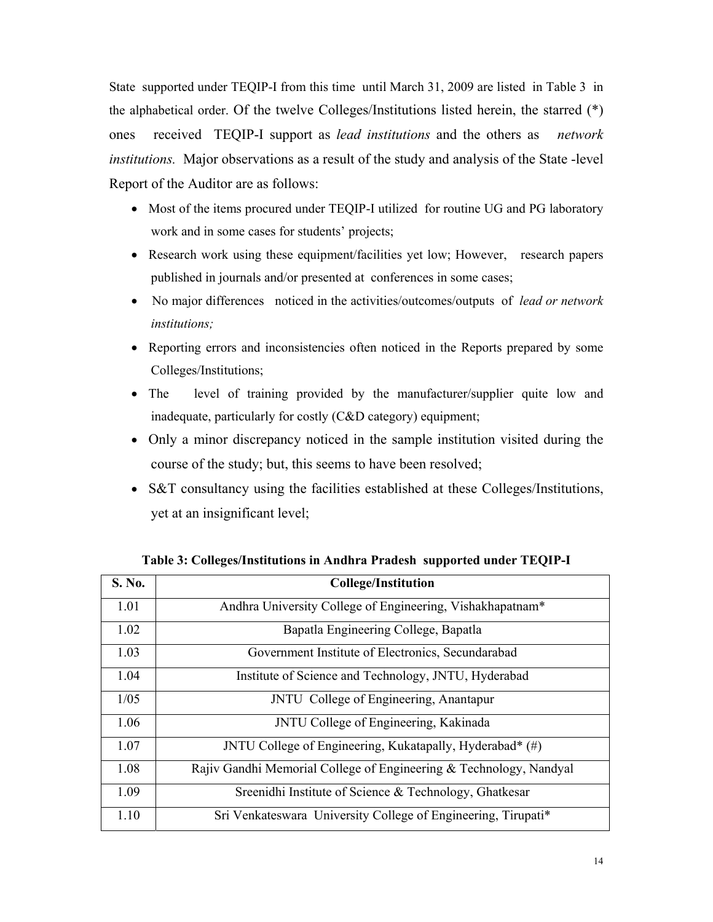State supported under TEQIP-I from this time until March 31, 2009 are listed in Table 3 in the alphabetical order. Of the twelve Colleges/Institutions listed herein, the starred (*) ones received TEQIP-I support as *lead institutions* and the others as *network institutions.* Major observations as a result of the study and analysis of the State -level Report of the Auditor are as follows:

- Most of the items procured under TEQIP-I utilized for routine UG and PG laboratory work and in some cases for students' projects;
- Research work using these equipment/facilities yet low; However, research papers published in journals and/or presented at conferences in some cases;
- No major differences noticed in the activities/outcomes/outputs of *lead or network institutions;*
- Reporting errors and inconsistencies often noticed in the Reports prepared by some Colleges/Institutions;
- The level of training provided by the manufacturer/supplier quite low and inadequate, particularly for costly (C&D category) equipment;
- Only a minor discrepancy noticed in the sample institution visited during the course of the study; but, this seems to have been resolved;
- S&T consultancy using the facilities established at these Colleges/Institutions, yet at an insignificant level;

**Table 3: Colleges/Institutions in Andhra Pradesh supported under TEQIP-I**

| S. No. | College/Institution |
|---|---|
| 1.01 | Andhra University College of Engineering, Vishakhapatnam* |
| 1.02 | Bapatla Engineering College, Bapatla |
| 1.03 | Government Institute of Electronics, Secundarabad |
| 1.04 | Institute of Science and Technology, JNTU, Hyderabad |
| 1/05 | JNTU College of Engineering, Anantapur |
| 1.06 | JNTU College of Engineering, Kakinada |
| 1.07 | JNTU College of Engineering, Kukatapally, Hyderabad* (#) |
| 1.08 | Rajiv Gandhi Memorial College of Engineering & Technology, Nandyal |
| 1.09 | Sreenidhi Institute of Science & Technology, Ghatkesar |
| 1.10 | Sri Venkateswara University College of Engineering, Tirupati* |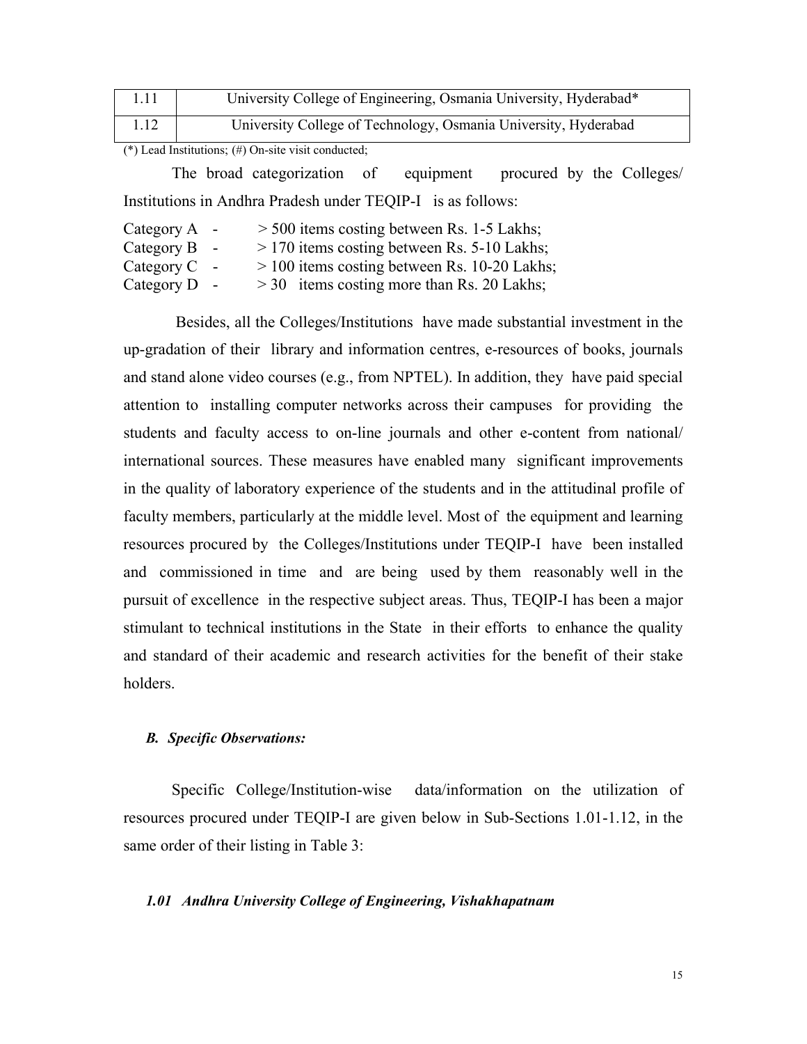| 1.11 | University College of Engineering, Osmania University, Hyderabad* |
|---|---|
| 1.12 | University College of Technology, Osmania University, Hyderabad |

(*) Lead Institutions; (#) On-site visit conducted;

The broad categorization of equipment procured by the Colleges/ Institutions in Andhra Pradesh under TEQIP-I is as follows:

Category A - > 500 items costing between Rs. 1-5 Lakhs;
Category B - > 170 items costing between Rs. 5-10 Lakhs;
Category C - > 100 items costing between Rs. 10-20 Lakhs;
Category D - > 30 items costing more than Rs. 20 Lakhs;

Besides, all the Colleges/Institutions have made substantial investment in the up-gradation of their library and information centres, e-resources of books, journals and stand alone video courses (e.g., from NPTEL). In addition, they have paid special attention to installing computer networks across their campuses for providing the students and faculty access to on-line journals and other e-content from national/ international sources. These measures have enabled many significant improvements in the quality of laboratory experience of the students and in the attitudinal profile of faculty members, particularly at the middle level. Most of the equipment and learning resources procured by the Colleges/Institutions under TEQIP-I have been installed and commissioned in time and are being used by them reasonably well in the pursuit of excellence in the respective subject areas. Thus, TEQIP-I has been a major stimulant to technical institutions in the State in their efforts to enhance the quality and standard of their academic and research activities for the benefit of their stake holders.

### *B. Specific Observations:*

Specific College/Institution-wise data/information on the utilization of resources procured under TEQIP-I are given below in Sub-Sections 1.01-1.12, in the same order of their listing in Table 3:

#### *1.01 Andhra University College of Engineering, Vishakhapatnam*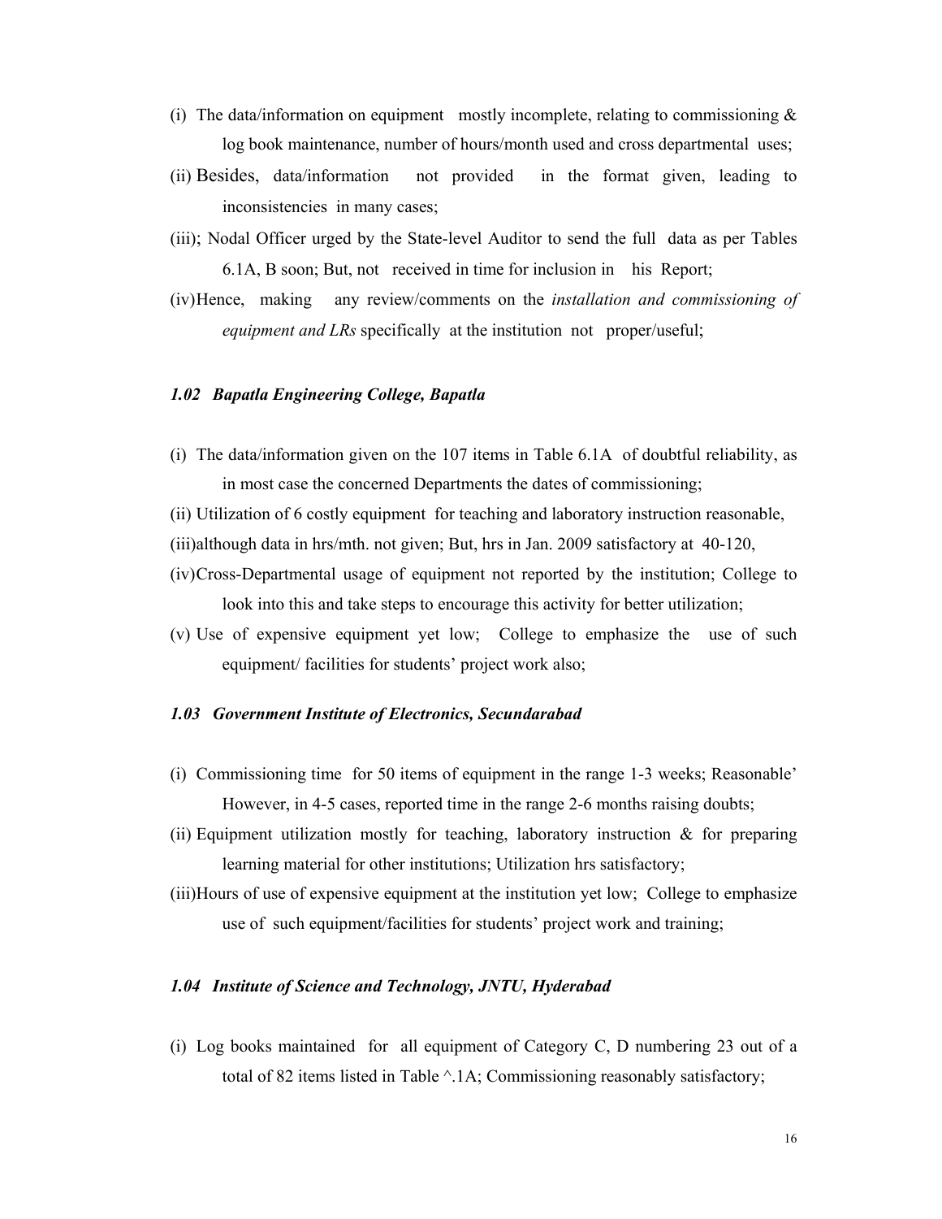(i) The data/information on equipment mostly incomplete, relating to commissioning & log book maintenance, number of hours/month used and cross departmental uses;

(ii) Besides, data/information not provided in the format given, leading to inconsistencies in many cases;

(iii); Nodal Officer urged by the State-level Auditor to send the full data as per Tables 6.1A, B soon; But, not received in time for inclusion in his Report;

(iv) Hence, making any review/comments on the *installation and commissioning of equipment and LRs* specifically at the institution not proper/useful;

### *1.02 Bapatla Engineering College, Bapatla*

(i) The data/information given on the 107 items in Table 6.1A of doubtful reliability, as in most case the concerned Departments the dates of commissioning;

(ii) Utilization of 6 costly equipment for teaching and laboratory instruction reasonable,

(iii) although data in hrs/mth. not given; But, hrs in Jan. 2009 satisfactory at 40-120,

(iv) Cross-Departmental usage of equipment not reported by the institution; College to look into this and take steps to encourage this activity for better utilization;

(v) Use of expensive equipment yet low; College to emphasize the use of such equipment/ facilities for students' project work also;

### *1.03 Government Institute of Electronics, Secundarabad*

(i) Commissioning time for 50 items of equipment in the range 1-3 weeks; Reasonable' However, in 4-5 cases, reported time in the range 2-6 months raising doubts;

(ii) Equipment utilization mostly for teaching, laboratory instruction & for preparing learning material for other institutions; Utilization hrs satisfactory;

(iii) Hours of use of expensive equipment at the institution yet low; College to emphasize use of such equipment/facilities for students' project work and training;

### *1.04 Institute of Science and Technology, JNTU, Hyderabad*

(i) Log books maintained for all equipment of Category C, D numbering 23 out of a total of 82 items listed in Table ^.1A; Commissioning reasonably satisfactory;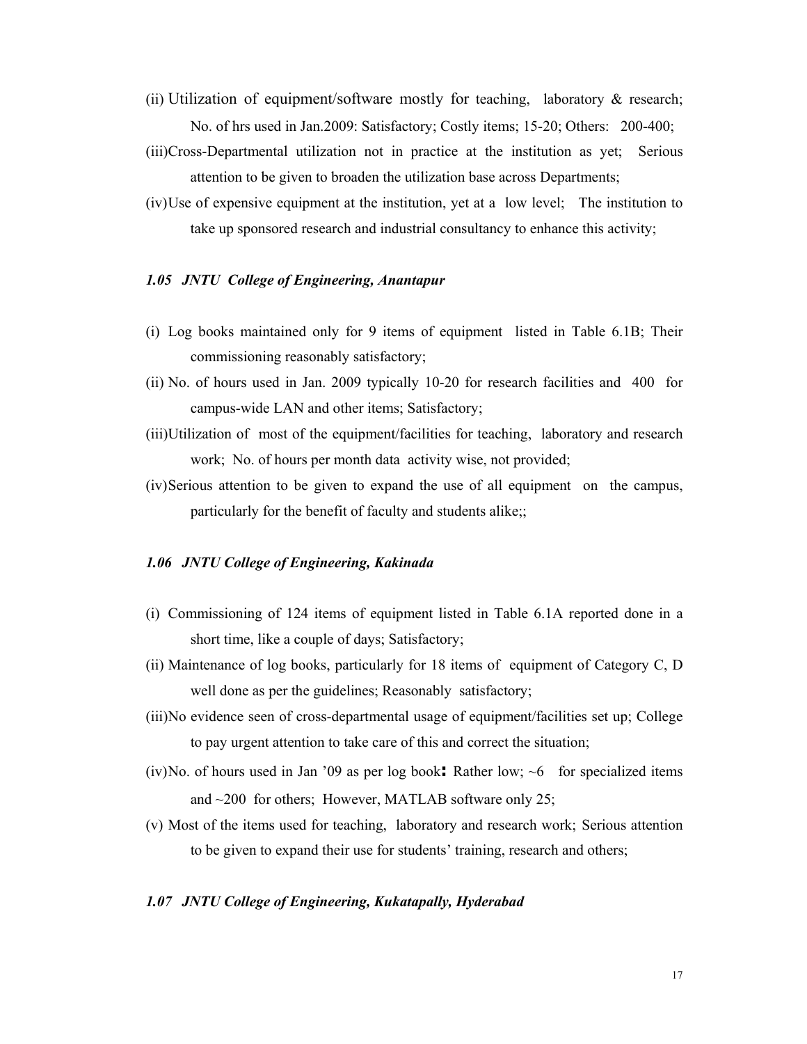(ii) Utilization of equipment/software mostly for teaching, laboratory & research; No. of hrs used in Jan.2009: Satisfactory; Costly items; 15-20; Others: 200-400;

(iii)Cross-Departmental utilization not in practice at the institution as yet; Serious attention to be given to broaden the utilization base across Departments;

(iv)Use of expensive equipment at the institution, yet at a low level; The institution to take up sponsored research and industrial consultancy to enhance this activity;

### *1.05 JNTU College of Engineering, Anantapur*

(i) Log books maintained only for 9 items of equipment listed in Table 6.1B; Their commissioning reasonably satisfactory;

(ii) No. of hours used in Jan. 2009 typically 10-20 for research facilities and 400 for campus-wide LAN and other items; Satisfactory;

(iii)Utilization of most of the equipment/facilities for teaching, laboratory and research work; No. of hours per month data activity wise, not provided;

(iv)Serious attention to be given to expand the use of all equipment on the campus, particularly for the benefit of faculty and students alike;;

### *1.06 JNTU College of Engineering, Kakinada*

(i) Commissioning of 124 items of equipment listed in Table 6.1A reported done in a short time, like a couple of days; Satisfactory;

(ii) Maintenance of log books, particularly for 18 items of equipment of Category C, D well done as per the guidelines; Reasonably satisfactory;

(iii)No evidence seen of cross-departmental usage of equipment/facilities set up; College to pay urgent attention to take care of this and correct the situation;

(iv)No. of hours used in Jan '09 as per log book**:** Rather low; ~6 for specialized items and ~200 for others; However, MATLAB software only 25;

(v) Most of the items used for teaching, laboratory and research work; Serious attention to be given to expand their use for students' training, research and others;

### *1.07 JNTU College of Engineering, Kukatapally, Hyderabad*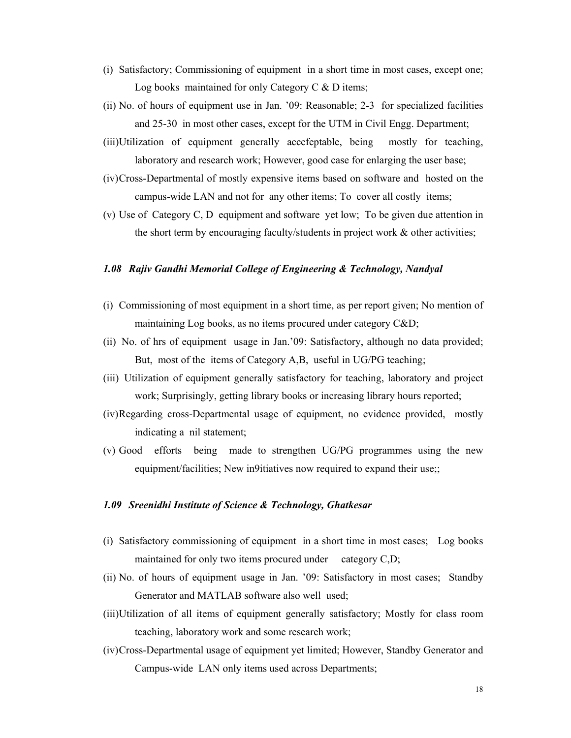(i) Satisfactory; Commissioning of equipment in a short time in most cases, except one; Log books maintained for only Category C & D items;

(ii) No. of hours of equipment use in Jan. '09: Reasonable; 2-3 for specialized facilities and 25-30 in most other cases, except for the UTM in Civil Engg. Department;

(iii)Utilization of equipment generally acccfeptable, being mostly for teaching, laboratory and research work; However, good case for enlarging the user base;

(iv)Cross-Departmental of mostly expensive items based on software and hosted on the campus-wide LAN and not for any other items; To cover all costly items;

(v) Use of Category C, D equipment and software yet low; To be given due attention in the short term by encouraging faculty/students in project work & other activities;

### *1.08 Rajiv Gandhi Memorial College of Engineering & Technology, Nandyal*

(i) Commissioning of most equipment in a short time, as per report given; No mention of maintaining Log books, as no items procured under category C&D;

(ii) No. of hrs of equipment usage in Jan.'09: Satisfactory, although no data provided; But, most of the items of Category A,B, useful in UG/PG teaching;

(iii) Utilization of equipment generally satisfactory for teaching, laboratory and project work; Surprisingly, getting library books or increasing library hours reported;

(iv)Regarding cross-Departmental usage of equipment, no evidence provided, mostly indicating a nil statement;

(v) Good efforts being made to strengthen UG/PG programmes using the new equipment/facilities; New in9itiatives now required to expand their use;;

### *1.09 Sreenidhi Institute of Science & Technology, Ghatkesar*

(i) Satisfactory commissioning of equipment in a short time in most cases; Log books maintained for only two items procured under category C,D;

(ii) No. of hours of equipment usage in Jan. '09: Satisfactory in most cases; Standby Generator and MATLAB software also well used;

(iii)Utilization of all items of equipment generally satisfactory; Mostly for class room teaching, laboratory work and some research work;

(iv)Cross-Departmental usage of equipment yet limited; However, Standby Generator and Campus-wide LAN only items used across Departments;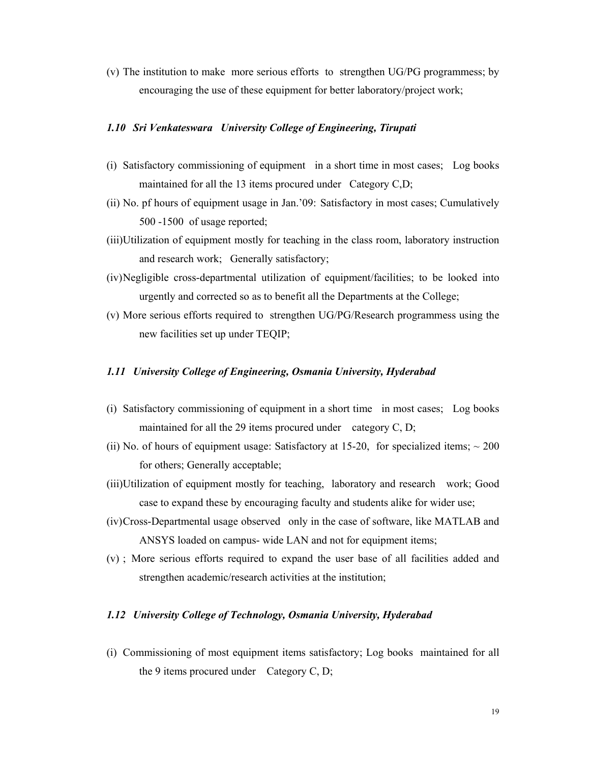(v) The institution to make more serious efforts to strengthen UG/PG programmess; by encouraging the use of these equipment for better laboratory/project work;

### *1.10 Sri Venkateswara University College of Engineering, Tirupati*

(i) Satisfactory commissioning of equipment in a short time in most cases; Log books maintained for all the 13 items procured under Category C,D;

(ii) No. pf hours of equipment usage in Jan.'09: Satisfactory in most cases; Cumulatively 500 -1500 of usage reported;

(iii)Utilization of equipment mostly for teaching in the class room, laboratory instruction and research work; Generally satisfactory;

(iv)Negligible cross-departmental utilization of equipment/facilities; to be looked into urgently and corrected so as to benefit all the Departments at the College;

(v) More serious efforts required to strengthen UG/PG/Research programmess using the new facilities set up under TEQIP;

### *1.11 University College of Engineering, Osmania University, Hyderabad*

(i) Satisfactory commissioning of equipment in a short time in most cases; Log books maintained for all the 29 items procured under category C, D;

(ii) No. of hours of equipment usage: Satisfactory at 15-20, for specialized items; ~ 200 for others; Generally acceptable;

(iii)Utilization of equipment mostly for teaching, laboratory and research work; Good case to expand these by encouraging faculty and students alike for wider use;

(iv)Cross-Departmental usage observed only in the case of software, like MATLAB and ANSYS loaded on campus- wide LAN and not for equipment items;

(v) ; More serious efforts required to expand the user base of all facilities added and strengthen academic/research activities at the institution;

### *1.12 University College of Technology, Osmania University, Hyderabad*

(i) Commissioning of most equipment items satisfactory; Log books maintained for all the 9 items procured under Category C, D;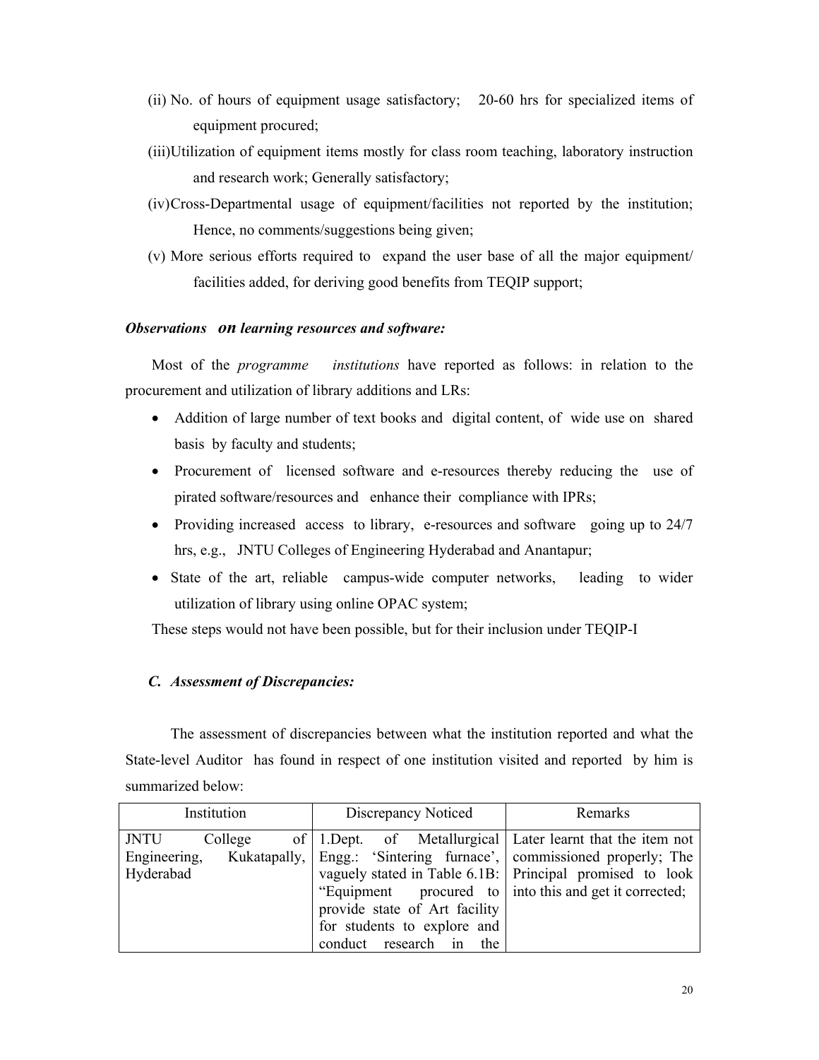(ii) No. of hours of equipment usage satisfactory; 20-60 hrs for specialized items of equipment procured;

(iii) Utilization of equipment items mostly for class room teaching, laboratory instruction and research work; Generally satisfactory;

(iv) Cross-Departmental usage of equipment/facilities not reported by the institution; Hence, no comments/suggestions being given;

(v) More serious efforts required to expand the user base of all the major equipment/ facilities added, for deriving good benefits from TEQIP support;

***Observations on learning resources and software:***

Most of the *programme institutions* have reported as follows: in relation to the procurement and utilization of library additions and LRs:

- Addition of large number of text books and digital content, of wide use on shared basis by faculty and students;
- Procurement of licensed software and e-resources thereby reducing the use of pirated software/resources and enhance their compliance with IPRs;
- Providing increased access to library, e-resources and software going up to 24/7 hrs, e.g., JNTU Colleges of Engineering Hyderabad and Anantapur;
- State of the art, reliable campus-wide computer networks, leading to wider utilization of library using online OPAC system;

These steps would not have been possible, but for their inclusion under TEQIP-I

***C. Assessment of Discrepancies:***

The assessment of discrepancies between what the institution reported and what the State-level Auditor has found in respect of one institution visited and reported by him is summarized below:

| Institution | Discrepancy Noticed | Remarks |
|---|---|---|
| JNTU College of Engineering, Kukatapally, Hyderabad | 1.Dept. of Metallurgical Engg.: 'Sintering furnace', vaguely stated in Table 6.1B: "Equipment procured to provide state of Art facility for students to explore and conduct research in the | Later learnt that the item not commissioned properly; The Principal promised to look into this and get it corrected; |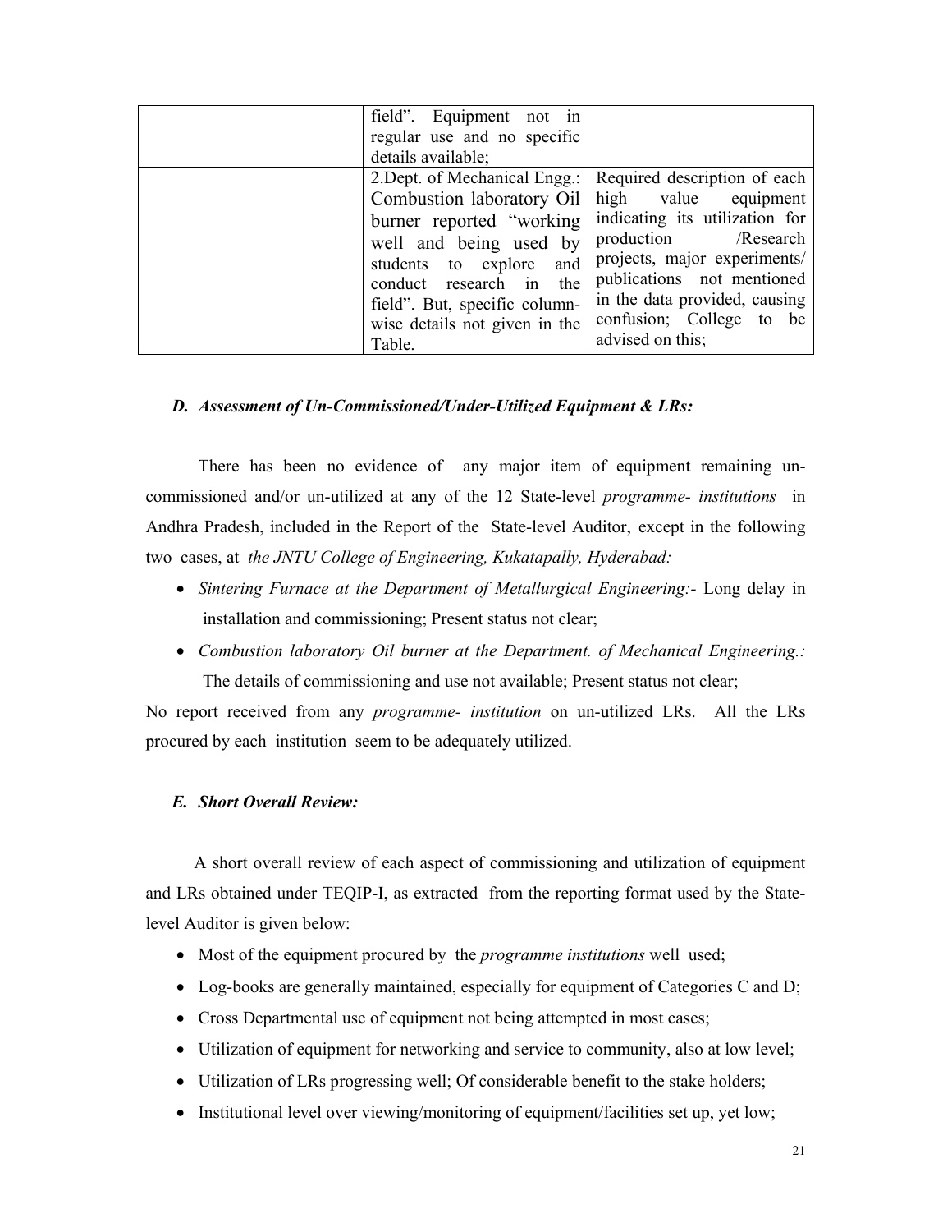| | | |
|---|---|---|
| | field". Equipment not in regular use and no specific details available; | |
| | 2.Dept. of Mechanical Engg.: Combustion laboratory Oil burner reported "working well and being used by students to explore and conduct research in the field". But, specific column-wise details not given in the Table. | Required description of each high value equipment indicating its utilization for production /Research projects, major experiments/ publications not mentioned in the data provided, causing confusion; College to be advised on this; |

### *D. Assessment of Un-Commissioned/Under-Utilized Equipment & LRs:*

There has been no evidence of any major item of equipment remaining un-commissioned and/or un-utilized at any of the 12 State-level *programme- institutions* in Andhra Pradesh, included in the Report of the State-level Auditor, except in the following two cases, at *the JNTU College of Engineering, Kukatapally, Hyderabad:*

- *Sintering Furnace at the Department of Metallurgical Engineering:-* Long delay in installation and commissioning; Present status not clear;
- *Combustion laboratory Oil burner at the Department. of Mechanical Engineering.:* The details of commissioning and use not available; Present status not clear;

No report received from any *programme- institution* on un-utilized LRs. All the LRs procured by each institution seem to be adequately utilized.

### *E. Short Overall Review:*

A short overall review of each aspect of commissioning and utilization of equipment and LRs obtained under TEQIP-I, as extracted from the reporting format used by the State-level Auditor is given below:

- Most of the equipment procured by the *programme institutions* well used;
- Log-books are generally maintained, especially for equipment of Categories C and D;
- Cross Departmental use of equipment not being attempted in most cases;
- Utilization of equipment for networking and service to community, also at low level;
- Utilization of LRs progressing well; Of considerable benefit to the stake holders;
- Institutional level over viewing/monitoring of equipment/facilities set up, yet low;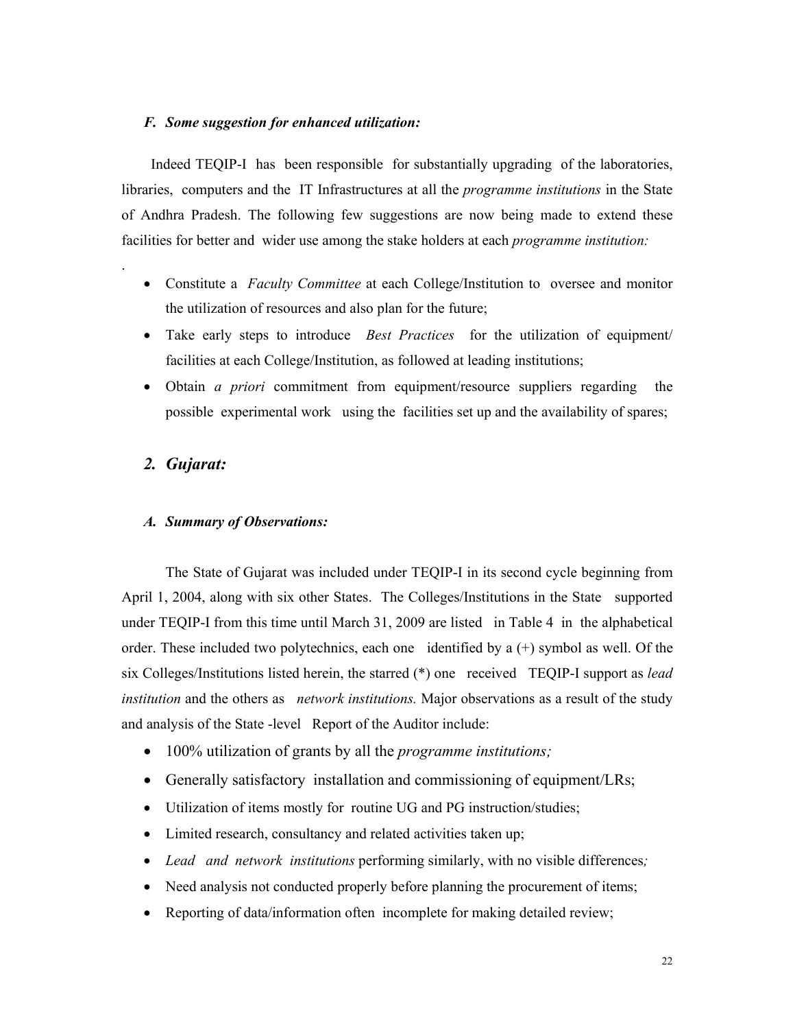### *F. Some suggestion for enhanced utilization:*

Indeed TEQIP-I has been responsible for substantially upgrading of the laboratories, libraries, computers and the IT Infrastructures at all the *programme institutions* in the State of Andhra Pradesh. The following few suggestions are now being made to extend these facilities for better and wider use among the stake holders at each *programme institution:*

.

- Constitute a *Faculty Committee* at each College/Institution to oversee and monitor the utilization of resources and also plan for the future;
- Take early steps to introduce *Best Practices* for the utilization of equipment/ facilities at each College/Institution, as followed at leading institutions;
- Obtain *a priori* commitment from equipment/resource suppliers regarding the possible experimental work using the facilities set up and the availability of spares;

## *2. Gujarat:*

### *A. Summary of Observations:*

The State of Gujarat was included under TEQIP-I in its second cycle beginning from April 1, 2004, along with six other States. The Colleges/Institutions in the State supported under TEQIP-I from this time until March 31, 2009 are listed in Table 4 in the alphabetical order. These included two polytechnics, each one identified by a (+) symbol as well. Of the six Colleges/Institutions listed herein, the starred (*) one received TEQIP-I support as *lead institution* and the others as *network institutions.* Major observations as a result of the study and analysis of the State -level Report of the Auditor include:

- 100% utilization of grants by all the *programme institutions;*
- Generally satisfactory installation and commissioning of equipment/LRs;
- Utilization of items mostly for routine UG and PG instruction/studies;
- Limited research, consultancy and related activities taken up;
- *Lead and network institutions* performing similarly, with no visible differences*;*
- Need analysis not conducted properly before planning the procurement of items;
- Reporting of data/information often incomplete for making detailed review;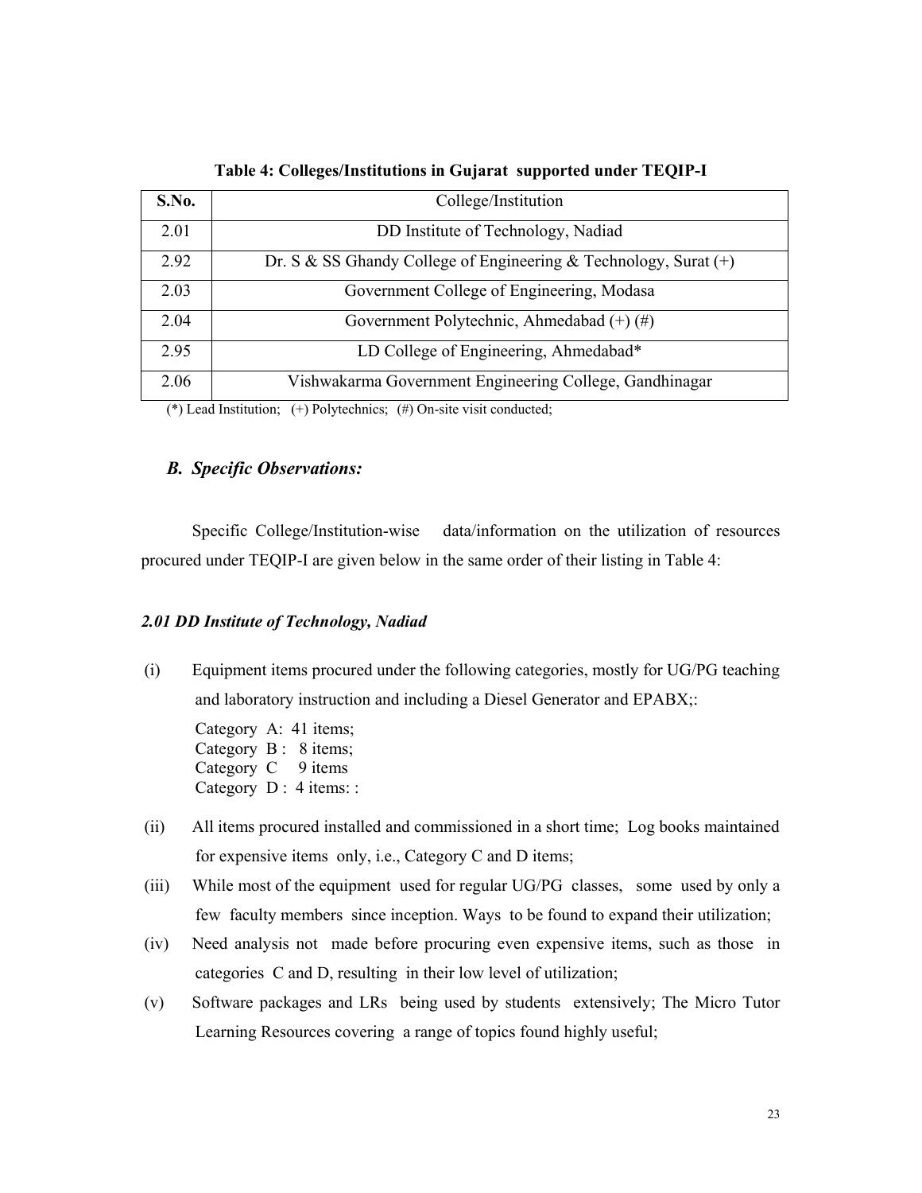**Table 4: Colleges/Institutions in Gujarat supported under TEQIP-I**

| S.No. | College/Institution |
|---|---|
| 2.01 | DD Institute of Technology, Nadiad |
| 2.92 | Dr. S & SS Ghandy College of Engineering & Technology, Surat (+) |
| 2.03 | Government College of Engineering, Modasa |
| 2.04 | Government Polytechnic, Ahmedabad (+) (#) |
| 2.95 | LD College of Engineering, Ahmedabad* |
| 2.06 | Vishwakarma Government Engineering College, Gandhinagar |

(*) Lead Institution; (+) Polytechnics; (#) On-site visit conducted;

## *B. Specific Observations:*

Specific College/Institution-wise data/information on the utilization of resources procured under TEQIP-I are given below in the same order of their listing in Table 4:

### *2.01 DD Institute of Technology, Nadiad*

(i) Equipment items procured under the following categories, mostly for UG/PG teaching and laboratory instruction and including a Diesel Generator and EPABX;:

Category A: 41 items;
Category B : 8 items;
Category C 9 items
Category D : 4 items: :

(ii) All items procured installed and commissioned in a short time; Log books maintained for expensive items only, i.e., Category C and D items;

(iii) While most of the equipment used for regular UG/PG classes, some used by only a few faculty members since inception. Ways to be found to expand their utilization;

(iv) Need analysis not made before procuring even expensive items, such as those in categories C and D, resulting in their low level of utilization;

(v) Software packages and LRs being used by students extensively; The Micro Tutor Learning Resources covering a range of topics found highly useful;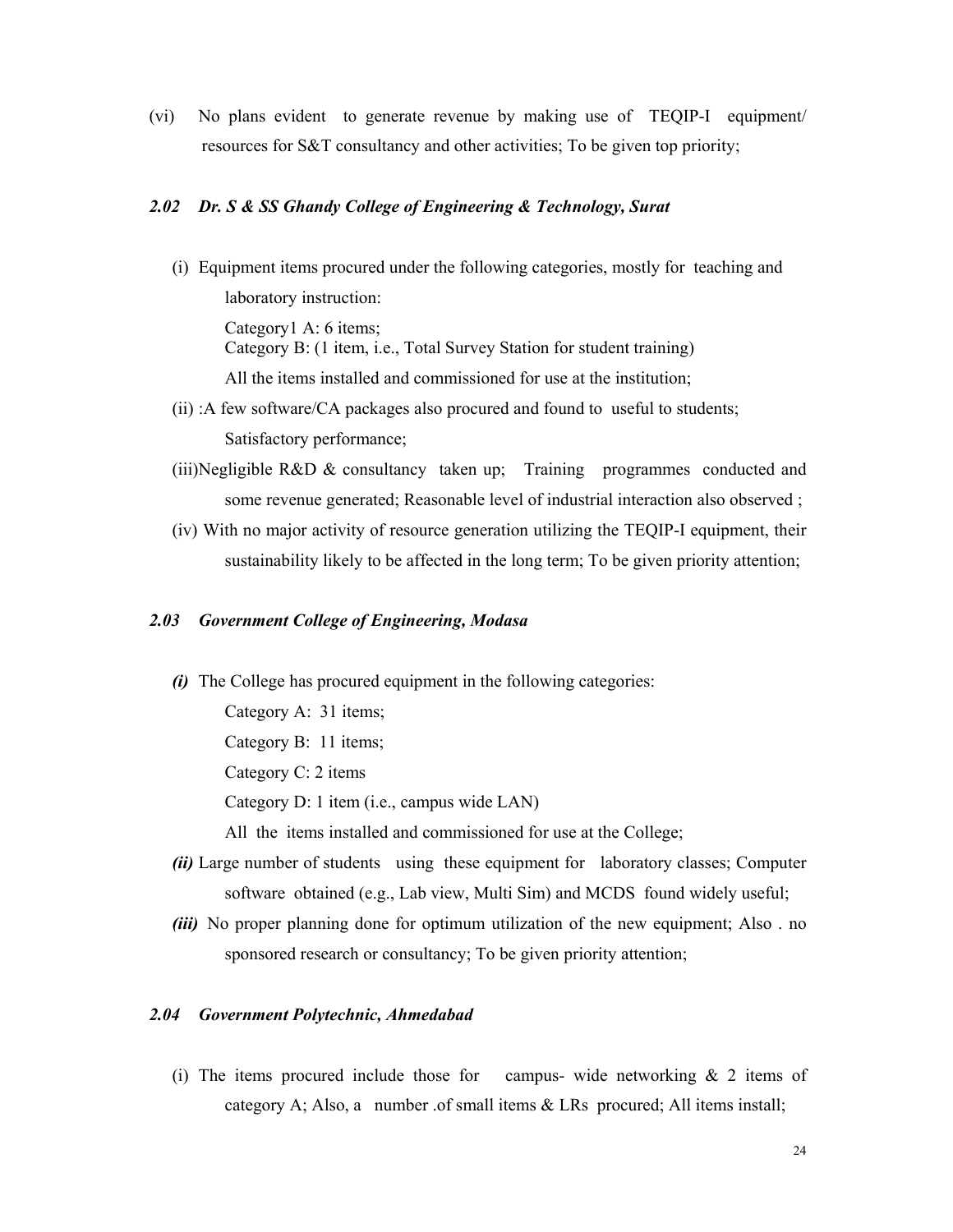(vi) No plans evident to generate revenue by making use of TEQIP-I equipment/ resources for S&T consultancy and other activities; To be given top priority;

### *2.02 Dr. S & SS Ghandy College of Engineering & Technology, Surat*

(i) Equipment items procured under the following categories, mostly for teaching and laboratory instruction:

Category1 A: 6 items;
Category B: (1 item, i.e., Total Survey Station for student training)

All the items installed and commissioned for use at the institution;

(ii) :A few software/CA packages also procured and found to useful to students; Satisfactory performance;

(iii)Negligible R&D & consultancy taken up; Training programmes conducted and some revenue generated; Reasonable level of industrial interaction also observed ;

(iv) With no major activity of resource generation utilizing the TEQIP-I equipment, their sustainability likely to be affected in the long term; To be given priority attention;

### *2.03 Government College of Engineering, Modasa*

***(i)*** The College has procured equipment in the following categories:

Category A: 31 items;

Category B: 11 items;

Category C: 2 items

Category D: 1 item (i.e., campus wide LAN)

All the items installed and commissioned for use at the College;

***(ii)*** Large number of students using these equipment for laboratory classes; Computer software obtained (e.g., Lab view, Multi Sim) and MCDS found widely useful;

***(iii)*** No proper planning done for optimum utilization of the new equipment; Also . no sponsored research or consultancy; To be given priority attention;

### *2.04 Government Polytechnic, Ahmedabad*

(i) The items procured include those for campus- wide networking & 2 items of category A; Also, a number .of small items & LRs procured; All items install;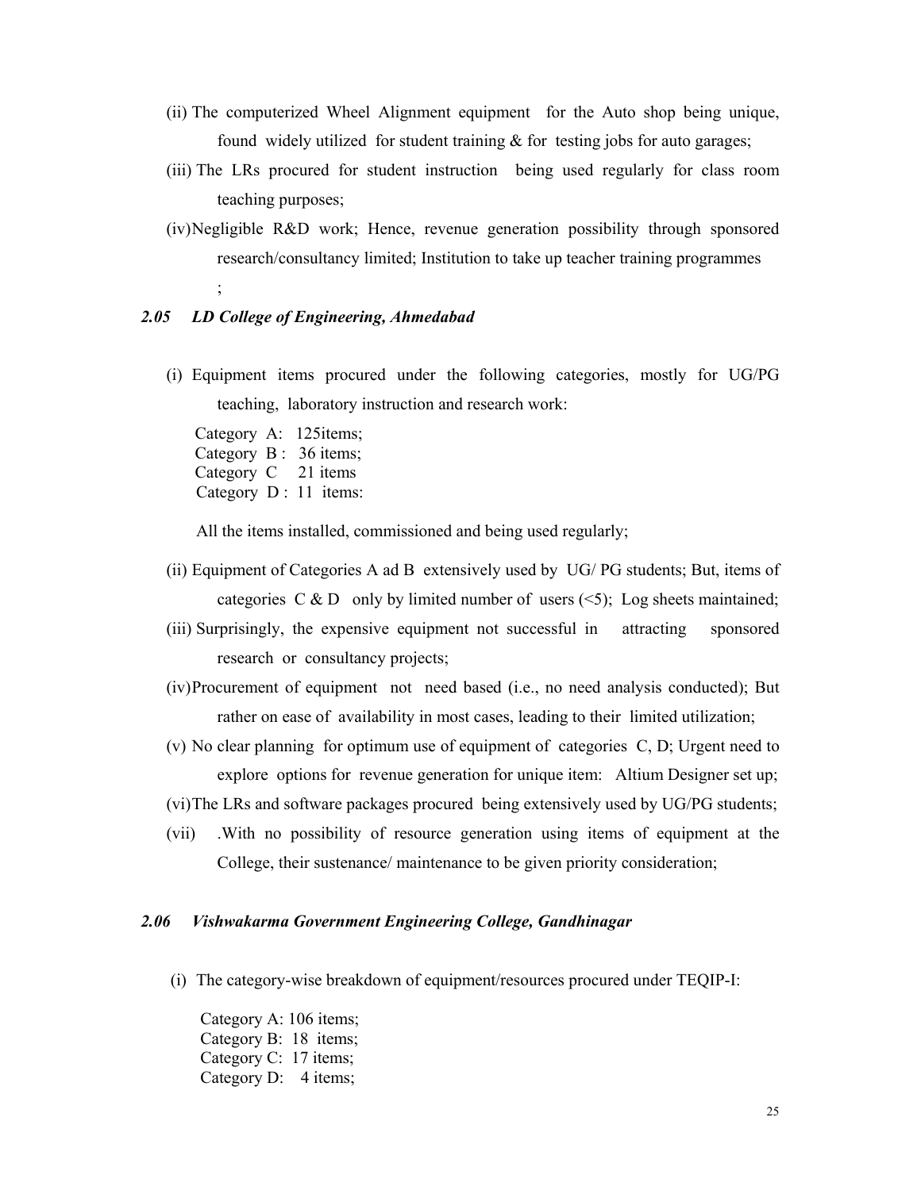(ii) The computerized Wheel Alignment equipment for the Auto shop being unique, found widely utilized for student training & for testing jobs for auto garages;

(iii) The LRs procured for student instruction being used regularly for class room teaching purposes;

(iv) Negligible R&D work; Hence, revenue generation possibility through sponsored research/consultancy limited; Institution to take up teacher training programmes ;

### *2.05 LD College of Engineering, Ahmedabad*

(i) Equipment items procured under the following categories, mostly for UG/PG teaching, laboratory instruction and research work:

Category A: 125items;
Category B : 36 items;
Category C 21 items
Category D : 11 items:

All the items installed, commissioned and being used regularly;

(ii) Equipment of Categories A ad B extensively used by UG/ PG students; But, items of categories C & D only by limited number of users (<5); Log sheets maintained;

(iii) Surprisingly, the expensive equipment not successful in attracting sponsored research or consultancy projects;

(iv) Procurement of equipment not need based (i.e., no need analysis conducted); But rather on ease of availability in most cases, leading to their limited utilization;

(v) No clear planning for optimum use of equipment of categories C, D; Urgent need to explore options for revenue generation for unique item: Altium Designer set up;

(vi) The LRs and software packages procured being extensively used by UG/PG students;

(vii) .With no possibility of resource generation using items of equipment at the College, their sustenance/ maintenance to be given priority consideration;

### *2.06 Vishwakarma Government Engineering College, Gandhinagar*

(i) The category-wise breakdown of equipment/resources procured under TEQIP-I:

Category A: 106 items;
Category B: 18 items;
Category C: 17 items;
Category D: 4 items;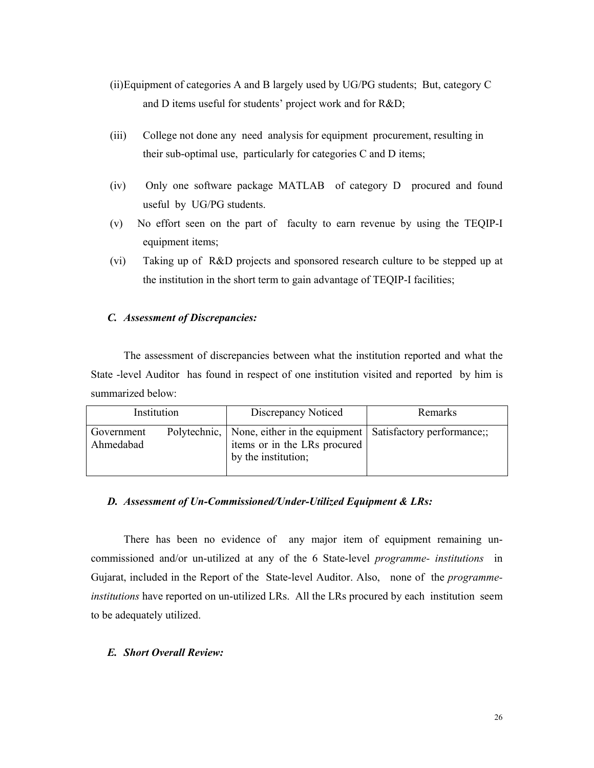(ii) Equipment of categories A and B largely used by UG/PG students; But, category C and D items useful for students' project work and for R&D;

(iii) College not done any need analysis for equipment procurement, resulting in their sub-optimal use, particularly for categories C and D items;

(iv) Only one software package MATLAB of category D procured and found useful by UG/PG students.

(v) No effort seen on the part of faculty to earn revenue by using the TEQIP-I equipment items;

(vi) Taking up of R&D projects and sponsored research culture to be stepped up at the institution in the short term to gain advantage of TEQIP-I facilities;

### *C. Assessment of Discrepancies:*

The assessment of discrepancies between what the institution reported and what the State -level Auditor has found in respect of one institution visited and reported by him is summarized below:

| Institution | Discrepancy Noticed | Remarks |
|---|---|---|
| Government Polytechnic, Ahmedabad | None, either in the equipment items or in the LRs procured by the institution; | Satisfactory performance;; |

### *D. Assessment of Un-Commissioned/Under-Utilized Equipment & LRs:*

There has been no evidence of any major item of equipment remaining un-commissioned and/or un-utilized at any of the 6 State-level *programme- institutions* in Gujarat, included in the Report of the State-level Auditor. Also, none of the *programme-institutions* have reported on un-utilized LRs. All the LRs procured by each institution seem to be adequately utilized.

### *E. Short Overall Review:*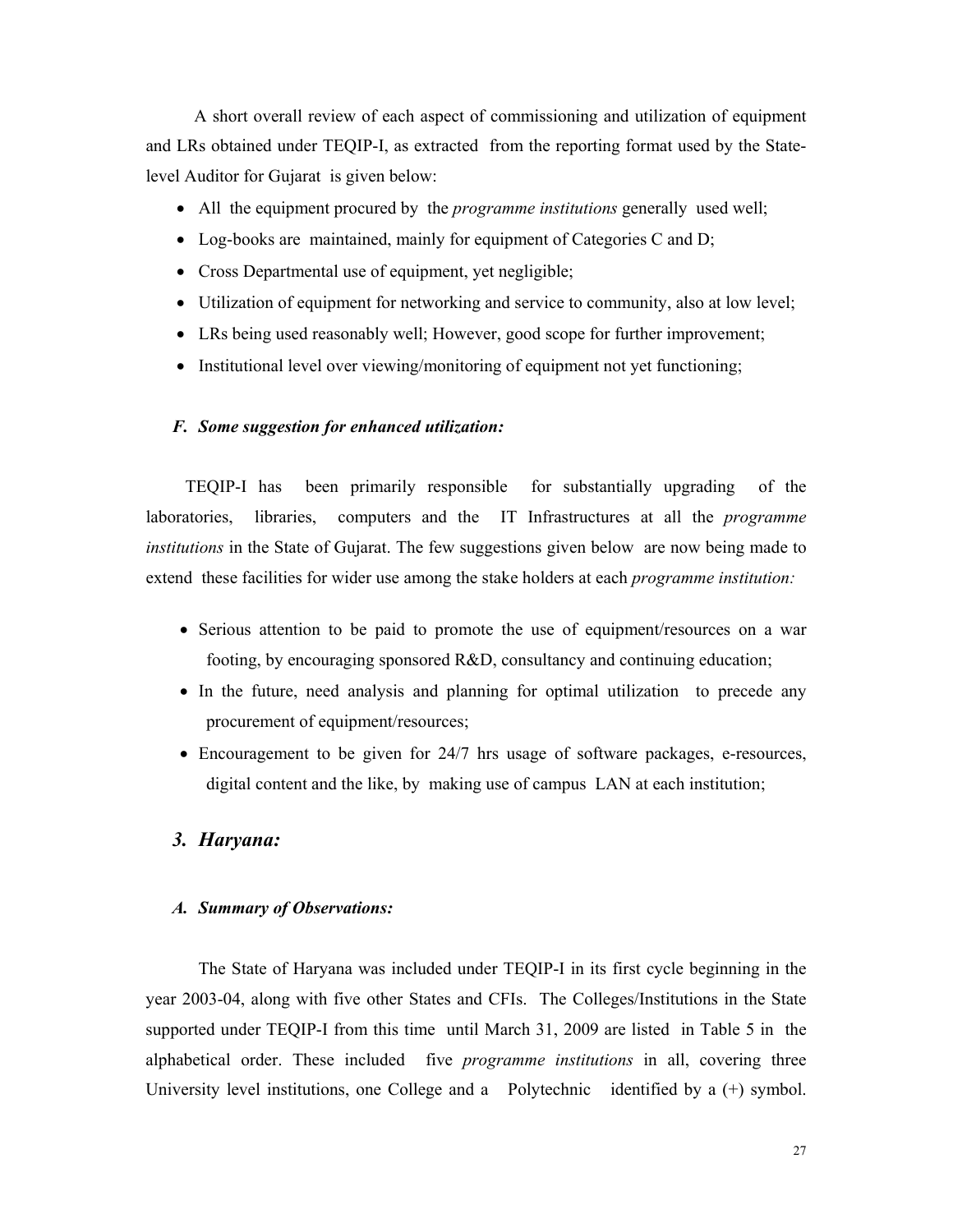A short overall review of each aspect of commissioning and utilization of equipment and LRs obtained under TEQIP-I, as extracted from the reporting format used by the State-level Auditor for Gujarat is given below:

- All the equipment procured by the *programme institutions* generally used well;
- Log-books are maintained, mainly for equipment of Categories C and D;
- Cross Departmental use of equipment, yet negligible;
- Utilization of equipment for networking and service to community, also at low level;
- LRs being used reasonably well; However, good scope for further improvement;
- Institutional level over viewing/monitoring of equipment not yet functioning;

#### *F. Some suggestion for enhanced utilization:*

TEQIP-I has been primarily responsible for substantially upgrading of the laboratories, libraries, computers and the IT Infrastructures at all the *programme institutions* in the State of Gujarat. The few suggestions given below are now being made to extend these facilities for wider use among the stake holders at each *programme institution:*

- Serious attention to be paid to promote the use of equipment/resources on a war footing, by encouraging sponsored R&D, consultancy and continuing education;
- In the future, need analysis and planning for optimal utilization to precede any procurement of equipment/resources;
- Encouragement to be given for 24/7 hrs usage of software packages, e-resources, digital content and the like, by making use of campus LAN at each institution;

### *3. Haryana:*

#### *A. Summary of Observations:*

The State of Haryana was included under TEQIP-I in its first cycle beginning in the year 2003-04, along with five other States and CFIs. The Colleges/Institutions in the State supported under TEQIP-I from this time until March 31, 2009 are listed in Table 5 in the alphabetical order. These included five *programme institutions* in all, covering three University level institutions, one College and a Polytechnic identified by a (+) symbol.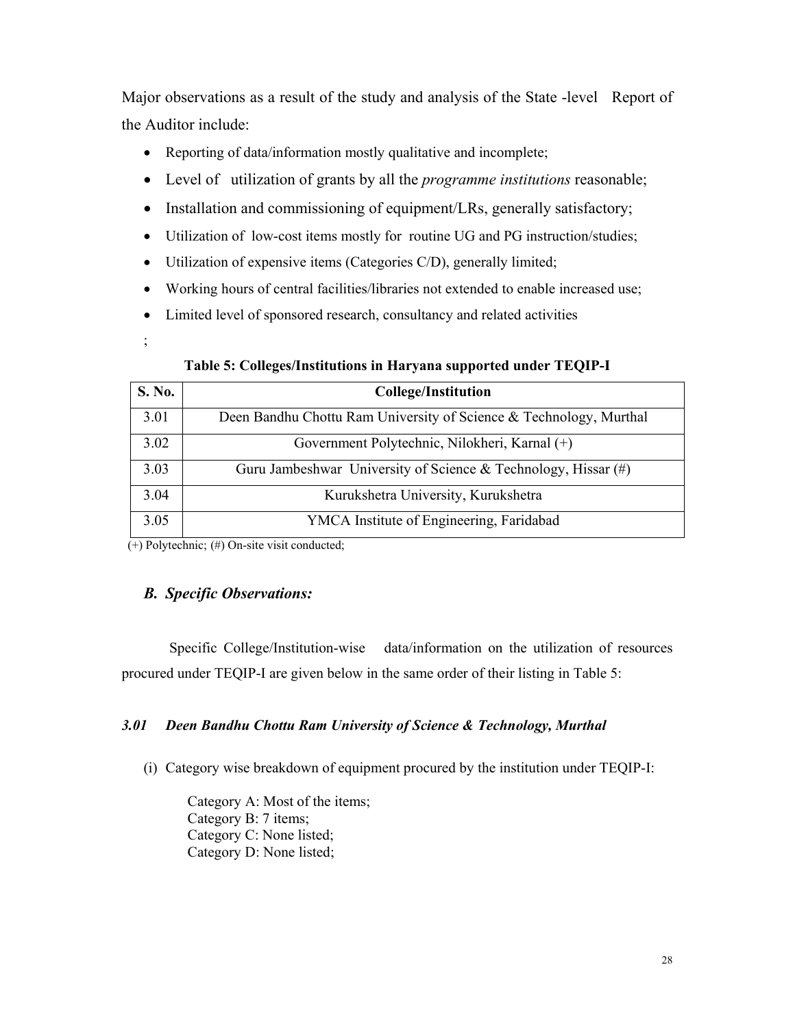Major observations as a result of the study and analysis of the State -level Report of the Auditor include:

- Reporting of data/information mostly qualitative and incomplete;
- Level of utilization of grants by all the *programme institutions* reasonable;
- Installation and commissioning of equipment/LRs, generally satisfactory;
- Utilization of low-cost items mostly for routine UG and PG instruction/studies;
- Utilization of expensive items (Categories C/D), generally limited;
- Working hours of central facilities/libraries not extended to enable increased use;
- Limited level of sponsored research, consultancy and related activities
- ;

**Table 5: Colleges/Institutions in Haryana supported under TEQIP-I**

| S. No. | College/Institution |
|---|---|
| 3.01 | Deen Bandhu Chottu Ram University of Science & Technology, Murthal |
| 3.02 | Government Polytechnic, Nilokheri, Karnal (+) |
| 3.03 | Guru Jambeshwar University of Science & Technology, Hissar (#) |
| 3.04 | Kurukshetra University, Kurukshetra |
| 3.05 | YMCA Institute of Engineering, Faridabad |

(+) Polytechnic; (#) On-site visit conducted;

### *B. Specific Observations:*

Specific College/Institution-wise data/information on the utilization of resources procured under TEQIP-I are given below in the same order of their listing in Table 5:

#### *3.01 Deen Bandhu Chottu Ram University of Science & Technology, Murthal*

(i) Category wise breakdown of equipment procured by the institution under TEQIP-I:

Category A: Most of the items;
Category B: 7 items;
Category C: None listed;
Category D: None listed;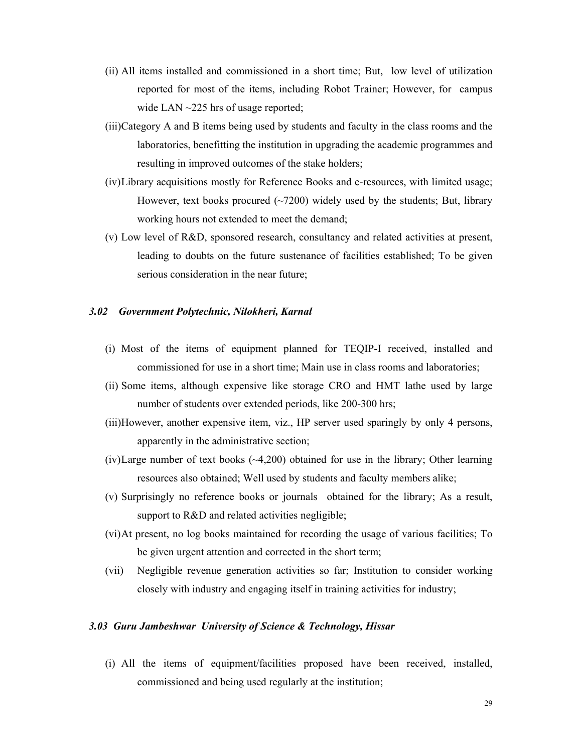(ii) All items installed and commissioned in a short time; But, low level of utilization reported for most of the items, including Robot Trainer; However, for campus wide LAN ~225 hrs of usage reported;

(iii) Category A and B items being used by students and faculty in the class rooms and the laboratories, benefitting the institution in upgrading the academic programmes and resulting in improved outcomes of the stake holders;

(iv) Library acquisitions mostly for Reference Books and e-resources, with limited usage; However, text books procured (~7200) widely used by the students; But, library working hours not extended to meet the demand;

(v) Low level of R&D, sponsored research, consultancy and related activities at present, leading to doubts on the future sustenance of facilities established; To be given serious consideration in the near future;

### *3.02 Government Polytechnic, Nilokheri, Karnal*

(i) Most of the items of equipment planned for TEQIP-I received, installed and commissioned for use in a short time; Main use in class rooms and laboratories;

(ii) Some items, although expensive like storage CRO and HMT lathe used by large number of students over extended periods, like 200-300 hrs;

(iii) However, another expensive item, viz., HP server used sparingly by only 4 persons, apparently in the administrative section;

(iv) Large number of text books (~4,200) obtained for use in the library; Other learning resources also obtained; Well used by students and faculty members alike;

(v) Surprisingly no reference books or journals obtained for the library; As a result, support to R&D and related activities negligible;

(vi) At present, no log books maintained for recording the usage of various facilities; To be given urgent attention and corrected in the short term;

(vii) Negligible revenue generation activities so far; Institution to consider working closely with industry and engaging itself in training activities for industry;

### *3.03 Guru Jambeshwar University of Science & Technology, Hissar*

(i) All the items of equipment/facilities proposed have been received, installed, commissioned and being used regularly at the institution;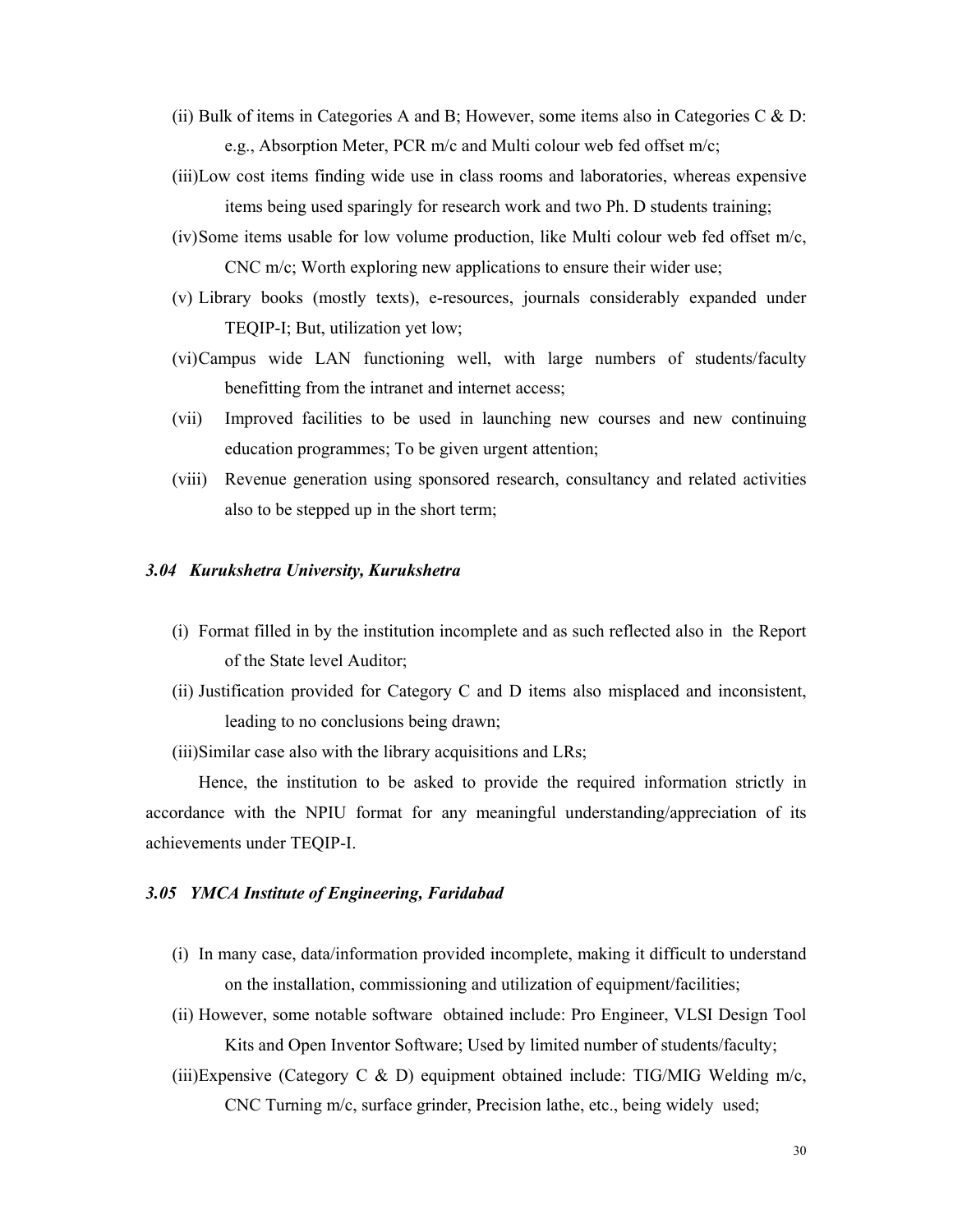(ii) Bulk of items in Categories A and B; However, some items also in Categories C & D: e.g., Absorption Meter, PCR m/c and Multi colour web fed offset m/c;

(iii) Low cost items finding wide use in class rooms and laboratories, whereas expensive items being used sparingly for research work and two Ph. D students training;

(iv) Some items usable for low volume production, like Multi colour web fed offset m/c, CNC m/c; Worth exploring new applications to ensure their wider use;

(v) Library books (mostly texts), e-resources, journals considerably expanded under TEQIP-I; But, utilization yet low;

(vi) Campus wide LAN functioning well, with large numbers of students/faculty benefitting from the intranet and internet access;

(vii) Improved facilities to be used in launching new courses and new continuing education programmes; To be given urgent attention;

(viii) Revenue generation using sponsored research, consultancy and related activities also to be stepped up in the short term;

### *3.04 Kurukshetra University, Kurukshetra*

(i) Format filled in by the institution incomplete and as such reflected also in the Report of the State level Auditor;

(ii) Justification provided for Category C and D items also misplaced and inconsistent, leading to no conclusions being drawn;

(iii) Similar case also with the library acquisitions and LRs;

Hence, the institution to be asked to provide the required information strictly in accordance with the NPIU format for any meaningful understanding/appreciation of its achievements under TEQIP-I.

### *3.05 YMCA Institute of Engineering, Faridabad*

(i) In many case, data/information provided incomplete, making it difficult to understand on the installation, commissioning and utilization of equipment/facilities;

(ii) However, some notable software obtained include: Pro Engineer, VLSI Design Tool Kits and Open Inventor Software; Used by limited number of students/faculty;

(iii) Expensive (Category C & D) equipment obtained include: TIG/MIG Welding m/c, CNC Turning m/c, surface grinder, Precision lathe, etc., being widely used;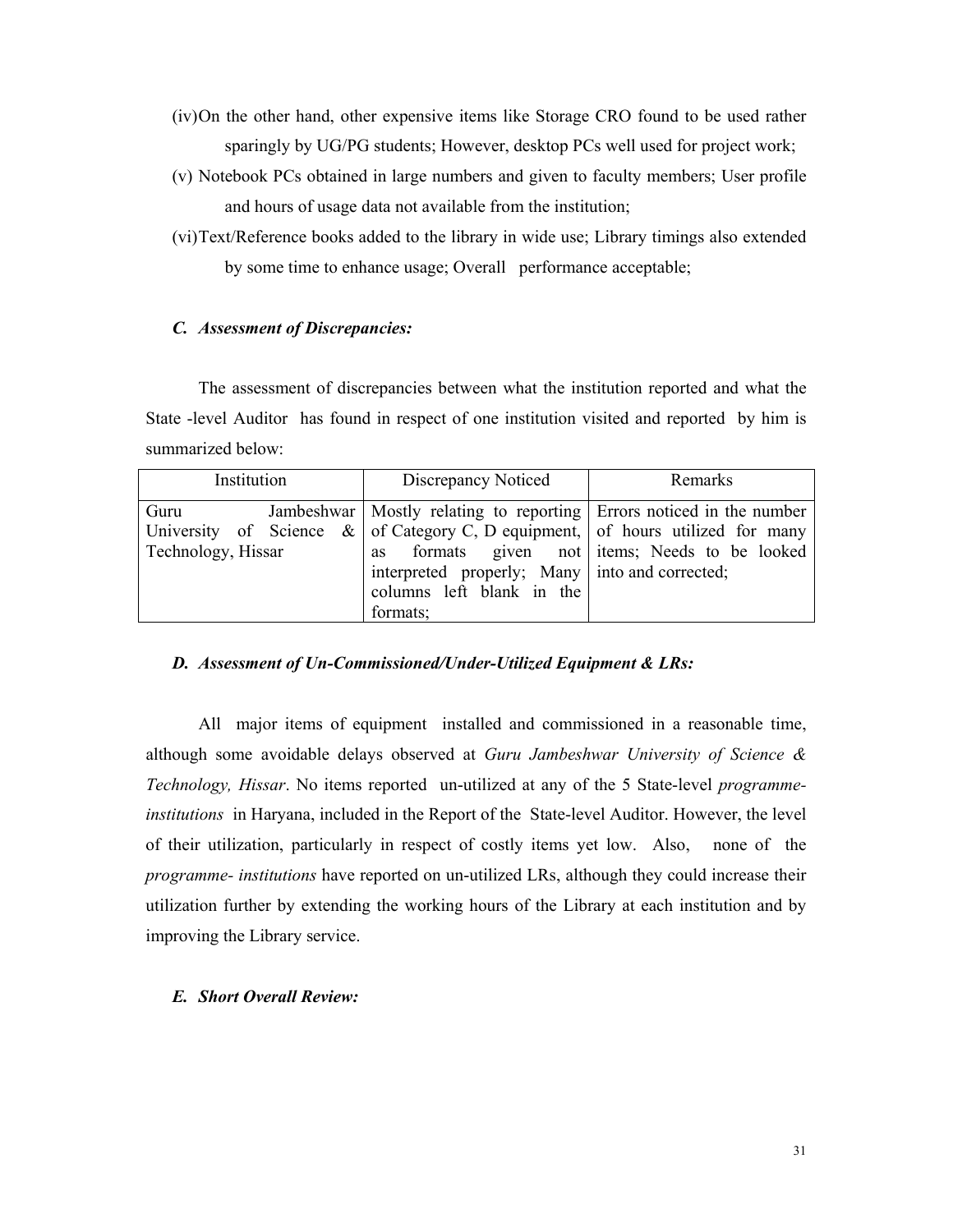(iv)On the other hand, other expensive items like Storage CRO found to be used rather sparingly by UG/PG students; However, desktop PCs well used for project work;

(v) Notebook PCs obtained in large numbers and given to faculty members; User profile and hours of usage data not available from the institution;

(vi)Text/Reference books added to the library in wide use; Library timings also extended by some time to enhance usage; Overall performance acceptable;

### *C. Assessment of Discrepancies:*

The assessment of discrepancies between what the institution reported and what the State -level Auditor has found in respect of one institution visited and reported by him is summarized below:

| Institution | Discrepancy Noticed | Remarks |
|---|---|---|
| Guru Jambeshwar University of Science & Technology, Hissar | Mostly relating to reporting of Category C, D equipment, as formats given not interpreted properly; Many columns left blank in the formats; | Errors noticed in the number of hours utilized for many items; Needs to be looked into and corrected; |

### *D. Assessment of Un-Commissioned/Under-Utilized Equipment & LRs:*

All major items of equipment installed and commissioned in a reasonable time, although some avoidable delays observed at *Guru Jambeshwar University of Science & Technology, Hissar*. No items reported un-utilized at any of the 5 State-level *programme-institutions* in Haryana, included in the Report of the State-level Auditor. However, the level of their utilization, particularly in respect of costly items yet low. Also, none of the *programme- institutions* have reported on un-utilized LRs, although they could increase their utilization further by extending the working hours of the Library at each institution and by improving the Library service.

### *E. Short Overall Review:*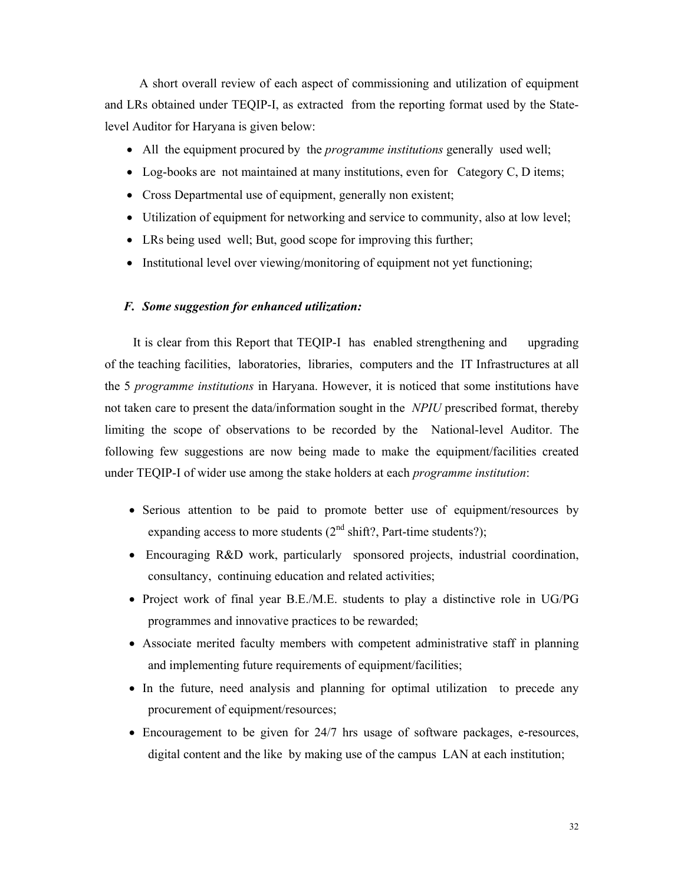A short overall review of each aspect of commissioning and utilization of equipment and LRs obtained under TEQIP-I, as extracted from the reporting format used by the State-level Auditor for Haryana is given below:

- All the equipment procured by the *programme institutions* generally used well;
- Log-books are not maintained at many institutions, even for Category C, D items;
- Cross Departmental use of equipment, generally non existent;
- Utilization of equipment for networking and service to community, also at low level;
- LRs being used well; But, good scope for improving this further;
- Institutional level over viewing/monitoring of equipment not yet functioning;

### *F. Some suggestion for enhanced utilization:*

It is clear from this Report that TEQIP-I has enabled strengthening and upgrading of the teaching facilities, laboratories, libraries, computers and the IT Infrastructures at all the 5 *programme institutions* in Haryana. However, it is noticed that some institutions have not taken care to present the data/information sought in the *NPIU* prescribed format, thereby limiting the scope of observations to be recorded by the National-level Auditor. The following few suggestions are now being made to make the equipment/facilities created under TEQIP-I of wider use among the stake holders at each *programme institution*:

- Serious attention to be paid to promote better use of equipment/resources by expanding access to more students (2nd shift?, Part-time students?);
- Encouraging R&D work, particularly sponsored projects, industrial coordination, consultancy, continuing education and related activities;
- Project work of final year B.E./M.E. students to play a distinctive role in UG/PG programmes and innovative practices to be rewarded;
- Associate merited faculty members with competent administrative staff in planning and implementing future requirements of equipment/facilities;
- In the future, need analysis and planning for optimal utilization to precede any procurement of equipment/resources;
- Encouragement to be given for 24/7 hrs usage of software packages, e-resources, digital content and the like by making use of the campus LAN at each institution;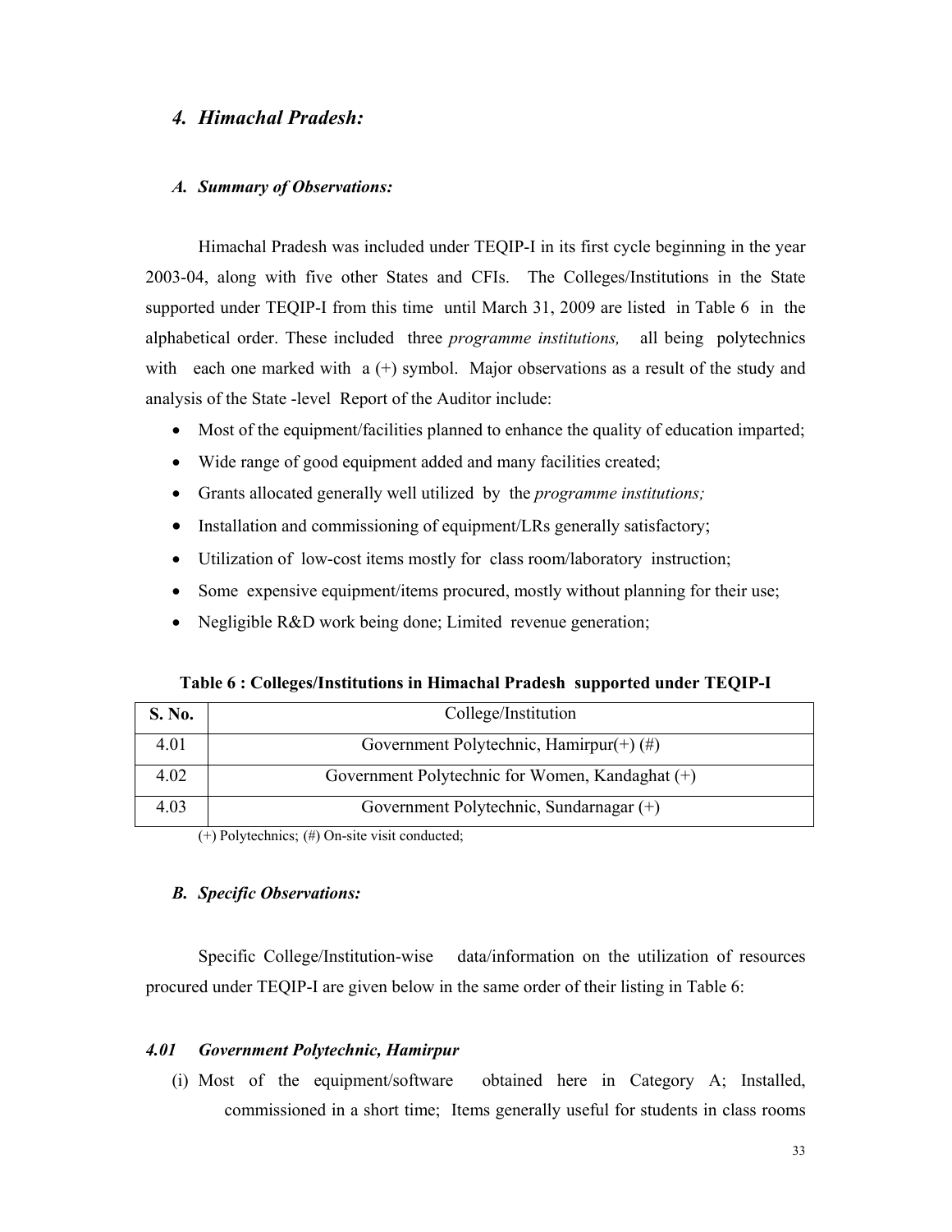## *4. Himachal Pradesh:*

### *A. Summary of Observations:*

Himachal Pradesh was included under TEQIP-I in its first cycle beginning in the year 2003-04, along with five other States and CFIs. The Colleges/Institutions in the State supported under TEQIP-I from this time until March 31, 2009 are listed in Table 6 in the alphabetical order. These included three *programme institutions,* all being polytechnics with each one marked with a (+) symbol. Major observations as a result of the study and analysis of the State -level Report of the Auditor include:

- Most of the equipment/facilities planned to enhance the quality of education imparted;
- Wide range of good equipment added and many facilities created;
- Grants allocated generally well utilized by the *programme institutions;*
- Installation and commissioning of equipment/LRs generally satisfactory;
- Utilization of low-cost items mostly for class room/laboratory instruction;
- Some expensive equipment/items procured, mostly without planning for their use;
- Negligible R&D work being done; Limited revenue generation;

**Table 6 : Colleges/Institutions in Himachal Pradesh supported under TEQIP-I**

| S. No. | College/Institution |
|---|---|
| 4.01 | Government Polytechnic, Hamirpur(+) (#) |
| 4.02 | Government Polytechnic for Women, Kandaghat (+) |
| 4.03 | Government Polytechnic, Sundarnagar (+) |

(+) Polytechnics; (#) On-site visit conducted;

### *B. Specific Observations:*

Specific College/Institution-wise data/information on the utilization of resources procured under TEQIP-I are given below in the same order of their listing in Table 6:

#### *4.01 Government Polytechnic, Hamirpur*

(i) Most of the equipment/software obtained here in Category A; Installed, commissioned in a short time; Items generally useful for students in class rooms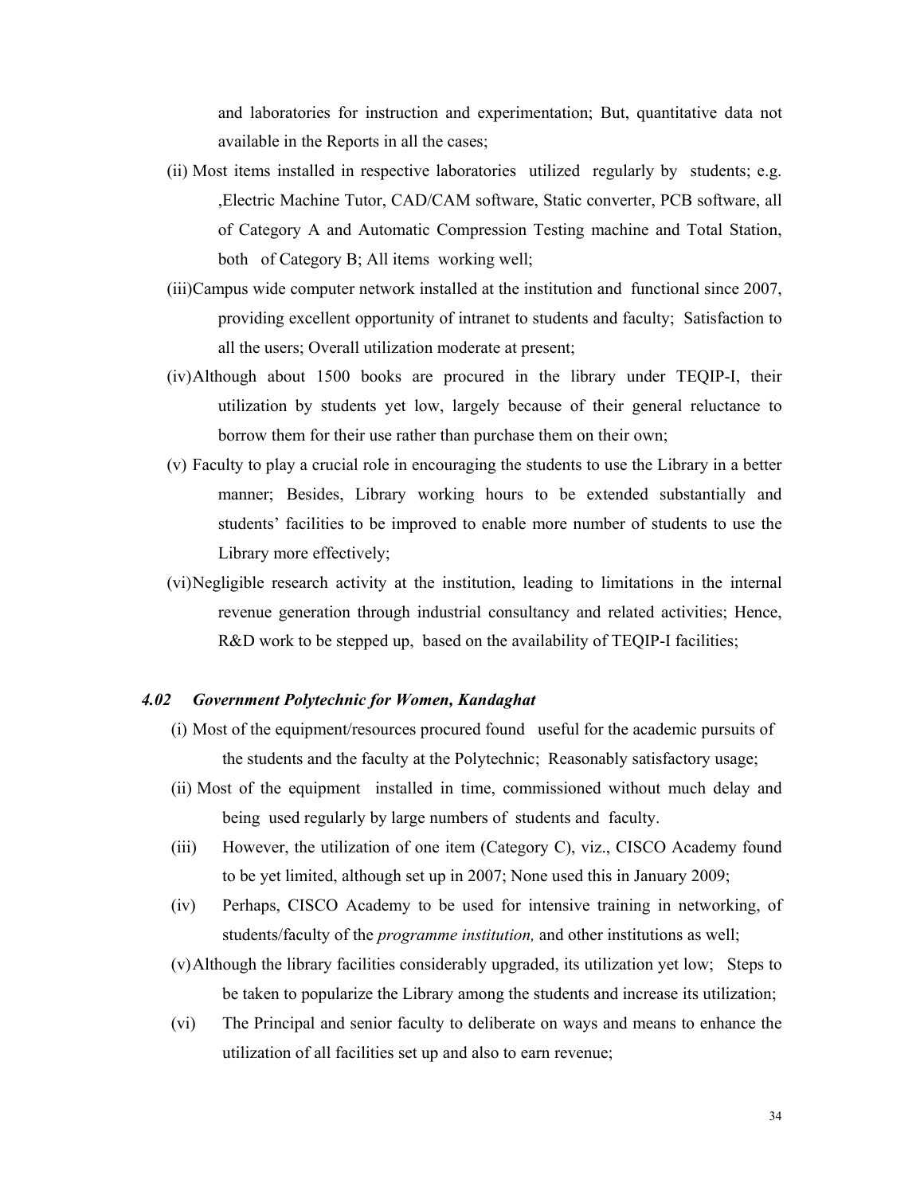and laboratories for instruction and experimentation; But, quantitative data not available in the Reports in all the cases;

(ii) Most items installed in respective laboratories utilized regularly by students; e.g. ,Electric Machine Tutor, CAD/CAM software, Static converter, PCB software, all of Category A and Automatic Compression Testing machine and Total Station, both of Category B; All items working well;

(iii) Campus wide computer network installed at the institution and functional since 2007, providing excellent opportunity of intranet to students and faculty; Satisfaction to all the users; Overall utilization moderate at present;

(iv) Although about 1500 books are procured in the library under TEQIP-I, their utilization by students yet low, largely because of their general reluctance to borrow them for their use rather than purchase them on their own;

(v) Faculty to play a crucial role in encouraging the students to use the Library in a better manner; Besides, Library working hours to be extended substantially and students' facilities to be improved to enable more number of students to use the Library more effectively;

(vi) Negligible research activity at the institution, leading to limitations in the internal revenue generation through industrial consultancy and related activities; Hence, R&D work to be stepped up, based on the availability of TEQIP-I facilities;

### *4.02 Government Polytechnic for Women, Kandaghat*

(i) Most of the equipment/resources procured found useful for the academic pursuits of the students and the faculty at the Polytechnic; Reasonably satisfactory usage;

(ii) Most of the equipment installed in time, commissioned without much delay and being used regularly by large numbers of students and faculty.

(iii) However, the utilization of one item (Category C), viz., CISCO Academy found to be yet limited, although set up in 2007; None used this in January 2009;

(iv) Perhaps, CISCO Academy to be used for intensive training in networking, of students/faculty of the *programme institution,* and other institutions as well;

(v) Although the library facilities considerably upgraded, its utilization yet low; Steps to be taken to popularize the Library among the students and increase its utilization;

(vi) The Principal and senior faculty to deliberate on ways and means to enhance the utilization of all facilities set up and also to earn revenue;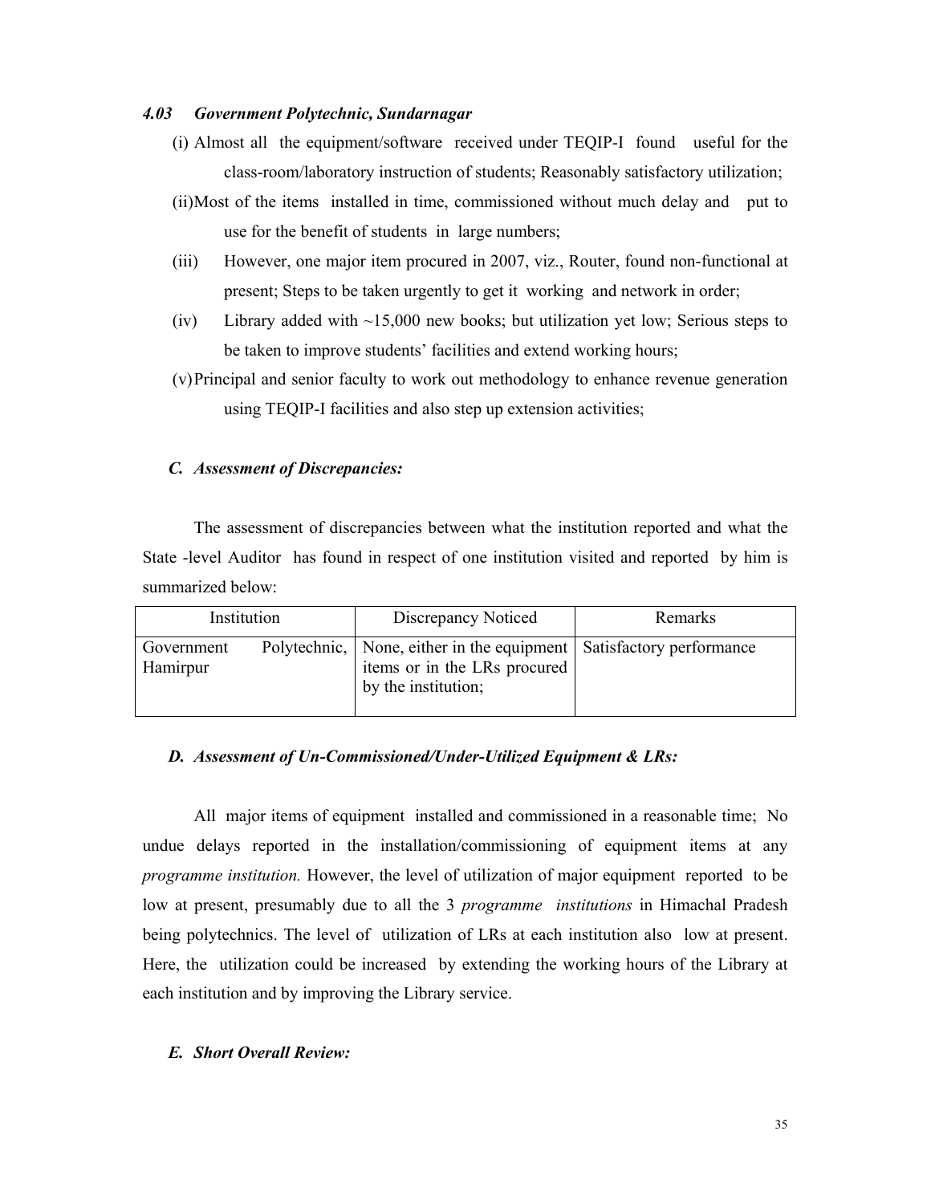### *4.03 Government Polytechnic, Sundarnagar*

(i) Almost all the equipment/software received under TEQIP-I found useful for the class-room/laboratory instruction of students; Reasonably satisfactory utilization;

(ii) Most of the items installed in time, commissioned without much delay and put to use for the benefit of students in large numbers;

(iii) However, one major item procured in 2007, viz., Router, found non-functional at present; Steps to be taken urgently to get it working and network in order;

(iv) Library added with ~15,000 new books; but utilization yet low; Serious steps to be taken to improve students' facilities and extend working hours;

(v) Principal and senior faculty to work out methodology to enhance revenue generation using TEQIP-I facilities and also step up extension activities;

### *C. Assessment of Discrepancies:*

The assessment of discrepancies between what the institution reported and what the State -level Auditor has found in respect of one institution visited and reported by him is summarized below:

| Institution | Discrepancy Noticed | Remarks |
|---|---|---|
| Government Polytechnic, Hamirpur | None, either in the equipment items or in the LRs procured by the institution; | Satisfactory performance |

### *D. Assessment of Un-Commissioned/Under-Utilized Equipment & LRs:*

All major items of equipment installed and commissioned in a reasonable time; No undue delays reported in the installation/commissioning of equipment items at any *programme institution.* However, the level of utilization of major equipment reported to be low at present, presumably due to all the 3 *programme institutions* in Himachal Pradesh being polytechnics. The level of utilization of LRs at each institution also low at present. Here, the utilization could be increased by extending the working hours of the Library at each institution and by improving the Library service.

### *E. Short Overall Review:*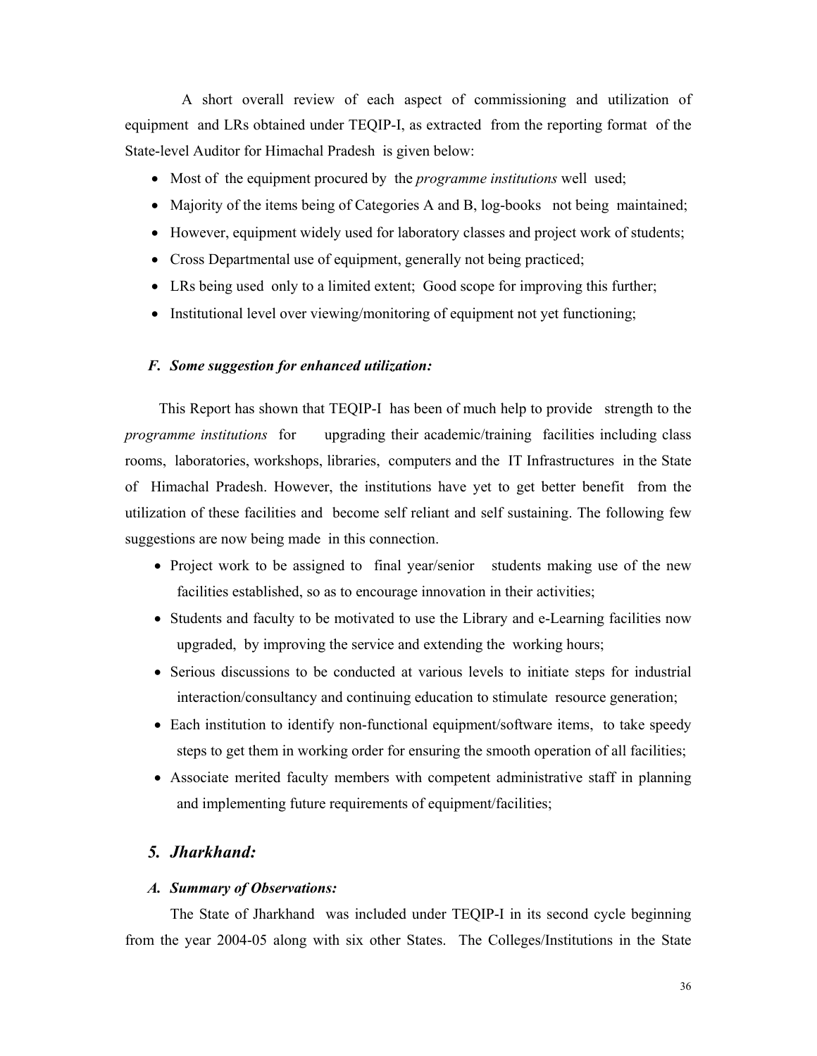A short overall review of each aspect of commissioning and utilization of equipment and LRs obtained under TEQIP-I, as extracted from the reporting format of the State-level Auditor for Himachal Pradesh is given below:

- Most of the equipment procured by the *programme institutions* well used;
- Majority of the items being of Categories A and B, log-books not being maintained;
- However, equipment widely used for laboratory classes and project work of students;
- Cross Departmental use of equipment, generally not being practiced;
- LRs being used only to a limited extent; Good scope for improving this further;
- Institutional level over viewing/monitoring of equipment not yet functioning;

### *F. Some suggestion for enhanced utilization:*

This Report has shown that TEQIP-I has been of much help to provide strength to the *programme institutions* for upgrading their academic/training facilities including class rooms, laboratories, workshops, libraries, computers and the IT Infrastructures in the State of Himachal Pradesh. However, the institutions have yet to get better benefit from the utilization of these facilities and become self reliant and self sustaining. The following few suggestions are now being made in this connection.

- Project work to be assigned to final year/senior students making use of the new facilities established, so as to encourage innovation in their activities;
- Students and faculty to be motivated to use the Library and e-Learning facilities now upgraded, by improving the service and extending the working hours;
- Serious discussions to be conducted at various levels to initiate steps for industrial interaction/consultancy and continuing education to stimulate resource generation;
- Each institution to identify non-functional equipment/software items, to take speedy steps to get them in working order for ensuring the smooth operation of all facilities;
- Associate merited faculty members with competent administrative staff in planning and implementing future requirements of equipment/facilities;

## *5. Jharkhand:*

### *A. Summary of Observations:*

The State of Jharkhand was included under TEQIP-I in its second cycle beginning from the year 2004-05 along with six other States. The Colleges/Institutions in the State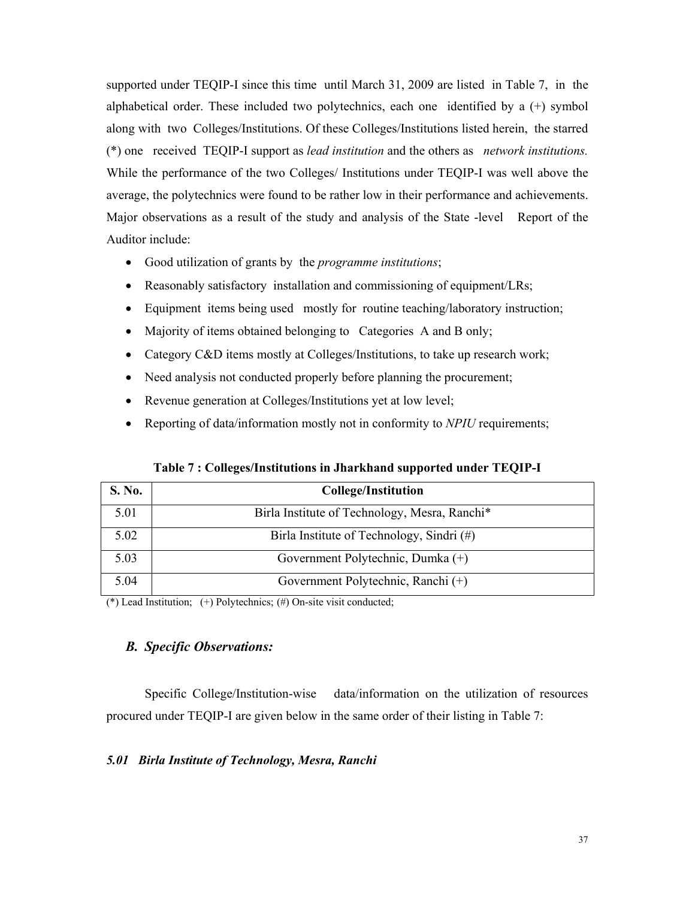supported under TEQIP-I since this time until March 31, 2009 are listed in Table 7, in the alphabetical order. These included two polytechnics, each one identified by a (+) symbol along with two Colleges/Institutions. Of these Colleges/Institutions listed herein, the starred (*) one received TEQIP-I support as *lead institution* and the others as *network institutions.* While the performance of the two Colleges/ Institutions under TEQIP-I was well above the average, the polytechnics were found to be rather low in their performance and achievements. Major observations as a result of the study and analysis of the State -level Report of the Auditor include:

- Good utilization of grants by the *programme institutions*;
- Reasonably satisfactory installation and commissioning of equipment/LRs;
- Equipment items being used mostly for routine teaching/laboratory instruction;
- Majority of items obtained belonging to Categories A and B only;
- Category C&D items mostly at Colleges/Institutions, to take up research work;
- Need analysis not conducted properly before planning the procurement;
- Revenue generation at Colleges/Institutions yet at low level;
- Reporting of data/information mostly not in conformity to *NPIU* requirements;

**Table 7 : Colleges/Institutions in Jharkhand supported under TEQIP-I**

| S. No. | College/Institution |
|---|---|
| 5.01 | Birla Institute of Technology, Mesra, Ranchi* |
| 5.02 | Birla Institute of Technology, Sindri (#) |
| 5.03 | Government Polytechnic, Dumka (+) |
| 5.04 | Government Polytechnic, Ranchi (+) |

(*) Lead Institution; (+) Polytechnics; (#) On-site visit conducted;

### *B. Specific Observations:*

Specific College/Institution-wise data/information on the utilization of resources procured under TEQIP-I are given below in the same order of their listing in Table 7:

#### *5.01 Birla Institute of Technology, Mesra, Ranchi*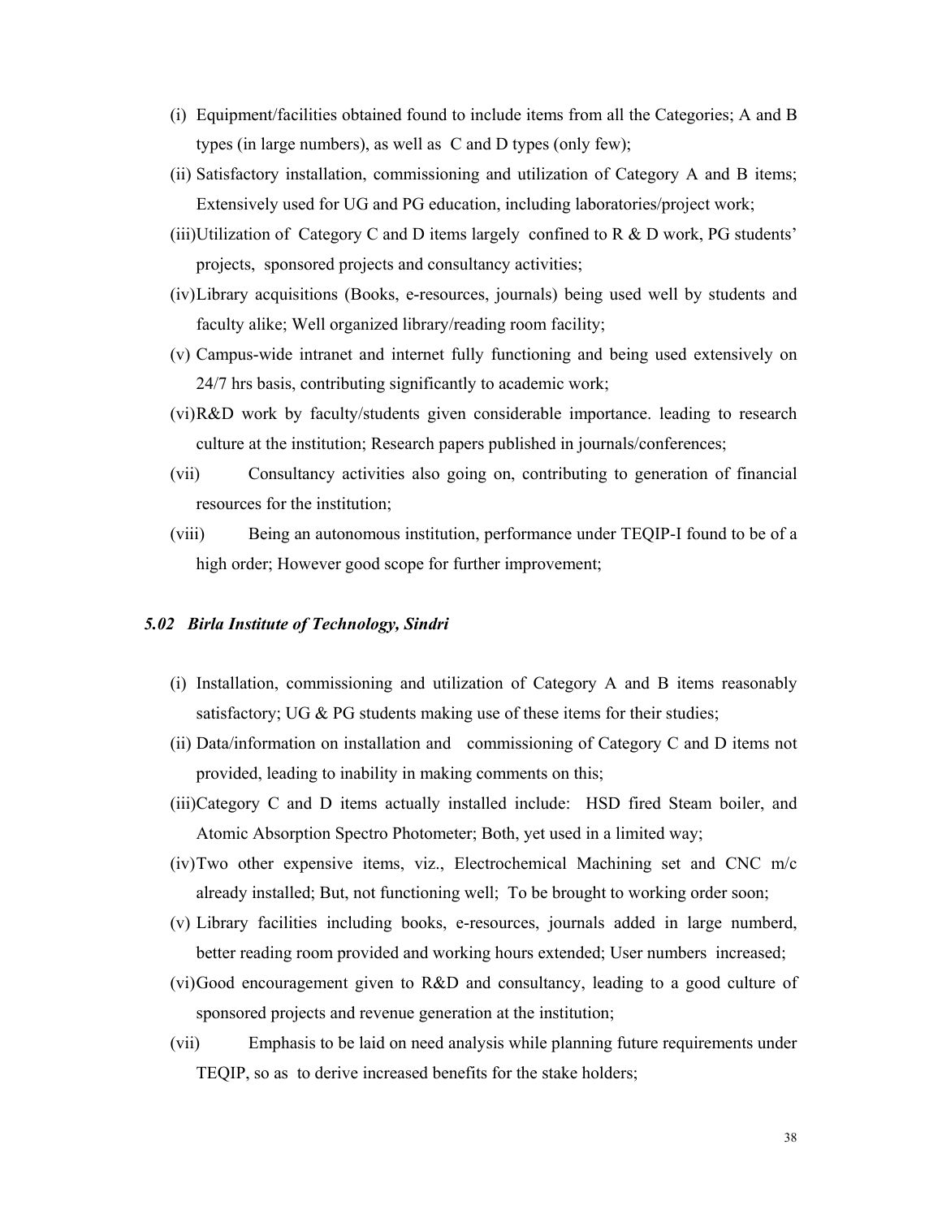(i) Equipment/facilities obtained found to include items from all the Categories; A and B types (in large numbers), as well as C and D types (only few);

(ii) Satisfactory installation, commissioning and utilization of Category A and B items; Extensively used for UG and PG education, including laboratories/project work;

(iii) Utilization of Category C and D items largely confined to R & D work, PG students' projects, sponsored projects and consultancy activities;

(iv) Library acquisitions (Books, e-resources, journals) being used well by students and faculty alike; Well organized library/reading room facility;

(v) Campus-wide intranet and internet fully functioning and being used extensively on 24/7 hrs basis, contributing significantly to academic work;

(vi) R&D work by faculty/students given considerable importance. leading to research culture at the institution; Research papers published in journals/conferences;

(vii) Consultancy activities also going on, contributing to generation of financial resources for the institution;

(viii) Being an autonomous institution, performance under TEQIP-I found to be of a high order; However good scope for further improvement;

### *5.02 Birla Institute of Technology, Sindri*

(i) Installation, commissioning and utilization of Category A and B items reasonably satisfactory; UG & PG students making use of these items for their studies;

(ii) Data/information on installation and commissioning of Category C and D items not provided, leading to inability in making comments on this;

(iii) Category C and D items actually installed include: HSD fired Steam boiler, and Atomic Absorption Spectro Photometer; Both, yet used in a limited way;

(iv) Two other expensive items, viz., Electrochemical Machining set and CNC m/c already installed; But, not functioning well; To be brought to working order soon;

(v) Library facilities including books, e-resources, journals added in large numberd, better reading room provided and working hours extended; User numbers increased;

(vi) Good encouragement given to R&D and consultancy, leading to a good culture of sponsored projects and revenue generation at the institution;

(vii) Emphasis to be laid on need analysis while planning future requirements under TEQIP, so as to derive increased benefits for the stake holders;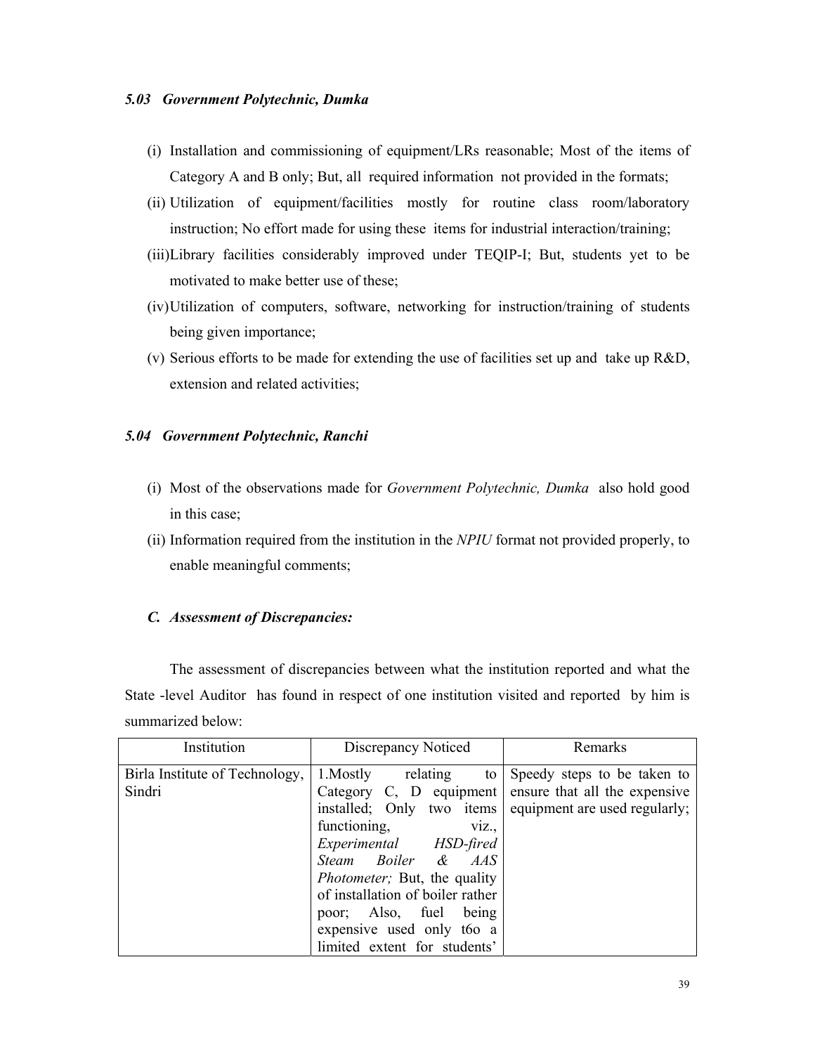#### *5.03 Government Polytechnic, Dumka*

(i) Installation and commissioning of equipment/LRs reasonable; Most of the items of Category A and B only; But, all required information not provided in the formats;

(ii) Utilization of equipment/facilities mostly for routine class room/laboratory instruction; No effort made for using these items for industrial interaction/training;

(iii) Library facilities considerably improved under TEQIP-I; But, students yet to be motivated to make better use of these;

(iv) Utilization of computers, software, networking for instruction/training of students being given importance;

(v) Serious efforts to be made for extending the use of facilities set up and take up R&D, extension and related activities;

#### *5.04 Government Polytechnic, Ranchi*

(i) Most of the observations made for *Government Polytechnic, Dumka* also hold good in this case;

(ii) Information required from the institution in the *NPIU* format not provided properly, to enable meaningful comments;

### *C. Assessment of Discrepancies:*

The assessment of discrepancies between what the institution reported and what the State -level Auditor has found in respect of one institution visited and reported by him is summarized below:

| Institution | Discrepancy Noticed | Remarks |
|---|---|---|
| Birla Institute of Technology, Sindri | 1.Mostly relating to Category C, D equipment installed; Only two items functioning, viz., *Experimental HSD-fired Steam Boiler & AAS Photometer;* But, the quality of installation of boiler rather poor; Also, fuel being expensive used only t6o a limited extent for students' | Speedy steps to be taken to ensure that all the expensive equipment are used regularly; |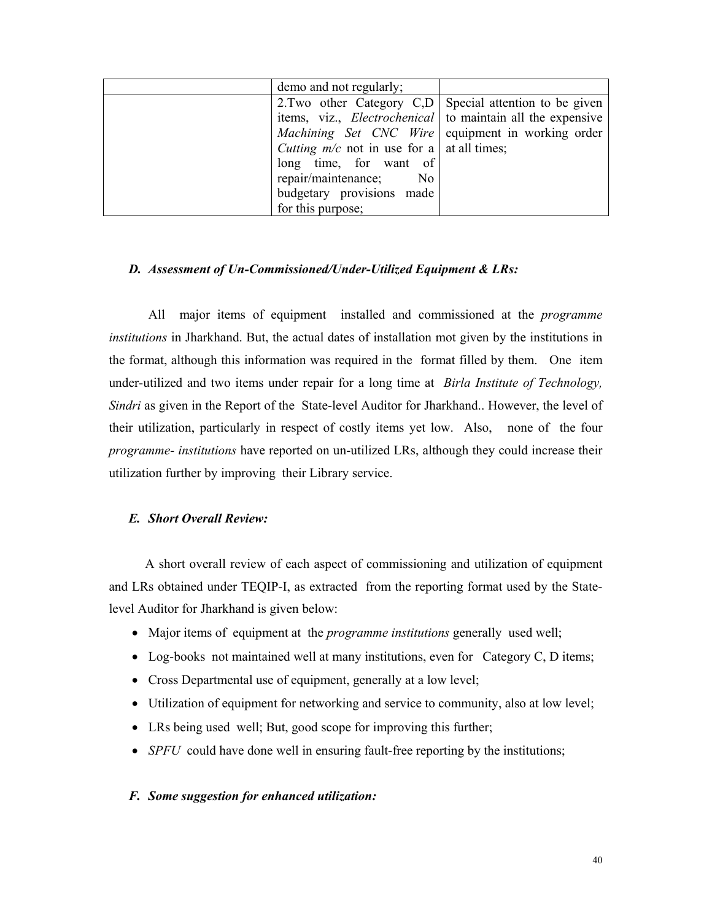| | | |
|---|---|---|
| | demo and not regularly; | |
| | 2.Two other Category C,D items, viz., *Electrochenical Machining Set CNC Wire Cutting m/c* not in use for a long time, for want of repair/maintenance; No budgetary provisions made for this purpose; | Special attention to be given to maintain all the expensive equipment in working order at all times; |

### *D. Assessment of Un-Commissioned/Under-Utilized Equipment & LRs:*

All major items of equipment installed and commissioned at the *programme institutions* in Jharkhand. But, the actual dates of installation mot given by the institutions in the format, although this information was required in the format filled by them. One item under-utilized and two items under repair for a long time at *Birla Institute of Technology, Sindri* as given in the Report of the State-level Auditor for Jharkhand.. However, the level of their utilization, particularly in respect of costly items yet low. Also, none of the four *programme- institutions* have reported on un-utilized LRs, although they could increase their utilization further by improving their Library service.

### *E. Short Overall Review:*

A short overall review of each aspect of commissioning and utilization of equipment and LRs obtained under TEQIP-I, as extracted from the reporting format used by the State-level Auditor for Jharkhand is given below:

- Major items of equipment at the *programme institutions* generally used well;
- Log-books not maintained well at many institutions, even for Category C, D items;
- Cross Departmental use of equipment, generally at a low level;
- Utilization of equipment for networking and service to community, also at low level;
- LRs being used well; But, good scope for improving this further;
- *SPFU* could have done well in ensuring fault-free reporting by the institutions;

### *F. Some suggestion for enhanced utilization:*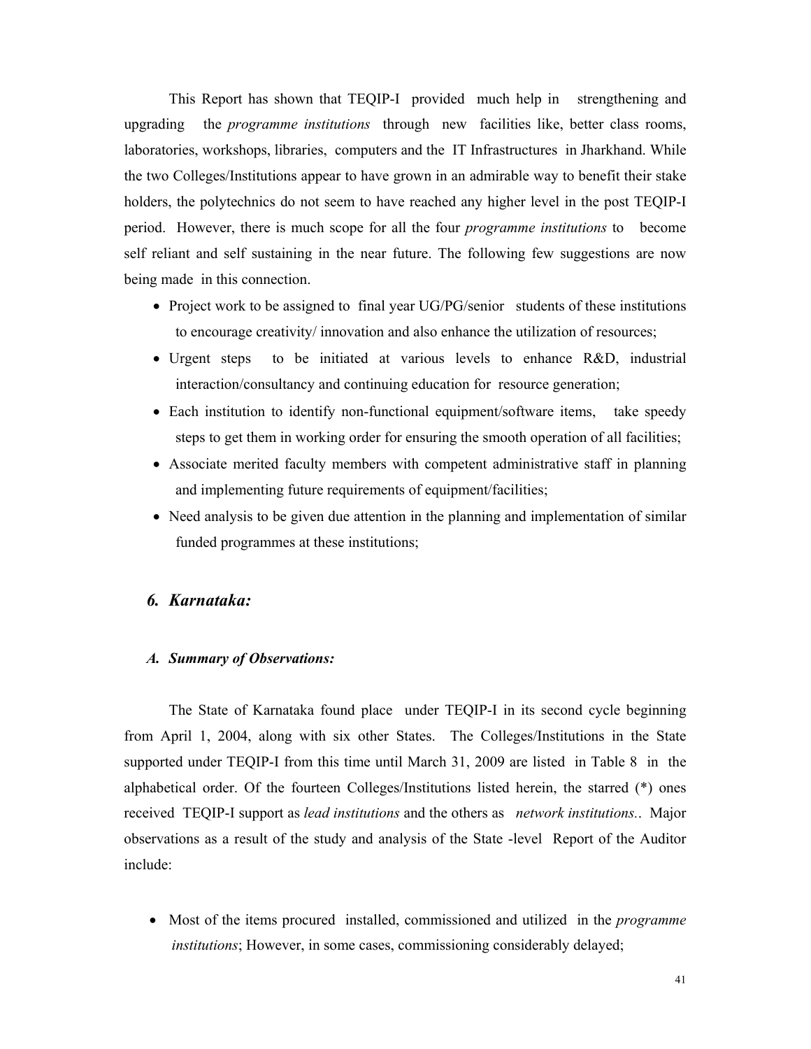This Report has shown that TEQIP-I provided much help in strengthening and upgrading the *programme institutions* through new facilities like, better class rooms, laboratories, workshops, libraries, computers and the IT Infrastructures in Jharkhand. While the two Colleges/Institutions appear to have grown in an admirable way to benefit their stake holders, the polytechnics do not seem to have reached any higher level in the post TEQIP-I period. However, there is much scope for all the four *programme institutions* to become self reliant and self sustaining in the near future. The following few suggestions are now being made in this connection.

- Project work to be assigned to final year UG/PG/senior students of these institutions to encourage creativity/ innovation and also enhance the utilization of resources;
- Urgent steps to be initiated at various levels to enhance R&D, industrial interaction/consultancy and continuing education for resource generation;
- Each institution to identify non-functional equipment/software items, take speedy steps to get them in working order for ensuring the smooth operation of all facilities;
- Associate merited faculty members with competent administrative staff in planning and implementing future requirements of equipment/facilities;
- Need analysis to be given due attention in the planning and implementation of similar funded programmes at these institutions;

## *6. Karnataka:*

### *A. Summary of Observations:*

The State of Karnataka found place under TEQIP-I in its second cycle beginning from April 1, 2004, along with six other States. The Colleges/Institutions in the State supported under TEQIP-I from this time until March 31, 2009 are listed in Table 8 in the alphabetical order. Of the fourteen Colleges/Institutions listed herein, the starred (*) ones received TEQIP-I support as *lead institutions* and the others as *network institutions.*. Major observations as a result of the study and analysis of the State -level Report of the Auditor include:

- Most of the items procured installed, commissioned and utilized in the *programme institutions*; However, in some cases, commissioning considerably delayed;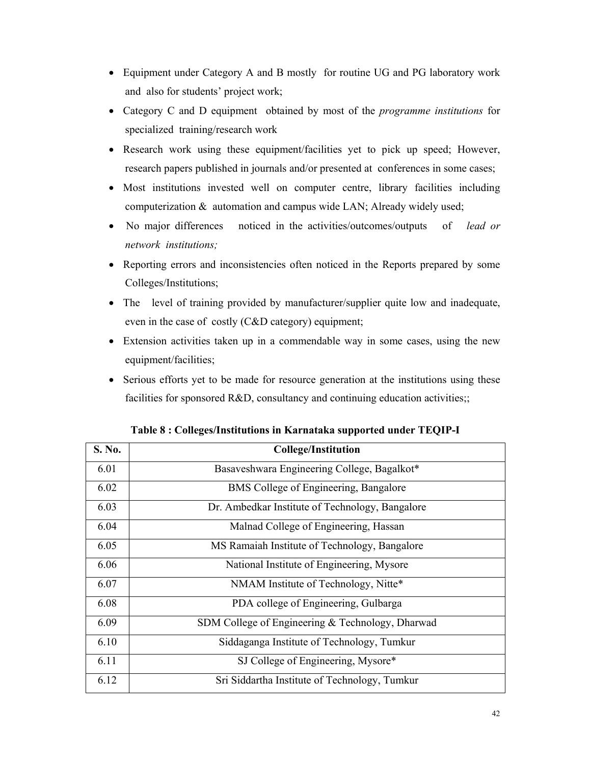- Equipment under Category A and B mostly for routine UG and PG laboratory work and also for students' project work;
- Category C and D equipment obtained by most of the *programme institutions* for specialized training/research work
- Research work using these equipment/facilities yet to pick up speed; However, research papers published in journals and/or presented at conferences in some cases;
- Most institutions invested well on computer centre, library facilities including computerization & automation and campus wide LAN; Already widely used;
- No major differences noticed in the activities/outcomes/outputs of *lead or network institutions;*
- Reporting errors and inconsistencies often noticed in the Reports prepared by some Colleges/Institutions;
- The level of training provided by manufacturer/supplier quite low and inadequate, even in the case of costly (C&D category) equipment;
- Extension activities taken up in a commendable way in some cases, using the new equipment/facilities;
- Serious efforts yet to be made for resource generation at the institutions using these facilities for sponsored R&D, consultancy and continuing education activities;;

**Table 8 : Colleges/Institutions in Karnataka supported under TEQIP-I**

| S. No. | College/Institution |
|---|---|
| 6.01 | Basaveshwara Engineering College, Bagalkot* |
| 6.02 | BMS College of Engineering, Bangalore |
| 6.03 | Dr. Ambedkar Institute of Technology, Bangalore |
| 6.04 | Malnad College of Engineering, Hassan |
| 6.05 | MS Ramaiah Institute of Technology, Bangalore |
| 6.06 | National Institute of Engineering, Mysore |
| 6.07 | NMAM Institute of Technology, Nitte* |
| 6.08 | PDA college of Engineering, Gulbarga |
| 6.09 | SDM College of Engineering & Technology, Dharwad |
| 6.10 | Siddaganga Institute of Technology, Tumkur |
| 6.11 | SJ College of Engineering, Mysore* |
| 6.12 | Sri Siddartha Institute of Technology, Tumkur |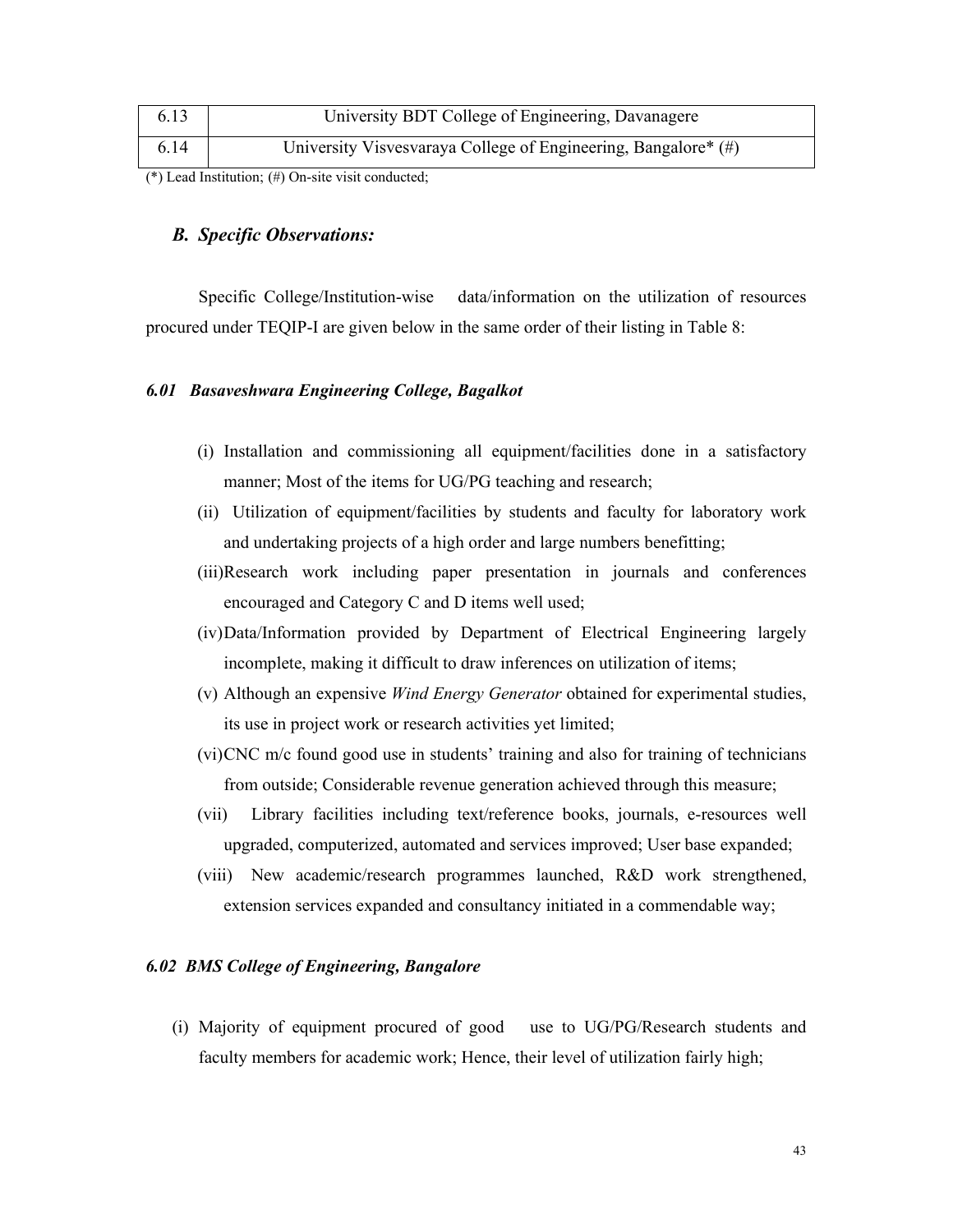| 6.13 | University BDT College of Engineering, Davanagere |
|---|---|
| 6.14 | University Visvesvaraya College of Engineering, Bangalore* (#) |

(*) Lead Institution; (#) On-site visit conducted;

### *B. Specific Observations:*

Specific College/Institution-wise data/information on the utilization of resources procured under TEQIP-I are given below in the same order of their listing in Table 8:

#### *6.01 Basaveshwara Engineering College, Bagalkot*

(i) Installation and commissioning all equipment/facilities done in a satisfactory manner; Most of the items for UG/PG teaching and research;

(ii) Utilization of equipment/facilities by students and faculty for laboratory work and undertaking projects of a high order and large numbers benefitting;

(iii) Research work including paper presentation in journals and conferences encouraged and Category C and D items well used;

(iv) Data/Information provided by Department of Electrical Engineering largely incomplete, making it difficult to draw inferences on utilization of items;

(v) Although an expensive *Wind Energy Generator* obtained for experimental studies, its use in project work or research activities yet limited;

(vi) CNC m/c found good use in students' training and also for training of technicians from outside; Considerable revenue generation achieved through this measure;

(vii) Library facilities including text/reference books, journals, e-resources well upgraded, computerized, automated and services improved; User base expanded;

(viii) New academic/research programmes launched, R&D work strengthened, extension services expanded and consultancy initiated in a commendable way;

#### *6.02 BMS College of Engineering, Bangalore*

(i) Majority of equipment procured of good use to UG/PG/Research students and faculty members for academic work; Hence, their level of utilization fairly high;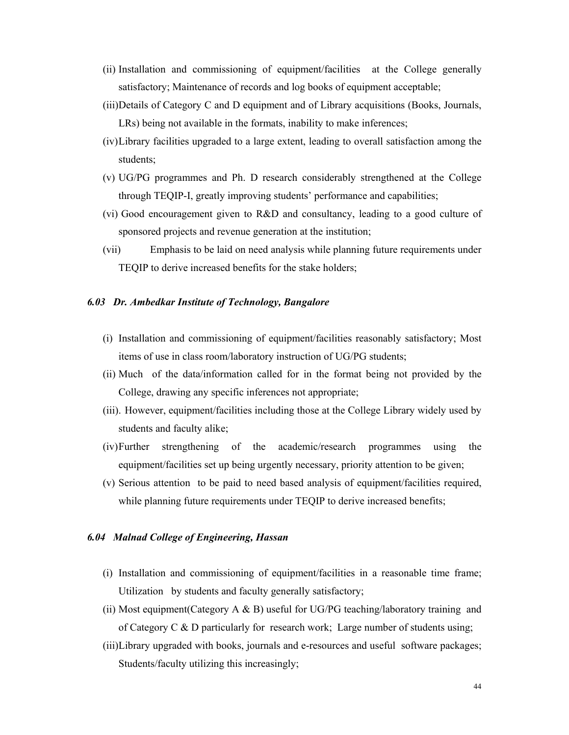(ii) Installation and commissioning of equipment/facilities at the College generally satisfactory; Maintenance of records and log books of equipment acceptable;

(iii) Details of Category C and D equipment and of Library acquisitions (Books, Journals, LRs) being not available in the formats, inability to make inferences;

(iv) Library facilities upgraded to a large extent, leading to overall satisfaction among the students;

(v) UG/PG programmes and Ph. D research considerably strengthened at the College through TEQIP-I, greatly improving students' performance and capabilities;

(vi) Good encouragement given to R&D and consultancy, leading to a good culture of sponsored projects and revenue generation at the institution;

(vii) Emphasis to be laid on need analysis while planning future requirements under TEQIP to derive increased benefits for the stake holders;

### *6.03 Dr. Ambedkar Institute of Technology, Bangalore*

(i) Installation and commissioning of equipment/facilities reasonably satisfactory; Most items of use in class room/laboratory instruction of UG/PG students;

(ii) Much of the data/information called for in the format being not provided by the College, drawing any specific inferences not appropriate;

(iii). However, equipment/facilities including those at the College Library widely used by students and faculty alike;

(iv) Further strengthening of the academic/research programmes using the equipment/facilities set up being urgently necessary, priority attention to be given;

(v) Serious attention to be paid to need based analysis of equipment/facilities required, while planning future requirements under TEQIP to derive increased benefits;

### *6.04 Malnad College of Engineering, Hassan*

(i) Installation and commissioning of equipment/facilities in a reasonable time frame; Utilization by students and faculty generally satisfactory;

(ii) Most equipment(Category A & B) useful for UG/PG teaching/laboratory training and of Category C & D particularly for research work; Large number of students using;

(iii) Library upgraded with books, journals and e-resources and useful software packages; Students/faculty utilizing this increasingly;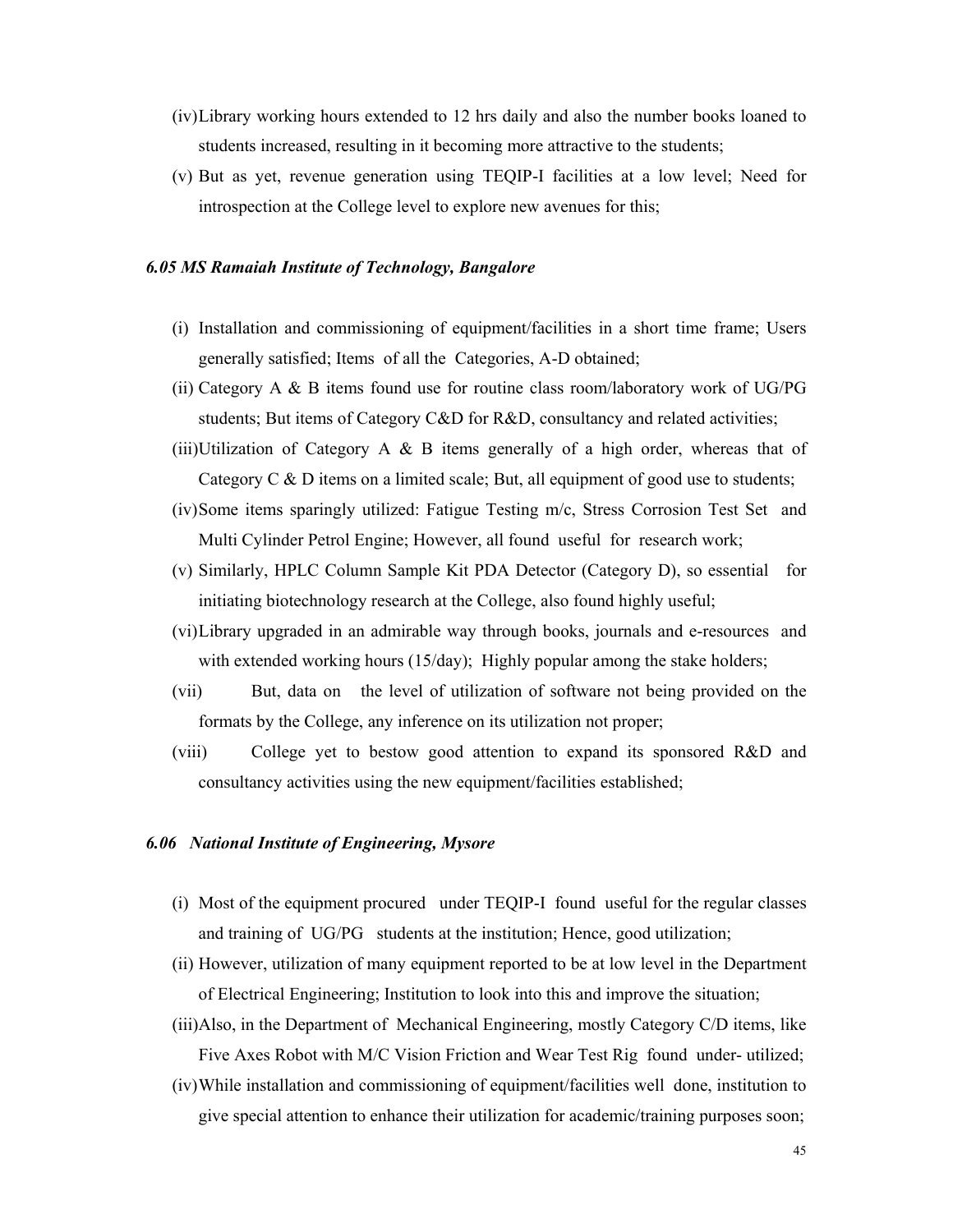(iv) Library working hours extended to 12 hrs daily and also the number books loaned to students increased, resulting in it becoming more attractive to the students;

(v) But as yet, revenue generation using TEQIP-I facilities at a low level; Need for introspection at the College level to explore new avenues for this;

### *6.05 MS Ramaiah Institute of Technology, Bangalore*

(i) Installation and commissioning of equipment/facilities in a short time frame; Users generally satisfied; Items of all the Categories, A-D obtained;

(ii) Category A & B items found use for routine class room/laboratory work of UG/PG students; But items of Category C&D for R&D, consultancy and related activities;

(iii) Utilization of Category A & B items generally of a high order, whereas that of Category C & D items on a limited scale; But, all equipment of good use to students;

(iv) Some items sparingly utilized: Fatigue Testing m/c, Stress Corrosion Test Set and Multi Cylinder Petrol Engine; However, all found useful for research work;

(v) Similarly, HPLC Column Sample Kit PDA Detector (Category D), so essential for initiating biotechnology research at the College, also found highly useful;

(vi) Library upgraded in an admirable way through books, journals and e-resources and with extended working hours (15/day); Highly popular among the stake holders;

(vii) But, data on the level of utilization of software not being provided on the formats by the College, any inference on its utilization not proper;

(viii) College yet to bestow good attention to expand its sponsored R&D and consultancy activities using the new equipment/facilities established;

### *6.06 National Institute of Engineering, Mysore*

(i) Most of the equipment procured under TEQIP-I found useful for the regular classes and training of UG/PG students at the institution; Hence, good utilization;

(ii) However, utilization of many equipment reported to be at low level in the Department of Electrical Engineering; Institution to look into this and improve the situation;

(iii) Also, in the Department of Mechanical Engineering, mostly Category C/D items, like Five Axes Robot with M/C Vision Friction and Wear Test Rig found under- utilized;

(iv) While installation and commissioning of equipment/facilities well done, institution to give special attention to enhance their utilization for academic/training purposes soon;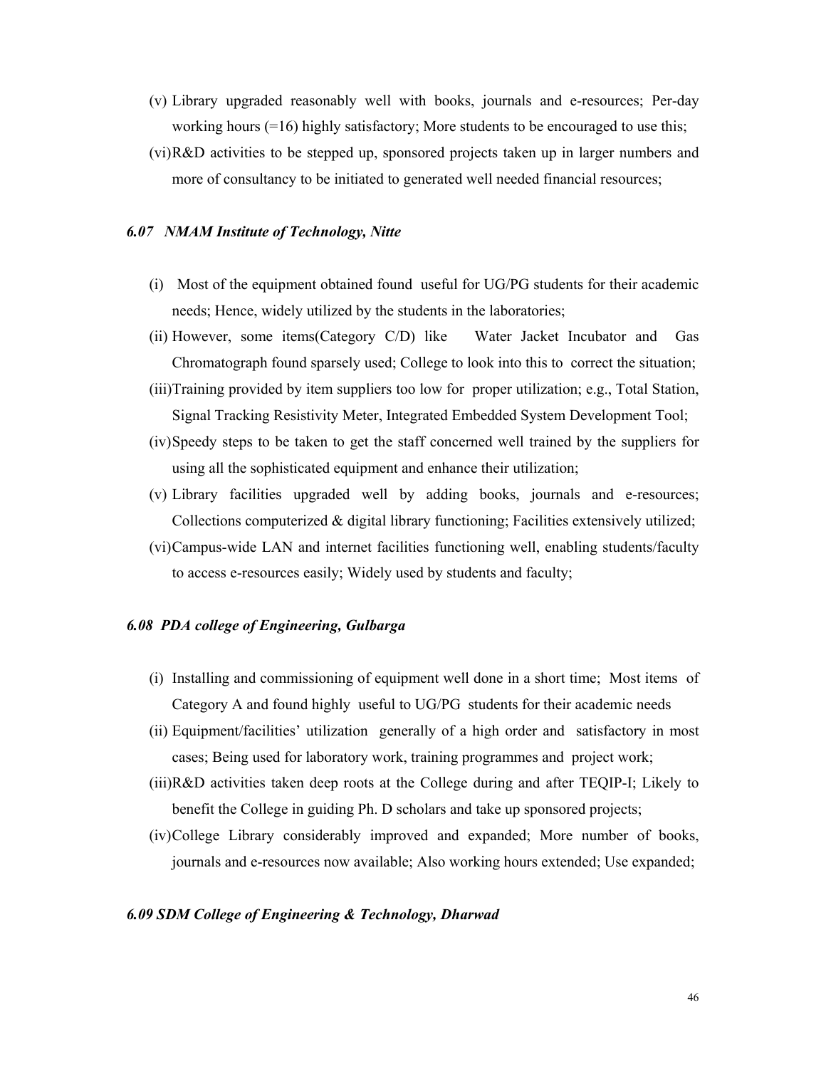(v) Library upgraded reasonably well with books, journals and e-resources; Per-day working hours (=16) highly satisfactory; More students to be encouraged to use this;

(vi) R&D activities to be stepped up, sponsored projects taken up in larger numbers and more of consultancy to be initiated to generated well needed financial resources;

### *6.07 NMAM Institute of Technology, Nitte*

(i) Most of the equipment obtained found useful for UG/PG students for their academic needs; Hence, widely utilized by the students in the laboratories;

(ii) However, some items(Category C/D) like Water Jacket Incubator and Gas Chromatograph found sparsely used; College to look into this to correct the situation;

(iii) Training provided by item suppliers too low for proper utilization; e.g., Total Station, Signal Tracking Resistivity Meter, Integrated Embedded System Development Tool;

(iv) Speedy steps to be taken to get the staff concerned well trained by the suppliers for using all the sophisticated equipment and enhance their utilization;

(v) Library facilities upgraded well by adding books, journals and e-resources; Collections computerized & digital library functioning; Facilities extensively utilized;

(vi) Campus-wide LAN and internet facilities functioning well, enabling students/faculty to access e-resources easily; Widely used by students and faculty;

### *6.08 PDA college of Engineering, Gulbarga*

(i) Installing and commissioning of equipment well done in a short time; Most items of Category A and found highly useful to UG/PG students for their academic needs

(ii) Equipment/facilities' utilization generally of a high order and satisfactory in most cases; Being used for laboratory work, training programmes and project work;

(iii) R&D activities taken deep roots at the College during and after TEQIP-I; Likely to benefit the College in guiding Ph. D scholars and take up sponsored projects;

(iv) College Library considerably improved and expanded; More number of books, journals and e-resources now available; Also working hours extended; Use expanded;

### *6.09 SDM College of Engineering & Technology, Dharwad*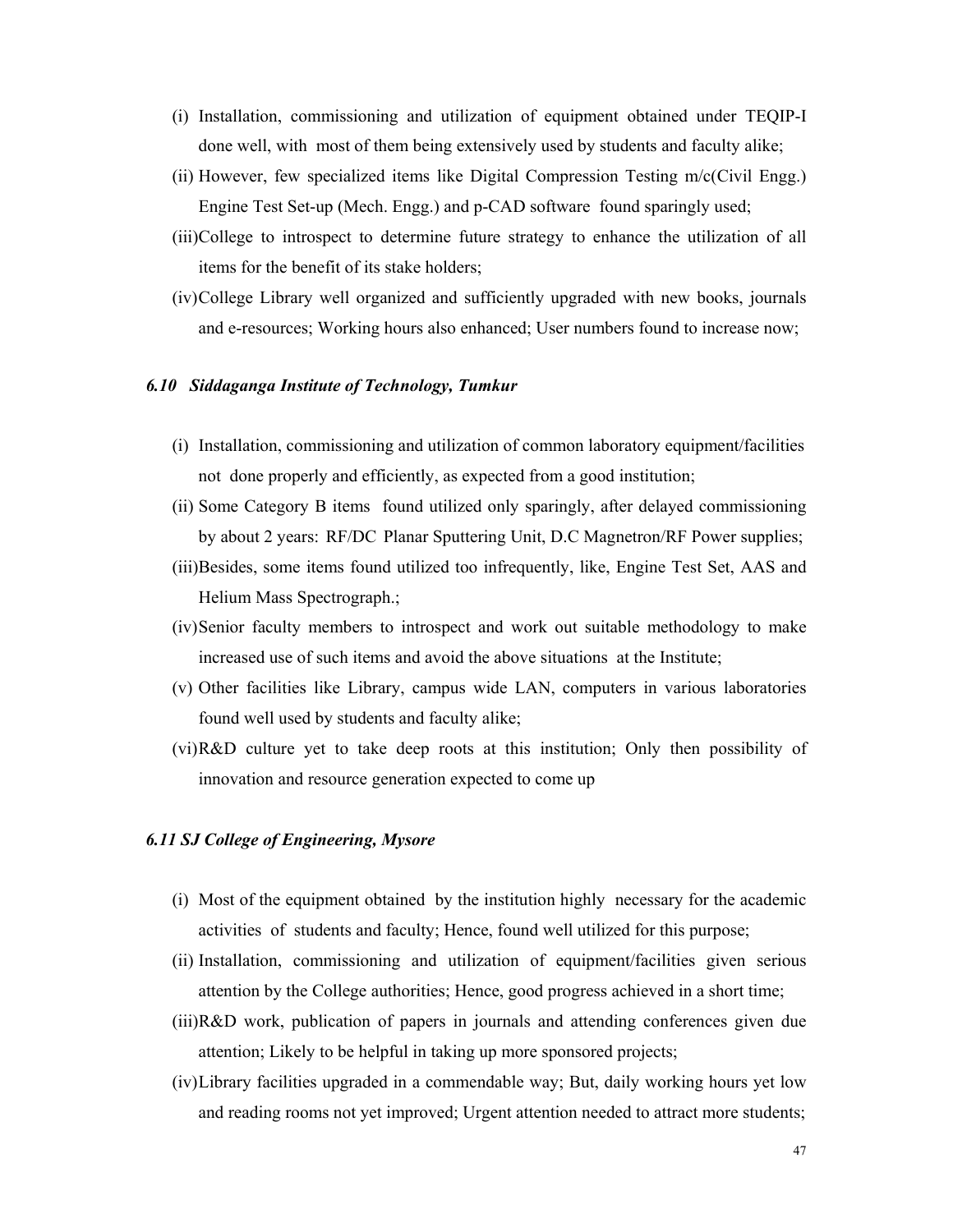(i) Installation, commissioning and utilization of equipment obtained under TEQIP-I done well, with most of them being extensively used by students and faculty alike;

(ii) However, few specialized items like Digital Compression Testing m/c(Civil Engg.) Engine Test Set-up (Mech. Engg.) and p-CAD software found sparingly used;

(iii) College to introspect to determine future strategy to enhance the utilization of all items for the benefit of its stake holders;

(iv) College Library well organized and sufficiently upgraded with new books, journals and e-resources; Working hours also enhanced; User numbers found to increase now;

### *6.10 Siddaganga Institute of Technology, Tumkur*

(i) Installation, commissioning and utilization of common laboratory equipment/facilities not done properly and efficiently, as expected from a good institution;

(ii) Some Category B items found utilized only sparingly, after delayed commissioning by about 2 years: RF/DC Planar Sputtering Unit, D.C Magnetron/RF Power supplies;

(iii) Besides, some items found utilized too infrequently, like, Engine Test Set, AAS and Helium Mass Spectrograph.;

(iv) Senior faculty members to introspect and work out suitable methodology to make increased use of such items and avoid the above situations at the Institute;

(v) Other facilities like Library, campus wide LAN, computers in various laboratories found well used by students and faculty alike;

(vi) R&D culture yet to take deep roots at this institution; Only then possibility of innovation and resource generation expected to come up

### *6.11 SJ College of Engineering, Mysore*

(i) Most of the equipment obtained by the institution highly necessary for the academic activities of students and faculty; Hence, found well utilized for this purpose;

(ii) Installation, commissioning and utilization of equipment/facilities given serious attention by the College authorities; Hence, good progress achieved in a short time;

(iii) R&D work, publication of papers in journals and attending conferences given due attention; Likely to be helpful in taking up more sponsored projects;

(iv) Library facilities upgraded in a commendable way; But, daily working hours yet low and reading rooms not yet improved; Urgent attention needed to attract more students;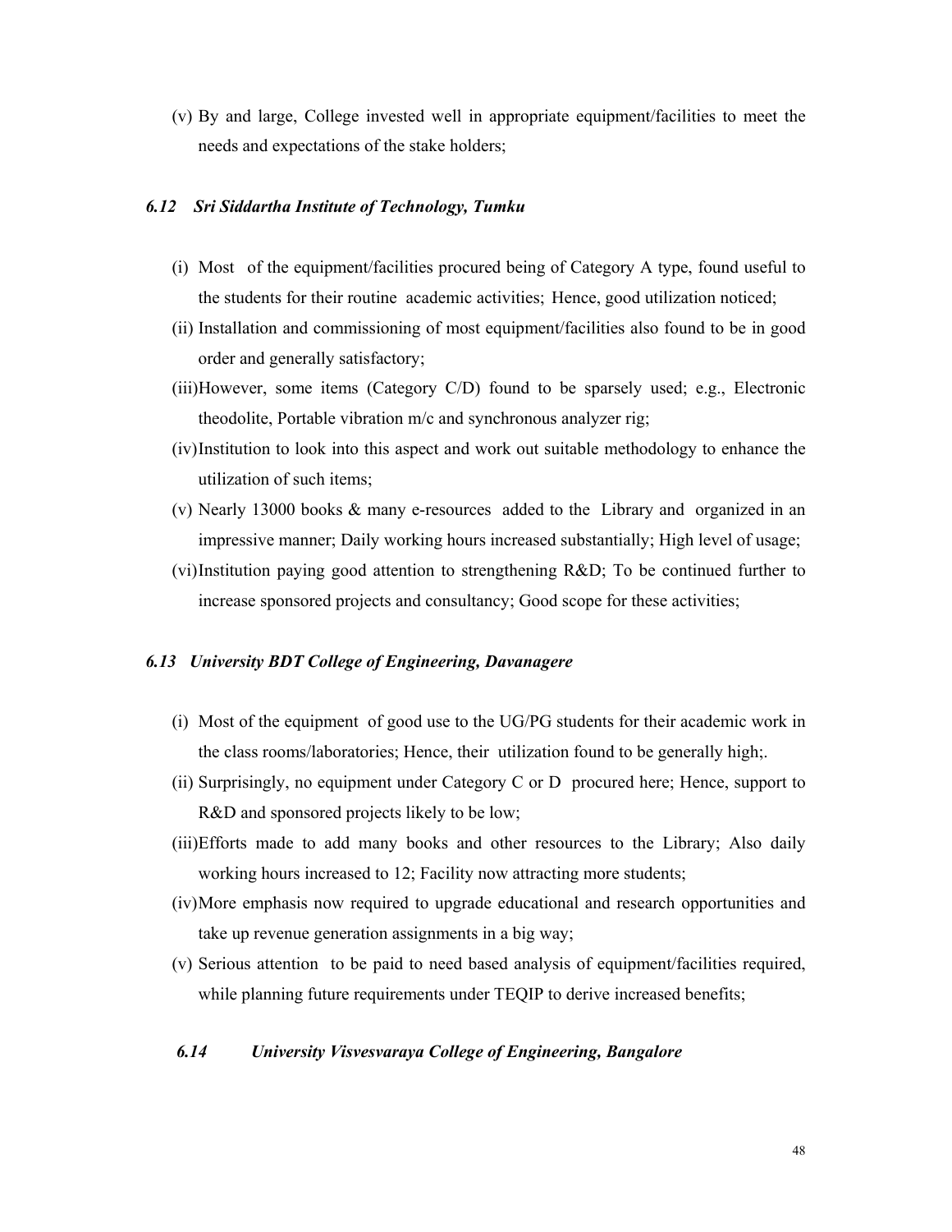(v) By and large, College invested well in appropriate equipment/facilities to meet the needs and expectations of the stake holders;

### *6.12 Sri Siddartha Institute of Technology, Tumku*

(i) Most of the equipment/facilities procured being of Category A type, found useful to the students for their routine academic activities; Hence, good utilization noticed;

(ii) Installation and commissioning of most equipment/facilities also found to be in good order and generally satisfactory;

(iii) However, some items (Category C/D) found to be sparsely used; e.g., Electronic theodolite, Portable vibration m/c and synchronous analyzer rig;

(iv) Institution to look into this aspect and work out suitable methodology to enhance the utilization of such items;

(v) Nearly 13000 books & many e-resources added to the Library and organized in an impressive manner; Daily working hours increased substantially; High level of usage;

(vi) Institution paying good attention to strengthening R&D; To be continued further to increase sponsored projects and consultancy; Good scope for these activities;

### *6.13 University BDT College of Engineering, Davanagere*

(i) Most of the equipment of good use to the UG/PG students for their academic work in the class rooms/laboratories; Hence, their utilization found to be generally high;.

(ii) Surprisingly, no equipment under Category C or D procured here; Hence, support to R&D and sponsored projects likely to be low;

(iii) Efforts made to add many books and other resources to the Library; Also daily working hours increased to 12; Facility now attracting more students;

(iv) More emphasis now required to upgrade educational and research opportunities and take up revenue generation assignments in a big way;

(v) Serious attention to be paid to need based analysis of equipment/facilities required, while planning future requirements under TEQIP to derive increased benefits;

### *6.14 University Visvesvaraya College of Engineering, Bangalore*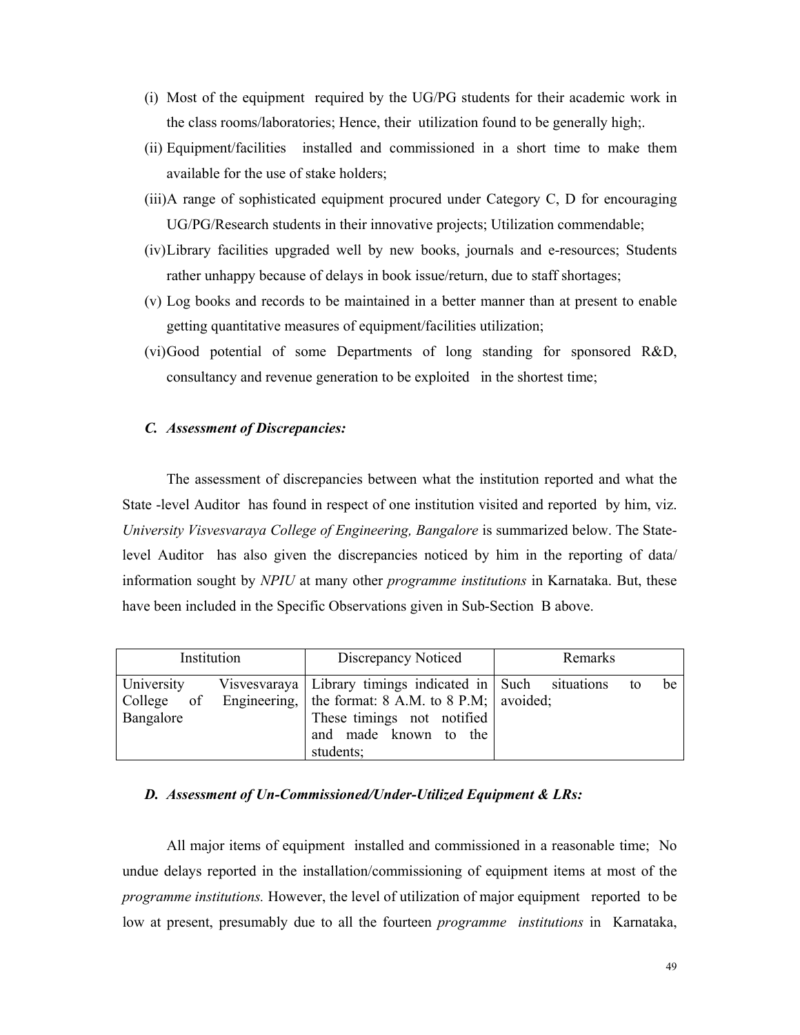(i) Most of the equipment required by the UG/PG students for their academic work in the class rooms/laboratories; Hence, their utilization found to be generally high;.

(ii) Equipment/facilities installed and commissioned in a short time to make them available for the use of stake holders;

(iii) A range of sophisticated equipment procured under Category C, D for encouraging UG/PG/Research students in their innovative projects; Utilization commendable;

(iv) Library facilities upgraded well by new books, journals and e-resources; Students rather unhappy because of delays in book issue/return, due to staff shortages;

(v) Log books and records to be maintained in a better manner than at present to enable getting quantitative measures of equipment/facilities utilization;

(vi) Good potential of some Departments of long standing for sponsored R&D, consultancy and revenue generation to be exploited in the shortest time;

### *C. Assessment of Discrepancies:*

The assessment of discrepancies between what the institution reported and what the State -level Auditor has found in respect of one institution visited and reported by him, viz. *University Visvesvaraya College of Engineering, Bangalore* is summarized below. The State-level Auditor has also given the discrepancies noticed by him in the reporting of data/ information sought by *NPIU* at many other *programme institutions* in Karnataka. But, these have been included in the Specific Observations given in Sub-Section B above.

| Institution | Discrepancy Noticed | Remarks |
|---|---|---|
| University Visvesvaraya College of Engineering, Bangalore | Library timings indicated in the format: 8 A.M. to 8 P.M; These timings not notified and made known to the students; | Such situations to be avoided; |

### *D. Assessment of Un-Commissioned/Under-Utilized Equipment & LRs:*

All major items of equipment installed and commissioned in a reasonable time; No undue delays reported in the installation/commissioning of equipment items at most of the *programme institutions.* However, the level of utilization of major equipment reported to be low at present, presumably due to all the fourteen *programme institutions* in Karnataka,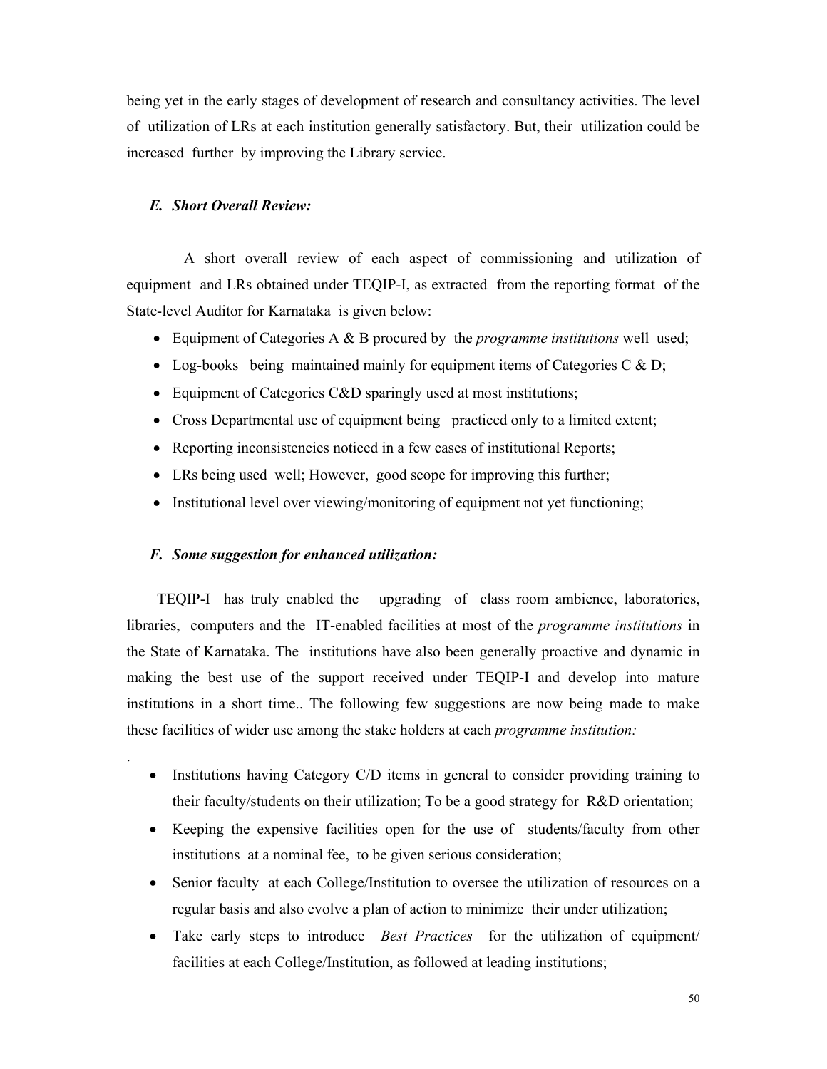being yet in the early stages of development of research and consultancy activities. The level of utilization of LRs at each institution generally satisfactory. But, their utilization could be increased further by improving the Library service.

### *E. Short Overall Review:*

A short overall review of each aspect of commissioning and utilization of equipment and LRs obtained under TEQIP-I, as extracted from the reporting format of the State-level Auditor for Karnataka is given below:

- Equipment of Categories A & B procured by the *programme institutions* well used;
- Log-books being maintained mainly for equipment items of Categories C & D;
- Equipment of Categories C&D sparingly used at most institutions;
- Cross Departmental use of equipment being practiced only to a limited extent;
- Reporting inconsistencies noticed in a few cases of institutional Reports;
- LRs being used well; However, good scope for improving this further;
- Institutional level over viewing/monitoring of equipment not yet functioning;

### *F. Some suggestion for enhanced utilization:*

TEQIP-I has truly enabled the upgrading of class room ambience, laboratories, libraries, computers and the IT-enabled facilities at most of the *programme institutions* in the State of Karnataka. The institutions have also been generally proactive and dynamic in making the best use of the support received under TEQIP-I and develop into mature institutions in a short time.. The following few suggestions are now being made to make these facilities of wider use among the stake holders at each *programme institution:*

.

- Institutions having Category C/D items in general to consider providing training to their faculty/students on their utilization; To be a good strategy for R&D orientation;
- Keeping the expensive facilities open for the use of students/faculty from other institutions at a nominal fee, to be given serious consideration;
- Senior faculty at each College/Institution to oversee the utilization of resources on a regular basis and also evolve a plan of action to minimize their under utilization;
- Take early steps to introduce *Best Practices* for the utilization of equipment/ facilities at each College/Institution, as followed at leading institutions;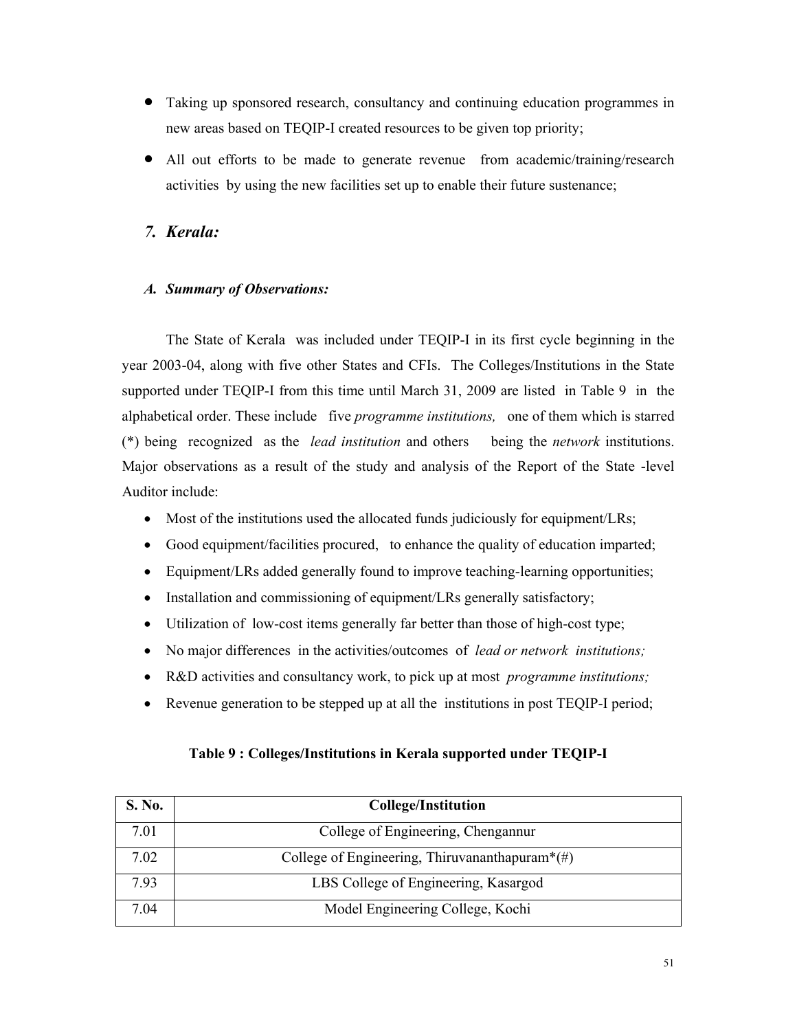- Taking up sponsored research, consultancy and continuing education programmes in new areas based on TEQIP-I created resources to be given top priority;
- All out efforts to be made to generate revenue from academic/training/research activities by using the new facilities set up to enable their future sustenance;

## *7. Kerala:*

### *A. Summary of Observations:*

The State of Kerala was included under TEQIP-I in its first cycle beginning in the year 2003-04, along with five other States and CFIs. The Colleges/Institutions in the State supported under TEQIP-I from this time until March 31, 2009 are listed in Table 9 in the alphabetical order. These include five *programme institutions,* one of them which is starred (*) being recognized as the *lead institution* and others being the *network* institutions. Major observations as a result of the study and analysis of the Report of the State -level Auditor include:

- Most of the institutions used the allocated funds judiciously for equipment/LRs;
- Good equipment/facilities procured, to enhance the quality of education imparted;
- Equipment/LRs added generally found to improve teaching-learning opportunities;
- Installation and commissioning of equipment/LRs generally satisfactory;
- Utilization of low-cost items generally far better than those of high-cost type;
- No major differences in the activities/outcomes of *lead or network institutions;*
- R&D activities and consultancy work, to pick up at most *programme institutions;*
- Revenue generation to be stepped up at all the institutions in post TEQIP-I period;

**Table 9 : Colleges/Institutions in Kerala supported under TEQIP-I**

| S. No. | College/Institution |
|---|---|
| 7.01 | College of Engineering, Chengannur |
| 7.02 | College of Engineering, Thiruvananthapuram*(#) |
| 7.93 | LBS College of Engineering, Kasargod |
| 7.04 | Model Engineering College, Kochi |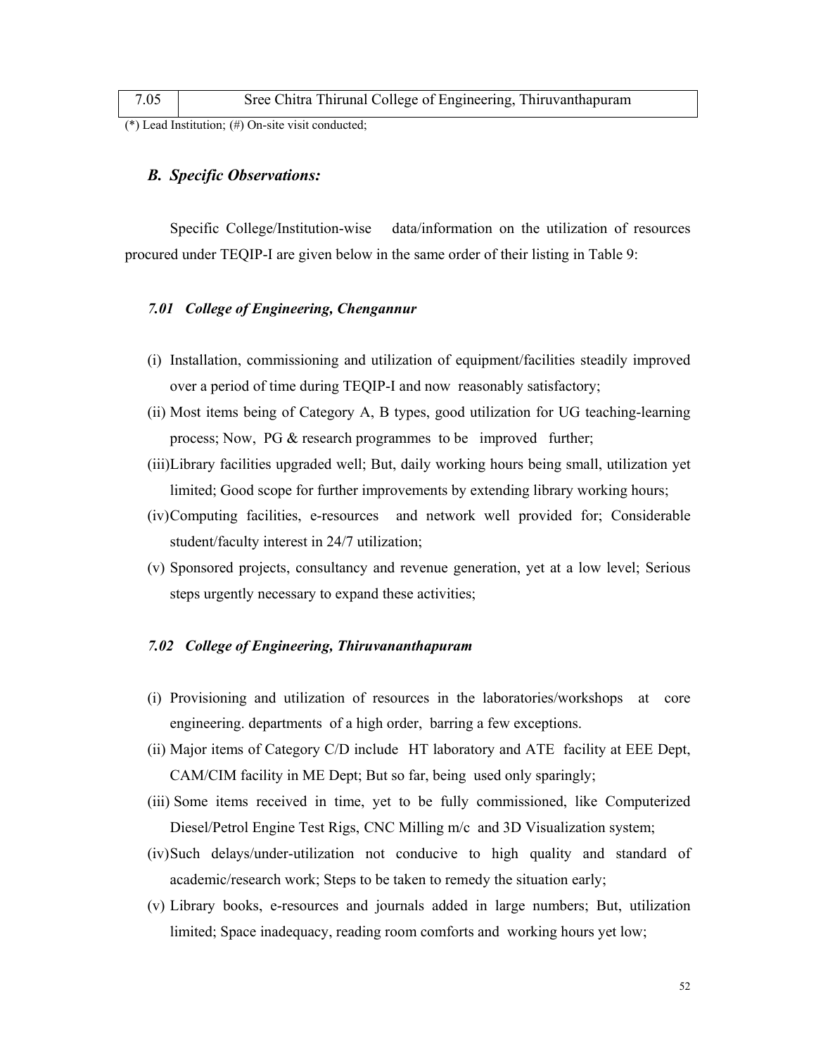| 7.05 | Sree Chitra Thirunal College of Engineering, Thiruvanthapuram |
|---|---|

(*) Lead Institution; (#) On-site visit conducted;

### *B. Specific Observations:*

Specific College/Institution-wise data/information on the utilization of resources procured under TEQIP-I are given below in the same order of their listing in Table 9:

#### *7.01 College of Engineering, Chengannur*

(i) Installation, commissioning and utilization of equipment/facilities steadily improved over a period of time during TEQIP-I and now reasonably satisfactory;

(ii) Most items being of Category A, B types, good utilization for UG teaching-learning process; Now, PG & research programmes to be improved further;

(iii) Library facilities upgraded well; But, daily working hours being small, utilization yet limited; Good scope for further improvements by extending library working hours;

(iv) Computing facilities, e-resources and network well provided for; Considerable student/faculty interest in 24/7 utilization;

(v) Sponsored projects, consultancy and revenue generation, yet at a low level; Serious steps urgently necessary to expand these activities;

#### *7.02 College of Engineering, Thiruvananthapuram*

(i) Provisioning and utilization of resources in the laboratories/workshops at core engineering. departments of a high order, barring a few exceptions.

(ii) Major items of Category C/D include HT laboratory and ATE facility at EEE Dept, CAM/CIM facility in ME Dept; But so far, being used only sparingly;

(iii) Some items received in time, yet to be fully commissioned, like Computerized Diesel/Petrol Engine Test Rigs, CNC Milling m/c and 3D Visualization system;

(iv) Such delays/under-utilization not conducive to high quality and standard of academic/research work; Steps to be taken to remedy the situation early;

(v) Library books, e-resources and journals added in large numbers; But, utilization limited; Space inadequacy, reading room comforts and working hours yet low;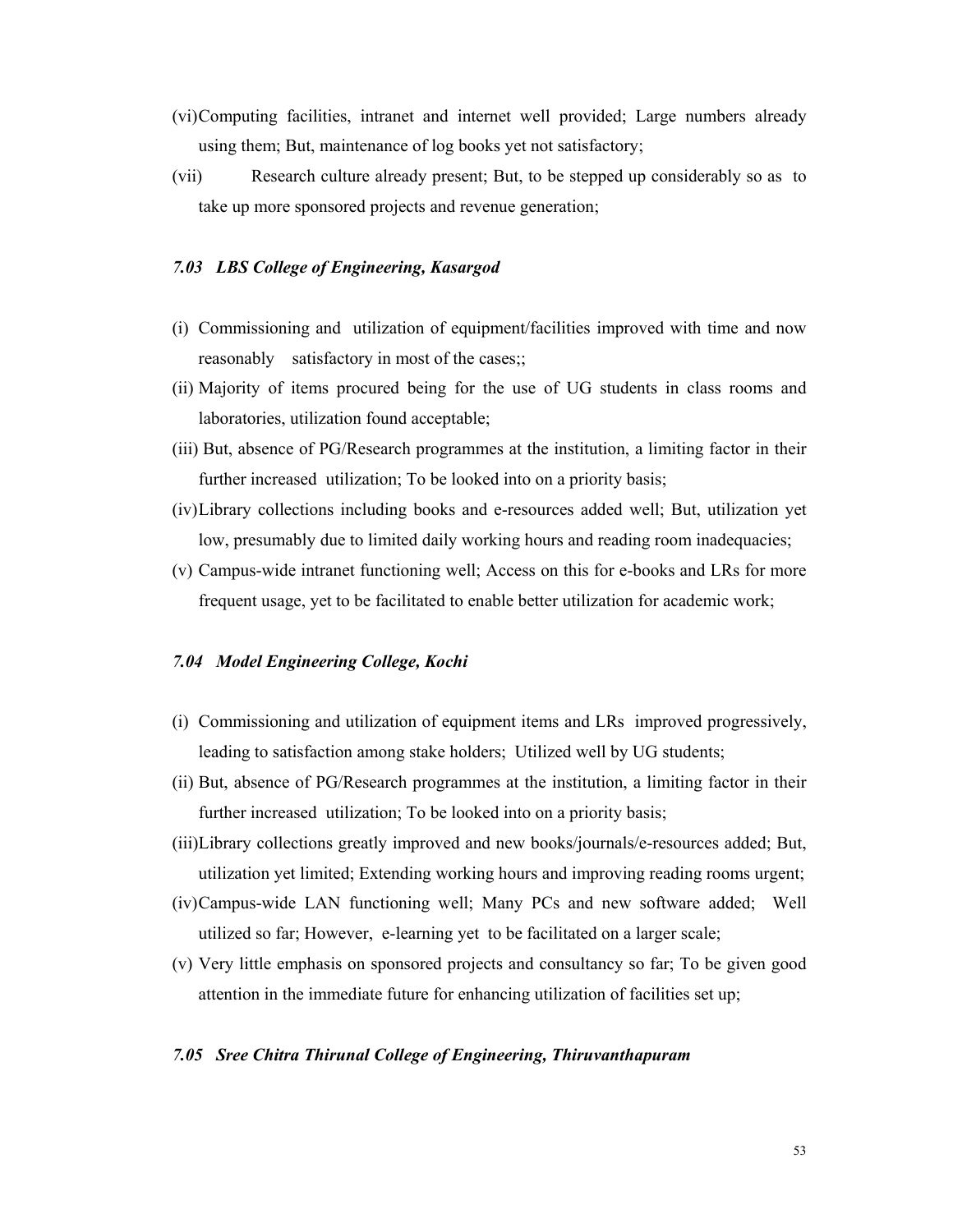(vi) Computing facilities, intranet and internet well provided; Large numbers already using them; But, maintenance of log books yet not satisfactory;

(vii) Research culture already present; But, to be stepped up considerably so as to take up more sponsored projects and revenue generation;

### *7.03 LBS College of Engineering, Kasargod*

(i) Commissioning and utilization of equipment/facilities improved with time and now reasonably satisfactory in most of the cases;;

(ii) Majority of items procured being for the use of UG students in class rooms and laboratories, utilization found acceptable;

(iii) But, absence of PG/Research programmes at the institution, a limiting factor in their further increased utilization; To be looked into on a priority basis;

(iv) Library collections including books and e-resources added well; But, utilization yet low, presumably due to limited daily working hours and reading room inadequacies;

(v) Campus-wide intranet functioning well; Access on this for e-books and LRs for more frequent usage, yet to be facilitated to enable better utilization for academic work;

### *7.04 Model Engineering College, Kochi*

(i) Commissioning and utilization of equipment items and LRs improved progressively, leading to satisfaction among stake holders; Utilized well by UG students;

(ii) But, absence of PG/Research programmes at the institution, a limiting factor in their further increased utilization; To be looked into on a priority basis;

(iii) Library collections greatly improved and new books/journals/e-resources added; But, utilization yet limited; Extending working hours and improving reading rooms urgent;

(iv) Campus-wide LAN functioning well; Many PCs and new software added; Well utilized so far; However, e-learning yet to be facilitated on a larger scale;

(v) Very little emphasis on sponsored projects and consultancy so far; To be given good attention in the immediate future for enhancing utilization of facilities set up;

### *7.05 Sree Chitra Thirunal College of Engineering, Thiruvanthapuram*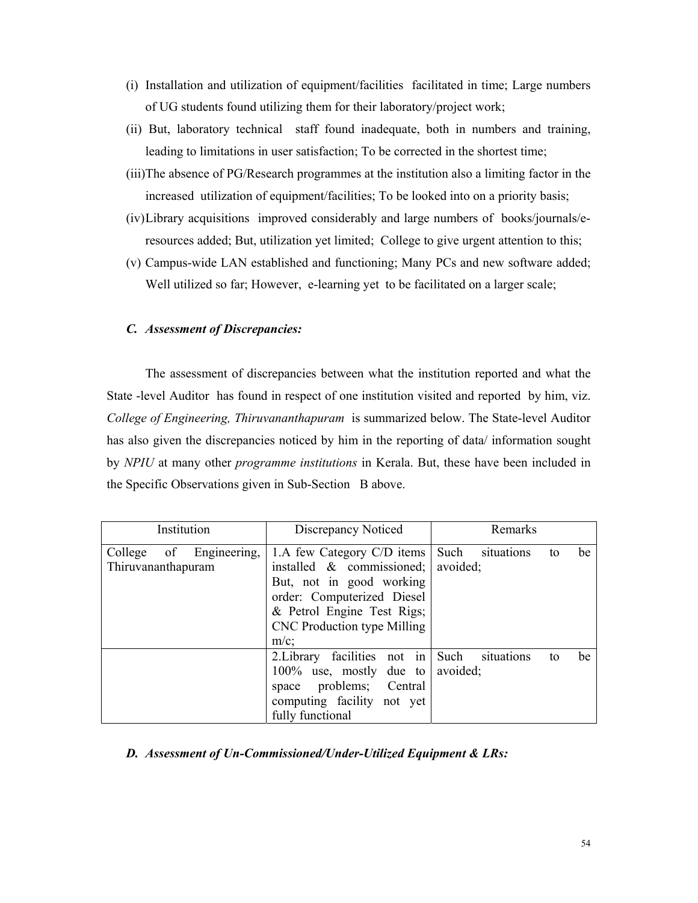(i) Installation and utilization of equipment/facilities facilitated in time; Large numbers of UG students found utilizing them for their laboratory/project work;

(ii) But, laboratory technical staff found inadequate, both in numbers and training, leading to limitations in user satisfaction; To be corrected in the shortest time;

(iii) The absence of PG/Research programmes at the institution also a limiting factor in the increased utilization of equipment/facilities; To be looked into on a priority basis;

(iv) Library acquisitions improved considerably and large numbers of books/journals/e-resources added; But, utilization yet limited; College to give urgent attention to this;

(v) Campus-wide LAN established and functioning; Many PCs and new software added; Well utilized so far; However, e-learning yet to be facilitated on a larger scale;

### *C. Assessment of Discrepancies:*

The assessment of discrepancies between what the institution reported and what the State -level Auditor has found in respect of one institution visited and reported by him, viz. *College of Engineering, Thiruvananthapuram* is summarized below. The State-level Auditor has also given the discrepancies noticed by him in the reporting of data/ information sought by *NPIU* at many other *programme institutions* in Kerala. But, these have been included in the Specific Observations given in Sub-Section B above.

| Institution | Discrepancy Noticed | Remarks |
|---|---|---|
| College of Engineering, Thiruvananthapuram | 1.A few Category C/D items installed & commissioned; But, not in good working order: Computerized Diesel & Petrol Engine Test Rigs; CNC Production type Milling m/c; | Such situations to be avoided; |
| | 2.Library facilities not in 100% use, mostly due to space problems; Central computing facility not yet fully functional | Such situations to be avoided; |

### *D. Assessment of Un-Commissioned/Under-Utilized Equipment & LRs:*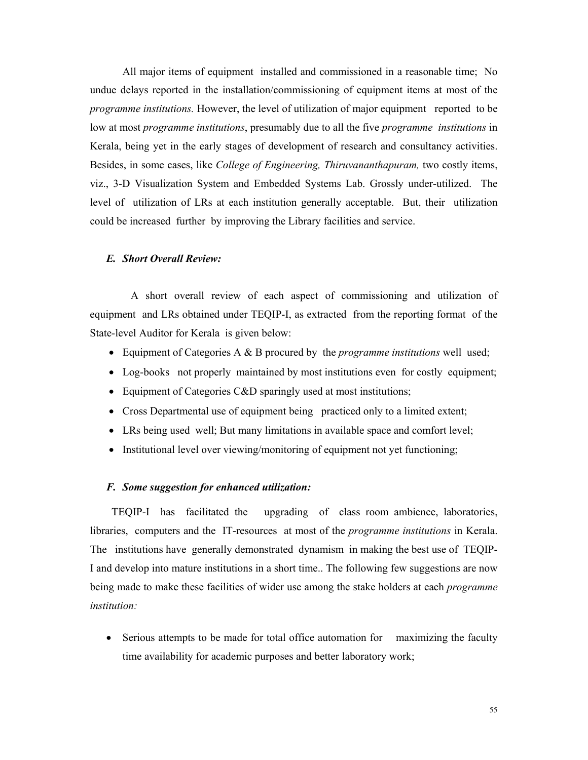All major items of equipment installed and commissioned in a reasonable time; No undue delays reported in the installation/commissioning of equipment items at most of the *programme institutions.* However, the level of utilization of major equipment reported to be low at most *programme institutions*, presumably due to all the five *programme institutions* in Kerala, being yet in the early stages of development of research and consultancy activities. Besides, in some cases, like *College of Engineering, Thiruvananthapuram,* two costly items, viz., 3-D Visualization System and Embedded Systems Lab. Grossly under-utilized. The level of utilization of LRs at each institution generally acceptable. But, their utilization could be increased further by improving the Library facilities and service.

***E. Short Overall Review:***

A short overall review of each aspect of commissioning and utilization of equipment and LRs obtained under TEQIP-I, as extracted from the reporting format of the State-level Auditor for Kerala is given below:

- Equipment of Categories A & B procured by the *programme institutions* well used;
- Log-books not properly maintained by most institutions even for costly equipment;
- Equipment of Categories C&D sparingly used at most institutions;
- Cross Departmental use of equipment being practiced only to a limited extent;
- LRs being used well; But many limitations in available space and comfort level;
- Institutional level over viewing/monitoring of equipment not yet functioning;

***F. Some suggestion for enhanced utilization:***

TEQIP-I has facilitated the upgrading of class room ambience, laboratories, libraries, computers and the IT-resources at most of the *programme institutions* in Kerala. The institutions have generally demonstrated dynamism in making the best use of TEQIP-I and develop into mature institutions in a short time.. The following few suggestions are now being made to make these facilities of wider use among the stake holders at each *programme institution:*

- Serious attempts to be made for total office automation for maximizing the faculty time availability for academic purposes and better laboratory work;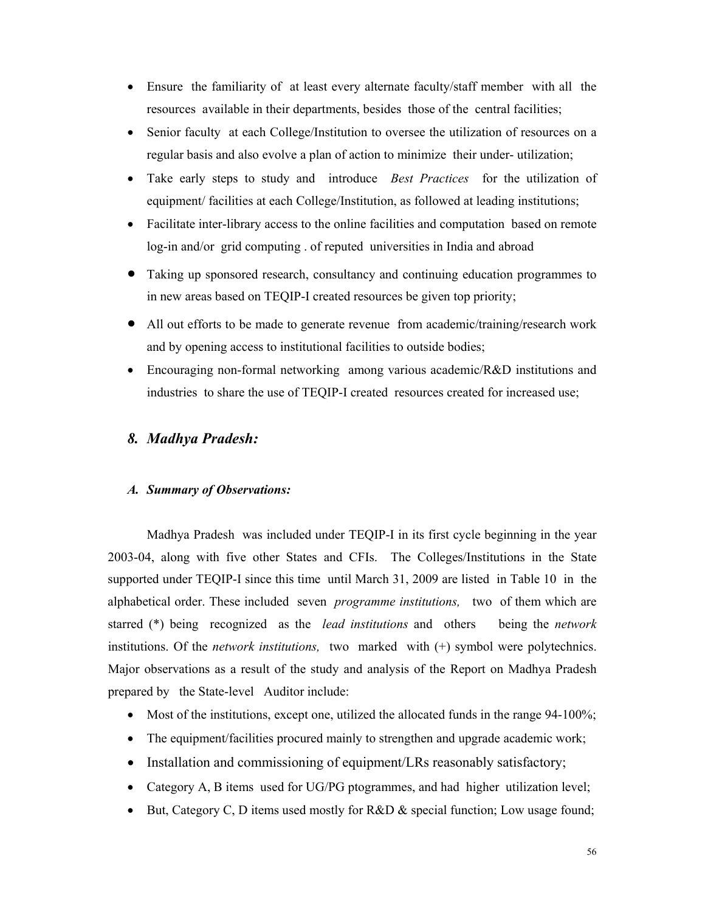- Ensure the familiarity of at least every alternate faculty/staff member with all the resources available in their departments, besides those of the central facilities;
- Senior faculty at each College/Institution to oversee the utilization of resources on a regular basis and also evolve a plan of action to minimize their under- utilization;
- Take early steps to study and introduce *Best Practices* for the utilization of equipment/ facilities at each College/Institution, as followed at leading institutions;
- Facilitate inter-library access to the online facilities and computation based on remote log-in and/or grid computing . of reputed universities in India and abroad
- Taking up sponsored research, consultancy and continuing education programmes to in new areas based on TEQIP-I created resources be given top priority;
- All out efforts to be made to generate revenue from academic/training/research work and by opening access to institutional facilities to outside bodies;
- Encouraging non-formal networking among various academic/R&D institutions and industries to share the use of TEQIP-I created resources created for increased use;

## *8. Madhya Pradesh:*

### *A. Summary of Observations:*

Madhya Pradesh was included under TEQIP-I in its first cycle beginning in the year 2003-04, along with five other States and CFIs. The Colleges/Institutions in the State supported under TEQIP-I since this time until March 31, 2009 are listed in Table 10 in the alphabetical order. These included seven *programme institutions,* two of them which are starred (*) being recognized as the *lead institutions* and others being the *network* institutions. Of the *network institutions,* two marked with (+) symbol were polytechnics. Major observations as a result of the study and analysis of the Report on Madhya Pradesh prepared by the State-level Auditor include:

- Most of the institutions, except one, utilized the allocated funds in the range 94-100%;
- The equipment/facilities procured mainly to strengthen and upgrade academic work;
- Installation and commissioning of equipment/LRs reasonably satisfactory;
- Category A, B items used for UG/PG ptogrammes, and had higher utilization level;
- But, Category C, D items used mostly for R&D & special function; Low usage found;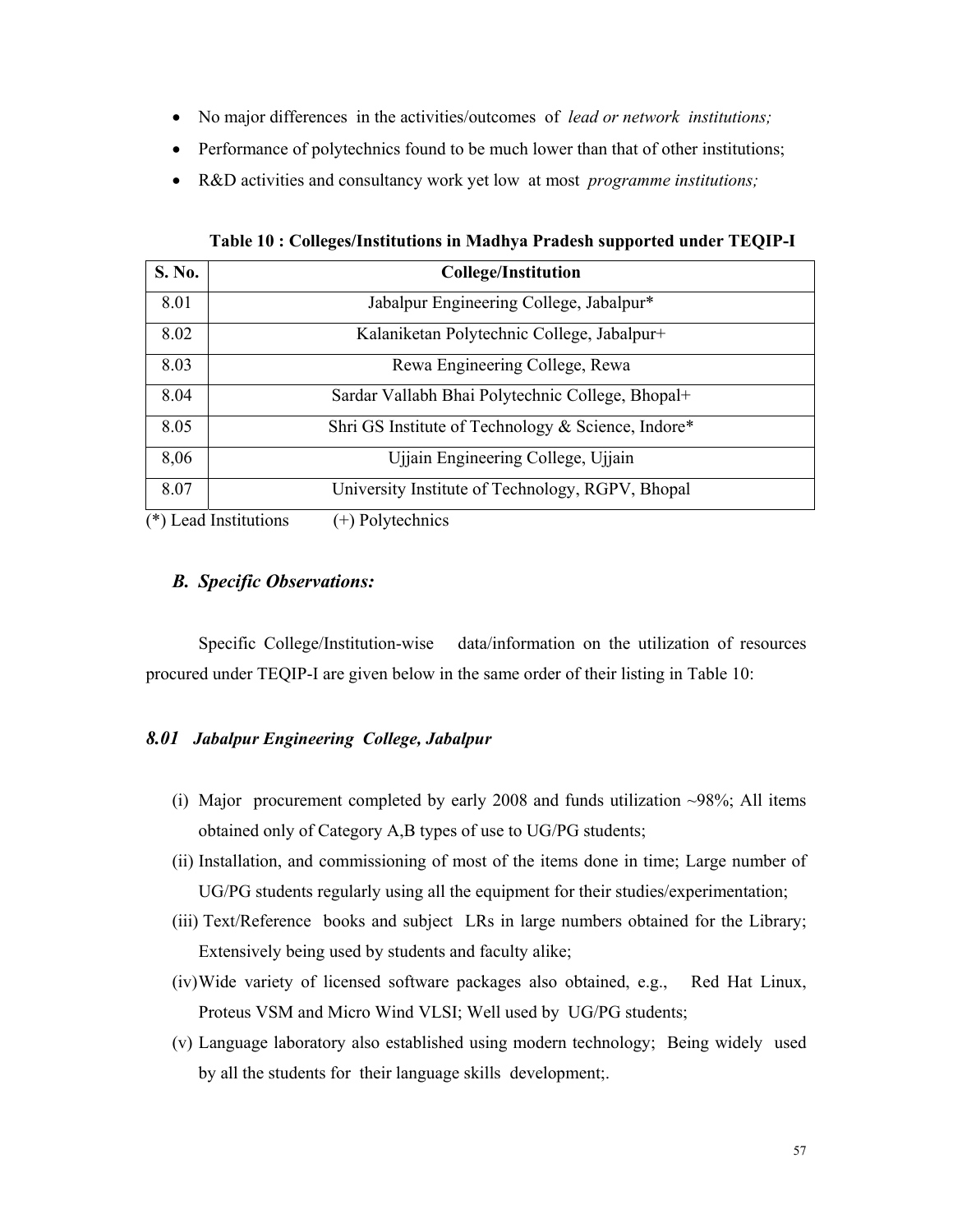- No major differences in the activities/outcomes of *lead or network institutions;*
- Performance of polytechnics found to be much lower than that of other institutions;
- R&D activities and consultancy work yet low at most *programme institutions;*

**Table 10 : Colleges/Institutions in Madhya Pradesh supported under TEQIP-I**

| S. No. | College/Institution |
|---|---|
| 8.01 | Jabalpur Engineering College, Jabalpur* |
| 8.02 | Kalaniketan Polytechnic College, Jabalpur+ |
| 8.03 | Rewa Engineering College, Rewa |
| 8.04 | Sardar Vallabh Bhai Polytechnic College, Bhopal+ |
| 8.05 | Shri GS Institute of Technology & Science, Indore* |
| 8,06 | Ujjain Engineering College, Ujjain |
| 8.07 | University Institute of Technology, RGPV, Bhopal |

(*) Lead Institutions (+) Polytechnics

### *B. Specific Observations:*

Specific College/Institution-wise data/information on the utilization of resources procured under TEQIP-I are given below in the same order of their listing in Table 10:

#### *8.01 Jabalpur Engineering College, Jabalpur*

(i) Major procurement completed by early 2008 and funds utilization ~98%; All items obtained only of Category A,B types of use to UG/PG students;

(ii) Installation, and commissioning of most of the items done in time; Large number of UG/PG students regularly using all the equipment for their studies/experimentation;

(iii) Text/Reference books and subject LRs in large numbers obtained for the Library; Extensively being used by students and faculty alike;

(iv) Wide variety of licensed software packages also obtained, e.g., Red Hat Linux, Proteus VSM and Micro Wind VLSI; Well used by UG/PG students;

(v) Language laboratory also established using modern technology; Being widely used by all the students for their language skills development;.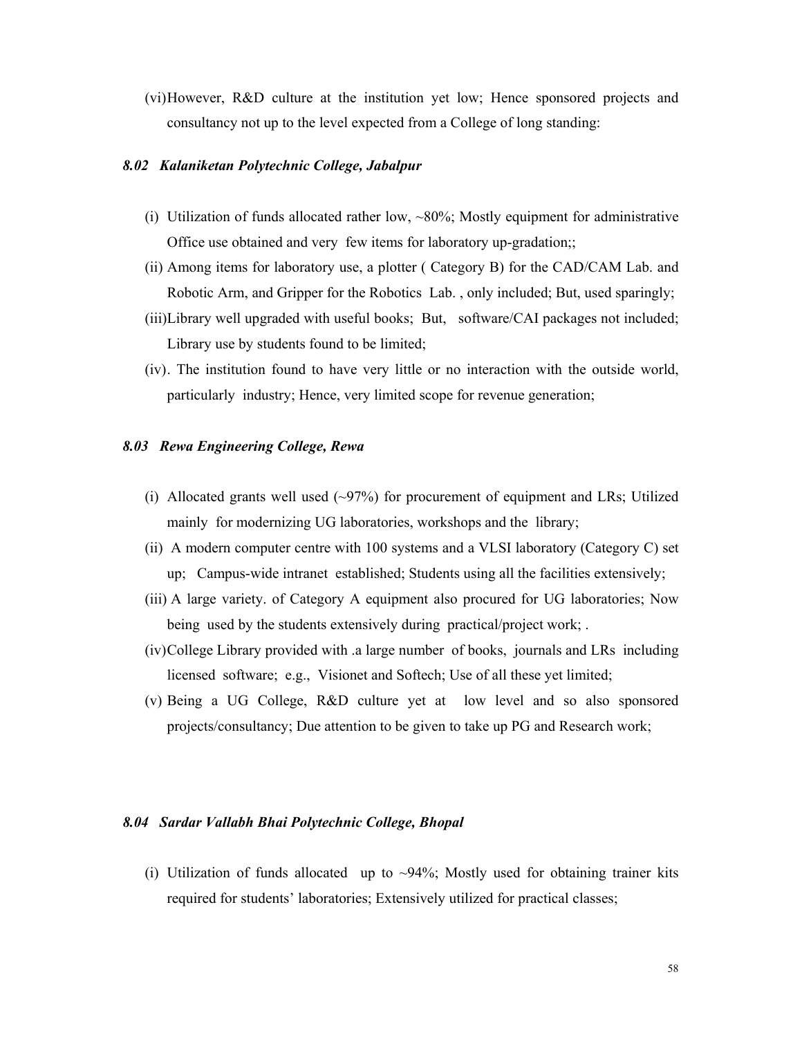(vi) However, R&D culture at the institution yet low; Hence sponsored projects and consultancy not up to the level expected from a College of long standing:

### *8.02 Kalaniketan Polytechnic College, Jabalpur*

(i) Utilization of funds allocated rather low, ~80%; Mostly equipment for administrative Office use obtained and very few items for laboratory up-gradation;;

(ii) Among items for laboratory use, a plotter ( Category B) for the CAD/CAM Lab. and Robotic Arm, and Gripper for the Robotics Lab. , only included; But, used sparingly;

(iii) Library well upgraded with useful books; But, software/CAI packages not included; Library use by students found to be limited;

(iv). The institution found to have very little or no interaction with the outside world, particularly industry; Hence, very limited scope for revenue generation;

### *8.03 Rewa Engineering College, Rewa*

(i) Allocated grants well used (~97%) for procurement of equipment and LRs; Utilized mainly for modernizing UG laboratories, workshops and the library;

(ii) A modern computer centre with 100 systems and a VLSI laboratory (Category C) set up; Campus-wide intranet established; Students using all the facilities extensively;

(iii) A large variety. of Category A equipment also procured for UG laboratories; Now being used by the students extensively during practical/project work; .

(iv) College Library provided with .a large number of books, journals and LRs including licensed software; e.g., Visionet and Softech; Use of all these yet limited;

(v) Being a UG College, R&D culture yet at low level and so also sponsored projects/consultancy; Due attention to be given to take up PG and Research work;

### *8.04 Sardar Vallabh Bhai Polytechnic College, Bhopal*

(i) Utilization of funds allocated up to ~94%; Mostly used for obtaining trainer kits required for students' laboratories; Extensively utilized for practical classes;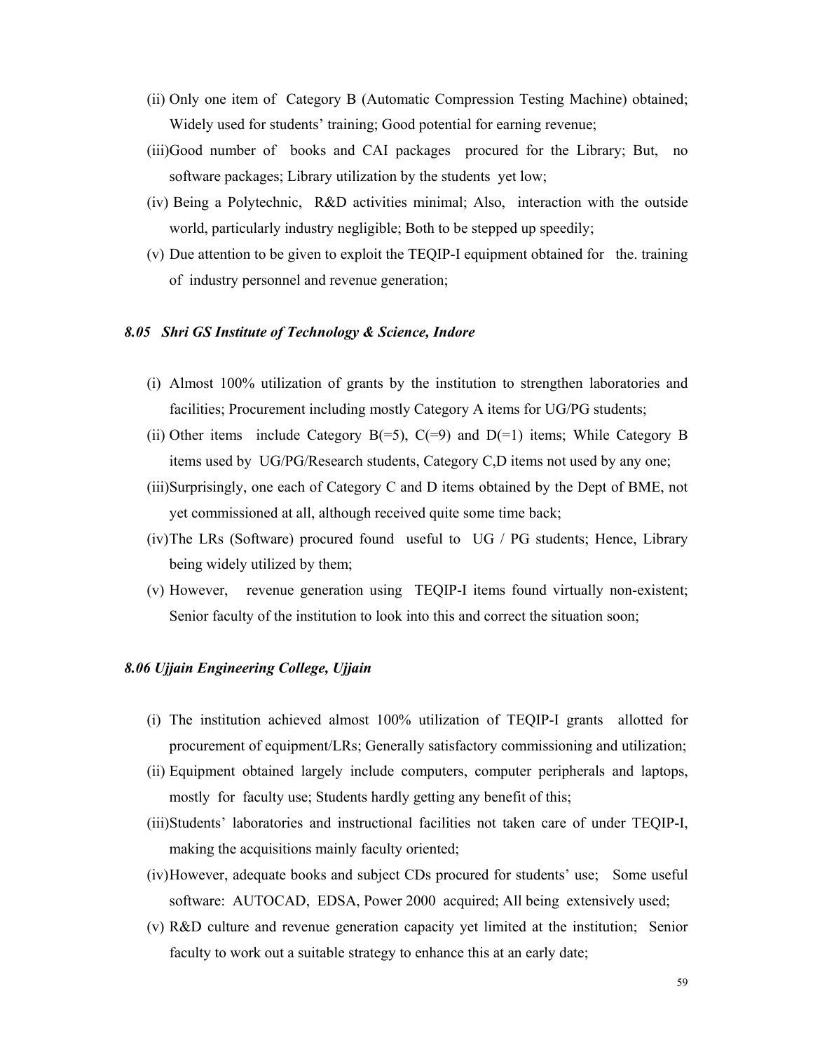(ii) Only one item of Category B (Automatic Compression Testing Machine) obtained; Widely used for students' training; Good potential for earning revenue;

(iii) Good number of books and CAI packages procured for the Library; But, no software packages; Library utilization by the students yet low;

(iv) Being a Polytechnic, R&D activities minimal; Also, interaction with the outside world, particularly industry negligible; Both to be stepped up speedily;

(v) Due attention to be given to exploit the TEQIP-I equipment obtained for the. training of industry personnel and revenue generation;

### *8.05 Shri GS Institute of Technology & Science, Indore*

(i) Almost 100% utilization of grants by the institution to strengthen laboratories and facilities; Procurement including mostly Category A items for UG/PG students;

(ii) Other items include Category B(=5), C(=9) and D(=1) items; While Category B items used by UG/PG/Research students, Category C,D items not used by any one;

(iii) Surprisingly, one each of Category C and D items obtained by the Dept of BME, not yet commissioned at all, although received quite some time back;

(iv) The LRs (Software) procured found useful to UG / PG students; Hence, Library being widely utilized by them;

(v) However, revenue generation using TEQIP-I items found virtually non-existent; Senior faculty of the institution to look into this and correct the situation soon;

### *8.06 Ujjain Engineering College, Ujjain*

(i) The institution achieved almost 100% utilization of TEQIP-I grants allotted for procurement of equipment/LRs; Generally satisfactory commissioning and utilization;

(ii) Equipment obtained largely include computers, computer peripherals and laptops, mostly for faculty use; Students hardly getting any benefit of this;

(iii) Students' laboratories and instructional facilities not taken care of under TEQIP-I, making the acquisitions mainly faculty oriented;

(iv) However, adequate books and subject CDs procured for students' use; Some useful software: AUTOCAD, EDSA, Power 2000 acquired; All being extensively used;

(v) R&D culture and revenue generation capacity yet limited at the institution; Senior faculty to work out a suitable strategy to enhance this at an early date;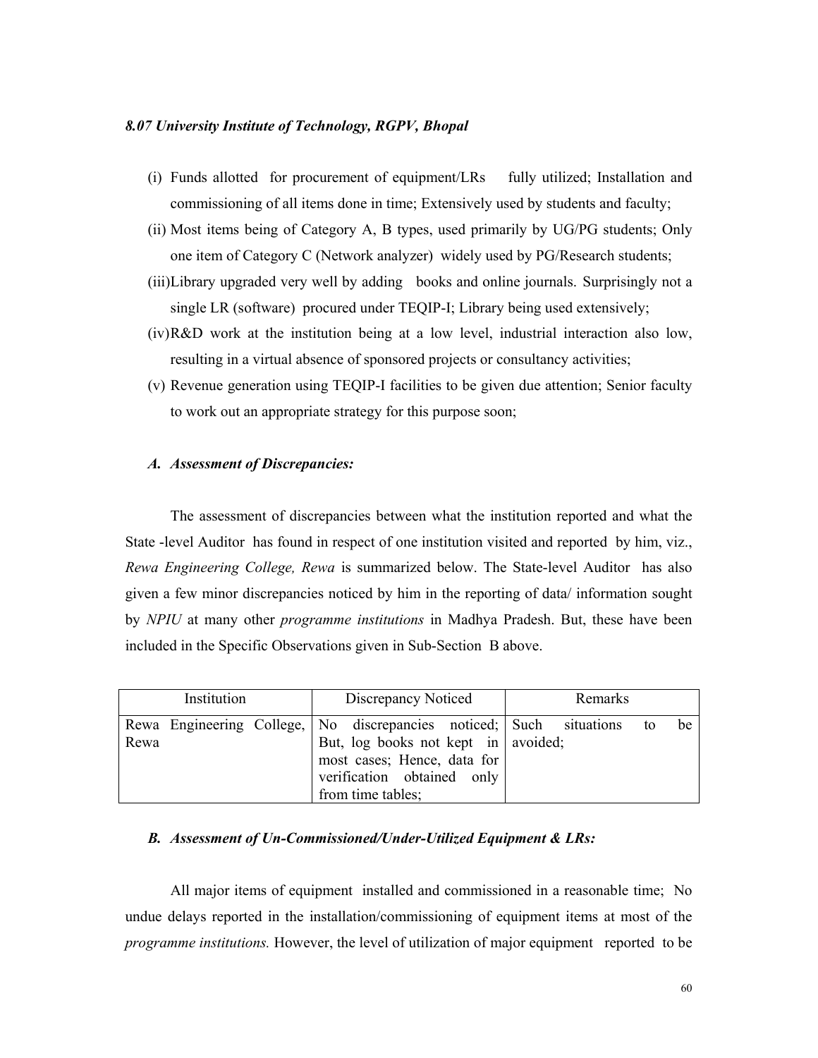*8.07 University Institute of Technology, RGPV, Bhopal*

(i) Funds allotted for procurement of equipment/LRs fully utilized; Installation and commissioning of all items done in time; Extensively used by students and faculty;

(ii) Most items being of Category A, B types, used primarily by UG/PG students; Only one item of Category C (Network analyzer) widely used by PG/Research students;

(iii) Library upgraded very well by adding books and online journals. Surprisingly not a single LR (software) procured under TEQIP-I; Library being used extensively;

(iv) R&D work at the institution being at a low level, industrial interaction also low, resulting in a virtual absence of sponsored projects or consultancy activities;

(v) Revenue generation using TEQIP-I facilities to be given due attention; Senior faculty to work out an appropriate strategy for this purpose soon;

### *A. Assessment of Discrepancies:*

The assessment of discrepancies between what the institution reported and what the State -level Auditor has found in respect of one institution visited and reported by him, viz., *Rewa Engineering College, Rewa* is summarized below. The State-level Auditor has also given a few minor discrepancies noticed by him in the reporting of data/ information sought by *NPIU* at many other *programme institutions* in Madhya Pradesh. But, these have been included in the Specific Observations given in Sub-Section B above.

| Institution | Discrepancy Noticed | Remarks |
|---|---|---|
| Rewa Engineering College, Rewa | No discrepancies noticed; But, log books not kept in most cases; Hence, data for verification obtained only from time tables; | Such situations to be avoided; |

### *B. Assessment of Un-Commissioned/Under-Utilized Equipment & LRs:*

All major items of equipment installed and commissioned in a reasonable time; No undue delays reported in the installation/commissioning of equipment items at most of the *programme institutions.* However, the level of utilization of major equipment reported to be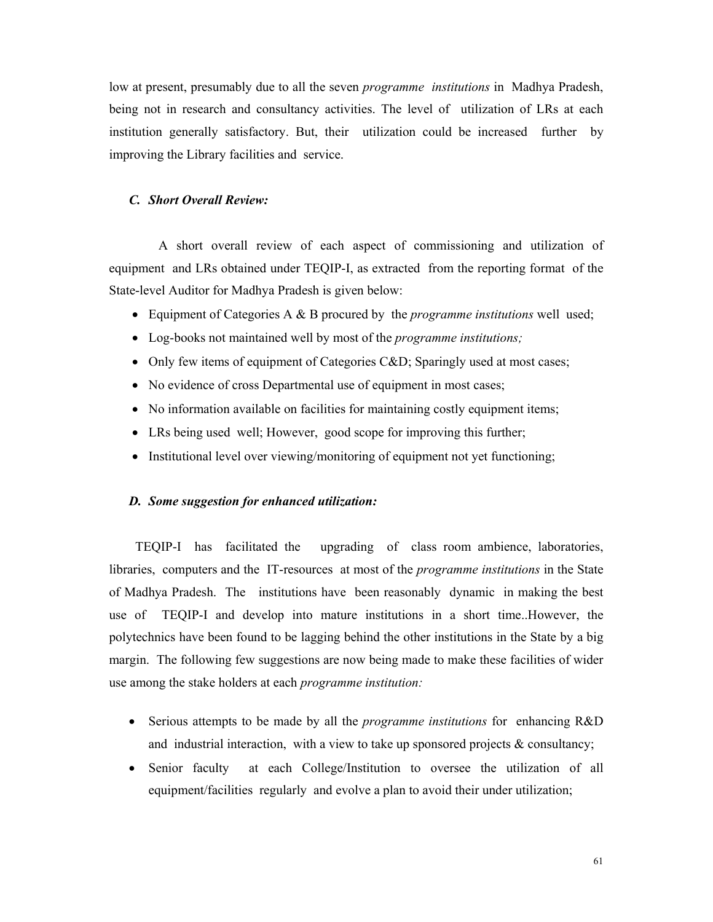low at present, presumably due to all the seven *programme institutions* in Madhya Pradesh, being not in research and consultancy activities. The level of utilization of LRs at each institution generally satisfactory. But, their utilization could be increased further by improving the Library facilities and service.

### *C. Short Overall Review:*

A short overall review of each aspect of commissioning and utilization of equipment and LRs obtained under TEQIP-I, as extracted from the reporting format of the State-level Auditor for Madhya Pradesh is given below:

- Equipment of Categories A & B procured by the *programme institutions* well used;
- Log-books not maintained well by most of the *programme institutions;*
- Only few items of equipment of Categories C&D; Sparingly used at most cases;
- No evidence of cross Departmental use of equipment in most cases;
- No information available on facilities for maintaining costly equipment items;
- LRs being used well; However, good scope for improving this further;
- Institutional level over viewing/monitoring of equipment not yet functioning;

### *D. Some suggestion for enhanced utilization:*

TEQIP-I has facilitated the upgrading of class room ambience, laboratories, libraries, computers and the IT-resources at most of the *programme institutions* in the State of Madhya Pradesh. The institutions have been reasonably dynamic in making the best use of TEQIP-I and develop into mature institutions in a short time..However, the polytechnics have been found to be lagging behind the other institutions in the State by a big margin. The following few suggestions are now being made to make these facilities of wider use among the stake holders at each *programme institution:*

- Serious attempts to be made by all the *programme institutions* for enhancing R&D and industrial interaction, with a view to take up sponsored projects & consultancy;
- Senior faculty at each College/Institution to oversee the utilization of all equipment/facilities regularly and evolve a plan to avoid their under utilization;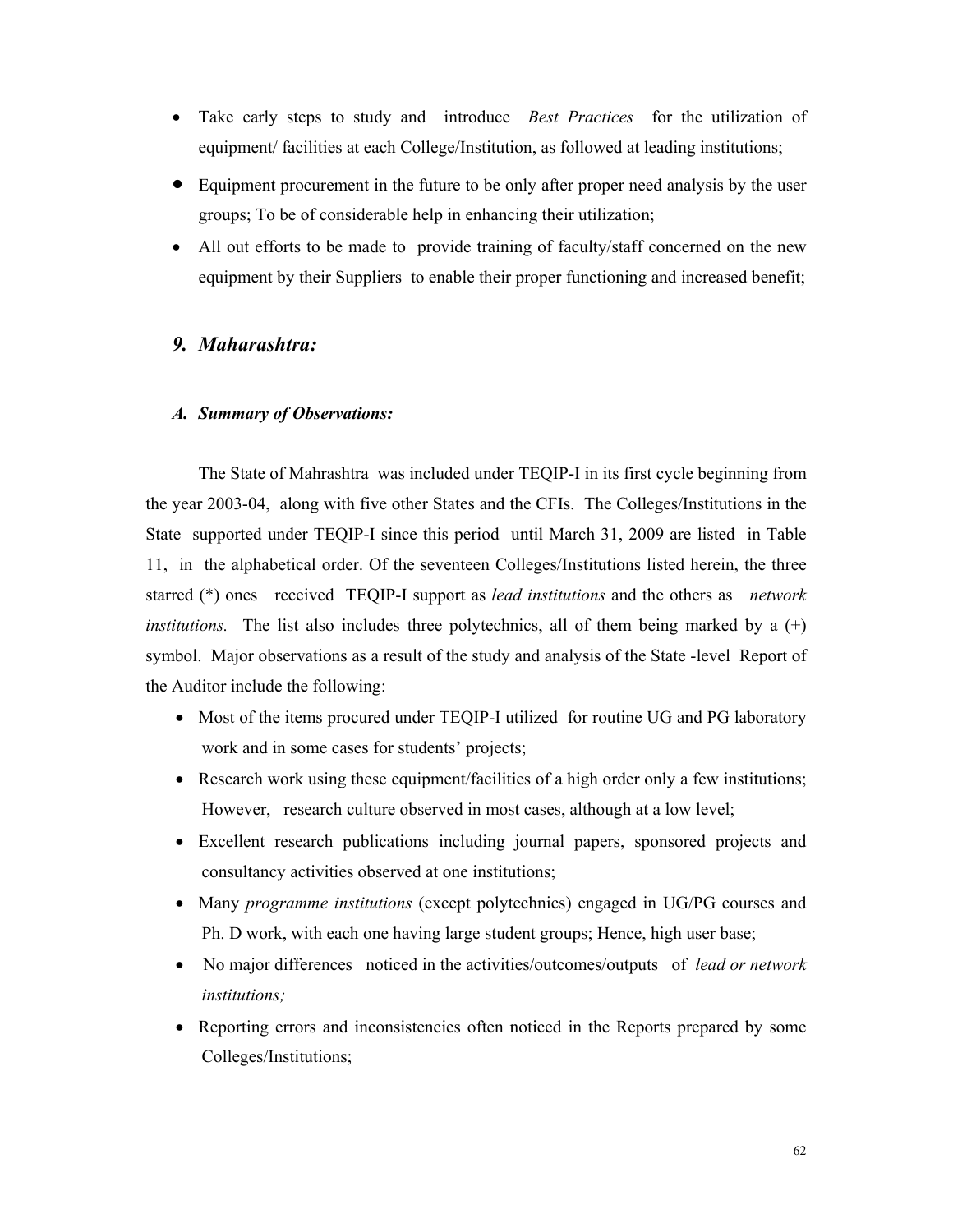- Take early steps to study and introduce *Best Practices* for the utilization of equipment/ facilities at each College/Institution, as followed at leading institutions;
- Equipment procurement in the future to be only after proper need analysis by the user groups; To be of considerable help in enhancing their utilization;
- All out efforts to be made to provide training of faculty/staff concerned on the new equipment by their Suppliers to enable their proper functioning and increased benefit;

## *9. Maharashtra:*

### *A. Summary of Observations:*

The State of Mahrashtra was included under TEQIP-I in its first cycle beginning from the year 2003-04, along with five other States and the CFIs. The Colleges/Institutions in the State supported under TEQIP-I since this period until March 31, 2009 are listed in Table 11, in the alphabetical order. Of the seventeen Colleges/Institutions listed herein, the three starred (*) ones received TEQIP-I support as *lead institutions* and the others as *network institutions.* The list also includes three polytechnics, all of them being marked by a (+) symbol. Major observations as a result of the study and analysis of the State -level Report of the Auditor include the following:

- Most of the items procured under TEQIP-I utilized for routine UG and PG laboratory work and in some cases for students' projects;
- Research work using these equipment/facilities of a high order only a few institutions; However, research culture observed in most cases, although at a low level;
- Excellent research publications including journal papers, sponsored projects and consultancy activities observed at one institutions;
- Many *programme institutions* (except polytechnics) engaged in UG/PG courses and Ph. D work, with each one having large student groups; Hence, high user base;
- No major differences noticed in the activities/outcomes/outputs of *lead or network institutions;*
- Reporting errors and inconsistencies often noticed in the Reports prepared by some Colleges/Institutions;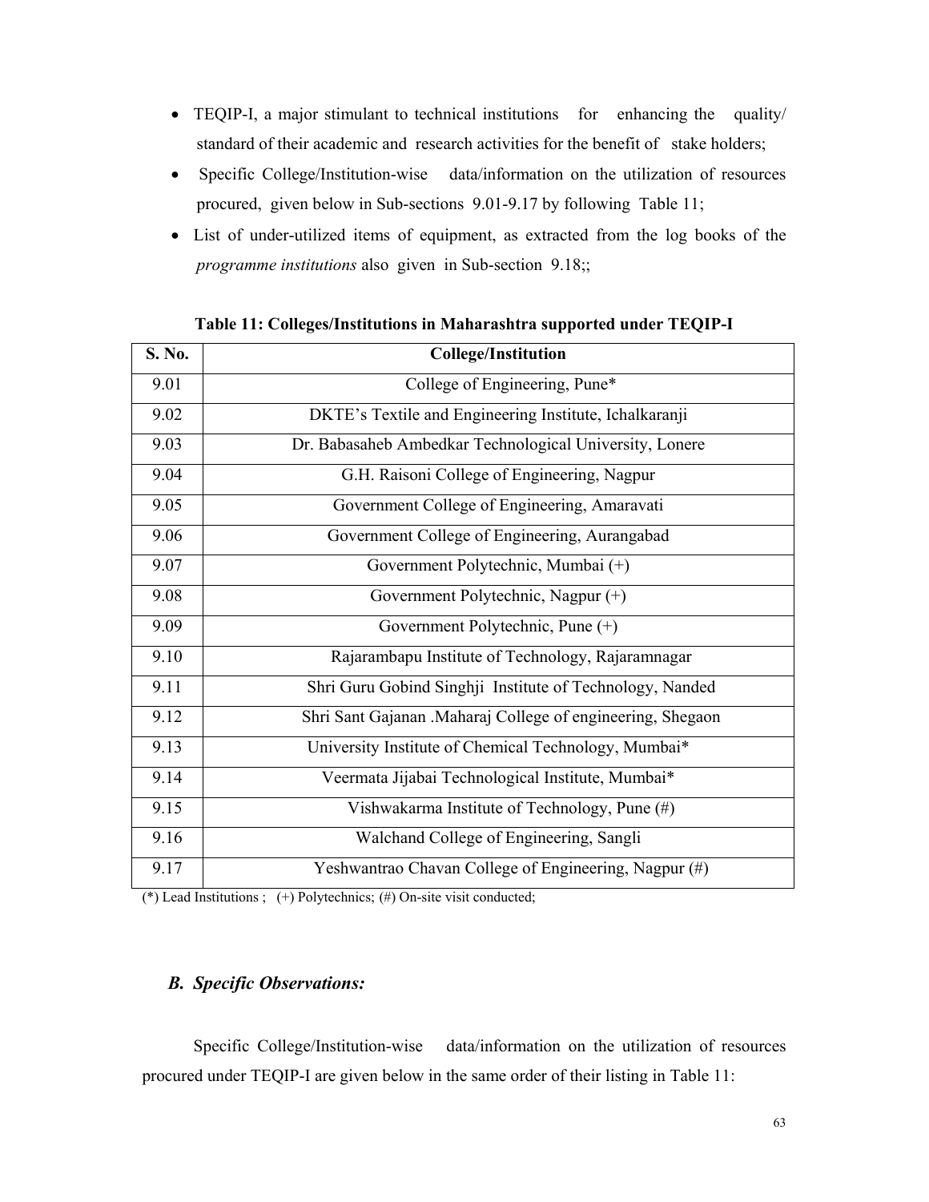- TEQIP-I, a major stimulant to technical institutions for enhancing the quality/ standard of their academic and research activities for the benefit of stake holders;
- Specific College/Institution-wise data/information on the utilization of resources procured, given below in Sub-sections 9.01-9.17 by following Table 11;
- List of under-utilized items of equipment, as extracted from the log books of the *programme institutions* also given in Sub-section 9.18;;

**Table 11: Colleges/Institutions in Maharashtra supported under TEQIP-I**

| S. No. | College/Institution |
|---|---|
| 9.01 | College of Engineering, Pune* |
| 9.02 | DKTE's Textile and Engineering Institute, Ichalkaranji |
| 9.03 | Dr. Babasaheb Ambedkar Technological University, Lonere |
| 9.04 | G.H. Raisoni College of Engineering, Nagpur |
| 9.05 | Government College of Engineering, Amaravati |
| 9.06 | Government College of Engineering, Aurangabad |
| 9.07 | Government Polytechnic, Mumbai (+) |
| 9.08 | Government Polytechnic, Nagpur (+) |
| 9.09 | Government Polytechnic, Pune (+) |
| 9.10 | Rajarambapu Institute of Technology, Rajaramnagar |
| 9.11 | Shri Guru Gobind Singhji Institute of Technology, Nanded |
| 9.12 | Shri Sant Gajanan .Maharaj College of engineering, Shegaon |
| 9.13 | University Institute of Chemical Technology, Mumbai* |
| 9.14 | Veermata Jijabai Technological Institute, Mumbai* |
| 9.15 | Vishwakarma Institute of Technology, Pune (#) |
| 9.16 | Walchand College of Engineering, Sangli |
| 9.17 | Yeshwantrao Chavan College of Engineering, Nagpur (#) |

(*) Lead Institutions ; (+) Polytechnics; (#) On-site visit conducted;

### *B. Specific Observations:*

Specific College/Institution-wise data/information on the utilization of resources procured under TEQIP-I are given below in the same order of their listing in Table 11: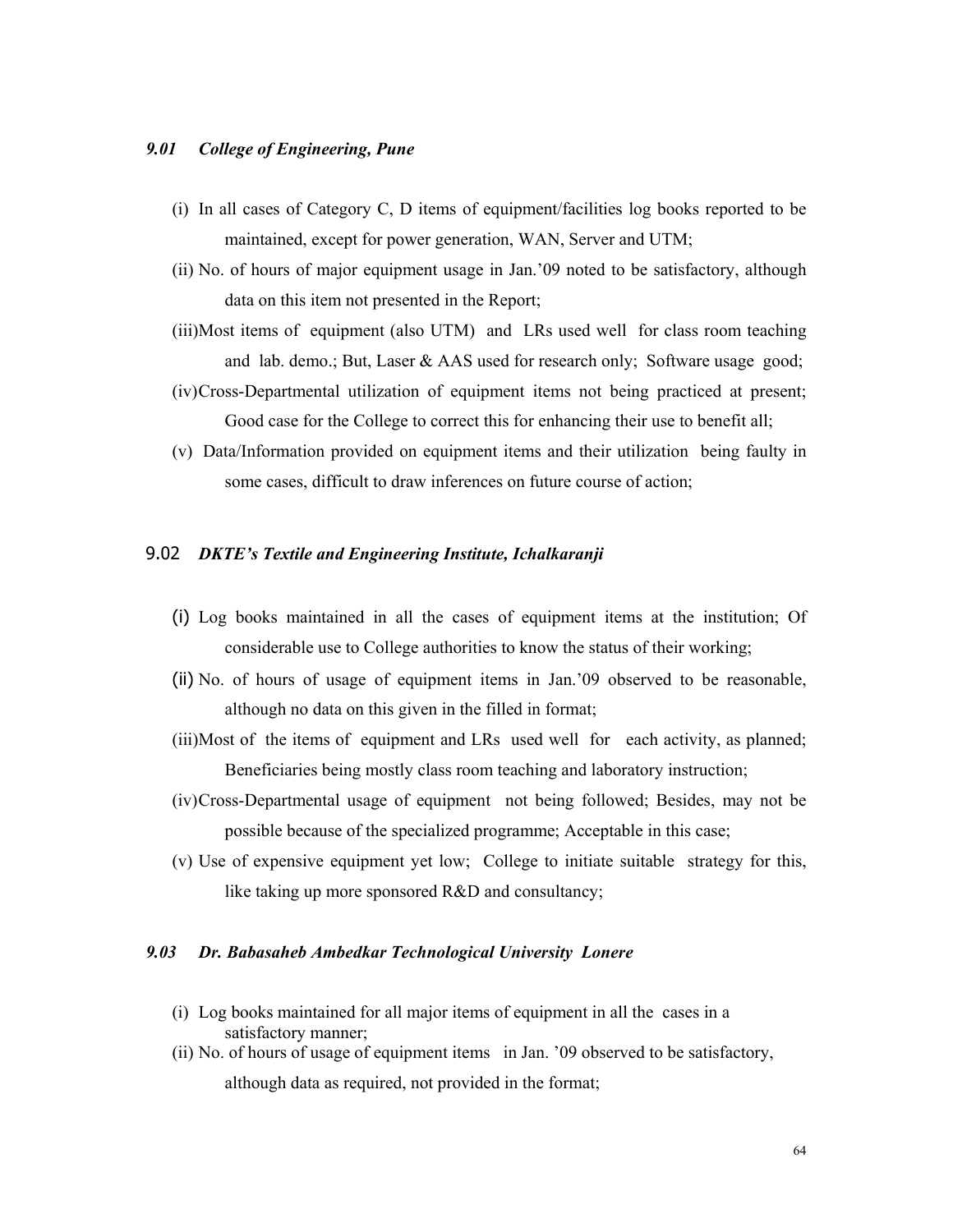### *9.01 College of Engineering, Pune*

(i) In all cases of Category C, D items of equipment/facilities log books reported to be maintained, except for power generation, WAN, Server and UTM;

(ii) No. of hours of major equipment usage in Jan.'09 noted to be satisfactory, although data on this item not presented in the Report;

(iii) Most items of equipment (also UTM) and LRs used well for class room teaching and lab. demo.; But, Laser & AAS used for research only; Software usage good;

(iv) Cross-Departmental utilization of equipment items not being practiced at present; Good case for the College to correct this for enhancing their use to benefit all;

(v) Data/Information provided on equipment items and their utilization being faulty in some cases, difficult to draw inferences on future course of action;

### 9.02 *DKTE's Textile and Engineering Institute, Ichalkaranji*

(i) Log books maintained in all the cases of equipment items at the institution; Of considerable use to College authorities to know the status of their working;

(ii) No. of hours of usage of equipment items in Jan.'09 observed to be reasonable, although no data on this given in the filled in format;

(iii) Most of the items of equipment and LRs used well for each activity, as planned; Beneficiaries being mostly class room teaching and laboratory instruction;

(iv) Cross-Departmental usage of equipment not being followed; Besides, may not be possible because of the specialized programme; Acceptable in this case;

(v) Use of expensive equipment yet low; College to initiate suitable strategy for this, like taking up more sponsored R&D and consultancy;

### *9.03 Dr. Babasaheb Ambedkar Technological University Lonere*

(i) Log books maintained for all major items of equipment in all the cases in a satisfactory manner;

(ii) No. of hours of usage of equipment items in Jan. '09 observed to be satisfactory, although data as required, not provided in the format;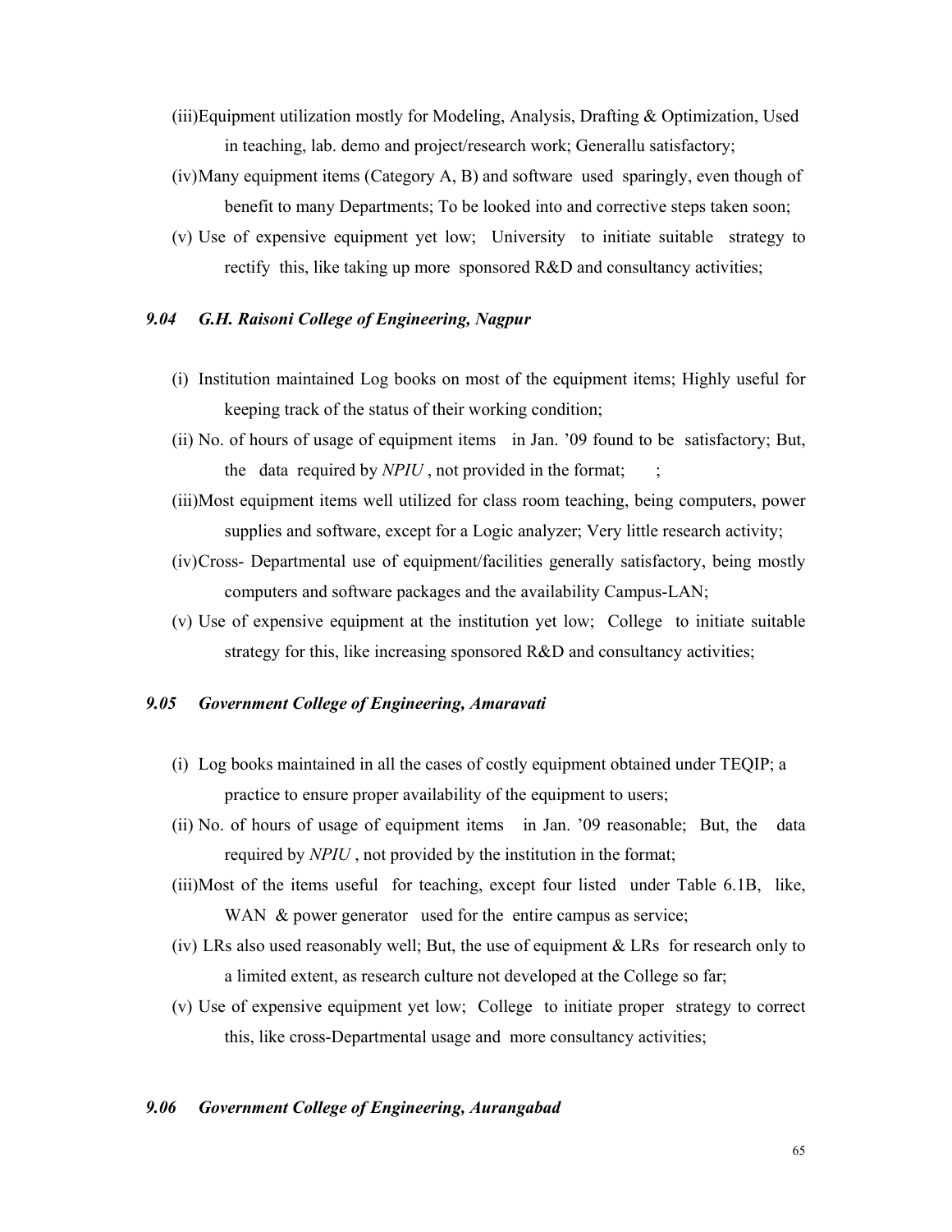(iii)Equipment utilization mostly for Modeling, Analysis, Drafting & Optimization, Used in teaching, lab. demo and project/research work; Generallu satisfactory;

(iv)Many equipment items (Category A, B) and software used sparingly, even though of benefit to many Departments; To be looked into and corrective steps taken soon;

(v) Use of expensive equipment yet low; University to initiate suitable strategy to rectify this, like taking up more sponsored R&D and consultancy activities;

### *9.04 G.H. Raisoni College of Engineering, Nagpur*

(i) Institution maintained Log books on most of the equipment items; Highly useful for keeping track of the status of their working condition;

(ii) No. of hours of usage of equipment items in Jan. '09 found to be satisfactory; But, the data required by *NPIU* , not provided in the format; ;

(iii)Most equipment items well utilized for class room teaching, being computers, power supplies and software, except for a Logic analyzer; Very little research activity;

(iv)Cross- Departmental use of equipment/facilities generally satisfactory, being mostly computers and software packages and the availability Campus-LAN;

(v) Use of expensive equipment at the institution yet low; College to initiate suitable strategy for this, like increasing sponsored R&D and consultancy activities;

### *9.05 Government College of Engineering, Amaravati*

(i) Log books maintained in all the cases of costly equipment obtained under TEQIP; a practice to ensure proper availability of the equipment to users;

(ii) No. of hours of usage of equipment items in Jan. '09 reasonable; But, the data required by *NPIU* , not provided by the institution in the format;

(iii)Most of the items useful for teaching, except four listed under Table 6.1B, like, WAN & power generator used for the entire campus as service;

(iv) LRs also used reasonably well; But, the use of equipment & LRs for research only to a limited extent, as research culture not developed at the College so far;

(v) Use of expensive equipment yet low; College to initiate proper strategy to correct this, like cross-Departmental usage and more consultancy activities;

### *9.06 Government College of Engineering, Aurangabad*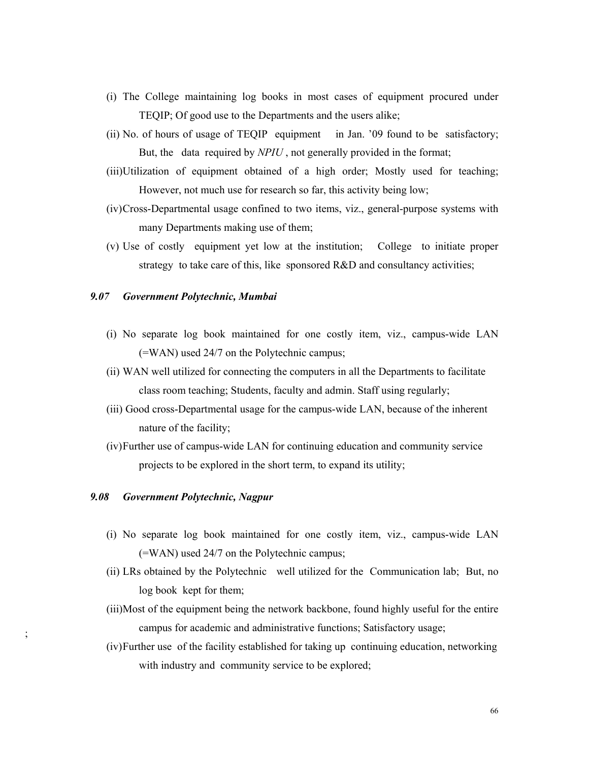(i) The College maintaining log books in most cases of equipment procured under TEQIP; Of good use to the Departments and the users alike;

(ii) No. of hours of usage of TEQIP equipment in Jan. '09 found to be satisfactory; But, the data required by *NPIU* , not generally provided in the format;

(iii) Utilization of equipment obtained of a high order; Mostly used for teaching; However, not much use for research so far, this activity being low;

(iv) Cross-Departmental usage confined to two items, viz., general-purpose systems with many Departments making use of them;

(v) Use of costly equipment yet low at the institution; College to initiate proper strategy to take care of this, like sponsored R&D and consultancy activities;

### *9.07 Government Polytechnic, Mumbai*

(i) No separate log book maintained for one costly item, viz., campus-wide LAN (=WAN) used 24/7 on the Polytechnic campus;

(ii) WAN well utilized for connecting the computers in all the Departments to facilitate class room teaching; Students, faculty and admin. Staff using regularly;

(iii) Good cross-Departmental usage for the campus-wide LAN, because of the inherent nature of the facility;

(iv) Further use of campus-wide LAN for continuing education and community service projects to be explored in the short term, to expand its utility;

### *9.08 Government Polytechnic, Nagpur*

(i) No separate log book maintained for one costly item, viz., campus-wide LAN (=WAN) used 24/7 on the Polytechnic campus;

(ii) LRs obtained by the Polytechnic well utilized for the Communication lab; But, no log book kept for them;

(iii) Most of the equipment being the network backbone, found highly useful for the entire campus for academic and administrative functions; Satisfactory usage;

(iv) Further use of the facility established for taking up continuing education, networking with industry and community service to be explored;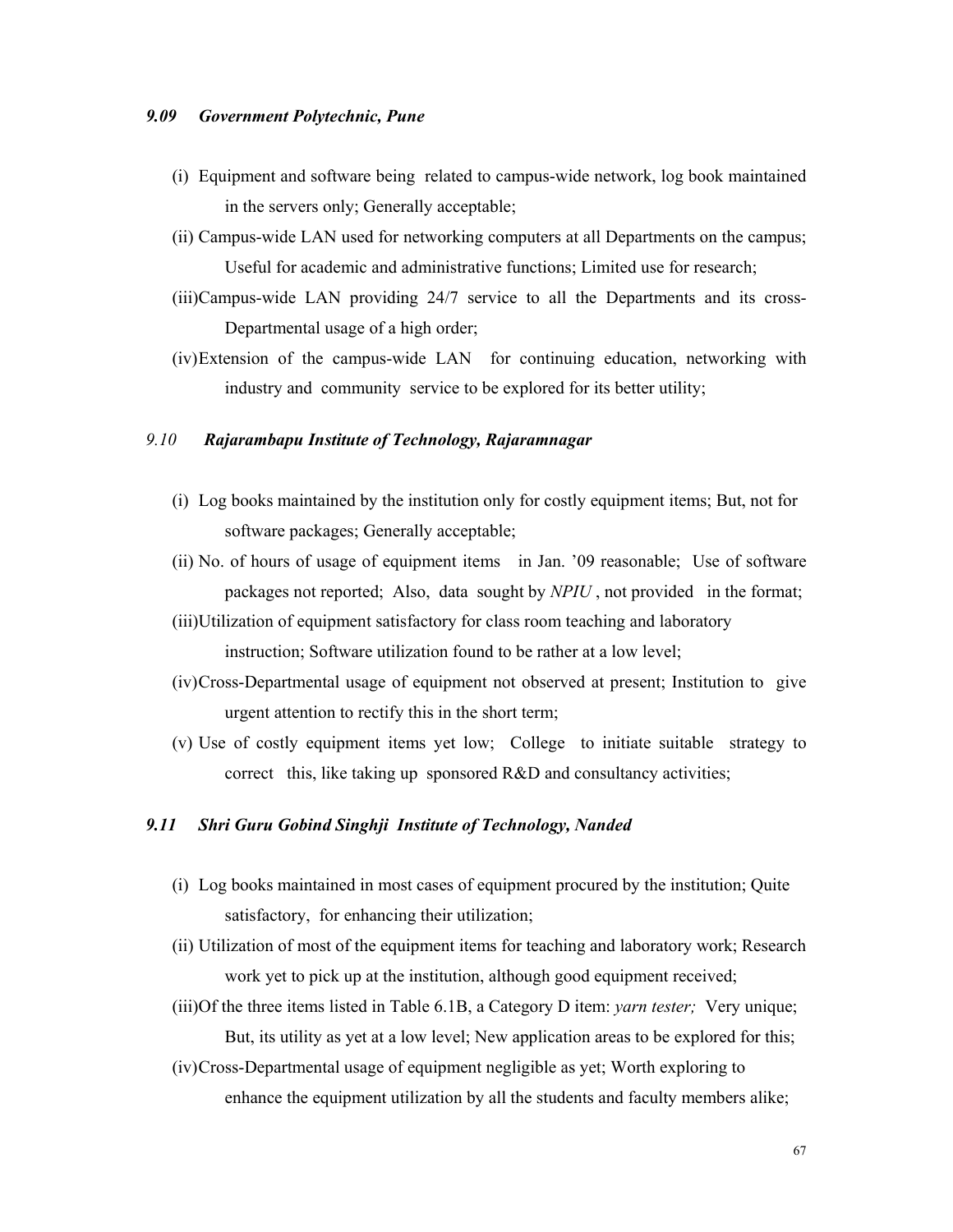### *9.09 Government Polytechnic, Pune*

(i) Equipment and software being related to campus-wide network, log book maintained in the servers only; Generally acceptable;

(ii) Campus-wide LAN used for networking computers at all Departments on the campus; Useful for academic and administrative functions; Limited use for research;

(iii) Campus-wide LAN providing 24/7 service to all the Departments and its cross-Departmental usage of a high order;

(iv) Extension of the campus-wide LAN for continuing education, networking with industry and community service to be explored for its better utility;

### *9.10 Rajarambapu Institute of Technology, Rajaramnagar*

(i) Log books maintained by the institution only for costly equipment items; But, not for software packages; Generally acceptable;

(ii) No. of hours of usage of equipment items in Jan. '09 reasonable; Use of software packages not reported; Also, data sought by *NPIU* , not provided in the format;

(iii) Utilization of equipment satisfactory for class room teaching and laboratory instruction; Software utilization found to be rather at a low level;

(iv) Cross-Departmental usage of equipment not observed at present; Institution to give urgent attention to rectify this in the short term;

(v) Use of costly equipment items yet low; College to initiate suitable strategy to correct this, like taking up sponsored R&D and consultancy activities;

### *9.11 Shri Guru Gobind Singhji Institute of Technology, Nanded*

(i) Log books maintained in most cases of equipment procured by the institution; Quite satisfactory, for enhancing their utilization;

(ii) Utilization of most of the equipment items for teaching and laboratory work; Research work yet to pick up at the institution, although good equipment received;

(iii) Of the three items listed in Table 6.1B, a Category D item: *yarn tester;* Very unique; But, its utility as yet at a low level; New application areas to be explored for this;

(iv) Cross-Departmental usage of equipment negligible as yet; Worth exploring to enhance the equipment utilization by all the students and faculty members alike;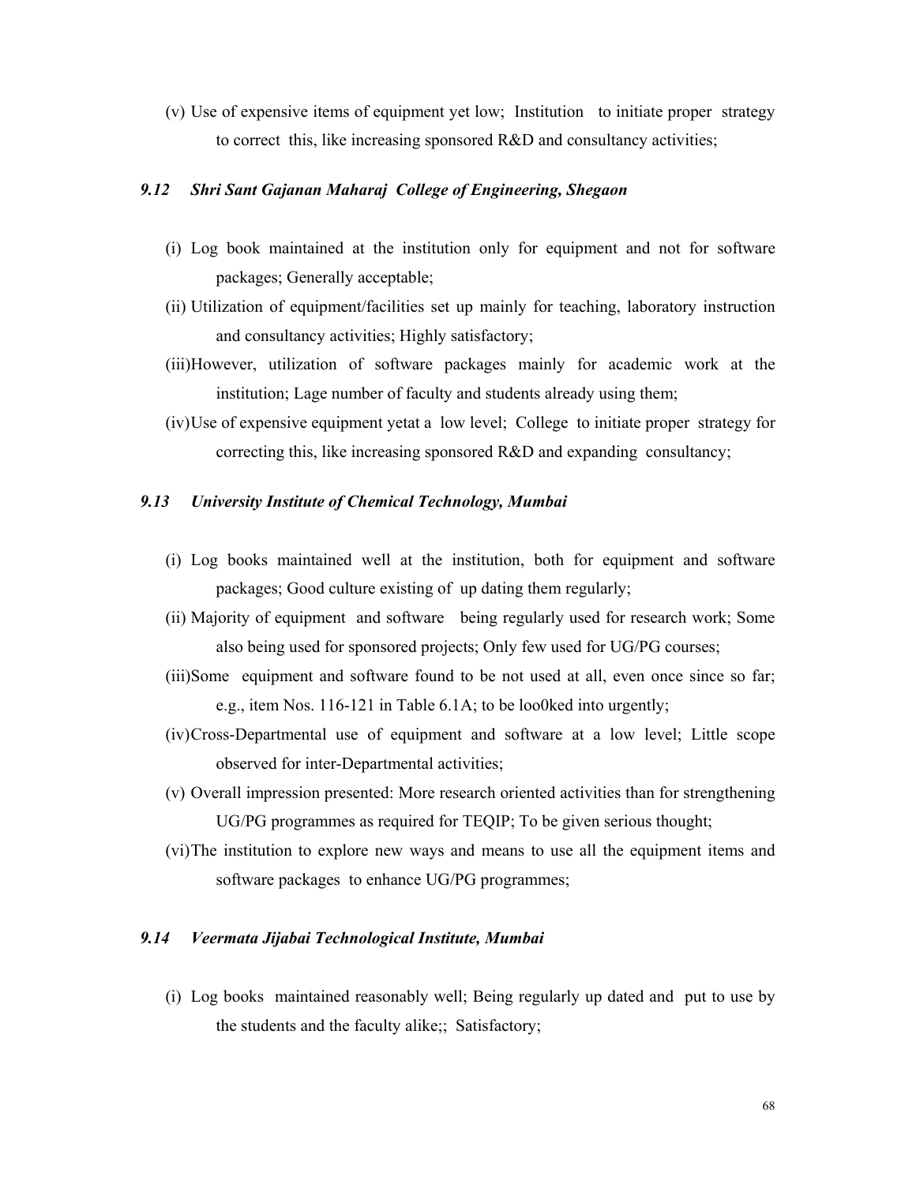(v) Use of expensive items of equipment yet low; Institution to initiate proper strategy to correct this, like increasing sponsored R&D and consultancy activities;

### *9.12 Shri Sant Gajanan Maharaj College of Engineering, Shegaon*

(i) Log book maintained at the institution only for equipment and not for software packages; Generally acceptable;

(ii) Utilization of equipment/facilities set up mainly for teaching, laboratory instruction and consultancy activities; Highly satisfactory;

(iii) However, utilization of software packages mainly for academic work at the institution; Lage number of faculty and students already using them;

(iv) Use of expensive equipment yetat a low level; College to initiate proper strategy for correcting this, like increasing sponsored R&D and expanding consultancy;

### *9.13 University Institute of Chemical Technology, Mumbai*

(i) Log books maintained well at the institution, both for equipment and software packages; Good culture existing of up dating them regularly;

(ii) Majority of equipment and software being regularly used for research work; Some also being used for sponsored projects; Only few used for UG/PG courses;

(iii) Some equipment and software found to be not used at all, even once since so far; e.g., item Nos. 116-121 in Table 6.1A; to be loo0ked into urgently;

(iv) Cross-Departmental use of equipment and software at a low level; Little scope observed for inter-Departmental activities;

(v) Overall impression presented: More research oriented activities than for strengthening UG/PG programmes as required for TEQIP; To be given serious thought;

(vi) The institution to explore new ways and means to use all the equipment items and software packages to enhance UG/PG programmes;

### *9.14 Veermata Jijabai Technological Institute, Mumbai*

(i) Log books maintained reasonably well; Being regularly up dated and put to use by the students and the faculty alike;; Satisfactory;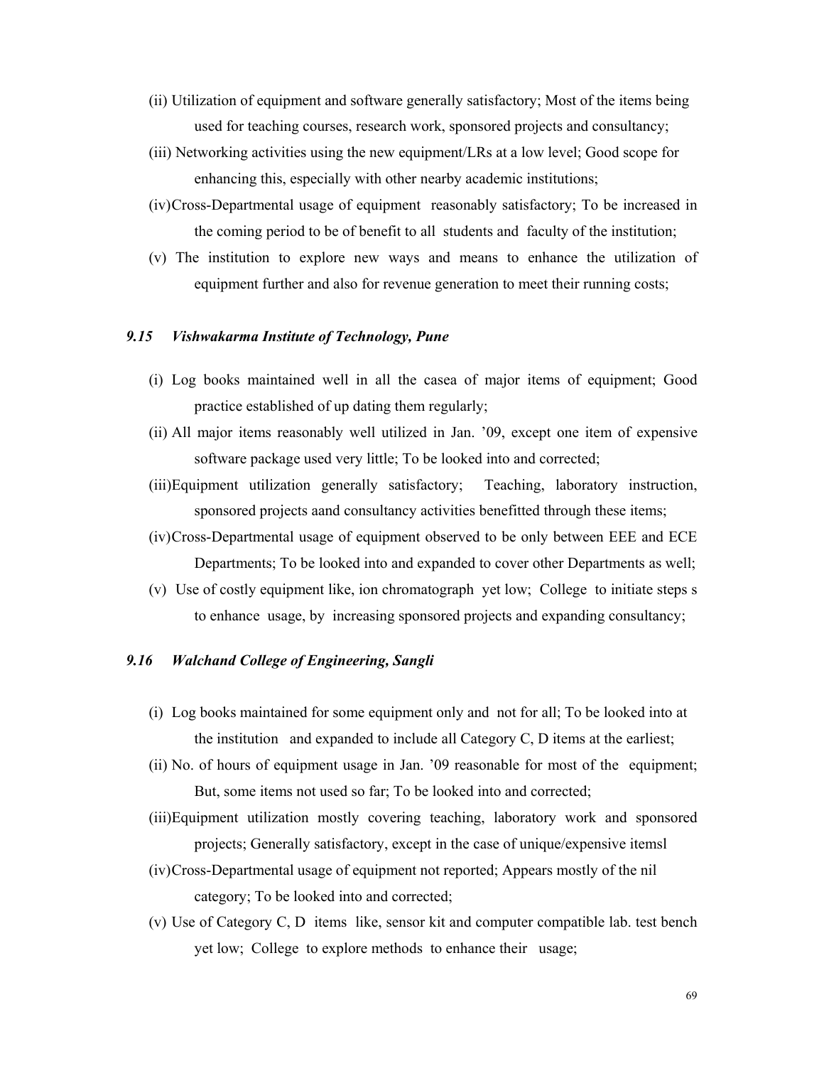(ii) Utilization of equipment and software generally satisfactory; Most of the items being used for teaching courses, research work, sponsored projects and consultancy;

(iii) Networking activities using the new equipment/LRs at a low level; Good scope for enhancing this, especially with other nearby academic institutions;

(iv) Cross-Departmental usage of equipment reasonably satisfactory; To be increased in the coming period to be of benefit to all students and faculty of the institution;

(v) The institution to explore new ways and means to enhance the utilization of equipment further and also for revenue generation to meet their running costs;

### *9.15 Vishwakarma Institute of Technology, Pune*

(i) Log books maintained well in all the casea of major items of equipment; Good practice established of up dating them regularly;

(ii) All major items reasonably well utilized in Jan. '09, except one item of expensive software package used very little; To be looked into and corrected;

(iii) Equipment utilization generally satisfactory; Teaching, laboratory instruction, sponsored projects aand consultancy activities benefitted through these items;

(iv) Cross-Departmental usage of equipment observed to be only between EEE and ECE Departments; To be looked into and expanded to cover other Departments as well;

(v) Use of costly equipment like, ion chromatograph yet low; College to initiate steps s to enhance usage, by increasing sponsored projects and expanding consultancy;

### *9.16 Walchand College of Engineering, Sangli*

(i) Log books maintained for some equipment only and not for all; To be looked into at the institution and expanded to include all Category C, D items at the earliest;

(ii) No. of hours of equipment usage in Jan. '09 reasonable for most of the equipment; But, some items not used so far; To be looked into and corrected;

(iii) Equipment utilization mostly covering teaching, laboratory work and sponsored projects; Generally satisfactory, except in the case of unique/expensive itemsl

(iv) Cross-Departmental usage of equipment not reported; Appears mostly of the nil category; To be looked into and corrected;

(v) Use of Category C, D items like, sensor kit and computer compatible lab. test bench yet low; College to explore methods to enhance their usage;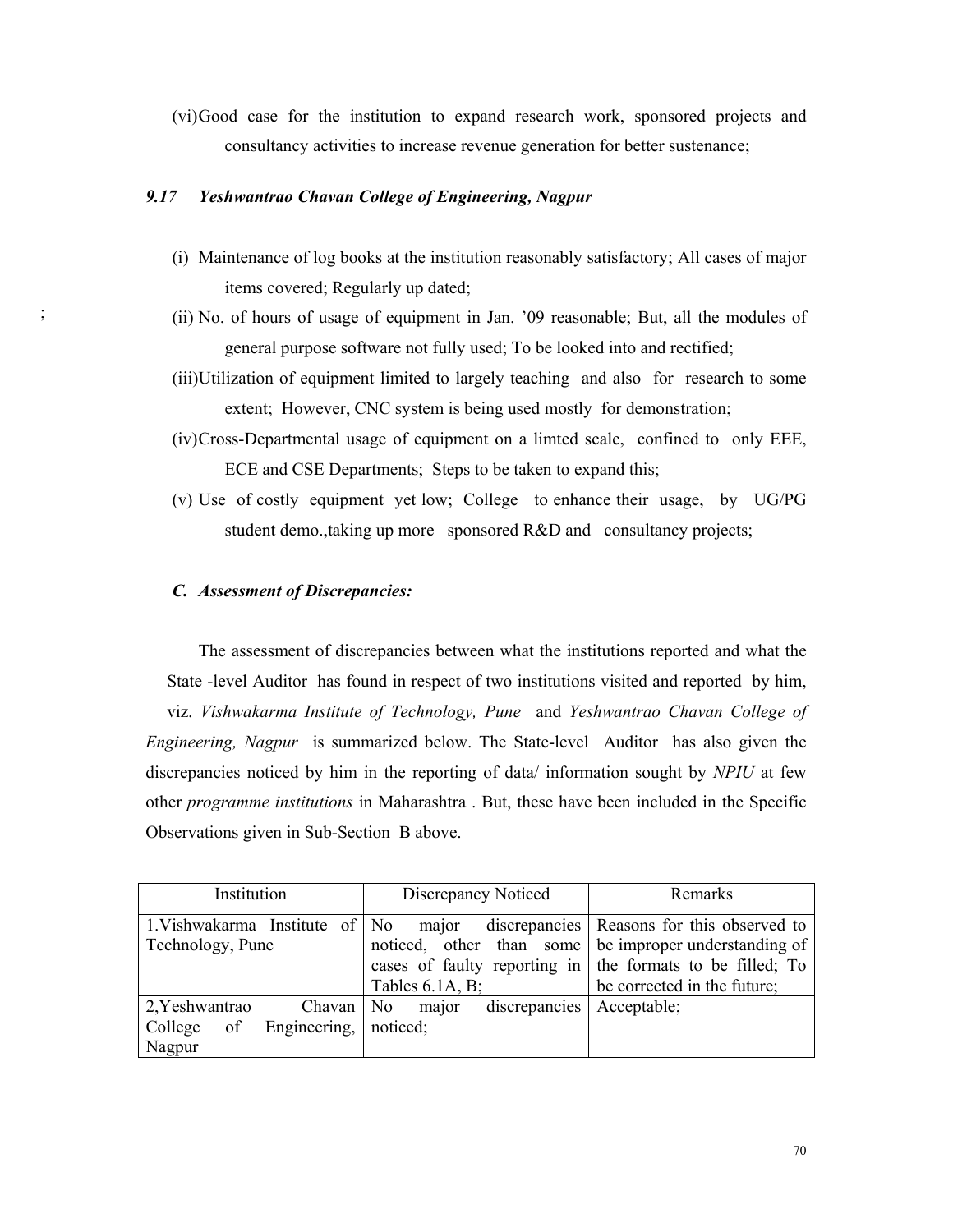(vi) Good case for the institution to expand research work, sponsored projects and consultancy activities to increase revenue generation for better sustenance;

### *9.17 Yeshwantrao Chavan College of Engineering, Nagpur*

(i) Maintenance of log books at the institution reasonably satisfactory; All cases of major items covered; Regularly up dated;

(ii) No. of hours of usage of equipment in Jan. '09 reasonable; But, all the modules of general purpose software not fully used; To be looked into and rectified;

(iii) Utilization of equipment limited to largely teaching and also for research to some extent; However, CNC system is being used mostly for demonstration;

(iv) Cross-Departmental usage of equipment on a limted scale, confined to only EEE, ECE and CSE Departments; Steps to be taken to expand this;

(v) Use of costly equipment yet low; College to enhance their usage, by UG/PG student demo.,taking up more sponsored R&D and consultancy projects;

### *C. Assessment of Discrepancies:*

The assessment of discrepancies between what the institutions reported and what the State -level Auditor has found in respect of two institutions visited and reported by him, viz. *Vishwakarma Institute of Technology, Pune* and *Yeshwantrao Chavan College of Engineering, Nagpur* is summarized below. The State-level Auditor has also given the discrepancies noticed by him in the reporting of data/ information sought by *NPIU* at few other *programme institutions* in Maharashtra . But, these have been included in the Specific Observations given in Sub-Section B above.

| Institution | Discrepancy Noticed | Remarks |
|---|---|---|
| 1.Vishwakarma Institute of Technology, Pune | No major discrepancies noticed, other than some cases of faulty reporting in Tables 6.1A, B; | Reasons for this observed to be improper understanding of the formats to be filled; To be corrected in the future; |
| 2,Yeshwantrao Chavan College of Engineering, Nagpur | No major discrepancies noticed; | Acceptable; |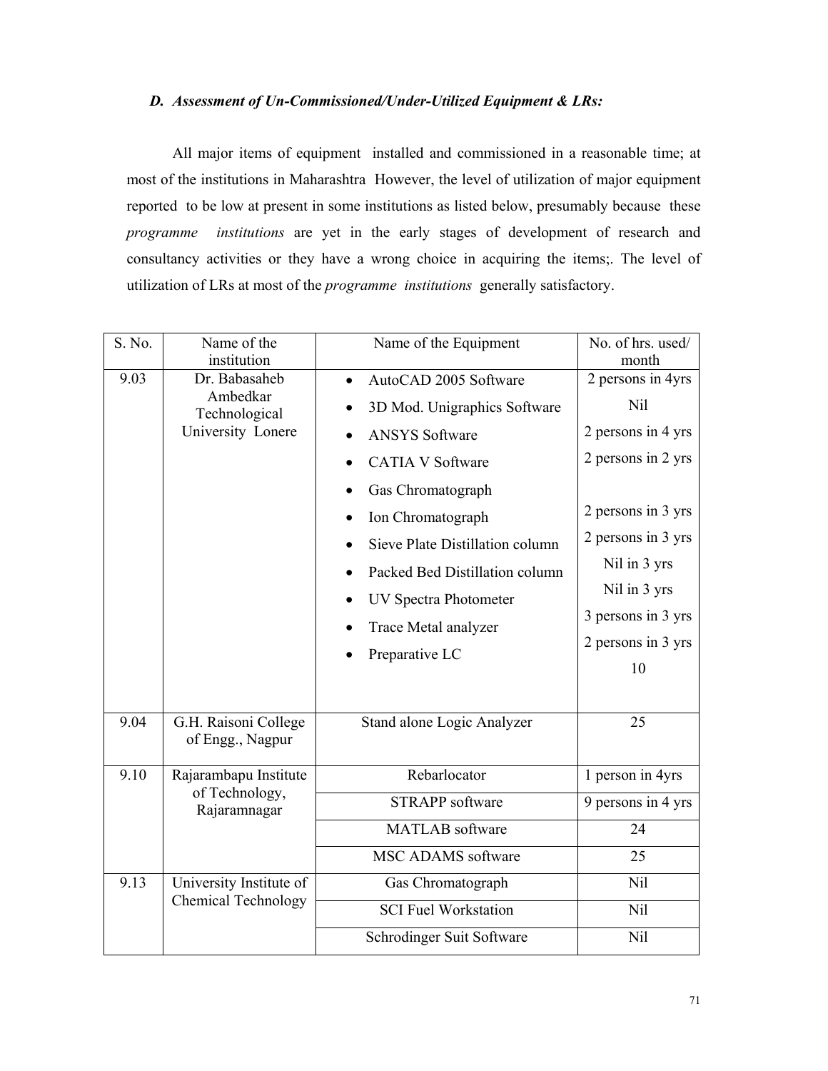### *D. Assessment of Un-Commissioned/Under-Utilized Equipment & LRs:*

All major items of equipment installed and commissioned in a reasonable time; at most of the institutions in Maharashtra However, the level of utilization of major equipment reported to be low at present in some institutions as listed below, presumably because these *programme institutions* are yet in the early stages of development of research and consultancy activities or they have a wrong choice in acquiring the items;. The level of utilization of LRs at most of the *programme institutions* generally satisfactory.

| S. No. | Name of the institution | Name of the Equipment | No. of hrs. used/ month |
|---|---|---|---|
| 9.03 | Dr. Babasaheb Ambedkar Technological University Lonere | • AutoCAD 2005 Software<br>• 3D Mod. Unigraphics Software<br>• ANSYS Software<br>• CATIA V Software<br>• Gas Chromatograph<br>• Ion Chromatograph<br>• Sieve Plate Distillation column<br>• Packed Bed Distillation column<br>• UV Spectra Photometer<br>• Trace Metal analyzer<br>• Preparative LC | 2 persons in 4yrs<br>Nil<br>2 persons in 4 yrs<br>2 persons in 2 yrs<br><br>2 persons in 3 yrs<br>2 persons in 3 yrs<br>Nil in 3 yrs<br>Nil in 3 yrs<br>3 persons in 3 yrs<br>2 persons in 3 yrs<br>10 |
| 9.04 | G.H. Raisoni College of Engg., Nagpur | Stand alone Logic Analyzer | 25 |
| 9.10 | Rajarambapu Institute of Technology, Rajaramnagar | Rebarlocator | 1 person in 4yrs |
| | | STRAPP software | 9 persons in 4 yrs |
| | | MATLAB software | 24 |
| | | MSC ADAMS software | 25 |
| 9.13 | University Institute of Chemical Technology | Gas Chromatograph | Nil |
| | | SCI Fuel Workstation | Nil |
| | | Schrodinger Suit Software | Nil |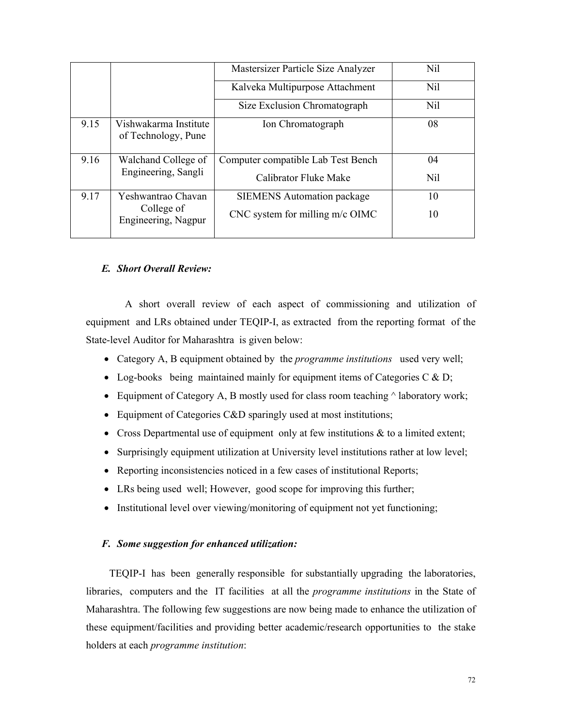| | | Mastersizer Particle Size Analyzer | Nil |
|---|---|---|---|
| | | Kalveka Multipurpose Attachment | Nil |
| | | Size Exclusion Chromatograph | Nil |
| 9.15 | Vishwakarma Institute of Technology, Pune | Ion Chromatograph | 08 |
| 9.16 | Walchand College of Engineering, Sangli | Computer compatible Lab Test Bench<br>Calibrator Fluke Make | 04<br>Nil |
| 9.17 | Yeshwantrao Chavan College of Engineering, Nagpur | SIEMENS Automation package<br>CNC system for milling m/c OIMC | 10<br>10 |

### *E. Short Overall Review:*

A short overall review of each aspect of commissioning and utilization of equipment and LRs obtained under TEQIP-I, as extracted from the reporting format of the State-level Auditor for Maharashtra is given below:

- Category A, B equipment obtained by the *programme institutions* used very well;
- Log-books being maintained mainly for equipment items of Categories C & D;
- Equipment of Category A, B mostly used for class room teaching ^ laboratory work;
- Equipment of Categories C&D sparingly used at most institutions;
- Cross Departmental use of equipment only at few institutions & to a limited extent;
- Surprisingly equipment utilization at University level institutions rather at low level;
- Reporting inconsistencies noticed in a few cases of institutional Reports;
- LRs being used well; However, good scope for improving this further;
- Institutional level over viewing/monitoring of equipment not yet functioning;

### *F. Some suggestion for enhanced utilization:*

TEQIP-I has been generally responsible for substantially upgrading the laboratories, libraries, computers and the IT facilities at all the *programme institutions* in the State of Maharashtra. The following few suggestions are now being made to enhance the utilization of these equipment/facilities and providing better academic/research opportunities to the stake holders at each *programme institution*: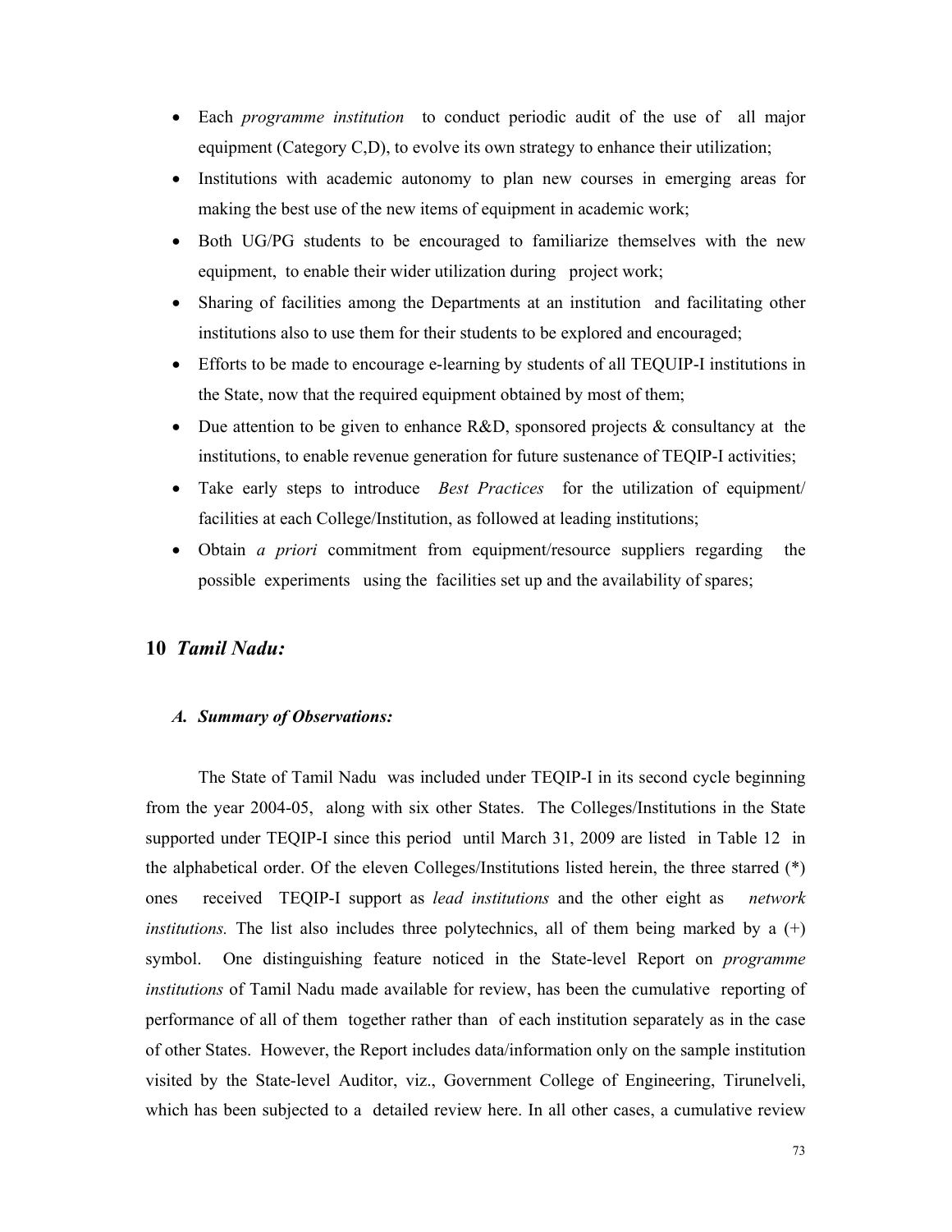- Each *programme institution* to conduct periodic audit of the use of all major equipment (Category C,D), to evolve its own strategy to enhance their utilization;
- Institutions with academic autonomy to plan new courses in emerging areas for making the best use of the new items of equipment in academic work;
- Both UG/PG students to be encouraged to familiarize themselves with the new equipment, to enable their wider utilization during project work;
- Sharing of facilities among the Departments at an institution and facilitating other institutions also to use them for their students to be explored and encouraged;
- Efforts to be made to encourage e-learning by students of all TEQUIP-I institutions in the State, now that the required equipment obtained by most of them;
- Due attention to be given to enhance R&D, sponsored projects & consultancy at the institutions, to enable revenue generation for future sustenance of TEQIP-I activities;
- Take early steps to introduce *Best Practices* for the utilization of equipment/ facilities at each College/Institution, as followed at leading institutions;
- Obtain *a priori* commitment from equipment/resource suppliers regarding the possible experiments using the facilities set up and the availability of spares;

## 10 *Tamil Nadu:*

### *A. Summary of Observations:*

The State of Tamil Nadu was included under TEQIP-I in its second cycle beginning from the year 2004-05, along with six other States. The Colleges/Institutions in the State supported under TEQIP-I since this period until March 31, 2009 are listed in Table 12 in the alphabetical order. Of the eleven Colleges/Institutions listed herein, the three starred (*) ones received TEQIP-I support as *lead institutions* and the other eight as *network institutions.* The list also includes three polytechnics, all of them being marked by a (+) symbol. One distinguishing feature noticed in the State-level Report on *programme institutions* of Tamil Nadu made available for review, has been the cumulative reporting of performance of all of them together rather than of each institution separately as in the case of other States. However, the Report includes data/information only on the sample institution visited by the State-level Auditor, viz., Government College of Engineering, Tirunelveli, which has been subjected to a detailed review here. In all other cases, a cumulative review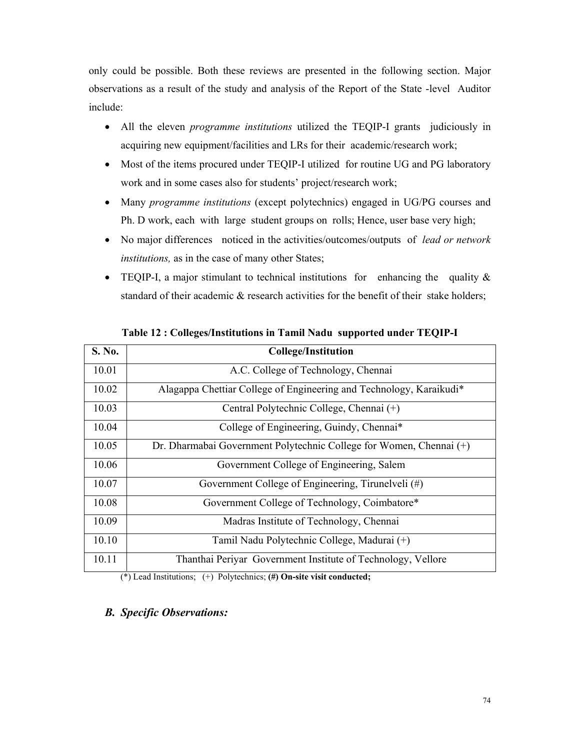only could be possible. Both these reviews are presented in the following section. Major observations as a result of the study and analysis of the Report of the State -level Auditor include:

- All the eleven *programme institutions* utilized the TEQIP-I grants judiciously in acquiring new equipment/facilities and LRs for their academic/research work;
- Most of the items procured under TEQIP-I utilized for routine UG and PG laboratory work and in some cases also for students' project/research work;
- Many *programme institutions* (except polytechnics) engaged in UG/PG courses and Ph. D work, each with large student groups on rolls; Hence, user base very high;
- No major differences noticed in the activities/outcomes/outputs of *lead or network institutions,* as in the case of many other States;
- TEQIP-I, a major stimulant to technical institutions for enhancing the quality & standard of their academic & research activities for the benefit of their stake holders;

**Table 12 : Colleges/Institutions in Tamil Nadu supported under TEQIP-I**

| S. No. | College/Institution |
|---|---|
| 10.01 | A.C. College of Technology, Chennai |
| 10.02 | Alagappa Chettiar College of Engineering and Technology, Karaikudi* |
| 10.03 | Central Polytechnic College, Chennai (+) |
| 10.04 | College of Engineering, Guindy, Chennai* |
| 10.05 | Dr. Dharmabai Government Polytechnic College for Women, Chennai (+) |
| 10.06 | Government College of Engineering, Salem |
| 10.07 | Government College of Engineering, Tirunelveli (#) |
| 10.08 | Government College of Technology, Coimbatore* |
| 10.09 | Madras Institute of Technology, Chennai |
| 10.10 | Tamil Nadu Polytechnic College, Madurai (+) |
| 10.11 | Thanthai Periyar Government Institute of Technology, Vellore |

(*) Lead Institutions; (+) Polytechnics; **(#) On-site visit conducted;**

### *B. Specific Observations:*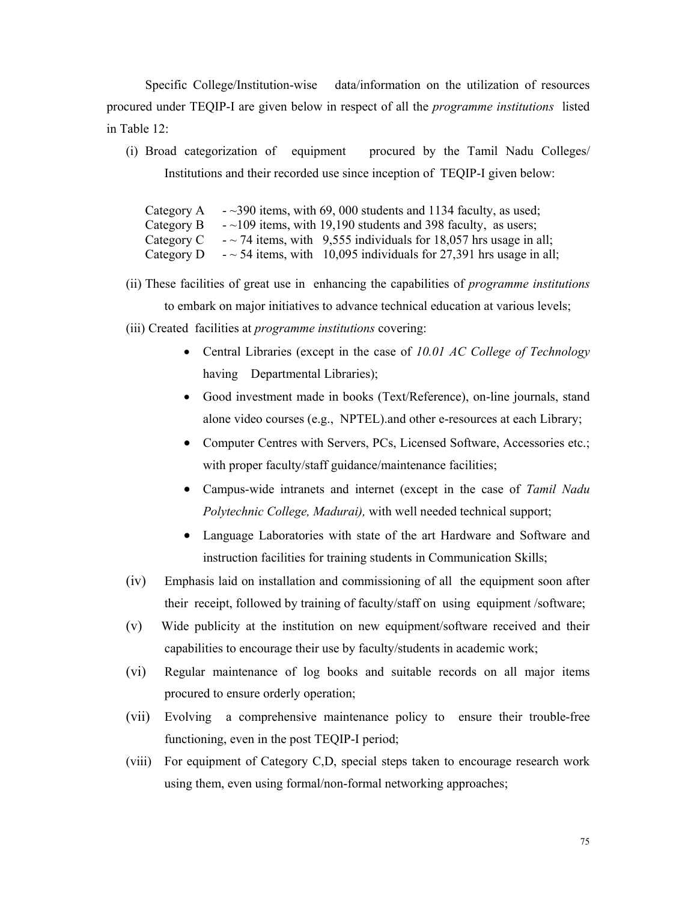Specific College/Institution-wise data/information on the utilization of resources procured under TEQIP-I are given below in respect of all the *programme institutions* listed in Table 12:

(i) Broad categorization of equipment procured by the Tamil Nadu Colleges/ Institutions and their recorded use since inception of TEQIP-I given below:

Category A - ~390 items, with 69, 000 students and 1134 faculty, as used;
Category B - ~109 items, with 19,190 students and 398 faculty, as users;
Category C - ~ 74 items, with 9,555 individuals for 18,057 hrs usage in all;
Category D - ~ 54 items, with 10,095 individuals for 27,391 hrs usage in all;

(ii) These facilities of great use in enhancing the capabilities of *programme institutions* to embark on major initiatives to advance technical education at various levels;

(iii) Created facilities at *programme institutions* covering:

- Central Libraries (except in the case of *10.01 AC College of Technology* having Departmental Libraries);
- Good investment made in books (Text/Reference), on-line journals, stand alone video courses (e.g., NPTEL).and other e-resources at each Library;
- Computer Centres with Servers, PCs, Licensed Software, Accessories etc.; with proper faculty/staff guidance/maintenance facilities;
- Campus-wide intranets and internet (except in the case of *Tamil Nadu Polytechnic College, Madurai),* with well needed technical support;
- Language Laboratories with state of the art Hardware and Software and instruction facilities for training students in Communication Skills;

(iv) Emphasis laid on installation and commissioning of all the equipment soon after their receipt, followed by training of faculty/staff on using equipment /software;

(v) Wide publicity at the institution on new equipment/software received and their capabilities to encourage their use by faculty/students in academic work;

(vi) Regular maintenance of log books and suitable records on all major items procured to ensure orderly operation;

(vii) Evolving a comprehensive maintenance policy to ensure their trouble-free functioning, even in the post TEQIP-I period;

(viii) For equipment of Category C,D, special steps taken to encourage research work using them, even using formal/non-formal networking approaches;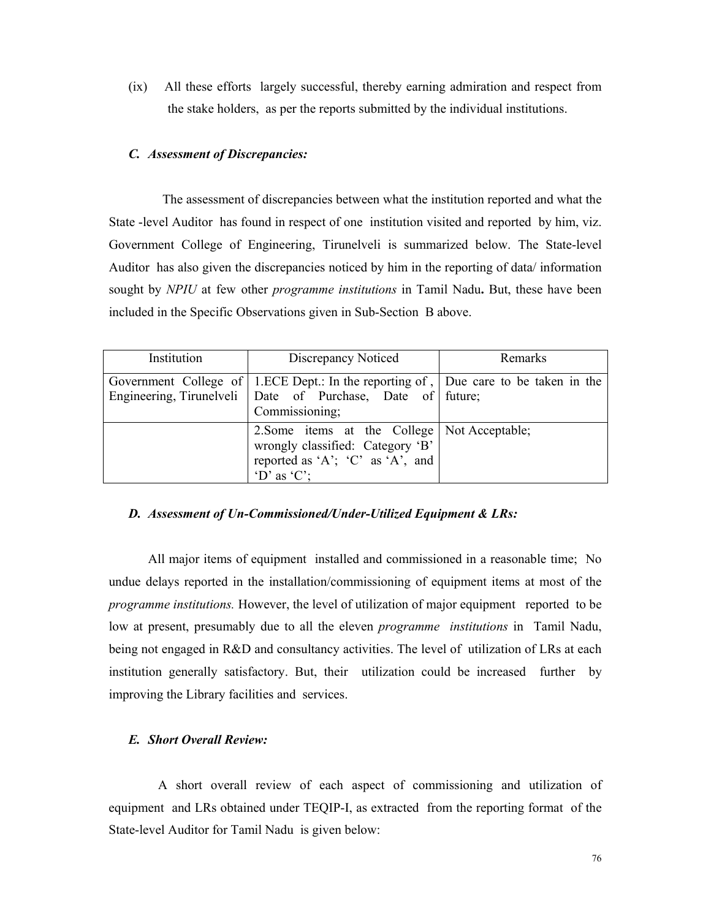(ix) All these efforts largely successful, thereby earning admiration and respect from the stake holders, as per the reports submitted by the individual institutions.

### *C. Assessment of Discrepancies:*

The assessment of discrepancies between what the institution reported and what the State -level Auditor has found in respect of one institution visited and reported by him, viz. Government College of Engineering, Tirunelveli is summarized below. The State-level Auditor has also given the discrepancies noticed by him in the reporting of data/ information sought by *NPIU* at few other *programme institutions* in Tamil Nadu**.** But, these have been included in the Specific Observations given in Sub-Section B above.

| Institution | Discrepancy Noticed | Remarks |
|---|---|---|
| Government College of Engineering, Tirunelveli | 1.ECE Dept.: In the reporting of , Date of Purchase, Date of Commissioning; | Due care to be taken in the future; |
| | 2.Some items at the College wrongly classified: Category 'B' reported as 'A'; 'C' as 'A', and 'D' as 'C'; | Not Acceptable; |

### *D. Assessment of Un-Commissioned/Under-Utilized Equipment & LRs:*

All major items of equipment installed and commissioned in a reasonable time; No undue delays reported in the installation/commissioning of equipment items at most of the *programme institutions.* However, the level of utilization of major equipment reported to be low at present, presumably due to all the eleven *programme institutions* in Tamil Nadu, being not engaged in R&D and consultancy activities. The level of utilization of LRs at each institution generally satisfactory. But, their utilization could be increased further by improving the Library facilities and services.

### *E. Short Overall Review:*

A short overall review of each aspect of commissioning and utilization of equipment and LRs obtained under TEQIP-I, as extracted from the reporting format of the State-level Auditor for Tamil Nadu is given below: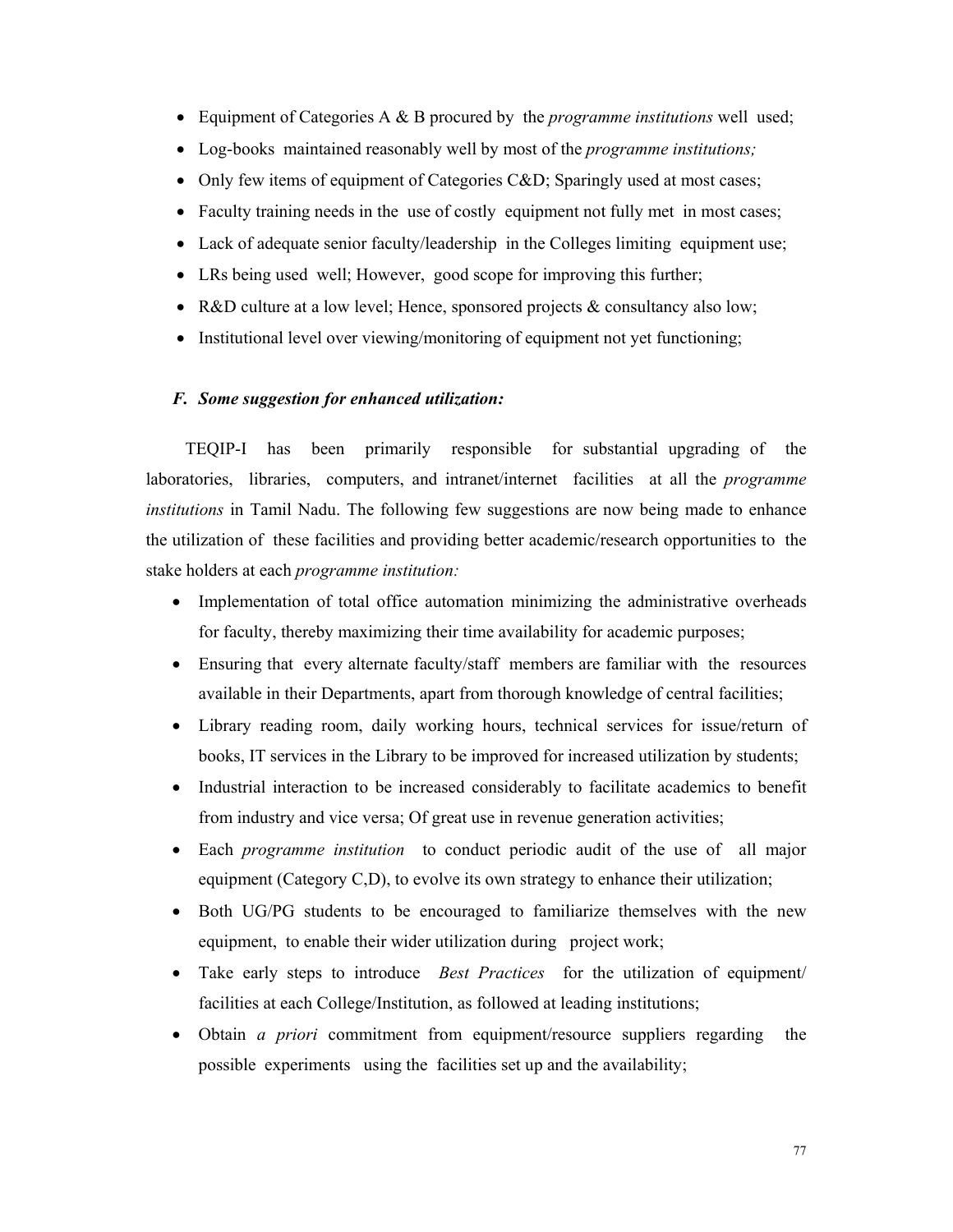- Equipment of Categories A & B procured by the *programme institutions* well used;
- Log-books maintained reasonably well by most of the *programme institutions;*
- Only few items of equipment of Categories C&D; Sparingly used at most cases;
- Faculty training needs in the use of costly equipment not fully met in most cases;
- Lack of adequate senior faculty/leadership in the Colleges limiting equipment use;
- LRs being used well; However, good scope for improving this further;
- R&D culture at a low level; Hence, sponsored projects & consultancy also low;
- Institutional level over viewing/monitoring of equipment not yet functioning;

### *F. Some suggestion for enhanced utilization:*

TEQIP-I has been primarily responsible for substantial upgrading of the laboratories, libraries, computers, and intranet/internet facilities at all the *programme institutions* in Tamil Nadu. The following few suggestions are now being made to enhance the utilization of these facilities and providing better academic/research opportunities to the stake holders at each *programme institution:*

- Implementation of total office automation minimizing the administrative overheads for faculty, thereby maximizing their time availability for academic purposes;
- Ensuring that every alternate faculty/staff members are familiar with the resources available in their Departments, apart from thorough knowledge of central facilities;
- Library reading room, daily working hours, technical services for issue/return of books, IT services in the Library to be improved for increased utilization by students;
- Industrial interaction to be increased considerably to facilitate academics to benefit from industry and vice versa; Of great use in revenue generation activities;
- Each *programme institution* to conduct periodic audit of the use of all major equipment (Category C,D), to evolve its own strategy to enhance their utilization;
- Both UG/PG students to be encouraged to familiarize themselves with the new equipment, to enable their wider utilization during project work;
- Take early steps to introduce *Best Practices* for the utilization of equipment/ facilities at each College/Institution, as followed at leading institutions;
- Obtain *a priori* commitment from equipment/resource suppliers regarding the possible experiments using the facilities set up and the availability;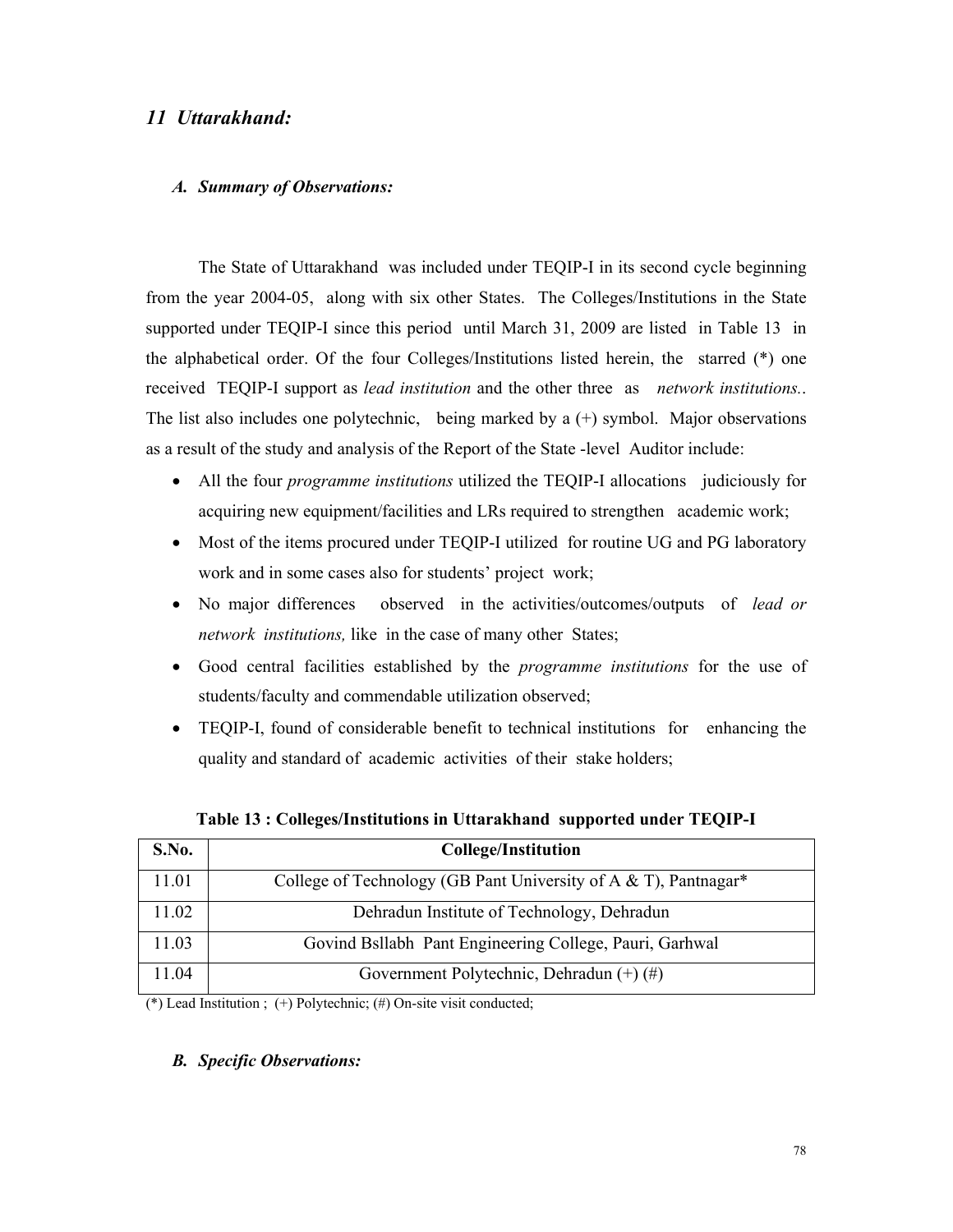## *11 Uttarakhand:*

### *A. Summary of Observations:*

The State of Uttarakhand was included under TEQIP-I in its second cycle beginning from the year 2004-05, along with six other States. The Colleges/Institutions in the State supported under TEQIP-I since this period until March 31, 2009 are listed in Table 13 in the alphabetical order. Of the four Colleges/Institutions listed herein, the starred (*) one received TEQIP-I support as *lead institution* and the other three as *network institutions.*. The list also includes one polytechnic, being marked by a (+) symbol. Major observations as a result of the study and analysis of the Report of the State -level Auditor include:

- All the four *programme institutions* utilized the TEQIP-I allocations judiciously for acquiring new equipment/facilities and LRs required to strengthen academic work;
- Most of the items procured under TEQIP-I utilized for routine UG and PG laboratory work and in some cases also for students' project work;
- No major differences observed in the activities/outcomes/outputs of *lead or network institutions,* like in the case of many other States;
- Good central facilities established by the *programme institutions* for the use of students/faculty and commendable utilization observed;
- TEQIP-I, found of considerable benefit to technical institutions for enhancing the quality and standard of academic activities of their stake holders;

**Table 13 : Colleges/Institutions in Uttarakhand supported under TEQIP-I**

| S.No. | College/Institution |
|---|---|
| 11.01 | College of Technology (GB Pant University of A & T), Pantnagar* |
| 11.02 | Dehradun Institute of Technology, Dehradun |
| 11.03 | Govind Bsllabh Pant Engineering College, Pauri, Garhwal |
| 11.04 | Government Polytechnic, Dehradun (+) (#) |

(*) Lead Institution ; (+) Polytechnic; (#) On-site visit conducted;

### *B. Specific Observations:*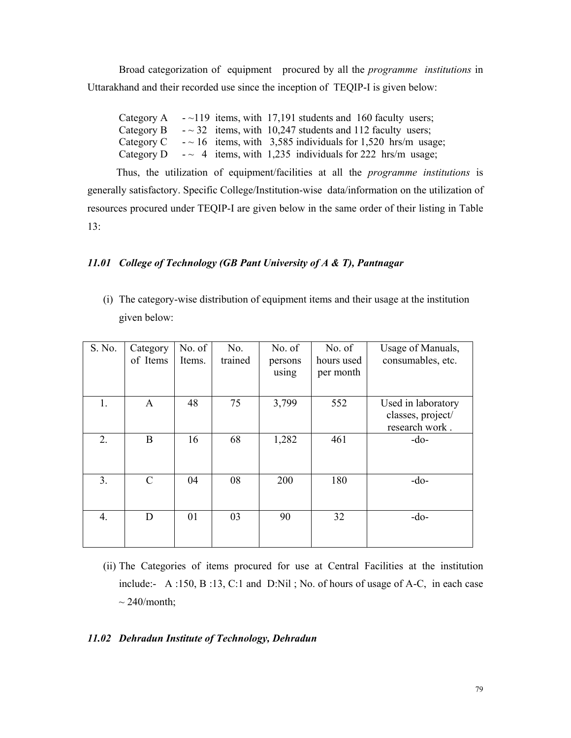Broad categorization of equipment procured by all the *programme institutions* in Uttarakhand and their recorded use since the inception of TEQIP-I is given below:

Category A - ~119 items, with 17,191 students and 160 faculty users;
Category B - ~ 32 items, with 10,247 students and 112 faculty users;
Category C - ~ 16 items, with 3,585 individuals for 1,520 hrs/m usage;
Category D - ~ 4 items, with 1,235 individuals for 222 hrs/m usage;

Thus, the utilization of equipment/facilities at all the *programme institutions* is generally satisfactory. Specific College/Institution-wise data/information on the utilization of resources procured under TEQIP-I are given below in the same order of their listing in Table 13:

### *11.01 College of Technology (GB Pant University of A & T), Pantnagar*

(i) The category-wise distribution of equipment items and their usage at the institution given below:

| S. No. | Category of Items | No. of Items. | No. trained | No. of persons using | No. of hours used per month | Usage of Manuals, consumables, etc. |
|---|---|---|---|---|---|---|
| 1. | A | 48 | 75 | 3,799 | 552 | Used in laboratory classes, project/ research work . |
| 2. | B | 16 | 68 | 1,282 | 461 | -do- |
| 3. | C | 04 | 08 | 200 | 180 | -do- |
| 4. | D | 01 | 03 | 90 | 32 | -do- |

(ii) The Categories of items procured for use at Central Facilities at the institution include:- A :150, B :13, C:1 and D:Nil ; No. of hours of usage of A-C, in each case ~ 240/month;

### *11.02 Dehradun Institute of Technology, Dehradun*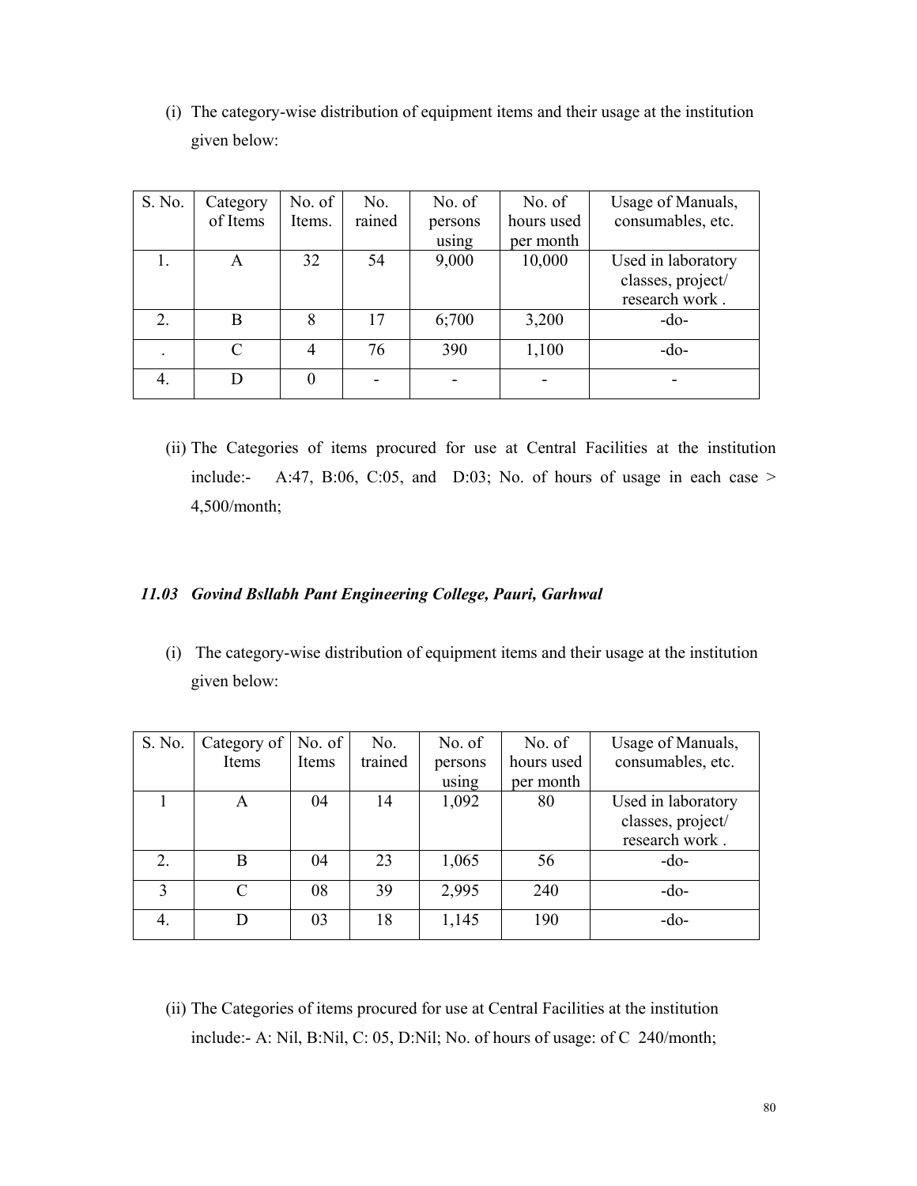(i) The category-wise distribution of equipment items and their usage at the institution given below:

| S. No. | Category of Items | No. of Items. | No. rained | No. of persons using | No. of hours used per month | Usage of Manuals, consumables, etc. |
|---|---|---|---|---|---|---|
| 1. | A | 32 | 54 | 9,000 | 10,000 | Used in laboratory classes, project/ research work . |
| 2. | B | 8 | 17 | 6;700 | 3,200 | -do- |
| . | C | 4 | 76 | 390 | 1,100 | -do- |
| 4. | D | 0 | - | - | - | - |

(ii) The Categories of items procured for use at Central Facilities at the institution include:- A:47, B:06, C:05, and D:03; No. of hours of usage in each case > 4,500/month;

### *11.03 Govind Bsllabh Pant Engineering College, Pauri, Garhwal*

(i) The category-wise distribution of equipment items and their usage at the institution given below:

| S. No. | Category of Items | No. of Items | No. trained | No. of persons using | No. of hours used per month | Usage of Manuals, consumables, etc. |
|---|---|---|---|---|---|---|
| 1 | A | 04 | 14 | 1,092 | 80 | Used in laboratory classes, project/ research work . |
| 2. | B | 04 | 23 | 1,065 | 56 | -do- |
| 3 | C | 08 | 39 | 2,995 | 240 | -do- |
| 4. | D | 03 | 18 | 1,145 | 190 | -do- |

(ii) The Categories of items procured for use at Central Facilities at the institution include:- A: Nil, B:Nil, C: 05, D:Nil; No. of hours of usage: of C 240/month;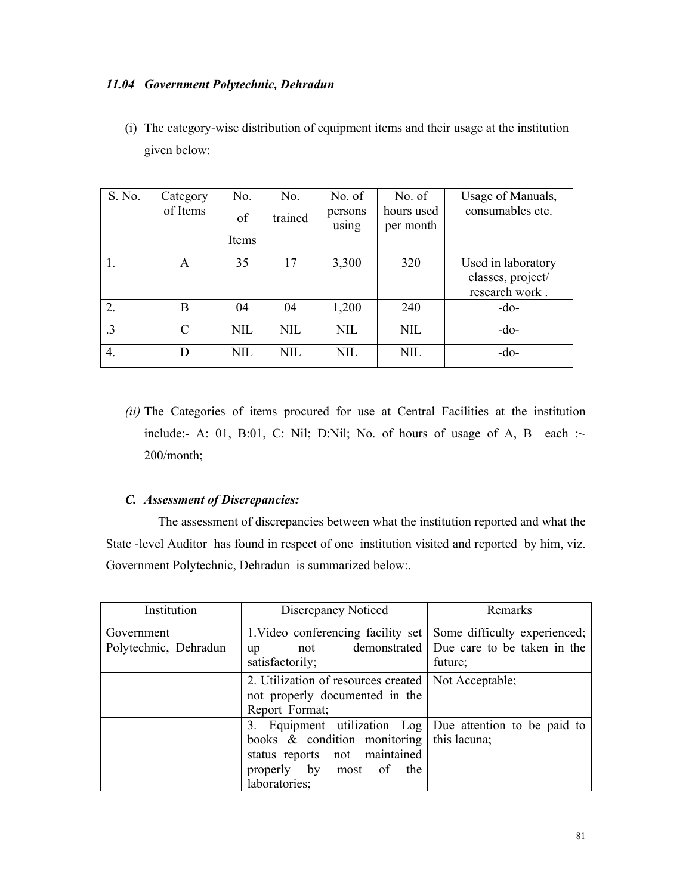### *11.04 Government Polytechnic, Dehradun*

(i) The category-wise distribution of equipment items and their usage at the institution given below:

| S. No. | Category of Items | No. of Items | No. trained | No. of persons using | No. of hours used per month | Usage of Manuals, consumables etc. |
|---|---|---|---|---|---|---|
| 1. | A | 35 | 17 | 3,300 | 320 | Used in laboratory classes, project/ research work . |
| 2. | B | 04 | 04 | 1,200 | 240 | -do- |
| .3 | C | NIL | NIL | NIL | NIL | -do- |
| 4. | D | NIL | NIL | NIL | NIL | -do- |

*(ii)* The Categories of items procured for use at Central Facilities at the institution include:- A: 01, B:01, C: Nil; D:Nil; No. of hours of usage of A, B each :~ 200/month;

### *C. Assessment of Discrepancies:*

The assessment of discrepancies between what the institution reported and what the State -level Auditor has found in respect of one institution visited and reported by him, viz. Government Polytechnic, Dehradun is summarized below:.

| Institution | Discrepancy Noticed | Remarks |
|---|---|---|
| Government Polytechnic, Dehradun | 1.Video conferencing facility set up not demonstrated satisfactorily; | Some difficulty experienced; Due care to be taken in the future; |
| | 2. Utilization of resources created not properly documented in the Report Format; | Not Acceptable; |
| | 3. Equipment utilization Log books & condition monitoring status reports not maintained properly by most of the laboratories; | Due attention to be paid to this lacuna; |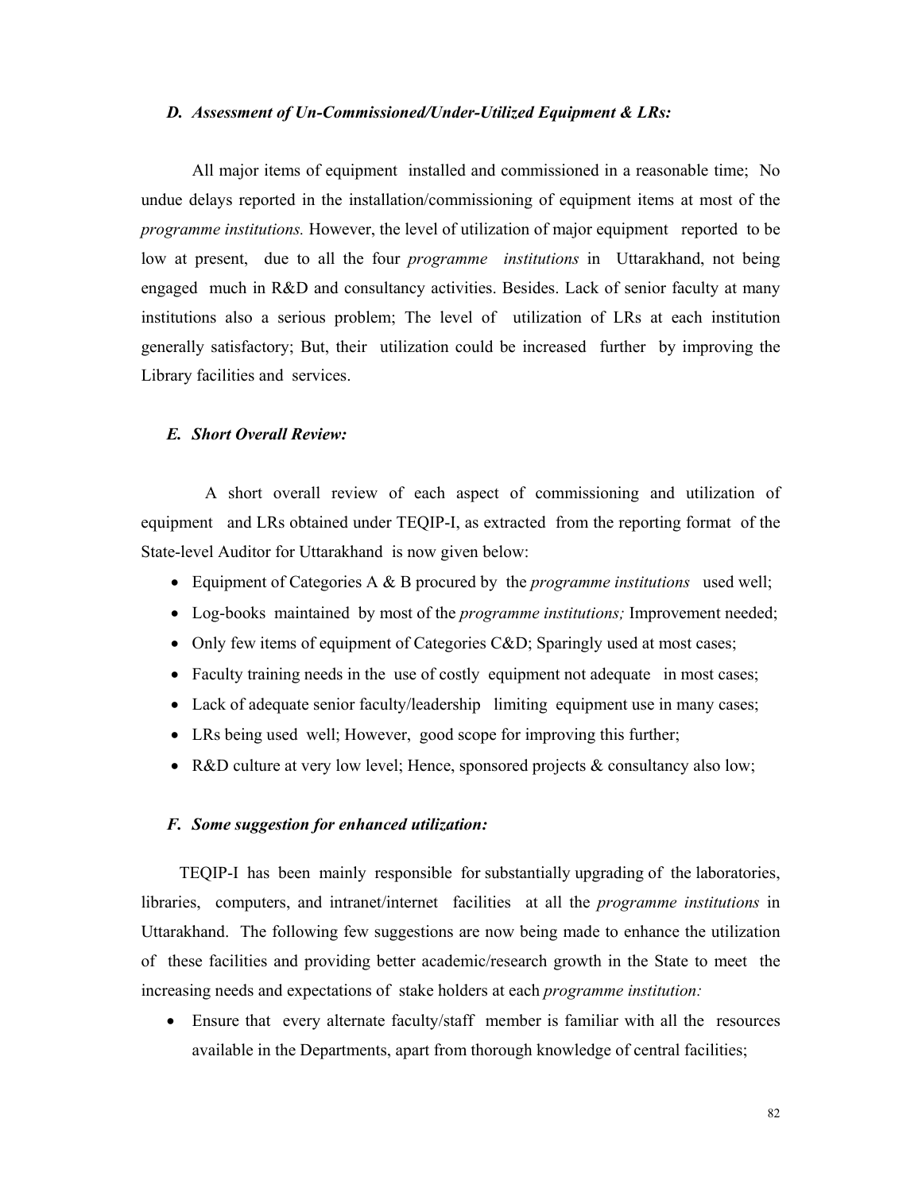### *D. Assessment of Un-Commissioned/Under-Utilized Equipment & LRs:*

All major items of equipment installed and commissioned in a reasonable time; No undue delays reported in the installation/commissioning of equipment items at most of the *programme institutions.* However, the level of utilization of major equipment reported to be low at present, due to all the four *programme institutions* in Uttarakhand, not being engaged much in R&D and consultancy activities. Besides. Lack of senior faculty at many institutions also a serious problem; The level of utilization of LRs at each institution generally satisfactory; But, their utilization could be increased further by improving the Library facilities and services.

### *E. Short Overall Review:*

A short overall review of each aspect of commissioning and utilization of equipment and LRs obtained under TEQIP-I, as extracted from the reporting format of the State-level Auditor for Uttarakhand is now given below:

- Equipment of Categories A & B procured by the *programme institutions* used well;
- Log-books maintained by most of the *programme institutions;* Improvement needed;
- Only few items of equipment of Categories C&D; Sparingly used at most cases;
- Faculty training needs in the use of costly equipment not adequate in most cases;
- Lack of adequate senior faculty/leadership limiting equipment use in many cases;
- LRs being used well; However, good scope for improving this further;
- R&D culture at very low level; Hence, sponsored projects & consultancy also low;

### *F. Some suggestion for enhanced utilization:*

TEQIP-I has been mainly responsible for substantially upgrading of the laboratories, libraries, computers, and intranet/internet facilities at all the *programme institutions* in Uttarakhand. The following few suggestions are now being made to enhance the utilization of these facilities and providing better academic/research growth in the State to meet the increasing needs and expectations of stake holders at each *programme institution:*

- Ensure that every alternate faculty/staff member is familiar with all the resources available in the Departments, apart from thorough knowledge of central facilities;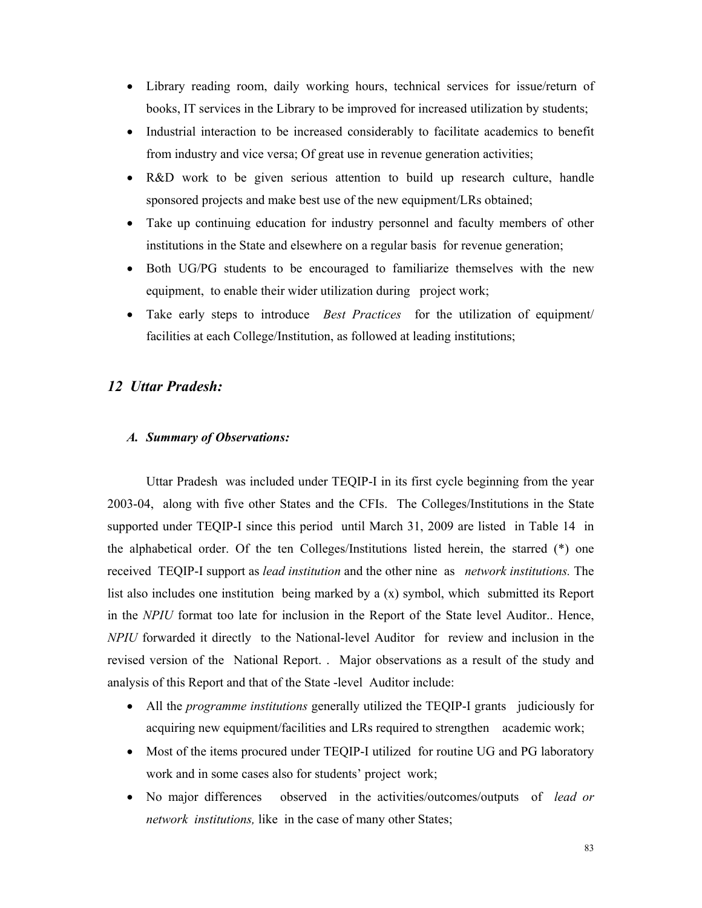- Library reading room, daily working hours, technical services for issue/return of books, IT services in the Library to be improved for increased utilization by students;
- Industrial interaction to be increased considerably to facilitate academics to benefit from industry and vice versa; Of great use in revenue generation activities;
- R&D work to be given serious attention to build up research culture, handle sponsored projects and make best use of the new equipment/LRs obtained;
- Take up continuing education for industry personnel and faculty members of other institutions in the State and elsewhere on a regular basis for revenue generation;
- Both UG/PG students to be encouraged to familiarize themselves with the new equipment, to enable their wider utilization during project work;
- Take early steps to introduce *Best Practices* for the utilization of equipment/ facilities at each College/Institution, as followed at leading institutions;

## *12 Uttar Pradesh:*

### *A. Summary of Observations:*

Uttar Pradesh was included under TEQIP-I in its first cycle beginning from the year 2003-04, along with five other States and the CFIs. The Colleges/Institutions in the State supported under TEQIP-I since this period until March 31, 2009 are listed in Table 14 in the alphabetical order. Of the ten Colleges/Institutions listed herein, the starred (*) one received TEQIP-I support as *lead institution* and the other nine as *network institutions.* The list also includes one institution being marked by a (x) symbol, which submitted its Report in the *NPIU* format too late for inclusion in the Report of the State level Auditor.. Hence, *NPIU* forwarded it directly to the National-level Auditor for review and inclusion in the revised version of the National Report. . Major observations as a result of the study and analysis of this Report and that of the State -level Auditor include:

- All the *programme institutions* generally utilized the TEQIP-I grants judiciously for acquiring new equipment/facilities and LRs required to strengthen academic work;
- Most of the items procured under TEQIP-I utilized for routine UG and PG laboratory work and in some cases also for students' project work;
- No major differences observed in the activities/outcomes/outputs of *lead or network institutions,* like in the case of many other States;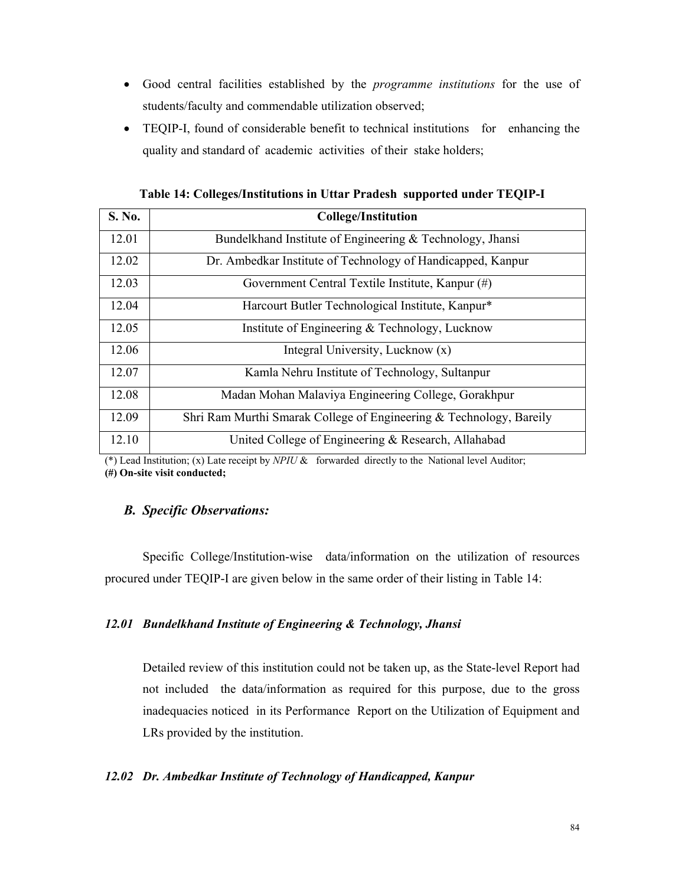- Good central facilities established by the *programme institutions* for the use of students/faculty and commendable utilization observed;
- TEQIP-I, found of considerable benefit to technical institutions for enhancing the quality and standard of academic activities of their stake holders;

**Table 14: Colleges/Institutions in Uttar Pradesh supported under TEQIP-I**

| S. No. | College/Institution |
|---|---|
| 12.01 | Bundelkhand Institute of Engineering & Technology, Jhansi |
| 12.02 | Dr. Ambedkar Institute of Technology of Handicapped, Kanpur |
| 12.03 | Government Central Textile Institute, Kanpur (#) |
| 12.04 | Harcourt Butler Technological Institute, Kanpur* |
| 12.05 | Institute of Engineering & Technology, Lucknow |
| 12.06 | Integral University, Lucknow (x) |
| 12.07 | Kamla Nehru Institute of Technology, Sultanpur |
| 12.08 | Madan Mohan Malaviya Engineering College, Gorakhpur |
| 12.09 | Shri Ram Murthi Smarak College of Engineering & Technology, Bareily |
| 12.10 | United College of Engineering & Research, Allahabad |

(*) Lead Institution; (x) Late receipt by *NPIU* & forwarded directly to the National level Auditor;
**(#) On-site visit conducted;**

### *B. Specific Observations:*

Specific College/Institution-wise data/information on the utilization of resources procured under TEQIP-I are given below in the same order of their listing in Table 14:

#### *12.01 Bundelkhand Institute of Engineering & Technology, Jhansi*

Detailed review of this institution could not be taken up, as the State-level Report had not included the data/information as required for this purpose, due to the gross inadequacies noticed in its Performance Report on the Utilization of Equipment and LRs provided by the institution.

#### *12.02 Dr. Ambedkar Institute of Technology of Handicapped, Kanpur*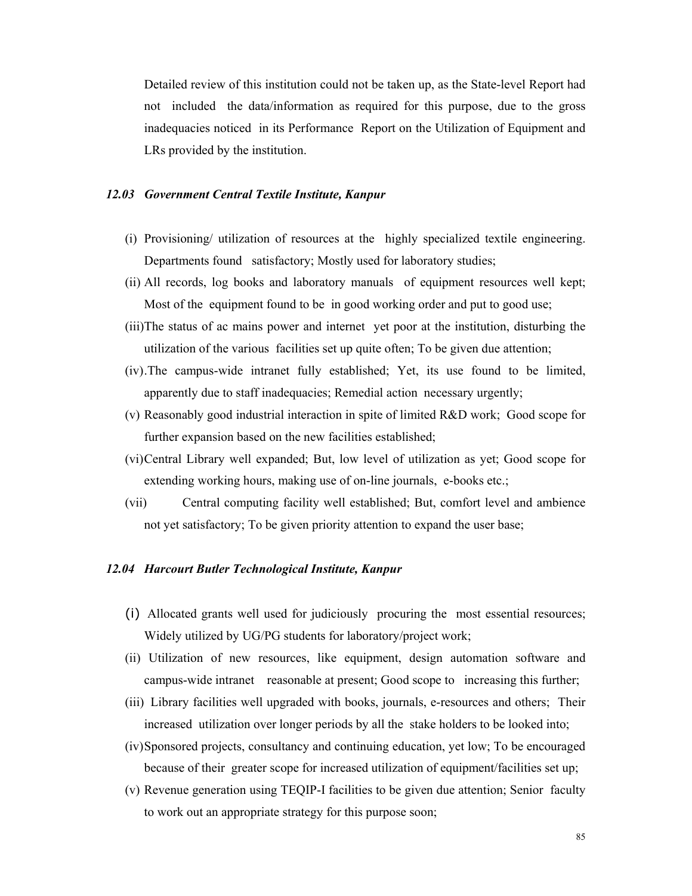Detailed review of this institution could not be taken up, as the State-level Report had not included the data/information as required for this purpose, due to the gross inadequacies noticed in its Performance Report on the Utilization of Equipment and LRs provided by the institution.

### *12.03 Government Central Textile Institute, Kanpur*

(i) Provisioning/ utilization of resources at the highly specialized textile engineering. Departments found satisfactory; Mostly used for laboratory studies;

(ii) All records, log books and laboratory manuals of equipment resources well kept; Most of the equipment found to be in good working order and put to good use;

(iii) The status of ac mains power and internet yet poor at the institution, disturbing the utilization of the various facilities set up quite often; To be given due attention;

(iv). The campus-wide intranet fully established; Yet, its use found to be limited, apparently due to staff inadequacies; Remedial action necessary urgently;

(v) Reasonably good industrial interaction in spite of limited R&D work; Good scope for further expansion based on the new facilities established;

(vi) Central Library well expanded; But, low level of utilization as yet; Good scope for extending working hours, making use of on-line journals, e-books etc.;

(vii) Central computing facility well established; But, comfort level and ambience not yet satisfactory; To be given priority attention to expand the user base;

### *12.04 Harcourt Butler Technological Institute, Kanpur*

(i) Allocated grants well used for judiciously procuring the most essential resources; Widely utilized by UG/PG students for laboratory/project work;

(ii) Utilization of new resources, like equipment, design automation software and campus-wide intranet reasonable at present; Good scope to increasing this further;

(iii) Library facilities well upgraded with books, journals, e-resources and others; Their increased utilization over longer periods by all the stake holders to be looked into;

(iv) Sponsored projects, consultancy and continuing education, yet low; To be encouraged because of their greater scope for increased utilization of equipment/facilities set up;

(v) Revenue generation using TEQIP-I facilities to be given due attention; Senior faculty to work out an appropriate strategy for this purpose soon;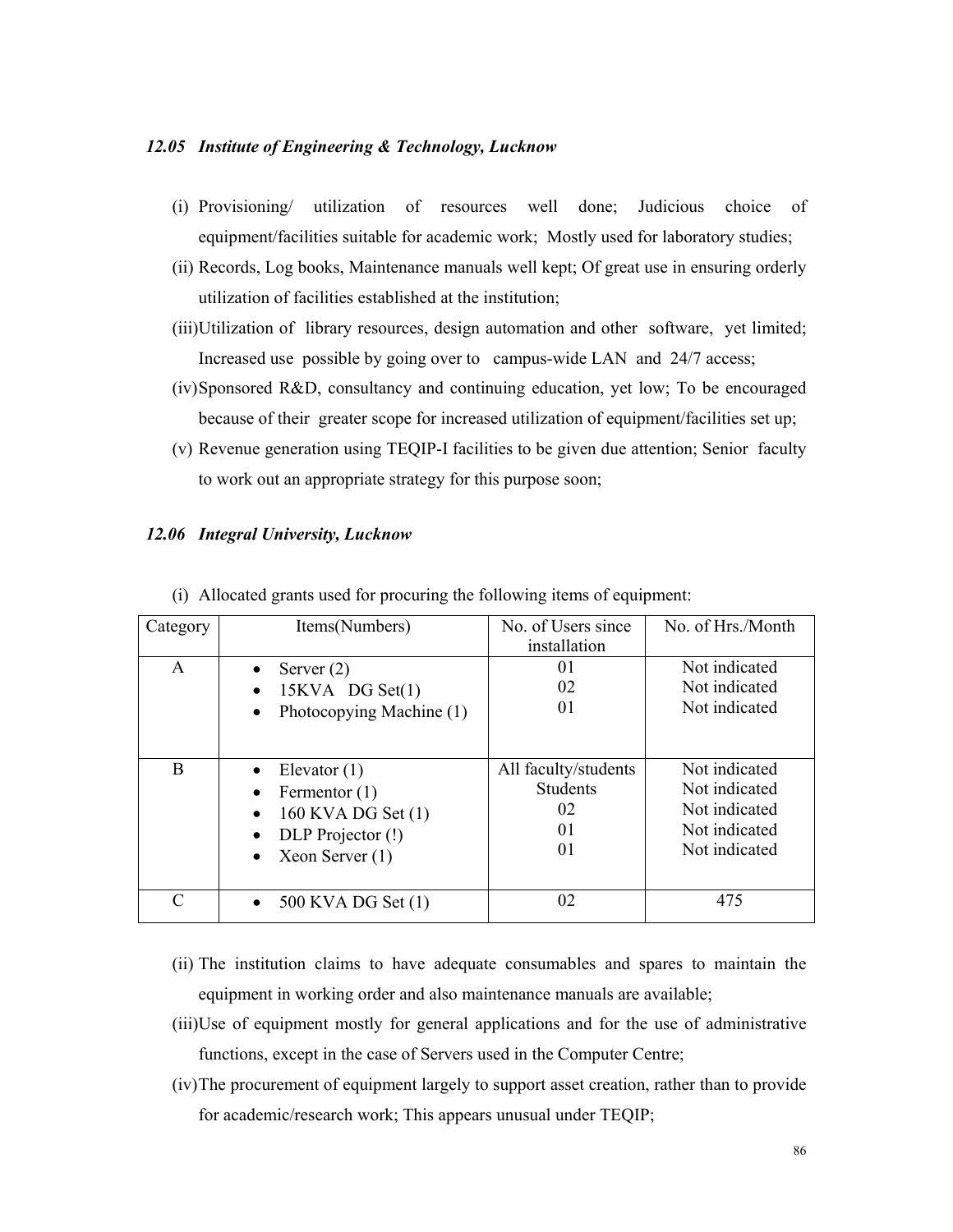### *12.05 Institute of Engineering & Technology, Lucknow*

(i) Provisioning/ utilization of resources well done; Judicious choice of equipment/facilities suitable for academic work; Mostly used for laboratory studies;

(ii) Records, Log books, Maintenance manuals well kept; Of great use in ensuring orderly utilization of facilities established at the institution;

(iii) Utilization of library resources, design automation and other software, yet limited; Increased use possible by going over to campus-wide LAN and 24/7 access;

(iv) Sponsored R&D, consultancy and continuing education, yet low; To be encouraged because of their greater scope for increased utilization of equipment/facilities set up;

(v) Revenue generation using TEQIP-I facilities to be given due attention; Senior faculty to work out an appropriate strategy for this purpose soon;

### *12.06 Integral University, Lucknow*

(i) Allocated grants used for procuring the following items of equipment:

| Category | Items(Numbers) | No. of Users since installation | No. of Hrs./Month |
|---|---|---|---|
| A | • Server (2)<br>• 15KVA DG Set(1)<br>• Photocopying Machine (1) | 01<br>02<br>01 | Not indicated<br>Not indicated<br>Not indicated |
| B | • Elevator (1)<br>• Fermentor (1)<br>• 160 KVA DG Set (1)<br>• DLP Projector (!)<br>• Xeon Server (1) | All faculty/students<br>Students<br>02<br>01<br>01 | Not indicated<br>Not indicated<br>Not indicated<br>Not indicated<br>Not indicated |
| C | • 500 KVA DG Set (1) | 02 | 475 |

(ii) The institution claims to have adequate consumables and spares to maintain the equipment in working order and also maintenance manuals are available;

(iii) Use of equipment mostly for general applications and for the use of administrative functions, except in the case of Servers used in the Computer Centre;

(iv) The procurement of equipment largely to support asset creation, rather than to provide for academic/research work; This appears unusual under TEQIP;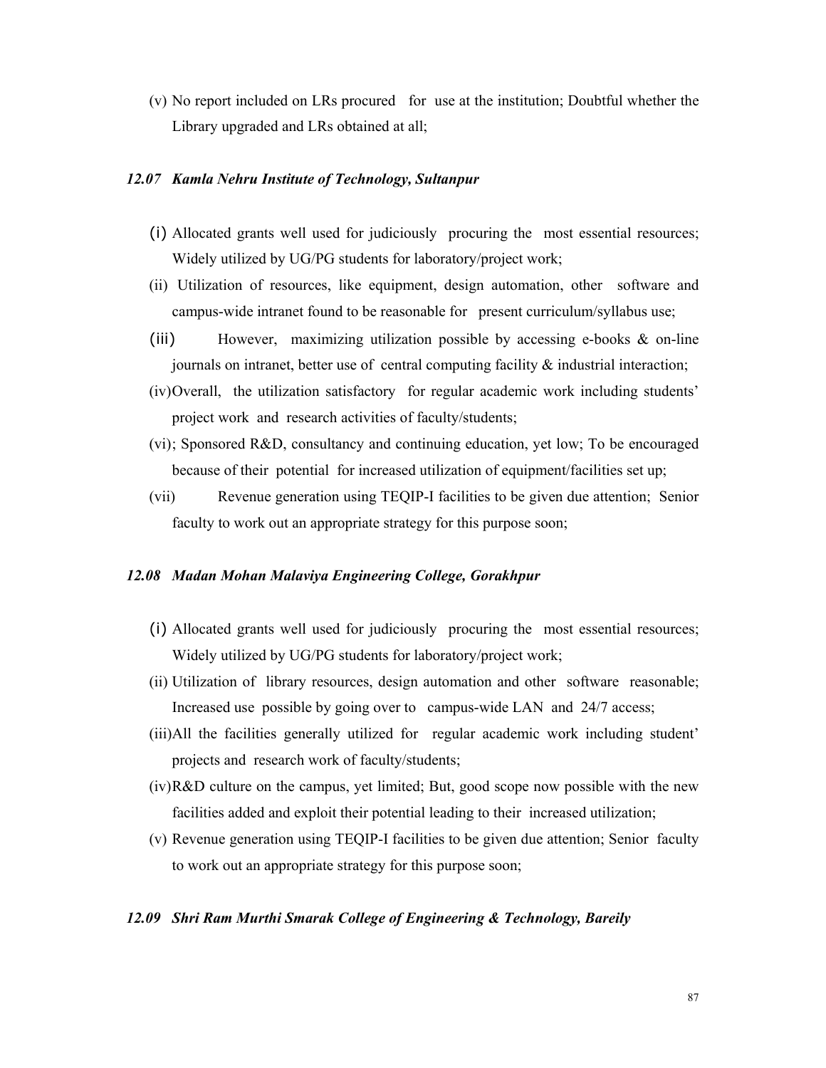(v) No report included on LRs procured for use at the institution; Doubtful whether the Library upgraded and LRs obtained at all;

### *12.07 Kamla Nehru Institute of Technology, Sultanpur*

(i) Allocated grants well used for judiciously procuring the most essential resources; Widely utilized by UG/PG students for laboratory/project work;

(ii) Utilization of resources, like equipment, design automation, other software and campus-wide intranet found to be reasonable for present curriculum/syllabus use;

(iii) However, maximizing utilization possible by accessing e-books & on-line journals on intranet, better use of central computing facility & industrial interaction;

(iv) Overall, the utilization satisfactory for regular academic work including students' project work and research activities of faculty/students;

(vi); Sponsored R&D, consultancy and continuing education, yet low; To be encouraged because of their potential for increased utilization of equipment/facilities set up;

(vii) Revenue generation using TEQIP-I facilities to be given due attention; Senior faculty to work out an appropriate strategy for this purpose soon;

### *12.08 Madan Mohan Malaviya Engineering College, Gorakhpur*

(i) Allocated grants well used for judiciously procuring the most essential resources; Widely utilized by UG/PG students for laboratory/project work;

(ii) Utilization of library resources, design automation and other software reasonable; Increased use possible by going over to campus-wide LAN and 24/7 access;

(iii) All the facilities generally utilized for regular academic work including student' projects and research work of faculty/students;

(iv) R&D culture on the campus, yet limited; But, good scope now possible with the new facilities added and exploit their potential leading to their increased utilization;

(v) Revenue generation using TEQIP-I facilities to be given due attention; Senior faculty to work out an appropriate strategy for this purpose soon;

### *12.09 Shri Ram Murthi Smarak College of Engineering & Technology, Bareily*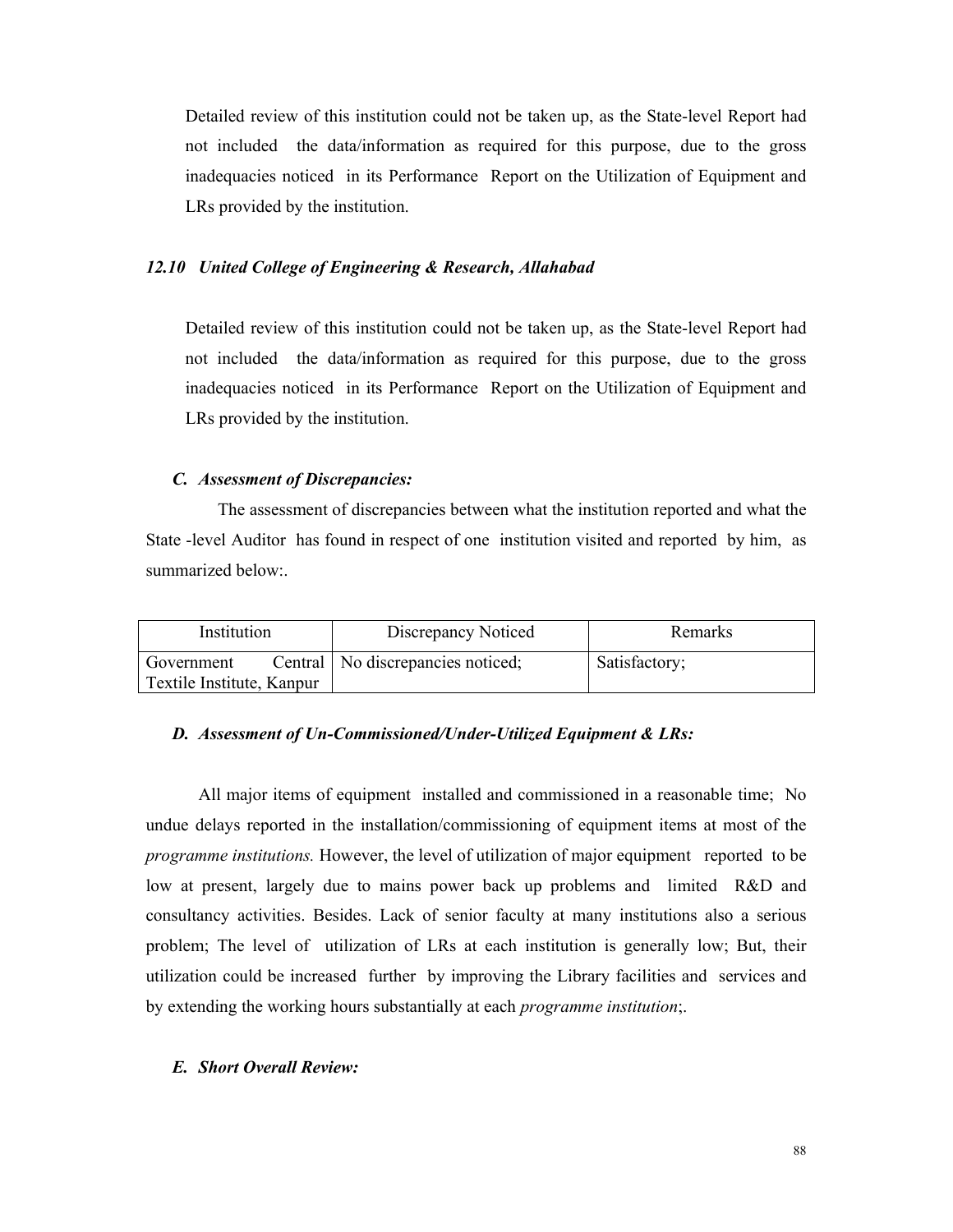Detailed review of this institution could not be taken up, as the State-level Report had not included the data/information as required for this purpose, due to the gross inadequacies noticed in its Performance Report on the Utilization of Equipment and LRs provided by the institution.

### *12.10 United College of Engineering & Research, Allahabad*

Detailed review of this institution could not be taken up, as the State-level Report had not included the data/information as required for this purpose, due to the gross inadequacies noticed in its Performance Report on the Utilization of Equipment and LRs provided by the institution.

### *C. Assessment of Discrepancies:*

The assessment of discrepancies between what the institution reported and what the State -level Auditor has found in respect of one institution visited and reported by him, as summarized below:.

| Institution | Discrepancy Noticed | Remarks |
|---|---|---|
| Government Central Textile Institute, Kanpur | No discrepancies noticed; | Satisfactory; |

### *D. Assessment of Un-Commissioned/Under-Utilized Equipment & LRs:*

All major items of equipment installed and commissioned in a reasonable time; No undue delays reported in the installation/commissioning of equipment items at most of the *programme institutions.* However, the level of utilization of major equipment reported to be low at present, largely due to mains power back up problems and limited R&D and consultancy activities. Besides. Lack of senior faculty at many institutions also a serious problem; The level of utilization of LRs at each institution is generally low; But, their utilization could be increased further by improving the Library facilities and services and by extending the working hours substantially at each *programme institution*;.

### *E. Short Overall Review:*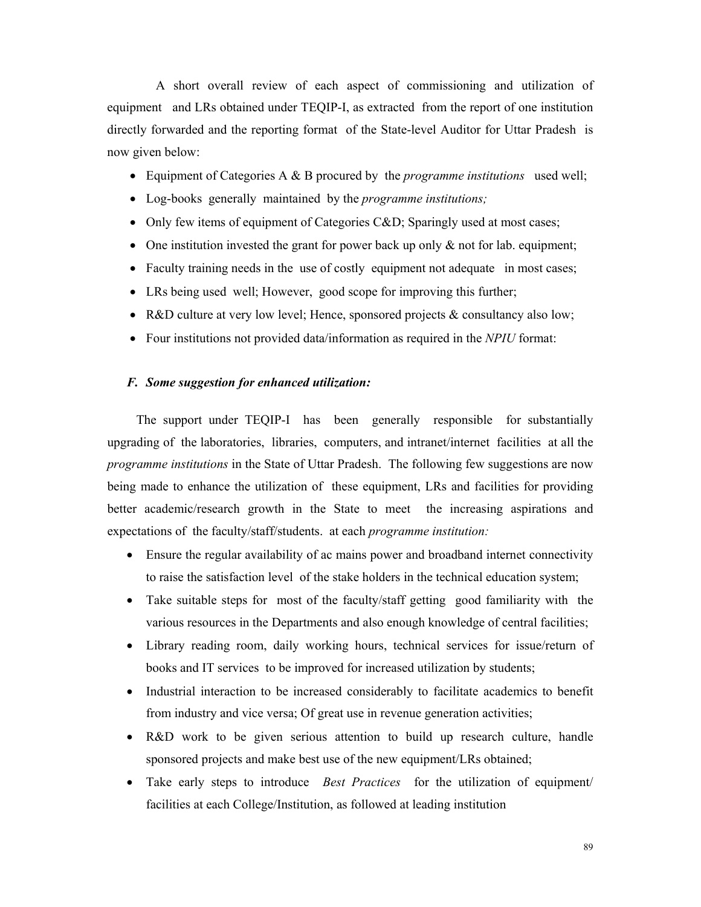A short overall review of each aspect of commissioning and utilization of equipment and LRs obtained under TEQIP-I, as extracted from the report of one institution directly forwarded and the reporting format of the State-level Auditor for Uttar Pradesh is now given below:

- Equipment of Categories A & B procured by the *programme institutions* used well;
- Log-books generally maintained by the *programme institutions;*
- Only few items of equipment of Categories C&D; Sparingly used at most cases;
- One institution invested the grant for power back up only & not for lab. equipment;
- Faculty training needs in the use of costly equipment not adequate in most cases;
- LRs being used well; However, good scope for improving this further;
- R&D culture at very low level; Hence, sponsored projects & consultancy also low;
- Four institutions not provided data/information as required in the *NPIU* format:

### *F. Some suggestion for enhanced utilization:*

The support under TEQIP-I has been generally responsible for substantially upgrading of the laboratories, libraries, computers, and intranet/internet facilities at all the *programme institutions* in the State of Uttar Pradesh. The following few suggestions are now being made to enhance the utilization of these equipment, LRs and facilities for providing better academic/research growth in the State to meet the increasing aspirations and expectations of the faculty/staff/students. at each *programme institution:*

- Ensure the regular availability of ac mains power and broadband internet connectivity to raise the satisfaction level of the stake holders in the technical education system;
- Take suitable steps for most of the faculty/staff getting good familiarity with the various resources in the Departments and also enough knowledge of central facilities;
- Library reading room, daily working hours, technical services for issue/return of books and IT services to be improved for increased utilization by students;
- Industrial interaction to be increased considerably to facilitate academics to benefit from industry and vice versa; Of great use in revenue generation activities;
- R&D work to be given serious attention to build up research culture, handle sponsored projects and make best use of the new equipment/LRs obtained;
- Take early steps to introduce *Best Practices* for the utilization of equipment/ facilities at each College/Institution, as followed at leading institution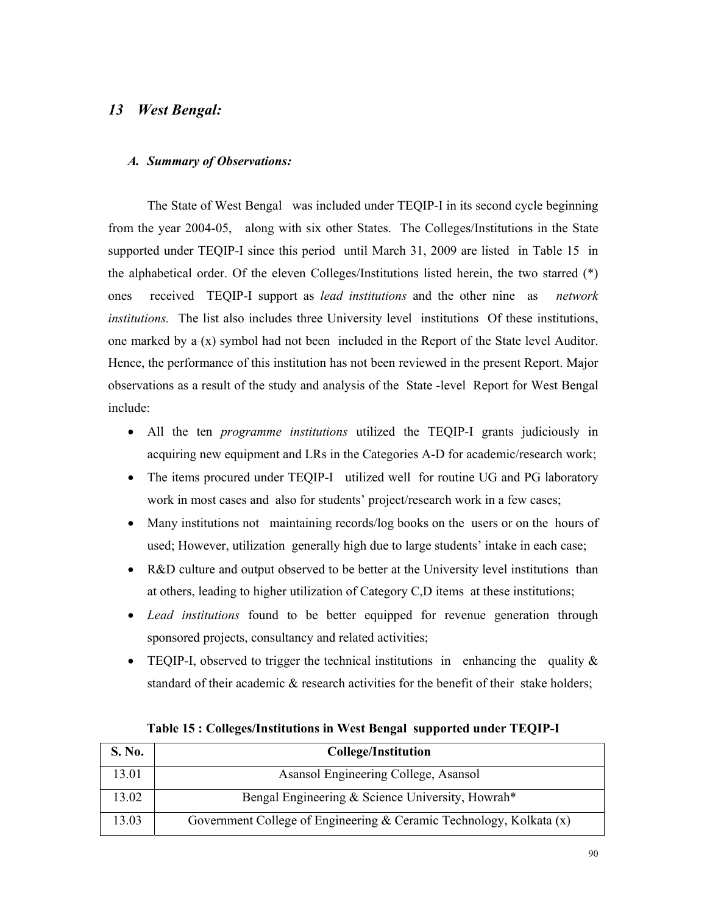## *13 West Bengal:*

### *A. Summary of Observations:*

The State of West Bengal was included under TEQIP-I in its second cycle beginning from the year 2004-05, along with six other States. The Colleges/Institutions in the State supported under TEQIP-I since this period until March 31, 2009 are listed in Table 15 in the alphabetical order. Of the eleven Colleges/Institutions listed herein, the two starred (*) ones received TEQIP-I support as *lead institutions* and the other nine as *network institutions.* The list also includes three University level institutions Of these institutions, one marked by a (x) symbol had not been included in the Report of the State level Auditor. Hence, the performance of this institution has not been reviewed in the present Report. Major observations as a result of the study and analysis of the State -level Report for West Bengal include:

- All the ten *programme institutions* utilized the TEQIP-I grants judiciously in acquiring new equipment and LRs in the Categories A-D for academic/research work;
- The items procured under TEQIP-I utilized well for routine UG and PG laboratory work in most cases and also for students' project/research work in a few cases;
- Many institutions not maintaining records/log books on the users or on the hours of used; However, utilization generally high due to large students' intake in each case;
- R&D culture and output observed to be better at the University level institutions than at others, leading to higher utilization of Category C,D items at these institutions;
- *Lead institutions* found to be better equipped for revenue generation through sponsored projects, consultancy and related activities;
- TEQIP-I, observed to trigger the technical institutions in enhancing the quality & standard of their academic & research activities for the benefit of their stake holders;

**Table 15 : Colleges/Institutions in West Bengal supported under TEQIP-I**

| S. No. | College/Institution |
|---|---|
| 13.01 | Asansol Engineering College, Asansol |
| 13.02 | Bengal Engineering & Science University, Howrah* |
| 13.03 | Government College of Engineering & Ceramic Technology, Kolkata (x) |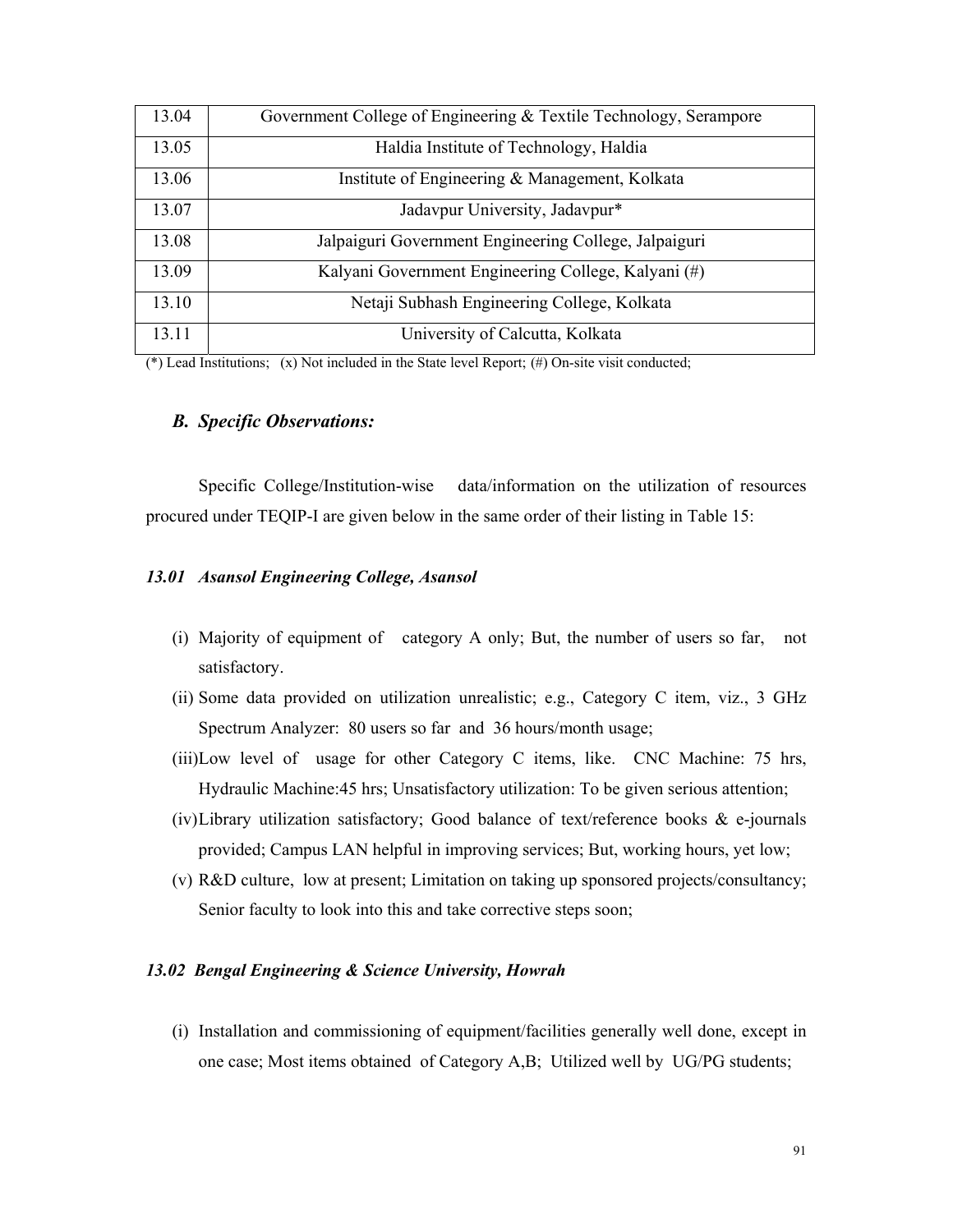| 13.04 | Government College of Engineering & Textile Technology, Serampore |
|---|---|
| 13.05 | Haldia Institute of Technology, Haldia |
| 13.06 | Institute of Engineering & Management, Kolkata |
| 13.07 | Jadavpur University, Jadavpur* |
| 13.08 | Jalpaiguri Government Engineering College, Jalpaiguri |
| 13.09 | Kalyani Government Engineering College, Kalyani (#) |
| 13.10 | Netaji Subhash Engineering College, Kolkata |
| 13.11 | University of Calcutta, Kolkata |

(*) Lead Institutions; (x) Not included in the State level Report; (#) On-site visit conducted;

### *B. Specific Observations:*

Specific College/Institution-wise data/information on the utilization of resources procured under TEQIP-I are given below in the same order of their listing in Table 15:

#### *13.01 Asansol Engineering College, Asansol*

(i) Majority of equipment of category A only; But, the number of users so far, not satisfactory.

(ii) Some data provided on utilization unrealistic; e.g., Category C item, viz., 3 GHz Spectrum Analyzer: 80 users so far and 36 hours/month usage;

(iii) Low level of usage for other Category C items, like. CNC Machine: 75 hrs, Hydraulic Machine:45 hrs; Unsatisfactory utilization: To be given serious attention;

(iv) Library utilization satisfactory; Good balance of text/reference books & e-journals provided; Campus LAN helpful in improving services; But, working hours, yet low;

(v) R&D culture, low at present; Limitation on taking up sponsored projects/consultancy; Senior faculty to look into this and take corrective steps soon;

#### *13.02 Bengal Engineering & Science University, Howrah*

(i) Installation and commissioning of equipment/facilities generally well done, except in one case; Most items obtained of Category A,B; Utilized well by UG/PG students;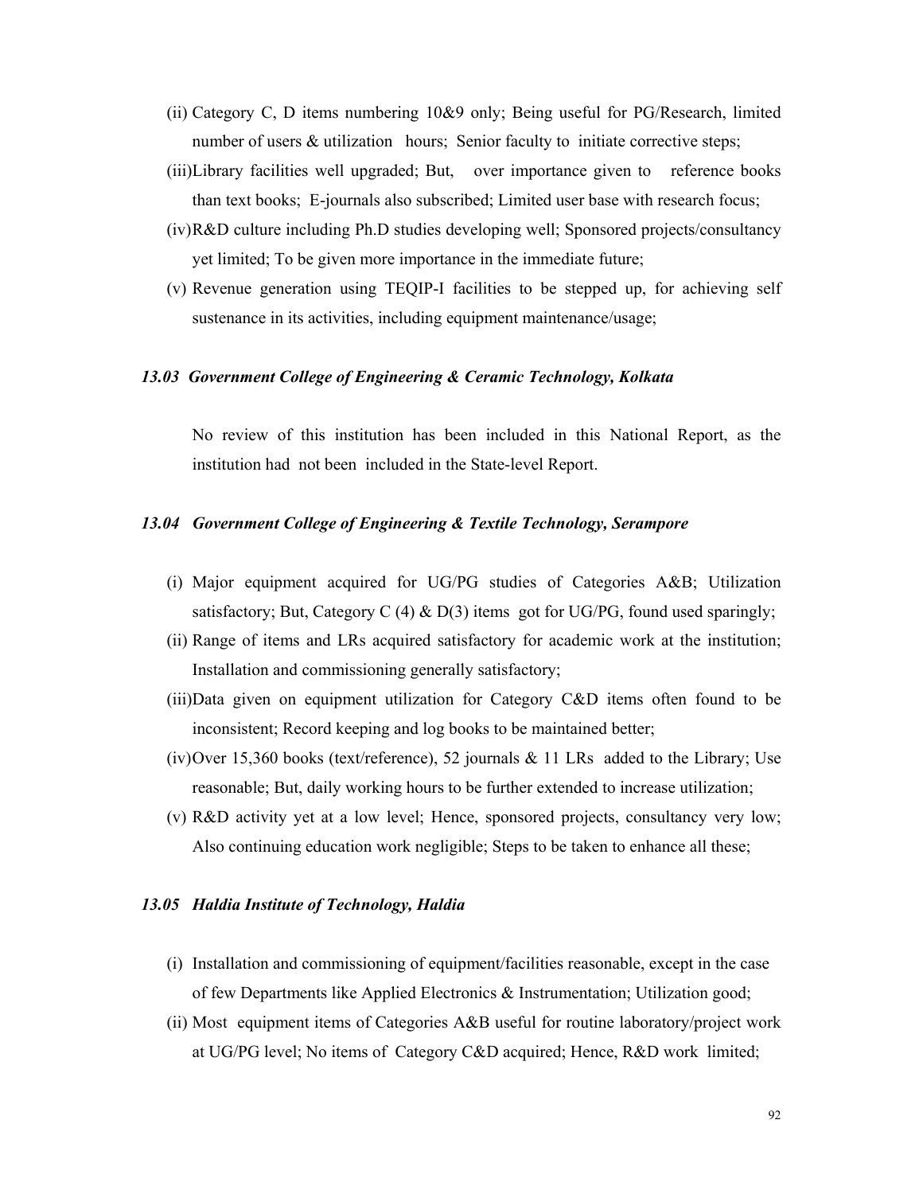(ii) Category C, D items numbering 10&9 only; Being useful for PG/Research, limited number of users & utilization hours; Senior faculty to initiate corrective steps;

(iii) Library facilities well upgraded; But, over importance given to reference books than text books; E-journals also subscribed; Limited user base with research focus;

(iv) R&D culture including Ph.D studies developing well; Sponsored projects/consultancy yet limited; To be given more importance in the immediate future;

(v) Revenue generation using TEQIP-I facilities to be stepped up, for achieving self sustenance in its activities, including equipment maintenance/usage;

### *13.03 Government College of Engineering & Ceramic Technology, Kolkata*

No review of this institution has been included in this National Report, as the institution had not been included in the State-level Report.

### *13.04 Government College of Engineering & Textile Technology, Serampore*

(i) Major equipment acquired for UG/PG studies of Categories A&B; Utilization satisfactory; But, Category C (4) & D(3) items got for UG/PG, found used sparingly;

(ii) Range of items and LRs acquired satisfactory for academic work at the institution; Installation and commissioning generally satisfactory;

(iii) Data given on equipment utilization for Category C&D items often found to be inconsistent; Record keeping and log books to be maintained better;

(iv) Over 15,360 books (text/reference), 52 journals & 11 LRs added to the Library; Use reasonable; But, daily working hours to be further extended to increase utilization;

(v) R&D activity yet at a low level; Hence, sponsored projects, consultancy very low; Also continuing education work negligible; Steps to be taken to enhance all these;

### *13.05 Haldia Institute of Technology, Haldia*

(i) Installation and commissioning of equipment/facilities reasonable, except in the case of few Departments like Applied Electronics & Instrumentation; Utilization good;

(ii) Most equipment items of Categories A&B useful for routine laboratory/project work at UG/PG level; No items of Category C&D acquired; Hence, R&D work limited;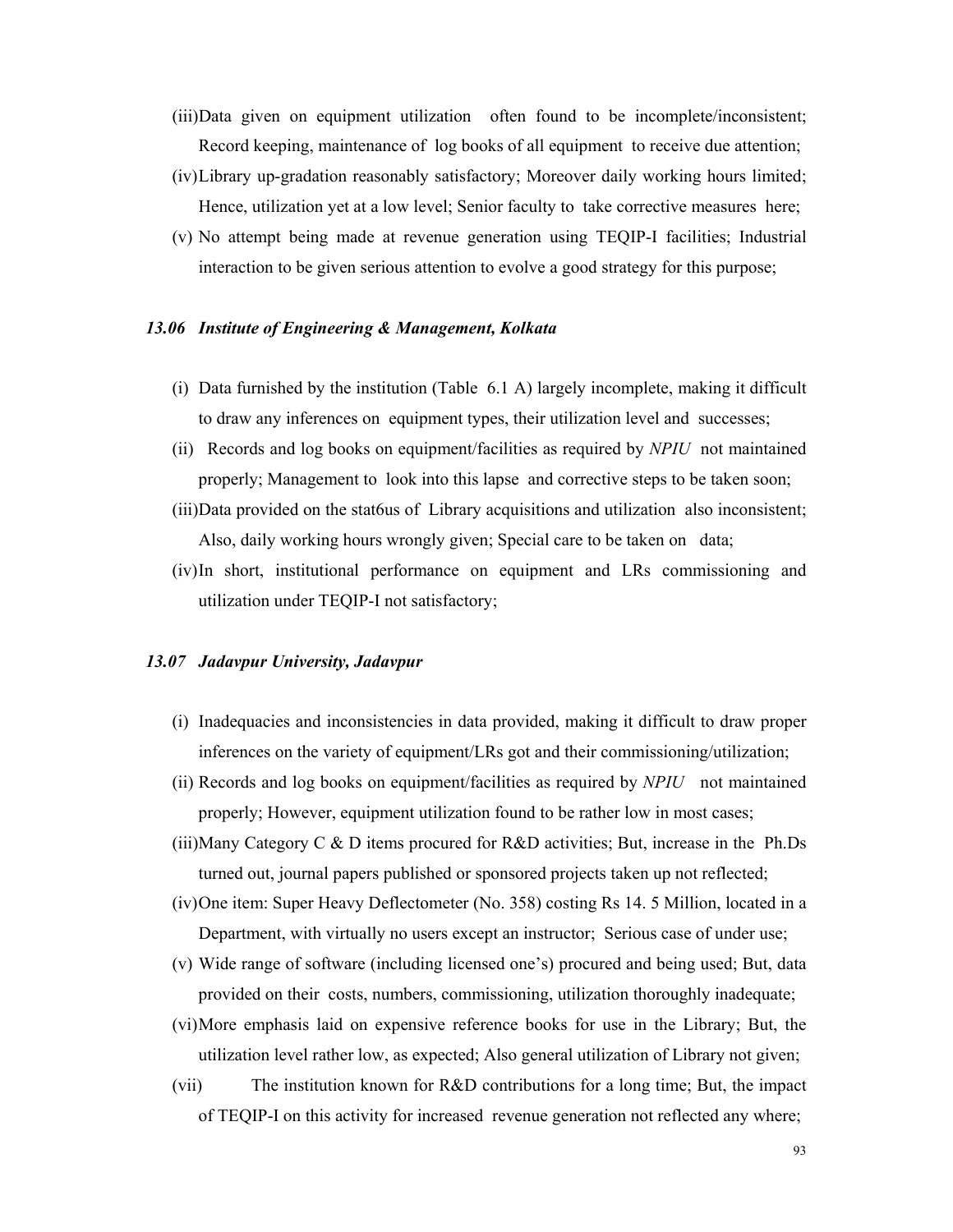(iii) Data given on equipment utilization often found to be incomplete/inconsistent; Record keeping, maintenance of log books of all equipment to receive due attention;

(iv) Library up-gradation reasonably satisfactory; Moreover daily working hours limited; Hence, utilization yet at a low level; Senior faculty to take corrective measures here;

(v) No attempt being made at revenue generation using TEQIP-I facilities; Industrial interaction to be given serious attention to evolve a good strategy for this purpose;

### *13.06 Institute of Engineering & Management, Kolkata*

(i) Data furnished by the institution (Table 6.1 A) largely incomplete, making it difficult to draw any inferences on equipment types, their utilization level and successes;

(ii) Records and log books on equipment/facilities as required by *NPIU* not maintained properly; Management to look into this lapse and corrective steps to be taken soon;

(iii) Data provided on the stat6us of Library acquisitions and utilization also inconsistent; Also, daily working hours wrongly given; Special care to be taken on data;

(iv) In short, institutional performance on equipment and LRs commissioning and utilization under TEQIP-I not satisfactory;

### *13.07 Jadavpur University, Jadavpur*

(i) Inadequacies and inconsistencies in data provided, making it difficult to draw proper inferences on the variety of equipment/LRs got and their commissioning/utilization;

(ii) Records and log books on equipment/facilities as required by *NPIU* not maintained properly; However, equipment utilization found to be rather low in most cases;

(iii) Many Category C & D items procured for R&D activities; But, increase in the Ph.Ds turned out, journal papers published or sponsored projects taken up not reflected;

(iv) One item: Super Heavy Deflectometer (No. 358) costing Rs 14. 5 Million, located in a Department, with virtually no users except an instructor; Serious case of under use;

(v) Wide range of software (including licensed one's) procured and being used; But, data provided on their costs, numbers, commissioning, utilization thoroughly inadequate;

(vi) More emphasis laid on expensive reference books for use in the Library; But, the utilization level rather low, as expected; Also general utilization of Library not given;

(vii) The institution known for R&D contributions for a long time; But, the impact of TEQIP-I on this activity for increased revenue generation not reflected any where;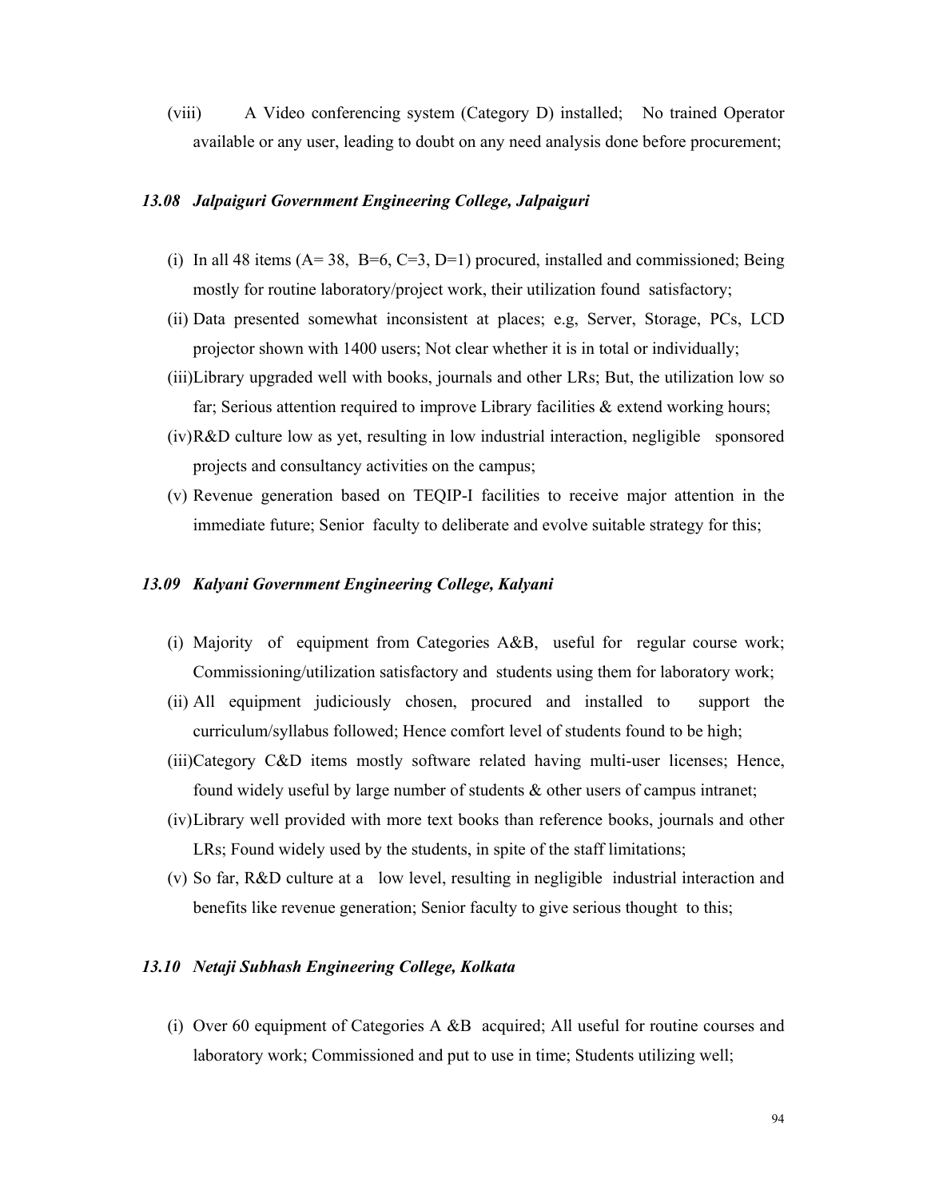(viii) A Video conferencing system (Category D) installed; No trained Operator available or any user, leading to doubt on any need analysis done before procurement;

### *13.08 Jalpaiguri Government Engineering College, Jalpaiguri*

(i) In all 48 items (A= 38, B=6, C=3, D=1) procured, installed and commissioned; Being mostly for routine laboratory/project work, their utilization found satisfactory;

(ii) Data presented somewhat inconsistent at places; e.g, Server, Storage, PCs, LCD projector shown with 1400 users; Not clear whether it is in total or individually;

(iii) Library upgraded well with books, journals and other LRs; But, the utilization low so far; Serious attention required to improve Library facilities & extend working hours;

(iv) R&D culture low as yet, resulting in low industrial interaction, negligible sponsored projects and consultancy activities on the campus;

(v) Revenue generation based on TEQIP-I facilities to receive major attention in the immediate future; Senior faculty to deliberate and evolve suitable strategy for this;

### *13.09 Kalyani Government Engineering College, Kalyani*

(i) Majority of equipment from Categories A&B, useful for regular course work; Commissioning/utilization satisfactory and students using them for laboratory work;

(ii) All equipment judiciously chosen, procured and installed to support the curriculum/syllabus followed; Hence comfort level of students found to be high;

(iii) Category C&D items mostly software related having multi-user licenses; Hence, found widely useful by large number of students & other users of campus intranet;

(iv) Library well provided with more text books than reference books, journals and other LRs; Found widely used by the students, in spite of the staff limitations;

(v) So far, R&D culture at a low level, resulting in negligible industrial interaction and benefits like revenue generation; Senior faculty to give serious thought to this;

### *13.10 Netaji Subhash Engineering College, Kolkata*

(i) Over 60 equipment of Categories A &B acquired; All useful for routine courses and laboratory work; Commissioned and put to use in time; Students utilizing well;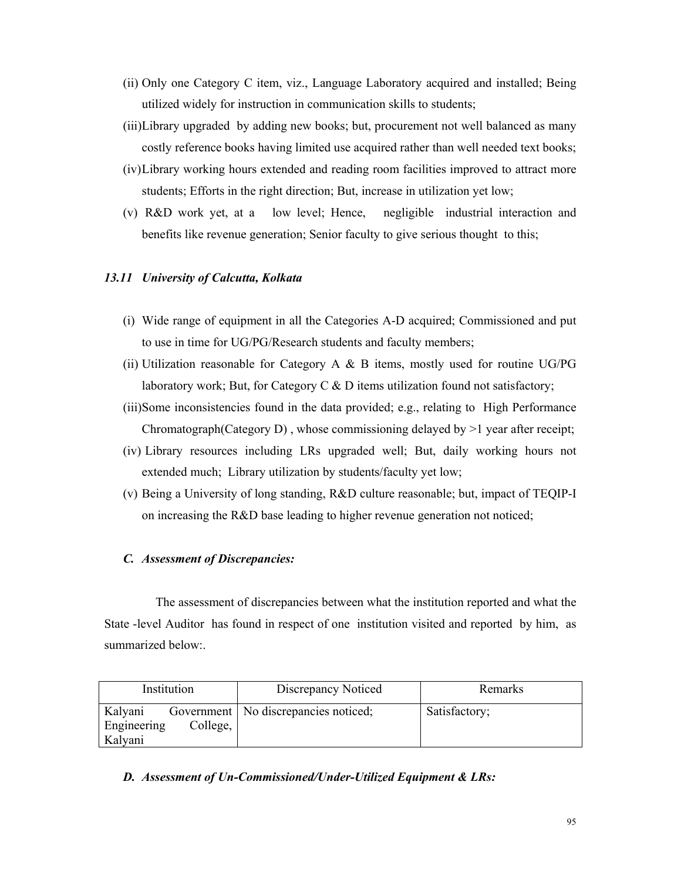(ii) Only one Category C item, viz., Language Laboratory acquired and installed; Being utilized widely for instruction in communication skills to students;

(iii) Library upgraded by adding new books; but, procurement not well balanced as many costly reference books having limited use acquired rather than well needed text books;

(iv) Library working hours extended and reading room facilities improved to attract more students; Efforts in the right direction; But, increase in utilization yet low;

(v) R&D work yet, at a low level; Hence, negligible industrial interaction and benefits like revenue generation; Senior faculty to give serious thought to this;

### *13.11 University of Calcutta, Kolkata*

(i) Wide range of equipment in all the Categories A-D acquired; Commissioned and put to use in time for UG/PG/Research students and faculty members;

(ii) Utilization reasonable for Category A & B items, mostly used for routine UG/PG laboratory work; But, for Category C & D items utilization found not satisfactory;

(iii) Some inconsistencies found in the data provided; e.g., relating to High Performance Chromatograph(Category D) , whose commissioning delayed by >1 year after receipt;

(iv) Library resources including LRs upgraded well; But, daily working hours not extended much; Library utilization by students/faculty yet low;

(v) Being a University of long standing, R&D culture reasonable; but, impact of TEQIP-I on increasing the R&D base leading to higher revenue generation not noticed;

### *C. Assessment of Discrepancies:*

The assessment of discrepancies between what the institution reported and what the State -level Auditor has found in respect of one institution visited and reported by him, as summarized below:.

| Institution | Discrepancy Noticed | Remarks |
|---|---|---|
| Kalyani Government Engineering College, Kalyani | No discrepancies noticed; | Satisfactory; |

### *D. Assessment of Un-Commissioned/Under-Utilized Equipment & LRs:*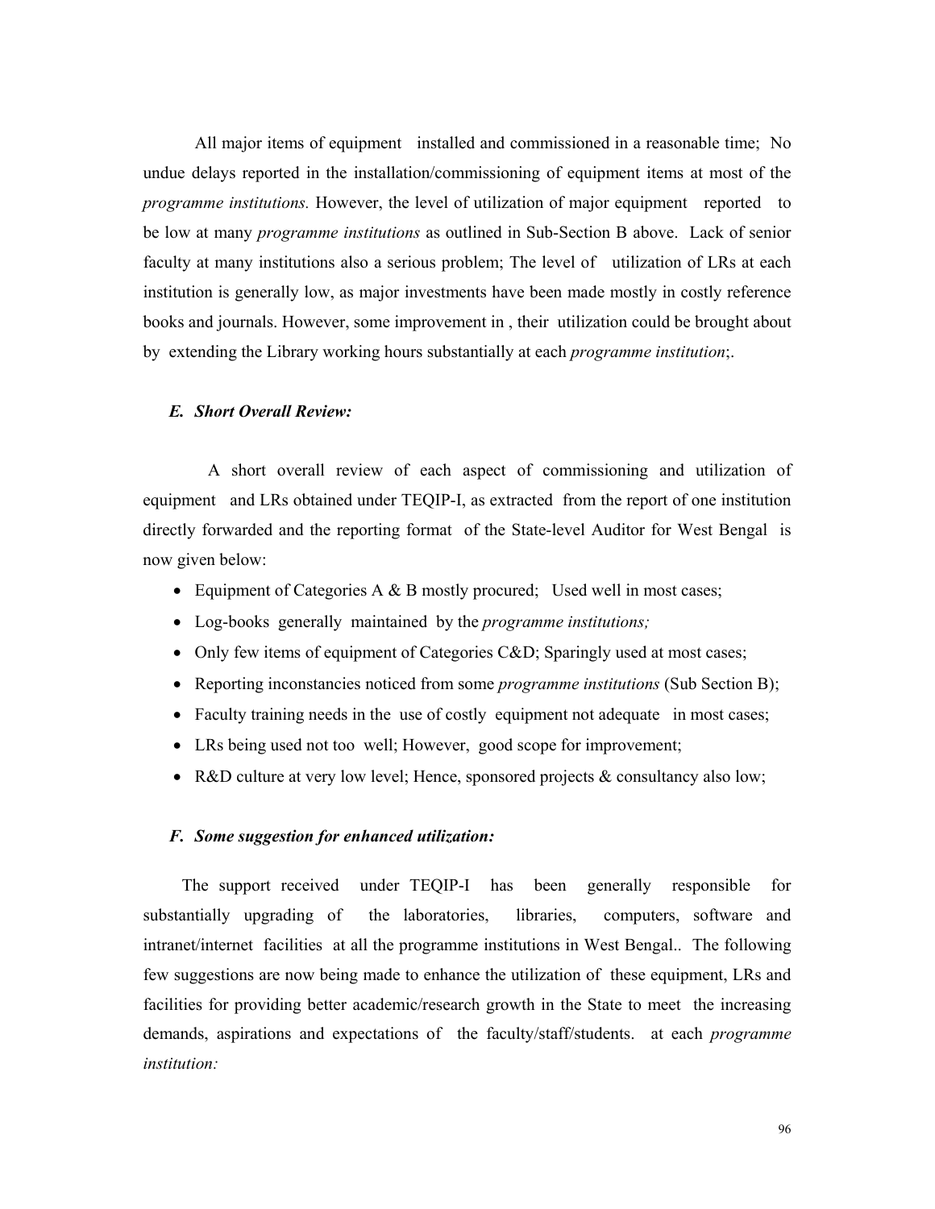All major items of equipment installed and commissioned in a reasonable time; No undue delays reported in the installation/commissioning of equipment items at most of the *programme institutions.* However, the level of utilization of major equipment reported to be low at many *programme institutions* as outlined in Sub-Section B above. Lack of senior faculty at many institutions also a serious problem; The level of utilization of LRs at each institution is generally low, as major investments have been made mostly in costly reference books and journals. However, some improvement in , their utilization could be brought about by extending the Library working hours substantially at each *programme institution*;.

### *E. Short Overall Review:*

A short overall review of each aspect of commissioning and utilization of equipment and LRs obtained under TEQIP-I, as extracted from the report of one institution directly forwarded and the reporting format of the State-level Auditor for West Bengal is now given below:

- Equipment of Categories A & B mostly procured; Used well in most cases;
- Log-books generally maintained by the *programme institutions;*
- Only few items of equipment of Categories C&D; Sparingly used at most cases;
- Reporting inconstancies noticed from some *programme institutions* (Sub Section B);
- Faculty training needs in the use of costly equipment not adequate in most cases;
- LRs being used not too well; However, good scope for improvement;
- R&D culture at very low level; Hence, sponsored projects & consultancy also low;

### *F. Some suggestion for enhanced utilization:*

The support received under TEQIP-I has been generally responsible for substantially upgrading of the laboratories, libraries, computers, software and intranet/internet facilities at all the programme institutions in West Bengal.. The following few suggestions are now being made to enhance the utilization of these equipment, LRs and facilities for providing better academic/research growth in the State to meet the increasing demands, aspirations and expectations of the faculty/staff/students. at each *programme institution:*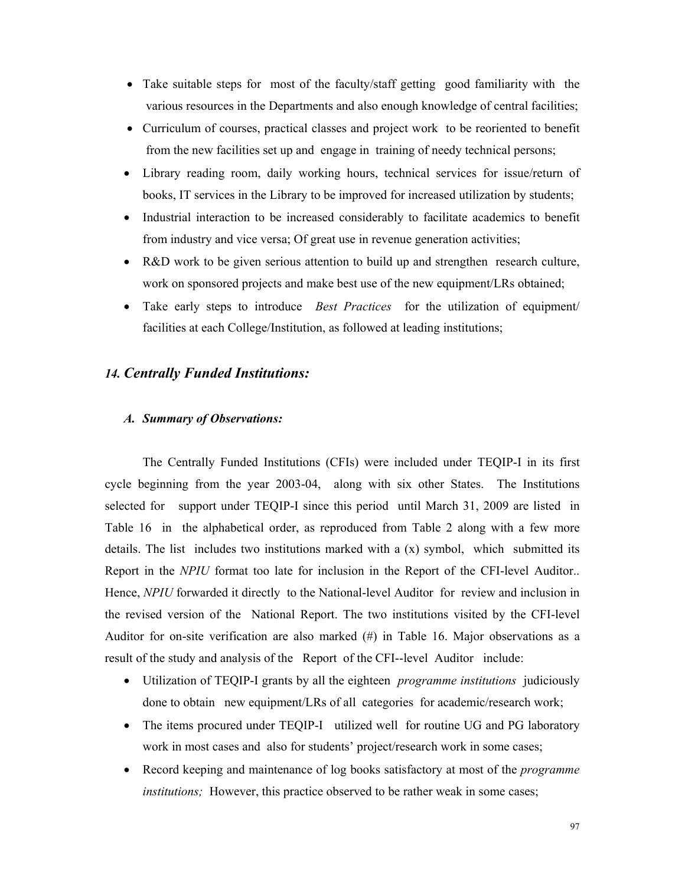- Take suitable steps for most of the faculty/staff getting good familiarity with the various resources in the Departments and also enough knowledge of central facilities;
- Curriculum of courses, practical classes and project work to be reoriented to benefit from the new facilities set up and engage in training of needy technical persons;
- Library reading room, daily working hours, technical services for issue/return of books, IT services in the Library to be improved for increased utilization by students;
- Industrial interaction to be increased considerably to facilitate academics to benefit from industry and vice versa; Of great use in revenue generation activities;
- R&D work to be given serious attention to build up and strengthen research culture, work on sponsored projects and make best use of the new equipment/LRs obtained;
- Take early steps to introduce *Best Practices* for the utilization of equipment/ facilities at each College/Institution, as followed at leading institutions;

## *14. Centrally Funded Institutions:*

### *A. Summary of Observations:*

The Centrally Funded Institutions (CFIs) were included under TEQIP-I in its first cycle beginning from the year 2003-04, along with six other States. The Institutions selected for support under TEQIP-I since this period until March 31, 2009 are listed in Table 16 in the alphabetical order, as reproduced from Table 2 along with a few more details. The list includes two institutions marked with a (x) symbol, which submitted its Report in the *NPIU* format too late for inclusion in the Report of the CFI-level Auditor.. Hence, *NPIU* forwarded it directly to the National-level Auditor for review and inclusion in the revised version of the National Report. The two institutions visited by the CFI-level Auditor for on-site verification are also marked (#) in Table 16. Major observations as a result of the study and analysis of the Report of the CFI--level Auditor include:

- Utilization of TEQIP-I grants by all the eighteen *programme institutions* judiciously done to obtain new equipment/LRs of all categories for academic/research work;
- The items procured under TEQIP-I utilized well for routine UG and PG laboratory work in most cases and also for students' project/research work in some cases;
- Record keeping and maintenance of log books satisfactory at most of the *programme institutions;* However, this practice observed to be rather weak in some cases;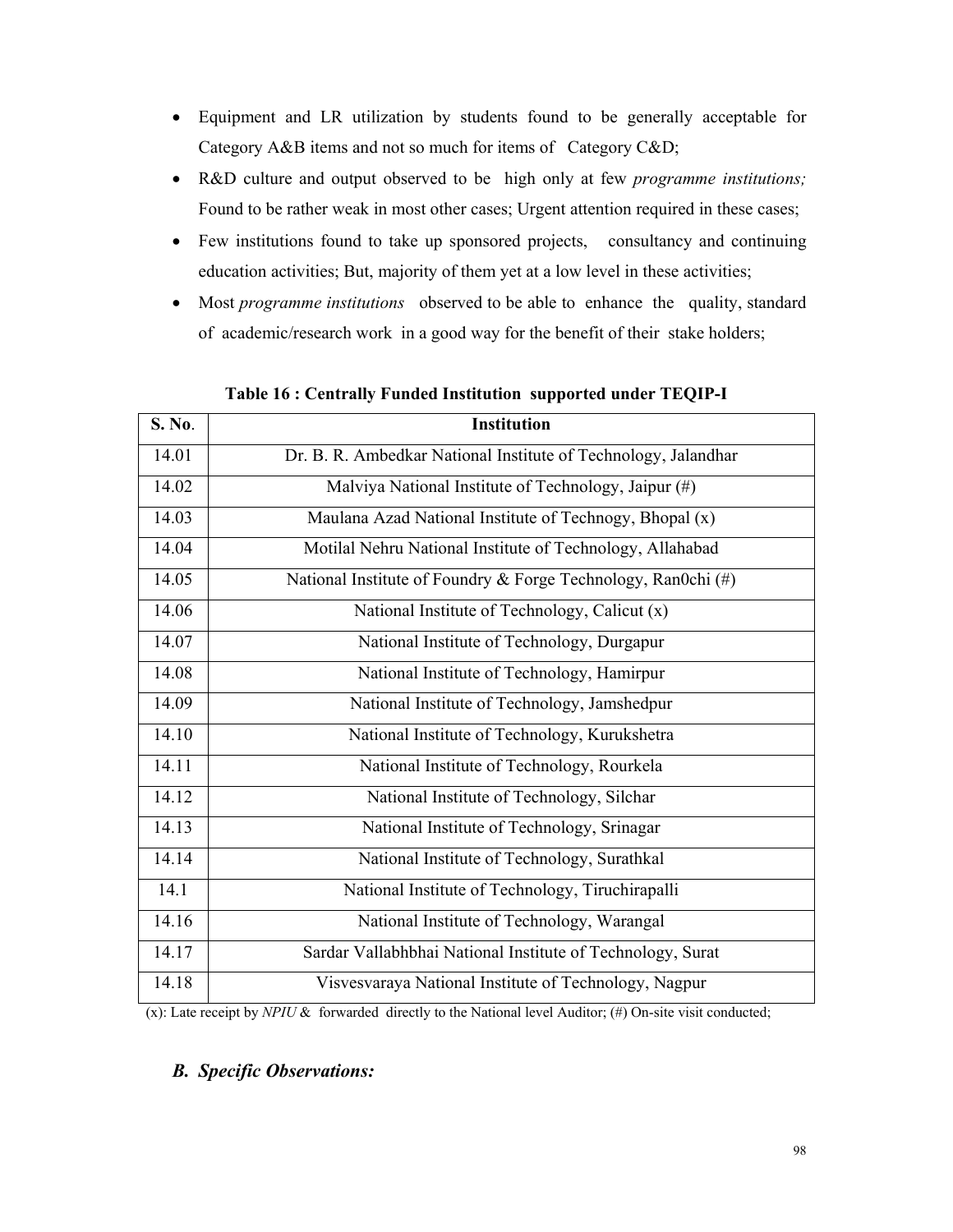- Equipment and LR utilization by students found to be generally acceptable for Category A&B items and not so much for items of Category C&D;
- R&D culture and output observed to be high only at few *programme institutions;* Found to be rather weak in most other cases; Urgent attention required in these cases;
- Few institutions found to take up sponsored projects, consultancy and continuing education activities; But, majority of them yet at a low level in these activities;
- Most *programme institutions* observed to be able to enhance the quality, standard of academic/research work in a good way for the benefit of their stake holders;

**Table 16 : Centrally Funded Institution supported under TEQIP-I**

| S. No. | Institution |
|---|---|
| 14.01 | Dr. B. R. Ambedkar National Institute of Technology, Jalandhar |
| 14.02 | Malviya National Institute of Technology, Jaipur (#) |
| 14.03 | Maulana Azad National Institute of Technogy, Bhopal (x) |
| 14.04 | Motilal Nehru National Institute of Technology, Allahabad |
| 14.05 | National Institute of Foundry & Forge Technology, Ran0chi (#) |
| 14.06 | National Institute of Technology, Calicut (x) |
| 14.07 | National Institute of Technology, Durgapur |
| 14.08 | National Institute of Technology, Hamirpur |
| 14.09 | National Institute of Technology, Jamshedpur |
| 14.10 | National Institute of Technology, Kurukshetra |
| 14.11 | National Institute of Technology, Rourkela |
| 14.12 | National Institute of Technology, Silchar |
| 14.13 | National Institute of Technology, Srinagar |
| 14.14 | National Institute of Technology, Surathkal |
| 14.1 | National Institute of Technology, Tiruchirapalli |
| 14.16 | National Institute of Technology, Warangal |
| 14.17 | Sardar Vallabhbhai National Institute of Technology, Surat |
| 14.18 | Visvesvaraya National Institute of Technology, Nagpur |

(x): Late receipt by *NPIU* & forwarded directly to the National level Auditor; (#) On-site visit conducted;

## *B. Specific Observations:*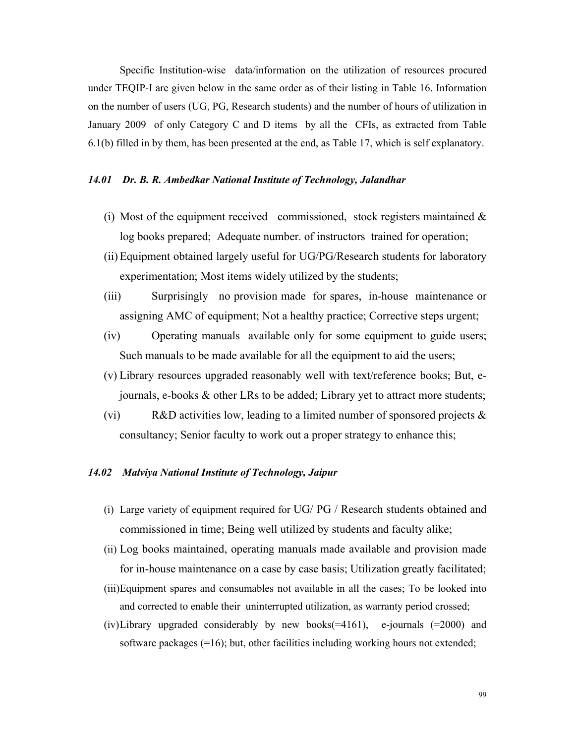Specific Institution-wise data/information on the utilization of resources procured under TEQIP-I are given below in the same order as of their listing in Table 16. Information on the number of users (UG, PG, Research students) and the number of hours of utilization in January 2009 of only Category C and D items by all the CFIs, as extracted from Table 6.1(b) filled in by them, has been presented at the end, as Table 17, which is self explanatory.

### *14.01 Dr. B. R. Ambedkar National Institute of Technology, Jalandhar*

(i) Most of the equipment received commissioned, stock registers maintained & log books prepared; Adequate number. of instructors trained for operation;

(ii) Equipment obtained largely useful for UG/PG/Research students for laboratory experimentation; Most items widely utilized by the students;

(iii) Surprisingly no provision made for spares, in-house maintenance or assigning AMC of equipment; Not a healthy practice; Corrective steps urgent;

(iv) Operating manuals available only for some equipment to guide users; Such manuals to be made available for all the equipment to aid the users;

(v) Library resources upgraded reasonably well with text/reference books; But, e-journals, e-books & other LRs to be added; Library yet to attract more students;

(vi) R&D activities low, leading to a limited number of sponsored projects & consultancy; Senior faculty to work out a proper strategy to enhance this;

### *14.02 Malviya National Institute of Technology, Jaipur*

(i) Large variety of equipment required for UG/ PG / Research students obtained and commissioned in time; Being well utilized by students and faculty alike;

(ii) Log books maintained, operating manuals made available and provision made for in-house maintenance on a case by case basis; Utilization greatly facilitated;

(iii) Equipment spares and consumables not available in all the cases; To be looked into and corrected to enable their uninterrupted utilization, as warranty period crossed;

(iv) Library upgraded considerably by new books(=4161), e-journals (=2000) and software packages (=16); but, other facilities including working hours not extended;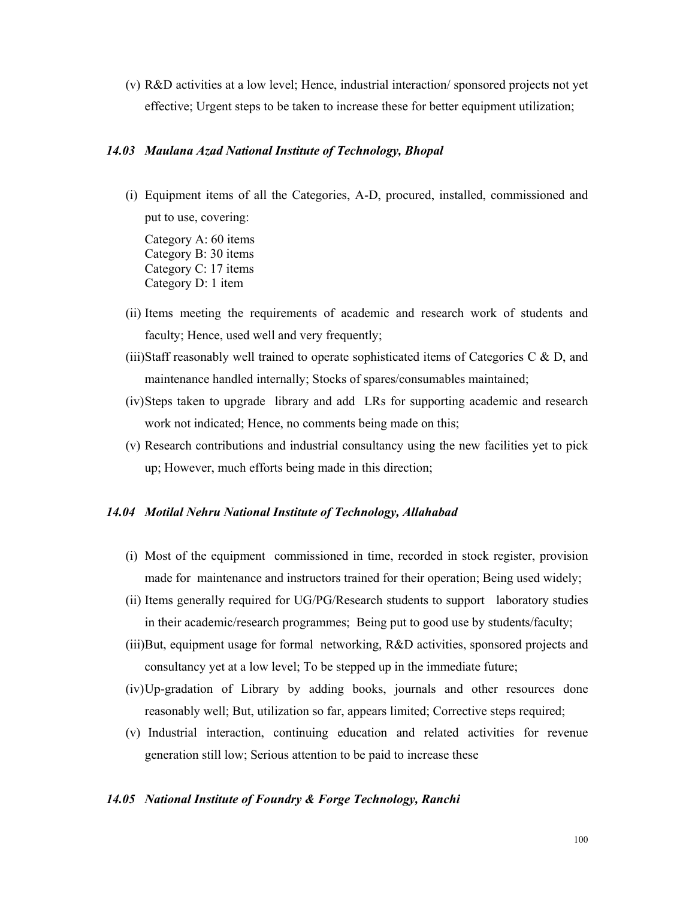(v) R&D activities at a low level; Hence, industrial interaction/ sponsored projects not yet effective; Urgent steps to be taken to increase these for better equipment utilization;

### *14.03 Maulana Azad National Institute of Technology, Bhopal*

(i) Equipment items of all the Categories, A-D, procured, installed, commissioned and put to use, covering:

Category A: 60 items  
Category B: 30 items  
Category C: 17 items  
Category D: 1 item

(ii) Items meeting the requirements of academic and research work of students and faculty; Hence, used well and very frequently;

(iii) Staff reasonably well trained to operate sophisticated items of Categories C & D, and maintenance handled internally; Stocks of spares/consumables maintained;

(iv) Steps taken to upgrade library and add LRs for supporting academic and research work not indicated; Hence, no comments being made on this;

(v) Research contributions and industrial consultancy using the new facilities yet to pick up; However, much efforts being made in this direction;

### *14.04 Motilal Nehru National Institute of Technology, Allahabad*

(i) Most of the equipment commissioned in time, recorded in stock register, provision made for maintenance and instructors trained for their operation; Being used widely;

(ii) Items generally required for UG/PG/Research students to support laboratory studies in their academic/research programmes; Being put to good use by students/faculty;

(iii) But, equipment usage for formal networking, R&D activities, sponsored projects and consultancy yet at a low level; To be stepped up in the immediate future;

(iv) Up-gradation of Library by adding books, journals and other resources done reasonably well; But, utilization so far, appears limited; Corrective steps required;

(v) Industrial interaction, continuing education and related activities for revenue generation still low; Serious attention to be paid to increase these

### *14.05 National Institute of Foundry & Forge Technology, Ranchi*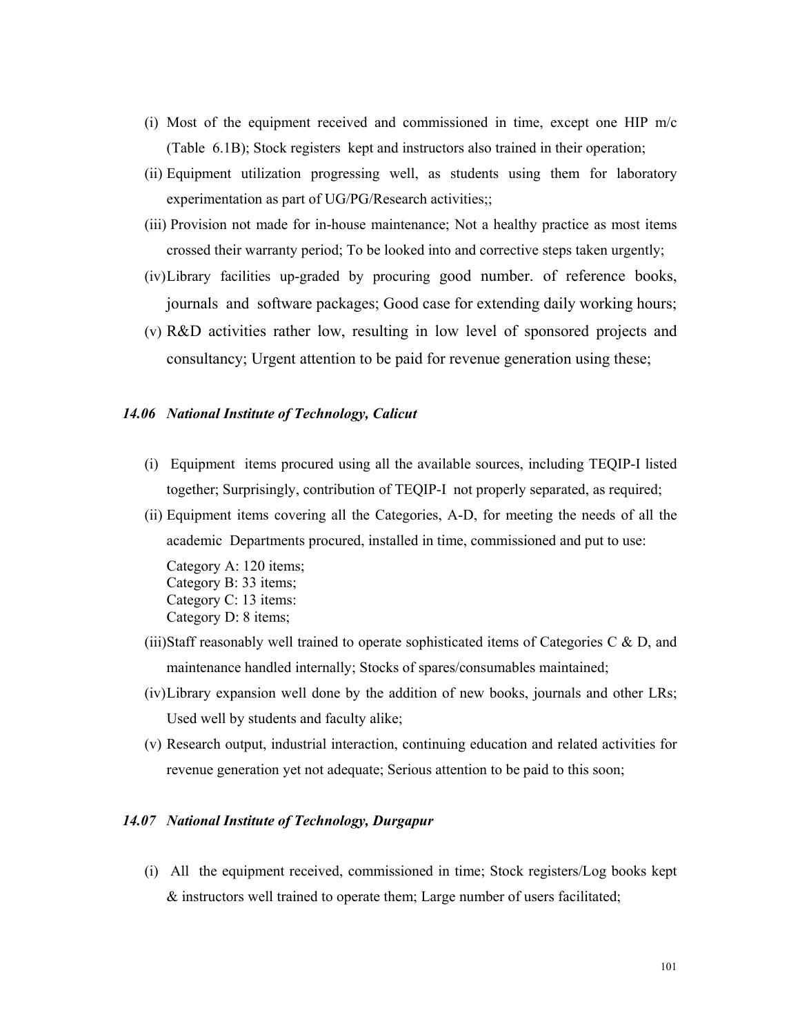(i) Most of the equipment received and commissioned in time, except one HIP m/c (Table 6.1B); Stock registers kept and instructors also trained in their operation;

(ii) Equipment utilization progressing well, as students using them for laboratory experimentation as part of UG/PG/Research activities;;

(iii) Provision not made for in-house maintenance; Not a healthy practice as most items crossed their warranty period; To be looked into and corrective steps taken urgently;

(iv) Library facilities up-graded by procuring good number. of reference books, journals and software packages; Good case for extending daily working hours;

(v) R&D activities rather low, resulting in low level of sponsored projects and consultancy; Urgent attention to be paid for revenue generation using these;

### *14.06 National Institute of Technology, Calicut*

(i) Equipment items procured using all the available sources, including TEQIP-I listed together; Surprisingly, contribution of TEQIP-I not properly separated, as required;

(ii) Equipment items covering all the Categories, A-D, for meeting the needs of all the academic Departments procured, installed in time, commissioned and put to use:

Category A: 120 items;  
Category B: 33 items;  
Category C: 13 items:  
Category D: 8 items;

(iii) Staff reasonably well trained to operate sophisticated items of Categories C & D, and maintenance handled internally; Stocks of spares/consumables maintained;

(iv) Library expansion well done by the addition of new books, journals and other LRs; Used well by students and faculty alike;

(v) Research output, industrial interaction, continuing education and related activities for revenue generation yet not adequate; Serious attention to be paid to this soon;

### *14.07 National Institute of Technology, Durgapur*

(i) All the equipment received, commissioned in time; Stock registers/Log books kept & instructors well trained to operate them; Large number of users facilitated;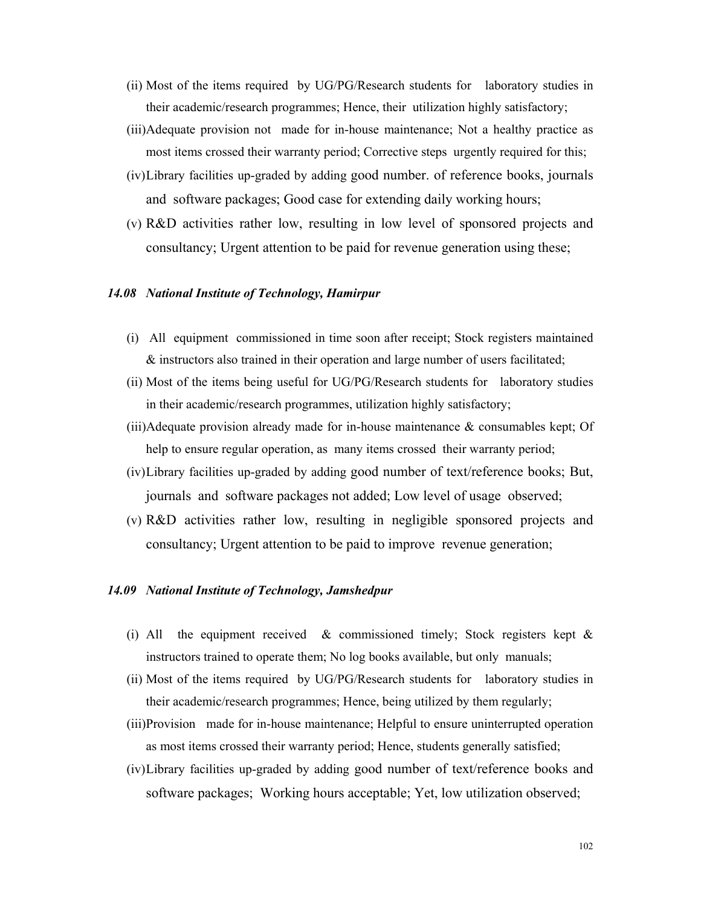(ii) Most of the items required by UG/PG/Research students for laboratory studies in their academic/research programmes; Hence, their utilization highly satisfactory;

(iii) Adequate provision not made for in-house maintenance; Not a healthy practice as most items crossed their warranty period; Corrective steps urgently required for this;

(iv) Library facilities up-graded by adding good number. of reference books, journals and software packages; Good case for extending daily working hours;

(v) R&D activities rather low, resulting in low level of sponsored projects and consultancy; Urgent attention to be paid for revenue generation using these;

### *14.08 National Institute of Technology, Hamirpur*

(i) All equipment commissioned in time soon after receipt; Stock registers maintained & instructors also trained in their operation and large number of users facilitated;

(ii) Most of the items being useful for UG/PG/Research students for laboratory studies in their academic/research programmes, utilization highly satisfactory;

(iii) Adequate provision already made for in-house maintenance & consumables kept; Of help to ensure regular operation, as many items crossed their warranty period;

(iv) Library facilities up-graded by adding good number of text/reference books; But, journals and software packages not added; Low level of usage observed;

(v) R&D activities rather low, resulting in negligible sponsored projects and consultancy; Urgent attention to be paid to improve revenue generation;

### *14.09 National Institute of Technology, Jamshedpur*

(i) All the equipment received & commissioned timely; Stock registers kept & instructors trained to operate them; No log books available, but only manuals;

(ii) Most of the items required by UG/PG/Research students for laboratory studies in their academic/research programmes; Hence, being utilized by them regularly;

(iii) Provision made for in-house maintenance; Helpful to ensure uninterrupted operation as most items crossed their warranty period; Hence, students generally satisfied;

(iv) Library facilities up-graded by adding good number of text/reference books and software packages; Working hours acceptable; Yet, low utilization observed;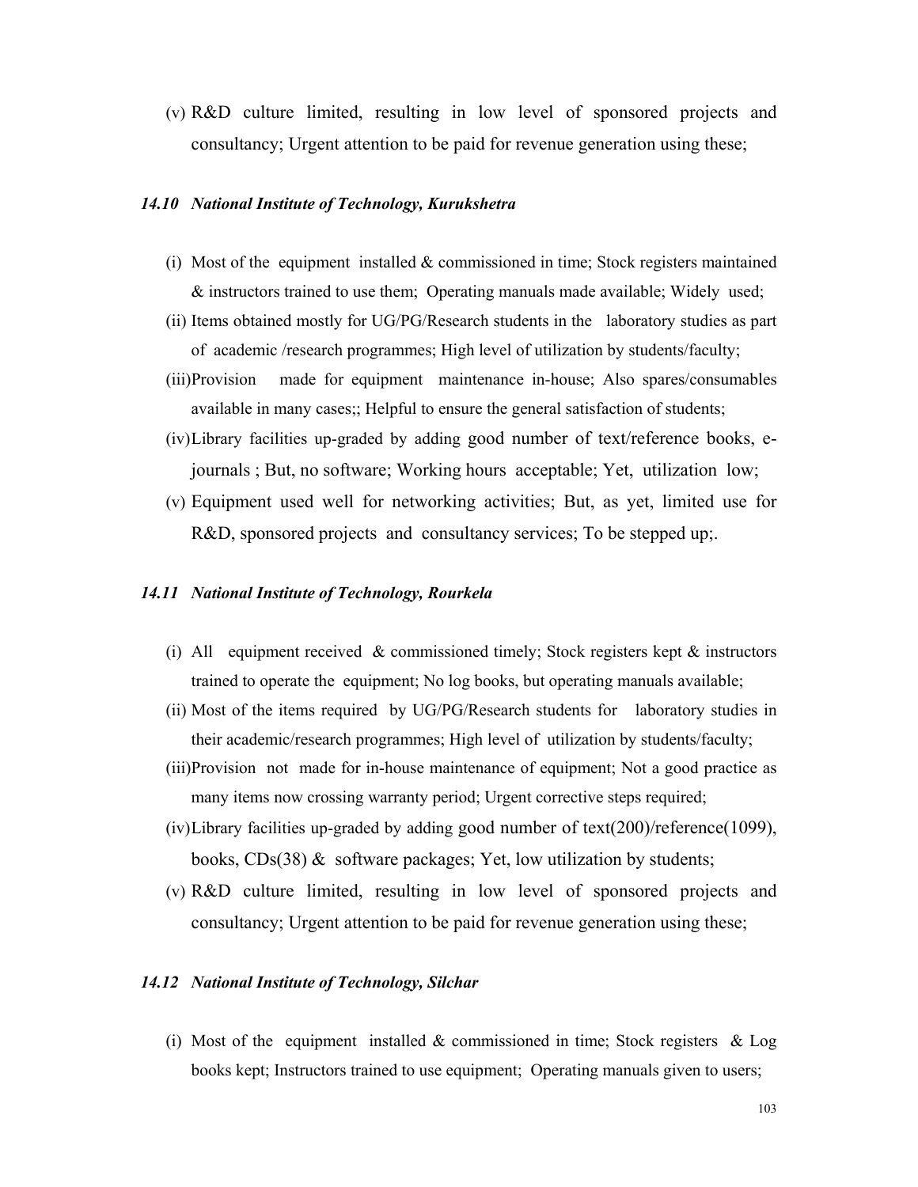(v) R&D culture limited, resulting in low level of sponsored projects and consultancy; Urgent attention to be paid for revenue generation using these;

### *14.10 National Institute of Technology, Kurukshetra*

(i) Most of the equipment installed & commissioned in time; Stock registers maintained & instructors trained to use them; Operating manuals made available; Widely used;

(ii) Items obtained mostly for UG/PG/Research students in the laboratory studies as part of academic /research programmes; High level of utilization by students/faculty;

(iii) Provision made for equipment maintenance in-house; Also spares/consumables available in many cases;; Helpful to ensure the general satisfaction of students;

(iv) Library facilities up-graded by adding good number of text/reference books, e-journals ; But, no software; Working hours acceptable; Yet, utilization low;

(v) Equipment used well for networking activities; But, as yet, limited use for R&D, sponsored projects and consultancy services; To be stepped up;.

### *14.11 National Institute of Technology, Rourkela*

(i) All equipment received & commissioned timely; Stock registers kept & instructors trained to operate the equipment; No log books, but operating manuals available;

(ii) Most of the items required by UG/PG/Research students for laboratory studies in their academic/research programmes; High level of utilization by students/faculty;

(iii) Provision not made for in-house maintenance of equipment; Not a good practice as many items now crossing warranty period; Urgent corrective steps required;

(iv) Library facilities up-graded by adding good number of text(200)/reference(1099), books, CDs(38) & software packages; Yet, low utilization by students;

(v) R&D culture limited, resulting in low level of sponsored projects and consultancy; Urgent attention to be paid for revenue generation using these;

### *14.12 National Institute of Technology, Silchar*

(i) Most of the equipment installed & commissioned in time; Stock registers & Log books kept; Instructors trained to use equipment; Operating manuals given to users;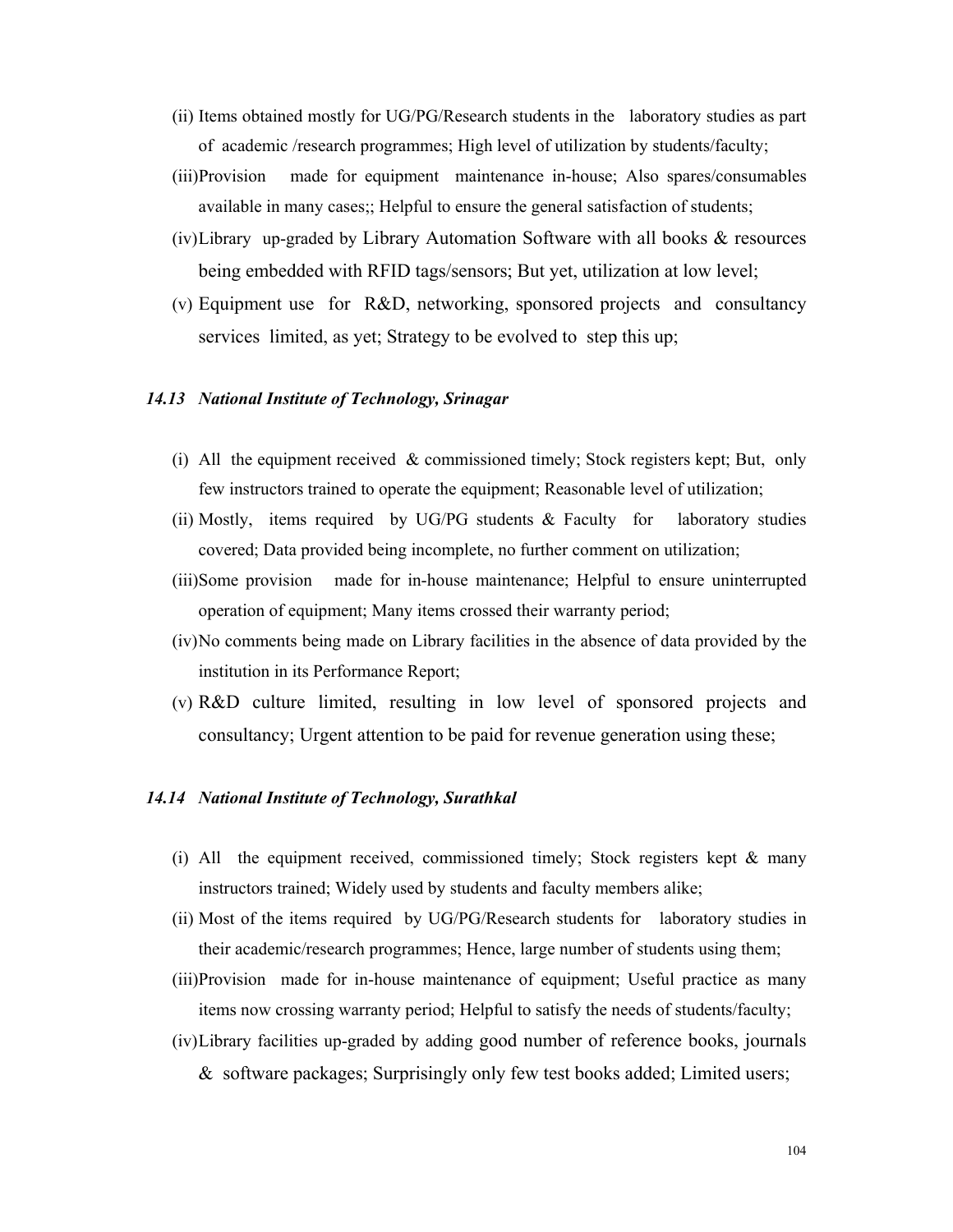(ii) Items obtained mostly for UG/PG/Research students in the laboratory studies as part of academic /research programmes; High level of utilization by students/faculty;

(iii) Provision made for equipment maintenance in-house; Also spares/consumables available in many cases;; Helpful to ensure the general satisfaction of students;

(iv) Library up-graded by Library Automation Software with all books & resources being embedded with RFID tags/sensors; But yet, utilization at low level;

(v) Equipment use for R&D, networking, sponsored projects and consultancy services limited, as yet; Strategy to be evolved to step this up;

### *14.13 National Institute of Technology, Srinagar*

(i) All the equipment received & commissioned timely; Stock registers kept; But, only few instructors trained to operate the equipment; Reasonable level of utilization;

(ii) Mostly, items required by UG/PG students & Faculty for laboratory studies covered; Data provided being incomplete, no further comment on utilization;

(iii) Some provision made for in-house maintenance; Helpful to ensure uninterrupted operation of equipment; Many items crossed their warranty period;

(iv) No comments being made on Library facilities in the absence of data provided by the institution in its Performance Report;

(v) R&D culture limited, resulting in low level of sponsored projects and consultancy; Urgent attention to be paid for revenue generation using these;

### *14.14 National Institute of Technology, Surathkal*

(i) All the equipment received, commissioned timely; Stock registers kept & many instructors trained; Widely used by students and faculty members alike;

(ii) Most of the items required by UG/PG/Research students for laboratory studies in their academic/research programmes; Hence, large number of students using them;

(iii) Provision made for in-house maintenance of equipment; Useful practice as many items now crossing warranty period; Helpful to satisfy the needs of students/faculty;

(iv) Library facilities up-graded by adding good number of reference books, journals & software packages; Surprisingly only few test books added; Limited users;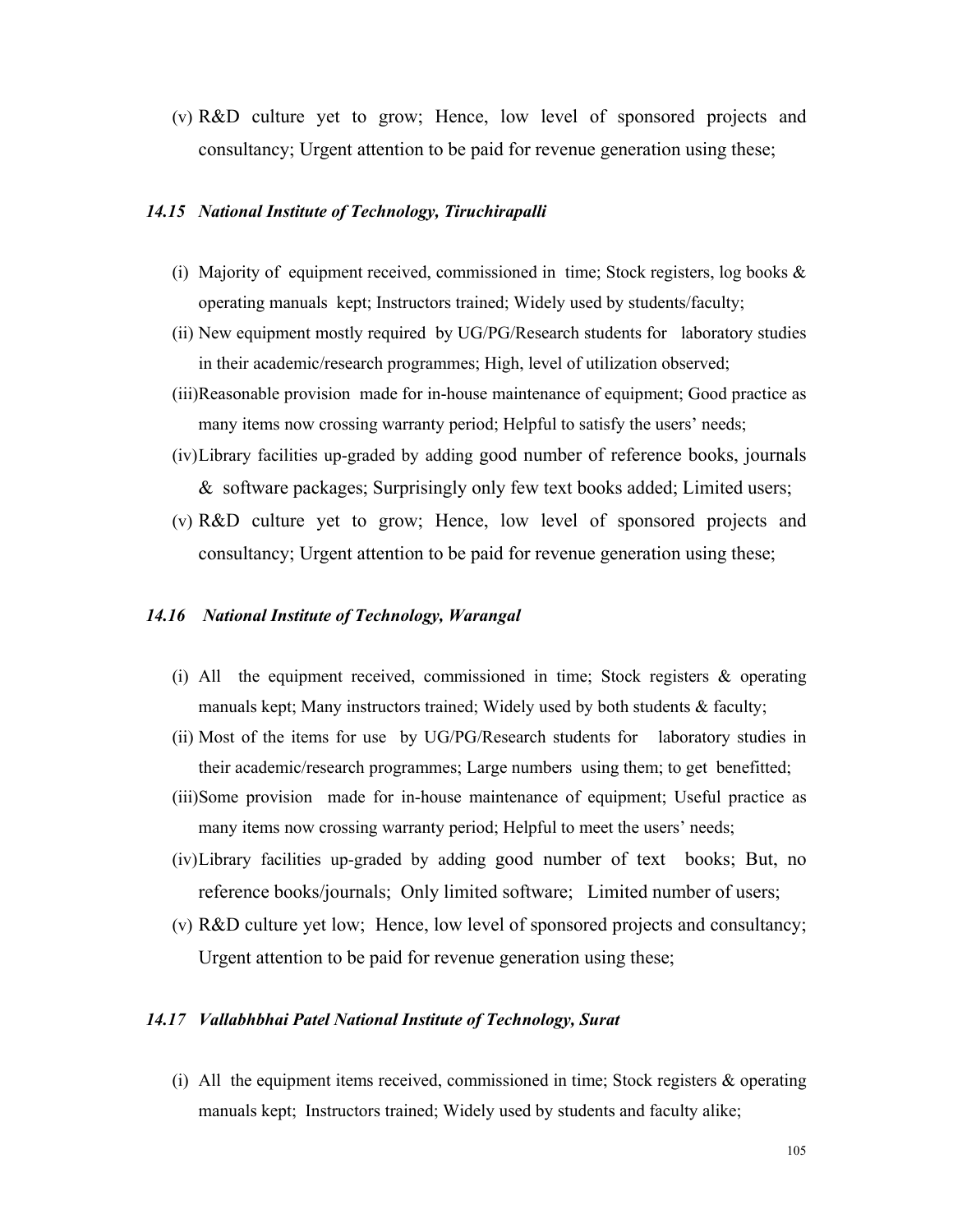(v) R&D culture yet to grow; Hence, low level of sponsored projects and consultancy; Urgent attention to be paid for revenue generation using these;

### *14.15 National Institute of Technology, Tiruchirapalli*

(i) Majority of equipment received, commissioned in time; Stock registers, log books & operating manuals kept; Instructors trained; Widely used by students/faculty;

(ii) New equipment mostly required by UG/PG/Research students for laboratory studies in their academic/research programmes; High, level of utilization observed;

(iii) Reasonable provision made for in-house maintenance of equipment; Good practice as many items now crossing warranty period; Helpful to satisfy the users' needs;

(iv) Library facilities up-graded by adding good number of reference books, journals & software packages; Surprisingly only few text books added; Limited users;

(v) R&D culture yet to grow; Hence, low level of sponsored projects and consultancy; Urgent attention to be paid for revenue generation using these;

### *14.16 National Institute of Technology, Warangal*

(i) All the equipment received, commissioned in time; Stock registers & operating manuals kept; Many instructors trained; Widely used by both students & faculty;

(ii) Most of the items for use by UG/PG/Research students for laboratory studies in their academic/research programmes; Large numbers using them; to get benefitted;

(iii) Some provision made for in-house maintenance of equipment; Useful practice as many items now crossing warranty period; Helpful to meet the users' needs;

(iv) Library facilities up-graded by adding good number of text books; But, no reference books/journals; Only limited software; Limited number of users;

(v) R&D culture yet low; Hence, low level of sponsored projects and consultancy; Urgent attention to be paid for revenue generation using these;

### *14.17 Vallabhbhai Patel National Institute of Technology, Surat*

(i) All the equipment items received, commissioned in time; Stock registers & operating manuals kept; Instructors trained; Widely used by students and faculty alike;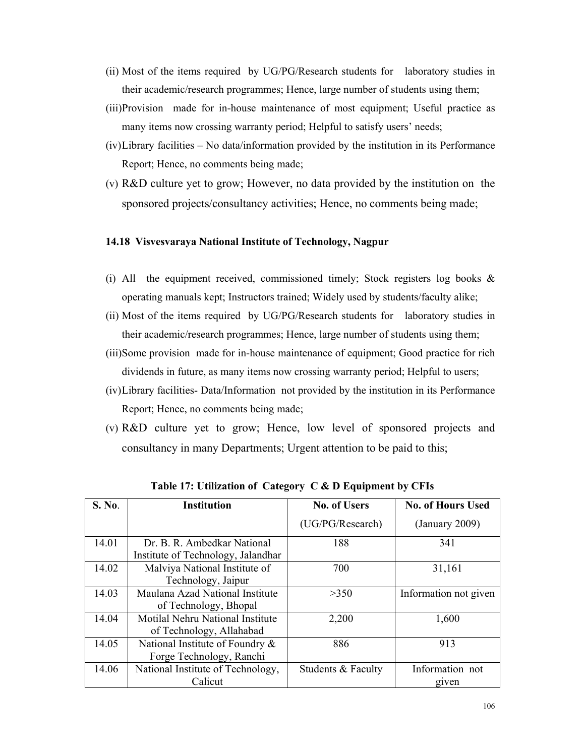(ii) Most of the items required by UG/PG/Research students for laboratory studies in their academic/research programmes; Hence, large number of students using them;

(iii) Provision made for in-house maintenance of most equipment; Useful practice as many items now crossing warranty period; Helpful to satisfy users' needs;

(iv) Library facilities – No data/information provided by the institution in its Performance Report; Hence, no comments being made;

(v) R&D culture yet to grow; However, no data provided by the institution on the sponsored projects/consultancy activities; Hence, no comments being made;

### 14.18 Visvesvaraya National Institute of Technology, Nagpur

(i) All the equipment received, commissioned timely; Stock registers log books & operating manuals kept; Instructors trained; Widely used by students/faculty alike;

(ii) Most of the items required by UG/PG/Research students for laboratory studies in their academic/research programmes; Hence, large number of students using them;

(iii) Some provision made for in-house maintenance of equipment; Good practice for rich dividends in future, as many items now crossing warranty period; Helpful to users;

(iv) Library facilities- Data/Information not provided by the institution in its Performance Report; Hence, no comments being made;

(v) R&D culture yet to grow; Hence, low level of sponsored projects and consultancy in many Departments; Urgent attention to be paid to this;

**Table 17: Utilization of Category C & D Equipment by CFIs**

| S. No. | Institution | No. of Users (UG/PG/Research) | No. of Hours Used (January 2009) |
|---|---|---|---|
| 14.01 | Dr. B. R. Ambedkar National Institute of Technology, Jalandhar | 188 | 341 |
| 14.02 | Malviya National Institute of Technology, Jaipur | 700 | 31,161 |
| 14.03 | Maulana Azad National Institute of Technology, Bhopal | >350 | Information not given |
| 14.04 | Motilal Nehru National Institute of Technology, Allahabad | 2,200 | 1,600 |
| 14.05 | National Institute of Foundry & Forge Technology, Ranchi | 886 | 913 |
| 14.06 | National Institute of Technology, Calicut | Students & Faculty | Information not given |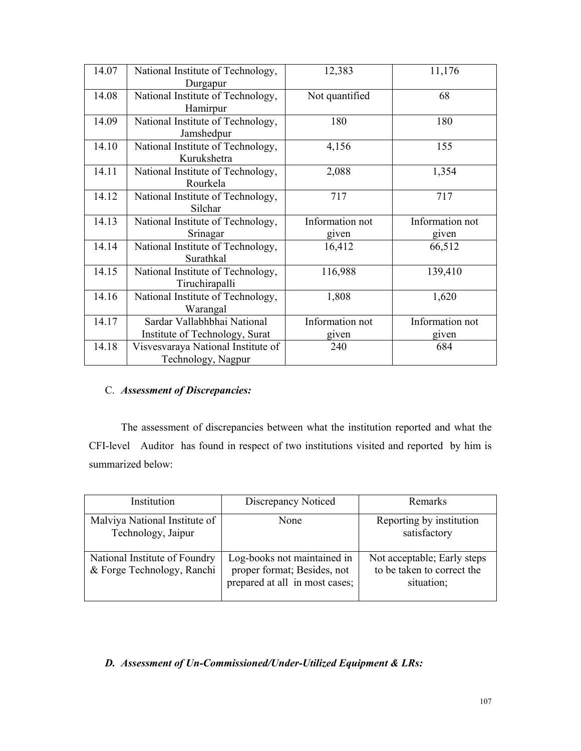| | | | |
|---|---|---|---|
| 14.07 | National Institute of Technology, Durgapur | 12,383 | 11,176 |
| 14.08 | National Institute of Technology, Hamirpur | Not quantified | 68 |
| 14.09 | National Institute of Technology, Jamshedpur | 180 | 180 |
| 14.10 | National Institute of Technology, Kurukshetra | 4,156 | 155 |
| 14.11 | National Institute of Technology, Rourkela | 2,088 | 1,354 |
| 14.12 | National Institute of Technology, Silchar | 717 | 717 |
| 14.13 | National Institute of Technology, Srinagar | Information not given | Information not given |
| 14.14 | National Institute of Technology, Surathkal | 16,412 | 66,512 |
| 14.15 | National Institute of Technology, Tiruchirapalli | 116,988 | 139,410 |
| 14.16 | National Institute of Technology, Warangal | 1,808 | 1,620 |
| 14.17 | Sardar Vallabhbhai National Institute of Technology, Surat | Information not given | Information not given |
| 14.18 | Visvesvaraya National Institute of Technology, Nagpur | 240 | 684 |

C. ***Assessment of Discrepancies:***

The assessment of discrepancies between what the institution reported and what the CFI-level Auditor has found in respect of two institutions visited and reported by him is summarized below:

| Institution | Discrepancy Noticed | Remarks |
|---|---|---|
| Malviya National Institute of Technology, Jaipur | None | Reporting by institution satisfactory |
| National Institute of Foundry & Forge Technology, Ranchi | Log-books not maintained in proper format; Besides, not prepared at all in most cases; | Not acceptable; Early steps to be taken to correct the situation; |

***D. Assessment of Un-Commissioned/Under-Utilized Equipment & LRs:***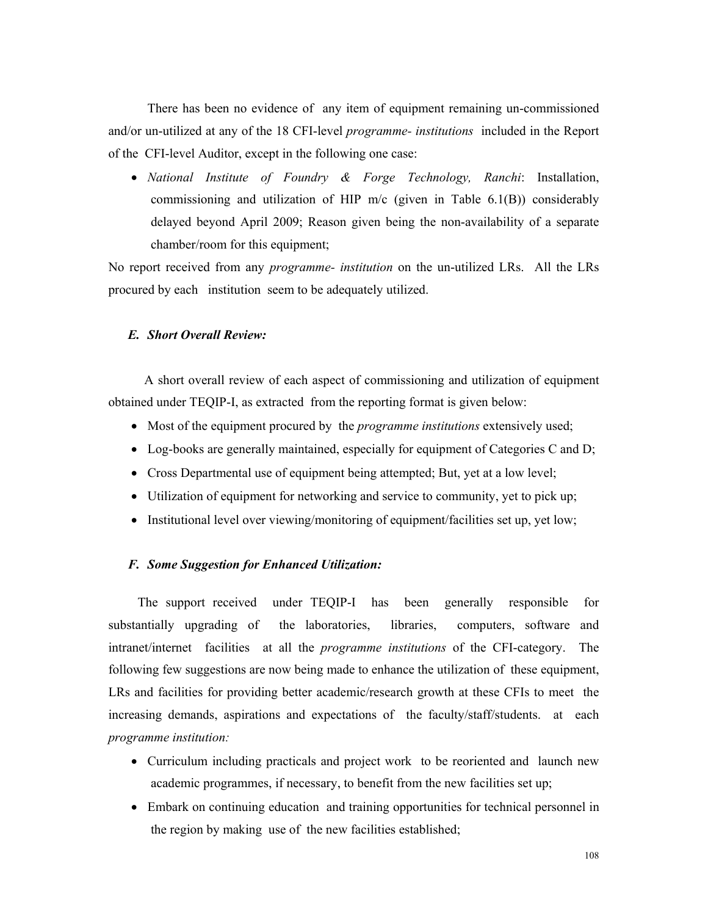There has been no evidence of any item of equipment remaining un-commissioned and/or un-utilized at any of the 18 CFI-level *programme- institutions* included in the Report of the CFI-level Auditor, except in the following one case:

- *National Institute of Foundry & Forge Technology, Ranchi*: Installation, commissioning and utilization of HIP m/c (given in Table 6.1(B)) considerably delayed beyond April 2009; Reason given being the non-availability of a separate chamber/room for this equipment;

No report received from any *programme- institution* on the un-utilized LRs. All the LRs procured by each institution seem to be adequately utilized.

### *E. Short Overall Review:*

A short overall review of each aspect of commissioning and utilization of equipment obtained under TEQIP-I, as extracted from the reporting format is given below:

- Most of the equipment procured by the *programme institutions* extensively used;
- Log-books are generally maintained, especially for equipment of Categories C and D;
- Cross Departmental use of equipment being attempted; But, yet at a low level;
- Utilization of equipment for networking and service to community, yet to pick up;
- Institutional level over viewing/monitoring of equipment/facilities set up, yet low;

### *F. Some Suggestion for Enhanced Utilization:*

The support received under TEQIP-I has been generally responsible for substantially upgrading of the laboratories, libraries, computers, software and intranet/internet facilities at all the *programme institutions* of the CFI-category. The following few suggestions are now being made to enhance the utilization of these equipment, LRs and facilities for providing better academic/research growth at these CFIs to meet the increasing demands, aspirations and expectations of the faculty/staff/students. at each *programme institution:*

- Curriculum including practicals and project work to be reoriented and launch new academic programmes, if necessary, to benefit from the new facilities set up;
- Embark on continuing education and training opportunities for technical personnel in the region by making use of the new facilities established;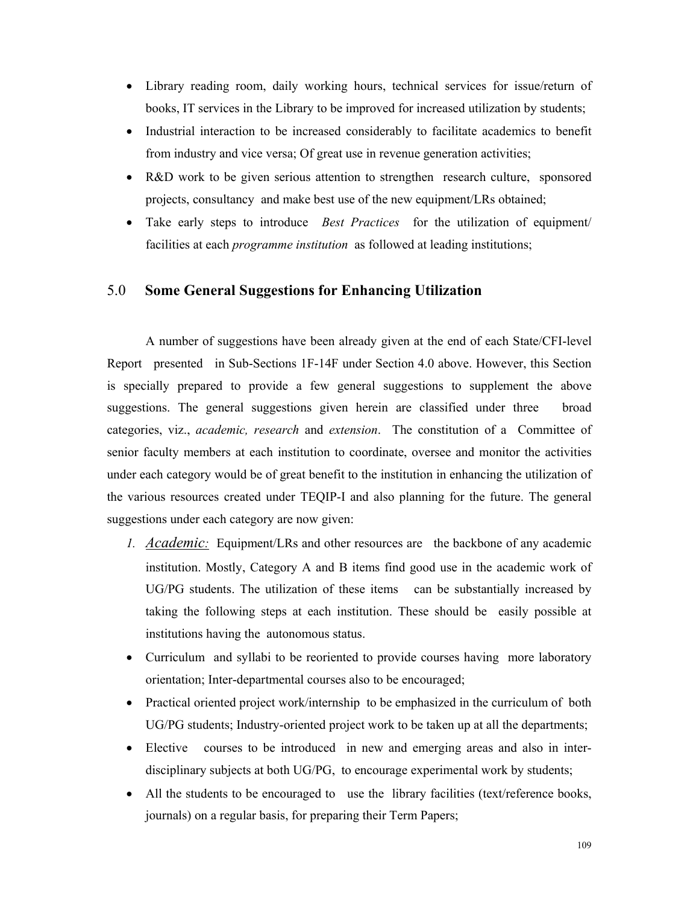- Library reading room, daily working hours, technical services for issue/return of books, IT services in the Library to be improved for increased utilization by students;
- Industrial interaction to be increased considerably to facilitate academics to benefit from industry and vice versa; Of great use in revenue generation activities;
- R&D work to be given serious attention to strengthen research culture, sponsored projects, consultancy and make best use of the new equipment/LRs obtained;
- Take early steps to introduce *Best Practices* for the utilization of equipment/ facilities at each *programme institution* as followed at leading institutions;

## 5.0 Some General Suggestions for Enhancing Utilization

A number of suggestions have been already given at the end of each State/CFI-level Report presented in Sub-Sections 1F-14F under Section 4.0 above. However, this Section is specially prepared to provide a few general suggestions to supplement the above suggestions. The general suggestions given herein are classified under three broad categories, viz., *academic, research* and *extension*. The constitution of a Committee of senior faculty members at each institution to coordinate, oversee and monitor the activities under each category would be of great benefit to the institution in enhancing the utilization of the various resources created under TEQIP-I and also planning for the future. The general suggestions under each category are now given:

1. ***Academic:*** Equipment/LRs and other resources are the backbone of any academic institution. Mostly, Category A and B items find good use in the academic work of UG/PG students. The utilization of these items can be substantially increased by taking the following steps at each institution. These should be easily possible at institutions having the autonomous status.

- Curriculum and syllabi to be reoriented to provide courses having more laboratory orientation; Inter-departmental courses also to be encouraged;
- Practical oriented project work/internship to be emphasized in the curriculum of both UG/PG students; Industry-oriented project work to be taken up at all the departments;
- Elective courses to be introduced in new and emerging areas and also in inter-disciplinary subjects at both UG/PG, to encourage experimental work by students;
- All the students to be encouraged to use the library facilities (text/reference books, journals) on a regular basis, for preparing their Term Papers;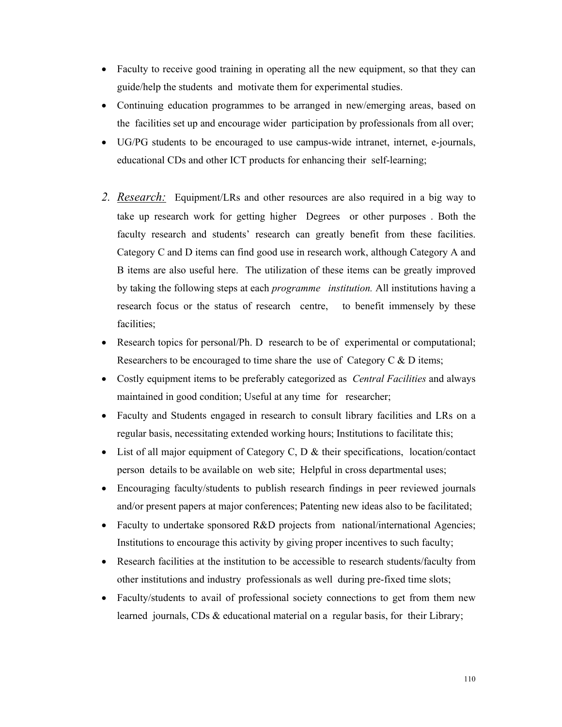- Faculty to receive good training in operating all the new equipment, so that they can guide/help the students and motivate them for experimental studies.
- Continuing education programmes to be arranged in new/emerging areas, based on the facilities set up and encourage wider participation by professionals from all over;
- UG/PG students to be encouraged to use campus-wide intranet, internet, e-journals, educational CDs and other ICT products for enhancing their self-learning;

2. *Research:* Equipment/LRs and other resources are also required in a big way to take up research work for getting higher Degrees or other purposes . Both the faculty research and students' research can greatly benefit from these facilities. Category C and D items can find good use in research work, although Category A and B items are also useful here. The utilization of these items can be greatly improved by taking the following steps at each *programme institution.* All institutions having a research focus or the status of research centre, to benefit immensely by these facilities;

- Research topics for personal/Ph. D research to be of experimental or computational; Researchers to be encouraged to time share the use of Category C & D items;
- Costly equipment items to be preferably categorized as *Central Facilities* and always maintained in good condition; Useful at any time for researcher;
- Faculty and Students engaged in research to consult library facilities and LRs on a regular basis, necessitating extended working hours; Institutions to facilitate this;
- List of all major equipment of Category C, D & their specifications, location/contact person details to be available on web site; Helpful in cross departmental uses;
- Encouraging faculty/students to publish research findings in peer reviewed journals and/or present papers at major conferences; Patenting new ideas also to be facilitated;
- Faculty to undertake sponsored R&D projects from national/international Agencies; Institutions to encourage this activity by giving proper incentives to such faculty;
- Research facilities at the institution to be accessible to research students/faculty from other institutions and industry professionals as well during pre-fixed time slots;
- Faculty/students to avail of professional society connections to get from them new learned journals, CDs & educational material on a regular basis, for their Library;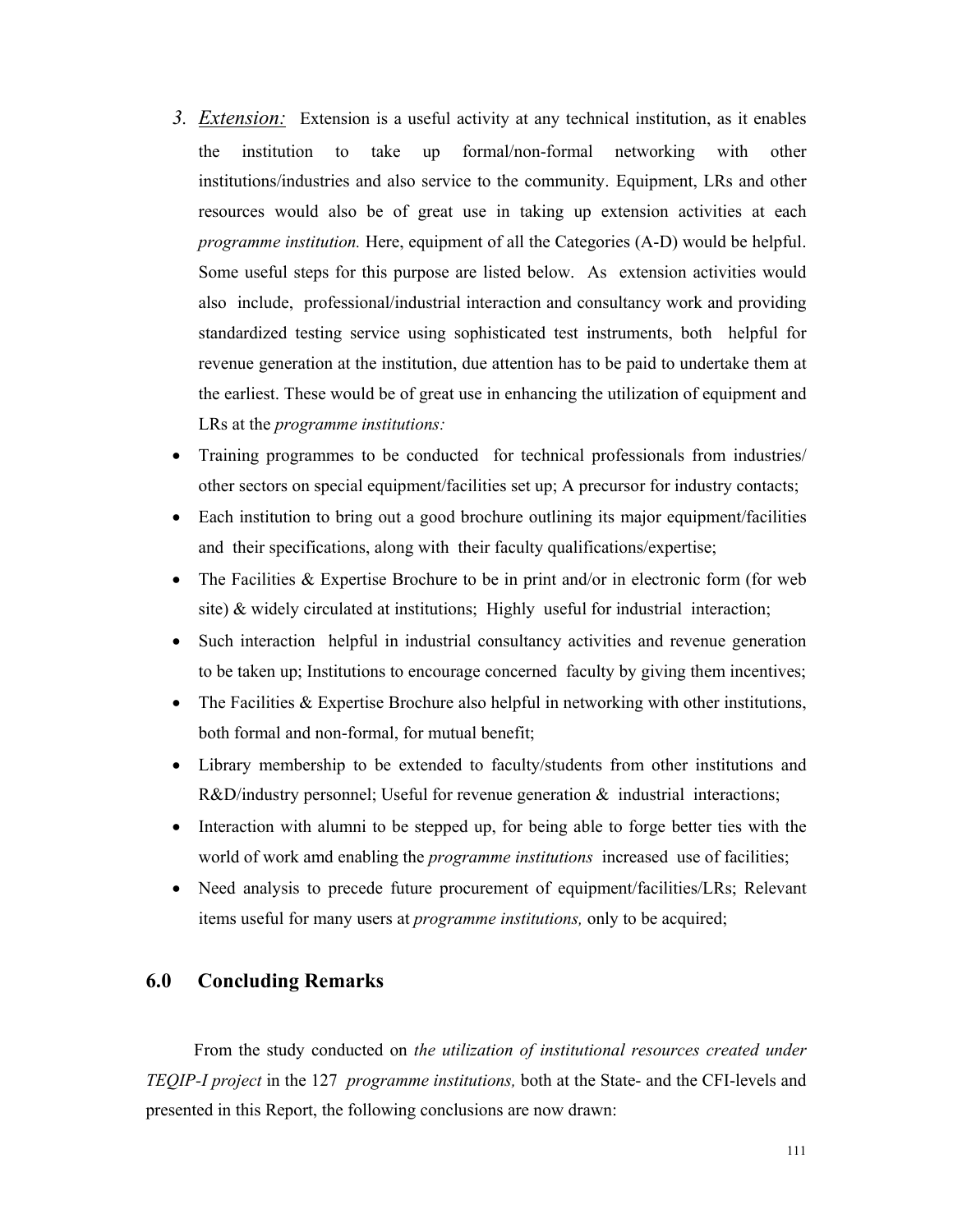3. ***Extension:*** Extension is a useful activity at any technical institution, as it enables the institution to take up formal/non-formal networking with other institutions/industries and also service to the community. Equipment, LRs and other resources would also be of great use in taking up extension activities at each *programme institution.* Here, equipment of all the Categories (A-D) would be helpful. Some useful steps for this purpose are listed below. As extension activities would also include, professional/industrial interaction and consultancy work and providing standardized testing service using sophisticated test instruments, both helpful for revenue generation at the institution, due attention has to be paid to undertake them at the earliest. These would be of great use in enhancing the utilization of equipment and LRs at the *programme institutions:*

- Training programmes to be conducted for technical professionals from industries/ other sectors on special equipment/facilities set up; A precursor for industry contacts;
- Each institution to bring out a good brochure outlining its major equipment/facilities and their specifications, along with their faculty qualifications/expertise;
- The Facilities & Expertise Brochure to be in print and/or in electronic form (for web site) & widely circulated at institutions; Highly useful for industrial interaction;
- Such interaction helpful in industrial consultancy activities and revenue generation to be taken up; Institutions to encourage concerned faculty by giving them incentives;
- The Facilities & Expertise Brochure also helpful in networking with other institutions, both formal and non-formal, for mutual benefit;
- Library membership to be extended to faculty/students from other institutions and R&D/industry personnel; Useful for revenue generation & industrial interactions;
- Interaction with alumni to be stepped up, for being able to forge better ties with the world of work amd enabling the *programme institutions* increased use of facilities;
- Need analysis to precede future procurement of equipment/facilities/LRs; Relevant items useful for many users at *programme institutions,* only to be acquired;

## 6.0 Concluding Remarks

From the study conducted on *the utilization of institutional resources created under TEQIP-I project* in the 127 *programme institutions,* both at the State- and the CFI-levels and presented in this Report, the following conclusions are now drawn: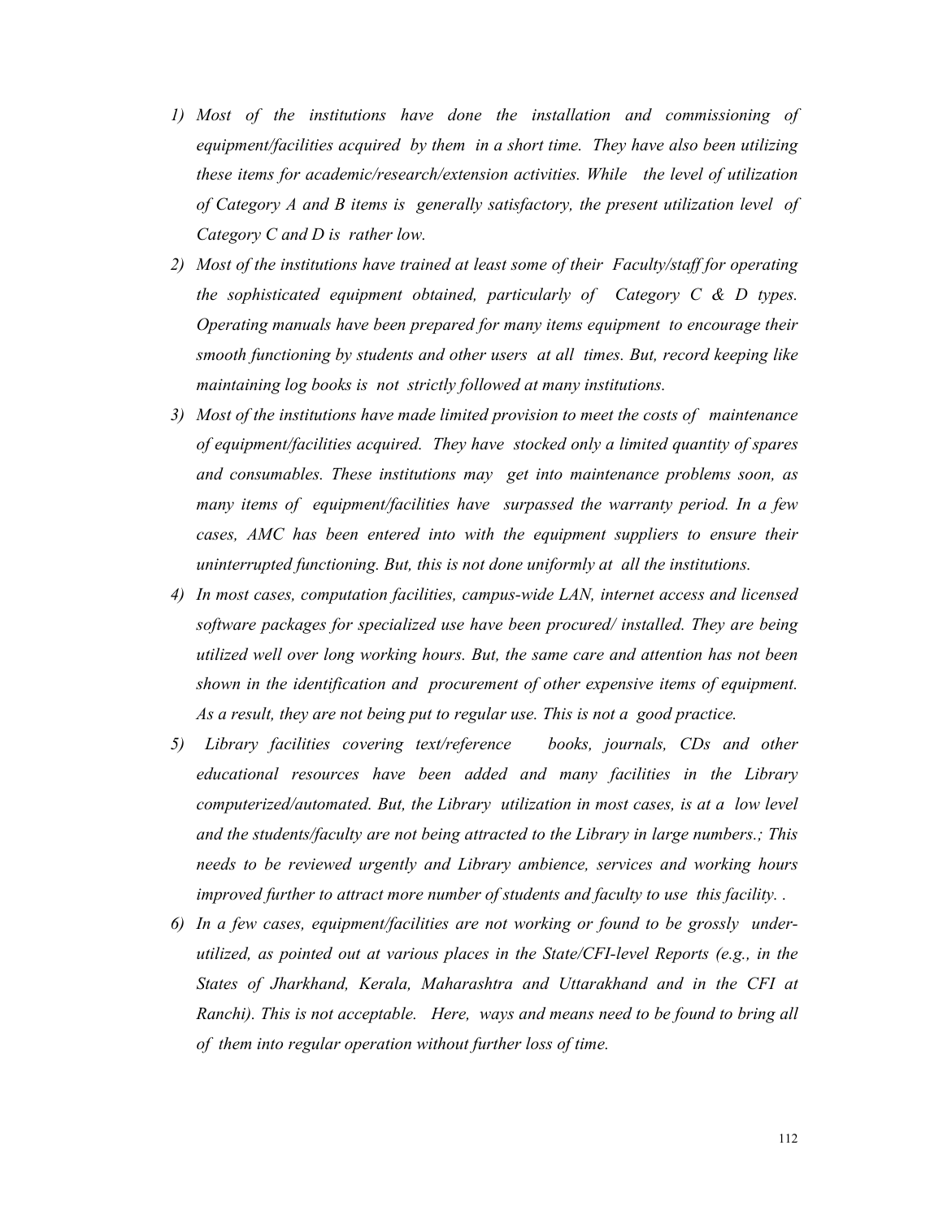1) *Most of the institutions have done the installation and commissioning of equipment/facilities acquired by them in a short time. They have also been utilizing these items for academic/research/extension activities. While the level of utilization of Category A and B items is generally satisfactory, the present utilization level of Category C and D is rather low.*
2) *Most of the institutions have trained at least some of their Faculty/staff for operating the sophisticated equipment obtained, particularly of Category C & D types. Operating manuals have been prepared for many items equipment to encourage their smooth functioning by students and other users at all times. But, record keeping like maintaining log books is not strictly followed at many institutions.*
3) *Most of the institutions have made limited provision to meet the costs of maintenance of equipment/facilities acquired. They have stocked only a limited quantity of spares and consumables. These institutions may get into maintenance problems soon, as many items of equipment/facilities have surpassed the warranty period. In a few cases, AMC has been entered into with the equipment suppliers to ensure their uninterrupted functioning. But, this is not done uniformly at all the institutions.*
4) *In most cases, computation facilities, campus-wide LAN, internet access and licensed software packages for specialized use have been procured/ installed. They are being utilized well over long working hours. But, the same care and attention has not been shown in the identification and procurement of other expensive items of equipment. As a result, they are not being put to regular use. This is not a good practice.*
5) *Library facilities covering text/reference books, journals, CDs and other educational resources have been added and many facilities in the Library computerized/automated. But, the Library utilization in most cases, is at a low level and the students/faculty are not being attracted to the Library in large numbers.; This needs to be reviewed urgently and Library ambience, services and working hours improved further to attract more number of students and faculty to use this facility. .*
6) *In a few cases, equipment/facilities are not working or found to be grossly under-utilized, as pointed out at various places in the State/CFI-level Reports (e.g., in the States of Jharkhand, Kerala, Maharashtra and Uttarakhand and in the CFI at Ranchi). This is not acceptable. Here, ways and means need to be found to bring all of them into regular operation without further loss of time.*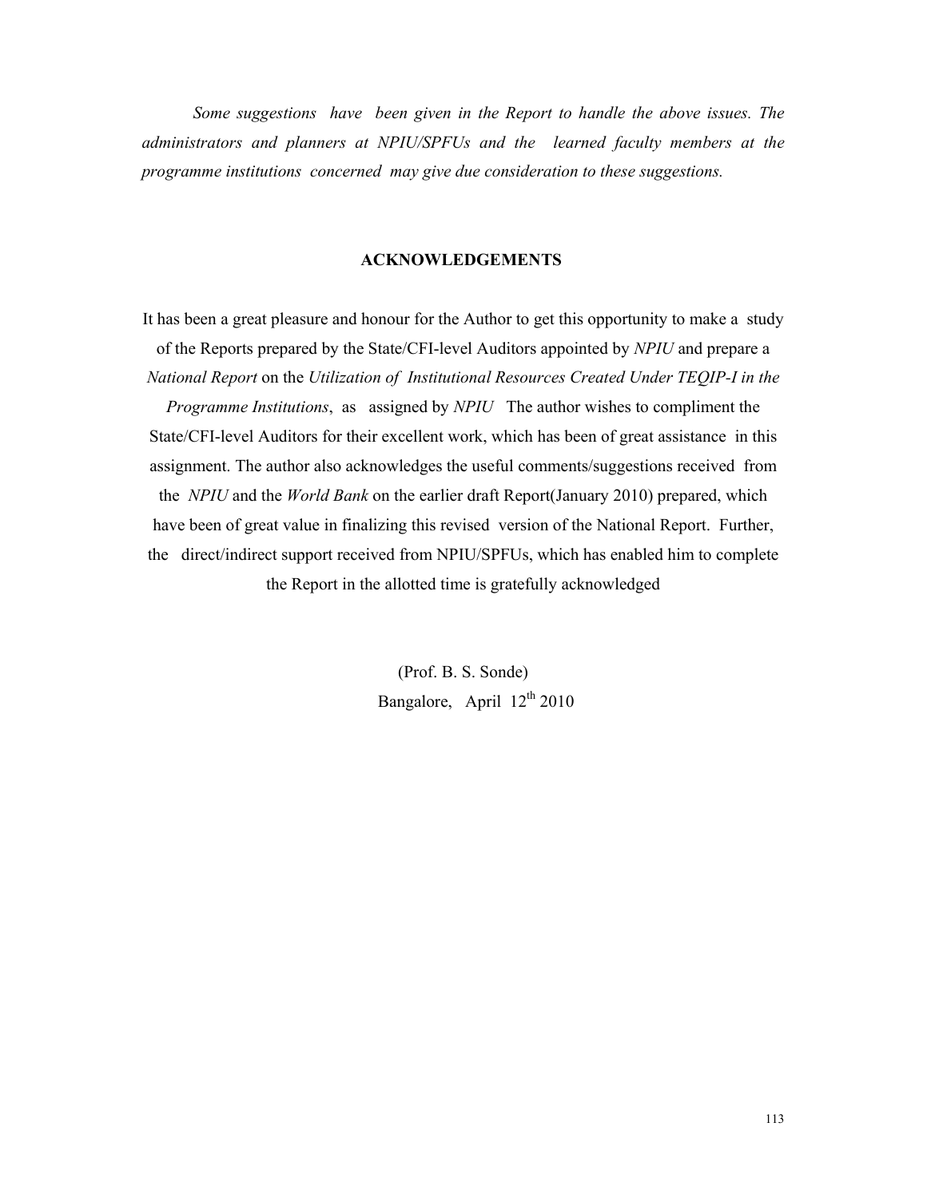*Some suggestions have been given in the Report to handle the above issues. The administrators and planners at NPIU/SPFUs and the learned faculty members at the programme institutions concerned may give due consideration to these suggestions.*

## ACKNOWLEDGEMENTS

It has been a great pleasure and honour for the Author to get this opportunity to make a study of the Reports prepared by the State/CFI-level Auditors appointed by *NPIU* and prepare a *National Report* on the *Utilization of Institutional Resources Created Under TEQIP-I in the Programme Institutions*, as assigned by *NPIU* The author wishes to compliment the State/CFI-level Auditors for their excellent work, which has been of great assistance in this assignment. The author also acknowledges the useful comments/suggestions received from the *NPIU* and the *World Bank* on the earlier draft Report(January 2010) prepared, which have been of great value in finalizing this revised version of the National Report. Further, the direct/indirect support received from NPIU/SPFUs, which has enabled him to complete the Report in the allotted time is gratefully acknowledged

(Prof. B. S. Sonde)
Bangalore, April 12th 2010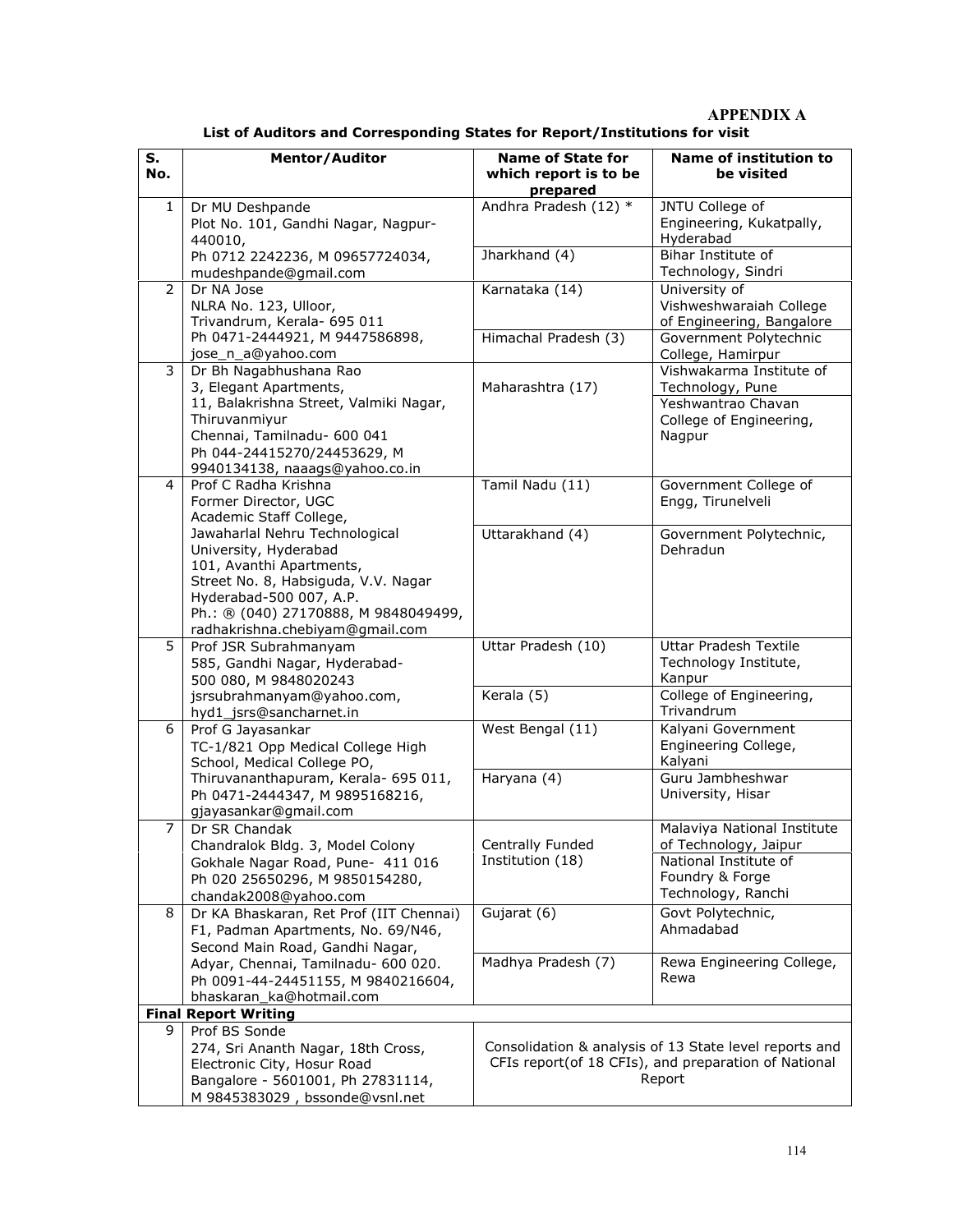**APPENDIX A**

**List of Auditors and Corresponding States for Report/Institutions for visit**

| S. No. | Mentor/Auditor | Name of State for which report is to be prepared | Name of institution to be visited |
|---|---|---|---|
| 1 | Dr MU Deshpande<br>Plot No. 101, Gandhi Nagar, Nagpur-440010,<br>Ph 0712 2242236, M 09657724034, mudeshpande@gmail.com | Andhra Pradesh (12) * | JNTU College of Engineering, Kukatpally, Hyderabad |
| | | Jharkhand (4) | Bihar Institute of Technology, Sindri |
| 2 | Dr NA Jose<br>NLRA No. 123, Ulloor,<br>Trivandrum, Kerala- 695 011<br>Ph 0471-2444921, M 9447586898, jose_n_a@yahoo.com | Karnataka (14) | University of Vishweshwaraiah College of Engineering, Bangalore |
| | | Himachal Pradesh (3) | Government Polytechnic College, Hamirpur |
| 3 | Dr Bh Nagabhushana Rao<br>3, Elegant Apartments,<br>11, Balakrishna Street, Valmiki Nagar, Thiruvanmiyur<br>Chennai, Tamilnadu- 600 041<br>Ph 044-24415270/24453629, M 9940134138, naaags@yahoo.co.in | Maharashtra (17) | Vishwakarma Institute of Technology, Pune |
| | | | Yeshwantrao Chavan College of Engineering, Nagpur |
| 4 | Prof C Radha Krishna<br>Former Director, UGC<br>Academic Staff College,<br>Jawaharlal Nehru Technological University, Hyderabad<br>101, Avanthi Apartments,<br>Street No. 8, Habsiguda, V.V. Nagar<br>Hyderabad-500 007, A.P.<br>Ph.: ® (040) 27170888, M 9848049499, radhakrishna.chebiyam@gmail.com | Tamil Nadu (11) | Government College of Engg, Tirunelveli |
| | | Uttarakhand (4) | Government Polytechnic, Dehradun |
| 5 | Prof JSR Subrahmanyam<br>585, Gandhi Nagar, Hyderabad-500 080, M 9848020243<br>jsrsubrahmanyam@yahoo.com, hyd1_jsrs@sancharnet.in | Uttar Pradesh (10) | Uttar Pradesh Textile Technology Institute, Kanpur |
| | | Kerala (5) | College of Engineering, Trivandrum |
| 6 | Prof G Jayasankar<br>TC-1/821 Opp Medical College High School, Medical College PO,<br>Thiruvananthapuram, Kerala- 695 011,<br>Ph 0471-2444347, M 9895168216, gjayasankar@gmail.com | West Bengal (11) | Kalyani Government Engineering College, Kalyani |
| | | Haryana (4) | Guru Jambheshwar University, Hisar |
| 7 | Dr SR Chandak<br>Chandralok Bldg. 3, Model Colony<br>Gokhale Nagar Road, Pune- 411 016<br>Ph 020 25650296, M 9850154280, chandak2008@yahoo.com | Centrally Funded Institution (18) | Malaviya National Institute of Technology, Jaipur |
| | | | National Institute of Foundry & Forge Technology, Ranchi |
| 8 | Dr KA Bhaskaran, Ret Prof (IIT Chennai)<br>F1, Padman Apartments, No. 69/N46, Second Main Road, Gandhi Nagar,<br>Adyar, Chennai, Tamilnadu- 600 020.<br>Ph 0091-44-24451155, M 9840216604, bhaskaran_ka@hotmail.com | Gujarat (6) | Govt Polytechnic, Ahmadabad |
| | | Madhya Pradesh (7) | Rewa Engineering College, Rewa |
| **Final Report Writing** | | | |
| 9 | Prof BS Sonde<br>274, Sri Ananth Nagar, 18th Cross, Electronic City, Hosur Road<br>Bangalore - 5601001, Ph 27831114,<br>M 9845383029 , bssonde@vsnl.net | Consolidation & analysis of 13 State level reports and CFIs report(of 18 CFIs), and preparation of National Report | |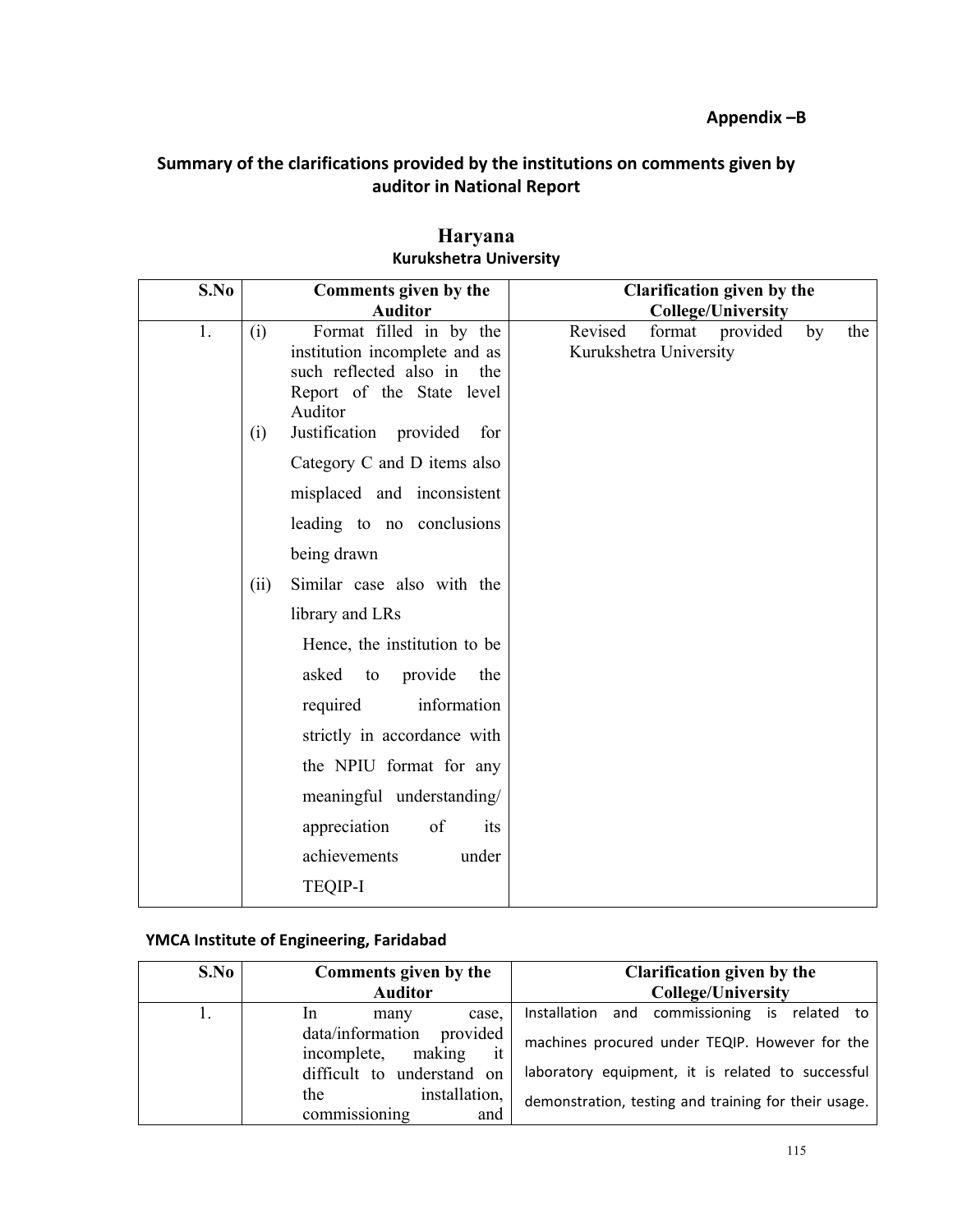**Appendix –B**

## Summary of the clarifications provided by the institutions on comments given by auditor in National Report

## Haryana

### Kurukshetra University

| S.No | Comments given by the Auditor | Clarification given by the College/University |
|---|---|---|
| 1. | (i) Format filled in by the institution incomplete and as such reflected also in the Report of the State level Auditor<br>(i) Justification provided for Category C and D items also misplaced and inconsistent leading to no conclusions being drawn<br>(ii) Similar case also with the library and LRs<br>Hence, the institution to be asked to provide the required information strictly in accordance with the NPIU format for any meaningful understanding/ appreciation of its achievements under TEQIP-I | Revised format provided by the Kurukshetra University |

### YMCA Institute of Engineering, Faridabad

| S.No | Comments given by the Auditor | Clarification given by the College/University |
|---|---|---|
| 1. | In many case, data/information provided incomplete, making it difficult to understand on the installation, commissioning and | Installation and commissioning is related to machines procured under TEQIP. However for the laboratory equipment, it is related to successful demonstration, testing and training for their usage. |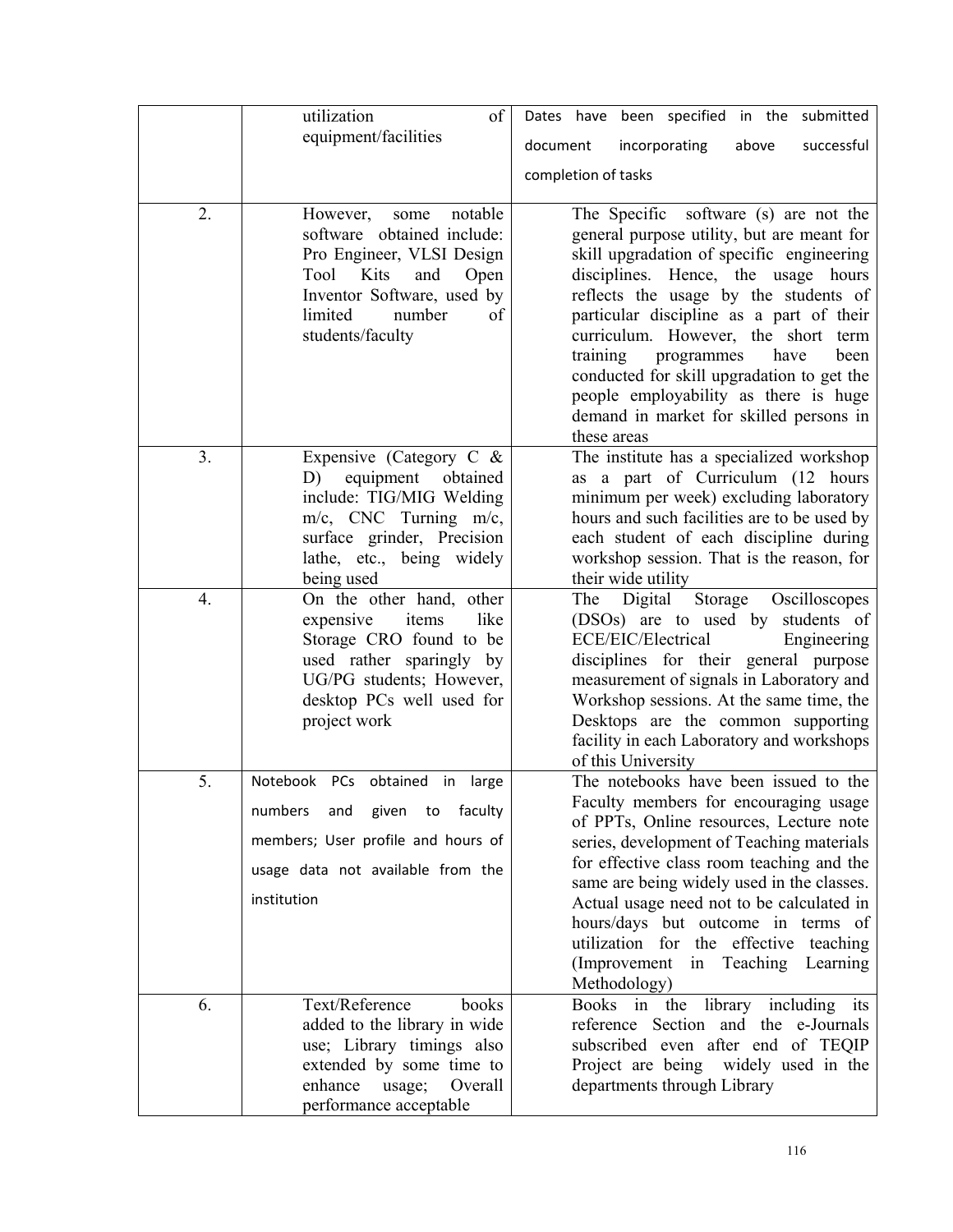| | | |
|---|---|---|
| | utilization of equipment/facilities | Dates have been specified in the submitted document incorporating above successful completion of tasks |
| 2. | However, some notable software obtained include: Pro Engineer, VLSI Design Tool Kits and Open Inventor Software, used by limited number of students/faculty | The Specific software (s) are not the general purpose utility, but are meant for skill upgradation of specific engineering disciplines. Hence, the usage hours reflects the usage by the students of particular discipline as a part of their curriculum. However, the short term training programmes have been conducted for skill upgradation to get the people employability as there is huge demand in market for skilled persons in these areas |
| 3. | Expensive (Category C & D) equipment obtained include: TIG/MIG Welding m/c, CNC Turning m/c, surface grinder, Precision lathe, etc., being widely being used | The institute has a specialized workshop as a part of Curriculum (12 hours minimum per week) excluding laboratory hours and such facilities are to be used by each student of each discipline during workshop session. That is the reason, for their wide utility |
| 4. | On the other hand, other expensive items like Storage CRO found to be used rather sparingly by UG/PG students; However, desktop PCs well used for project work | The Digital Storage Oscilloscopes (DSOs) are to used by students of ECE/EIC/Electrical Engineering disciplines for their general purpose measurement of signals in Laboratory and Workshop sessions. At the same time, the Desktops are the common supporting facility in each Laboratory and workshops of this University |
| 5. | Notebook PCs obtained in large numbers and given to faculty members; User profile and hours of usage data not available from the institution | The notebooks have been issued to the Faculty members for encouraging usage of PPTs, Online resources, Lecture note series, development of Teaching materials for effective class room teaching and the same are being widely used in the classes. Actual usage need not to be calculated in hours/days but outcome in terms of utilization for the effective teaching (Improvement in Teaching Learning Methodology) |
| 6. | Text/Reference books added to the library in wide use; Library timings also extended by some time to enhance usage; Overall performance acceptable | Books in the library including its reference Section and the e-Journals subscribed even after end of TEQIP Project are being widely used in the departments through Library |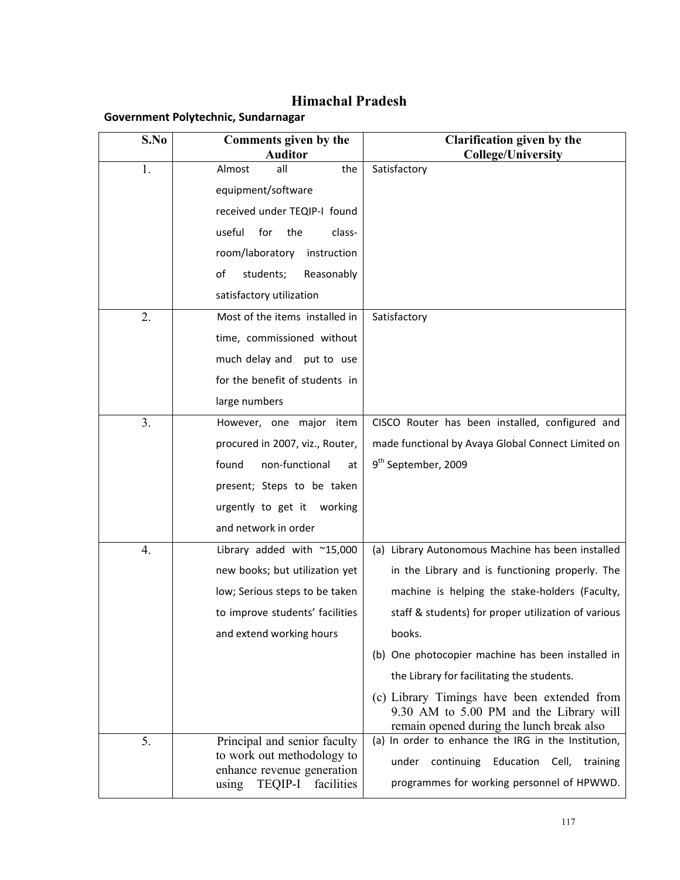# Himachal Pradesh

## Government Polytechnic, Sundarnagar

| S.No | Comments given by the Auditor | Clarification given by the College/University |
|---|---|---|
| 1. | Almost all the equipment/software received under TEQIP-I found useful for the class-room/laboratory instruction of students; Reasonably satisfactory utilization | Satisfactory |
| 2. | Most of the items installed in time, commissioned without much delay and put to use for the benefit of students in large numbers | Satisfactory |
| 3. | However, one major item procured in 2007, viz., Router, found non-functional at present; Steps to be taken urgently to get it working and network in order | CISCO Router has been installed, configured and made functional by Avaya Global Connect Limited on 9th September, 2009 |
| 4. | Library added with ~15,000 new books; but utilization yet low; Serious steps to be taken to improve students' facilities and extend working hours | (a) Library Autonomous Machine has been installed in the Library and is functioning properly. The machine is helping the stake-holders (Faculty, staff & students) for proper utilization of various books.<br>(b) One photocopier machine has been installed in the Library for facilitating the students.<br>(c) Library Timings have been extended from 9.30 AM to 5.00 PM and the Library will remain opened during the lunch break also |
| 5. | Principal and senior faculty to work out methodology to enhance revenue generation using TEQIP-I facilities | (a) In order to enhance the IRG in the Institution, under continuing Education Cell, training programmes for working personnel of HPWWD. |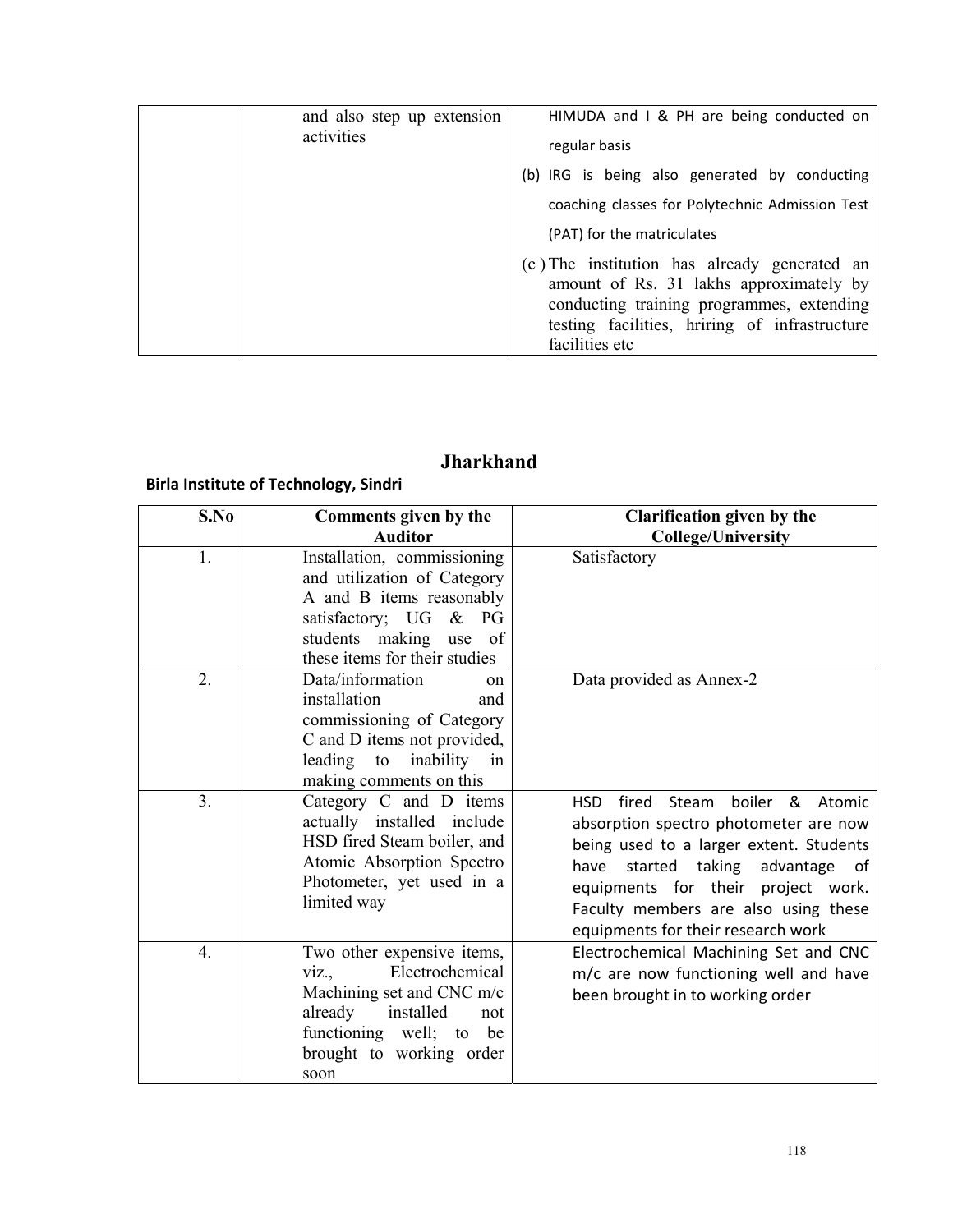| | and also step up extension activities | HIMUDA and I & PH are being conducted on regular basis<br>(b) IRG is being also generated by conducting coaching classes for Polytechnic Admission Test (PAT) for the matriculates<br>(c ) The institution has already generated an amount of Rs. 31 lakhs approximately by conducting training programmes, extending testing facilities, hriring of infrastructure facilities etc |
|---|---|---|

# Jharkhand

**Birla Institute of Technology, Sindri**

| S.No | Comments given by the Auditor | Clarification given by the College/University |
|---|---|---|
| 1. | Installation, commissioning and utilization of Category A and B items reasonably satisfactory; UG & PG students making use of these items for their studies | Satisfactory |
| 2. | Data/information on installation and commissioning of Category C and D items not provided, leading to inability in making comments on this | Data provided as Annex-2 |
| 3. | Category C and D items actually installed include HSD fired Steam boiler, and Atomic Absorption Spectro Photometer, yet used in a limited way | HSD fired Steam boiler & Atomic absorption spectro photometer are now being used to a larger extent. Students have started taking advantage of equipments for their project work. Faculty members are also using these equipments for their research work |
| 4. | Two other expensive items, viz., Electrochemical Machining set and CNC m/c already installed not functioning well; to be brought to working order soon | Electrochemical Machining Set and CNC m/c are now functioning well and have been brought in to working order |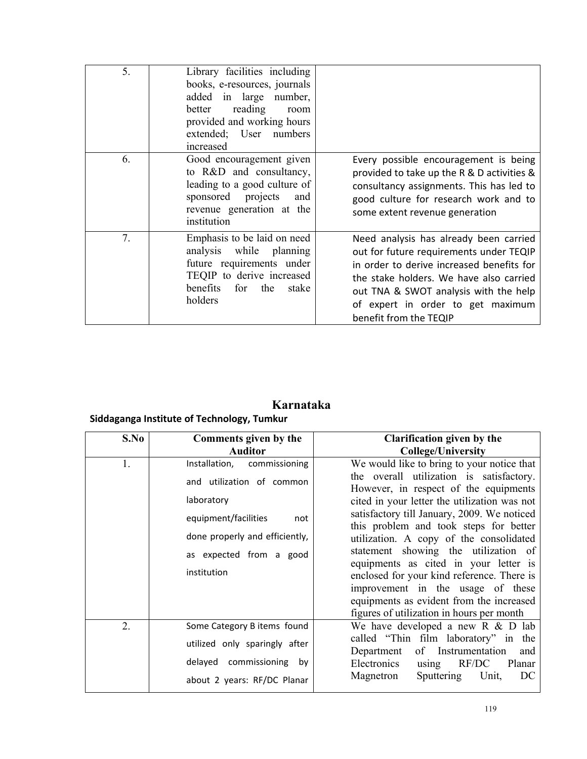| | | |
|---|---|---|
| 5. | Library facilities including books, e-resources, journals added in large number, better reading room provided and working hours extended; User numbers increased | |
| 6. | Good encouragement given to R&D and consultancy, leading to a good culture of sponsored projects and revenue generation at the institution | Every possible encouragement is being provided to take up the R & D activities & consultancy assignments. This has led to good culture for research work and to some extent revenue generation |
| 7. | Emphasis to be laid on need analysis while planning future requirements under TEQIP to derive increased benefits for the stake holders | Need analysis has already been carried out for future requirements under TEQIP in order to derive increased benefits for the stake holders. We have also carried out TNA & SWOT analysis with the help of expert in order to get maximum benefit from the TEQIP |

## Karnataka

**Siddaganga Institute of Technology, Tumkur**

| S.No | Comments given by the Auditor | Clarification given by the College/University |
|---|---|---|
| 1. | Installation, commissioning and utilization of common laboratory equipment/facilities not done properly and efficiently, as expected from a good institution | We would like to bring to your notice that the overall utilization is satisfactory. However, in respect of the equipments cited in your letter the utilization was not satisfactory till January, 2009. We noticed this problem and took steps for better utilization. A copy of the consolidated statement showing the utilization of equipments as cited in your letter is enclosed for your kind reference. There is improvement in the usage of these equipments as evident from the increased figures of utilization in hours per month |
| 2. | Some Category B items found utilized only sparingly after delayed commissioning by about 2 years: RF/DC Planar | We have developed a new R & D lab called "Thin film laboratory" in the Department of Instrumentation and Electronics using RF/DC Planar Magnetron Sputtering Unit, DC |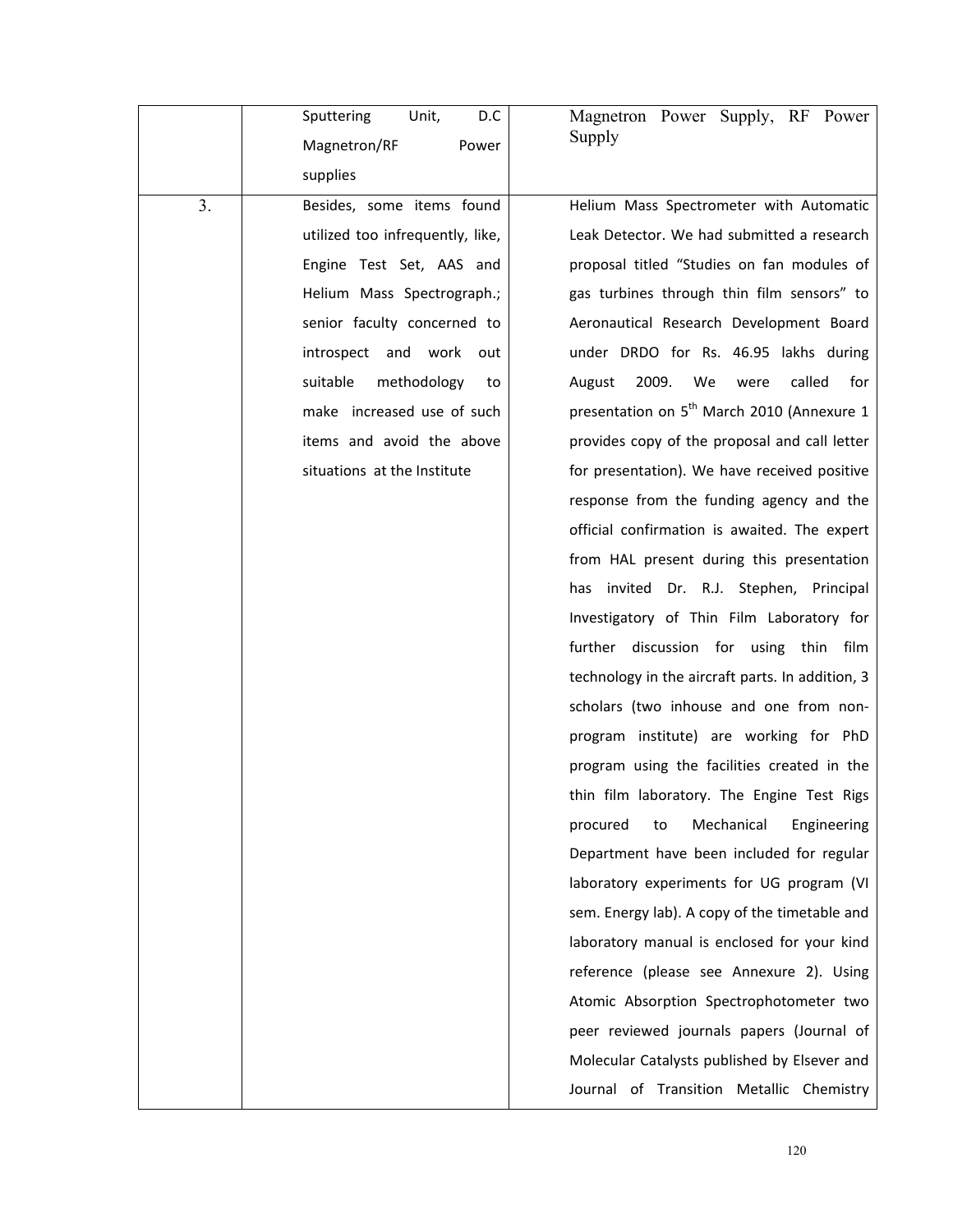|  |  |  |
|---|---|---|
|  | Sputtering Unit, D.C Magnetron/RF Power supplies | Magnetron Power Supply, RF Power Supply |
| 3. | Besides, some items found utilized too infrequently, like, Engine Test Set, AAS and Helium Mass Spectrograph.; senior faculty concerned to introspect and work out suitable methodology to make increased use of such items and avoid the above situations at the Institute | Helium Mass Spectrometer with Automatic Leak Detector. We had submitted a research proposal titled "Studies on fan modules of gas turbines through thin film sensors" to Aeronautical Research Development Board under DRDO for Rs. 46.95 lakhs during August 2009. We were called for presentation on 5th March 2010 (Annexure 1 provides copy of the proposal and call letter for presentation). We have received positive response from the funding agency and the official confirmation is awaited. The expert from HAL present during this presentation has invited Dr. R.J. Stephen, Principal Investigatory of Thin Film Laboratory for further discussion for using thin film technology in the aircraft parts. In addition, 3 scholars (two inhouse and one from non-program institute) are working for PhD program using the facilities created in the thin film laboratory. The Engine Test Rigs procured to Mechanical Engineering Department have been included for regular laboratory experiments for UG program (VI sem. Energy lab). A copy of the timetable and laboratory manual is enclosed for your kind reference (please see Annexure 2). Using Atomic Absorption Spectrophotometer two peer reviewed journals papers (Journal of Molecular Catalysts published by Elsever and Journal of Transition Metallic Chemistry |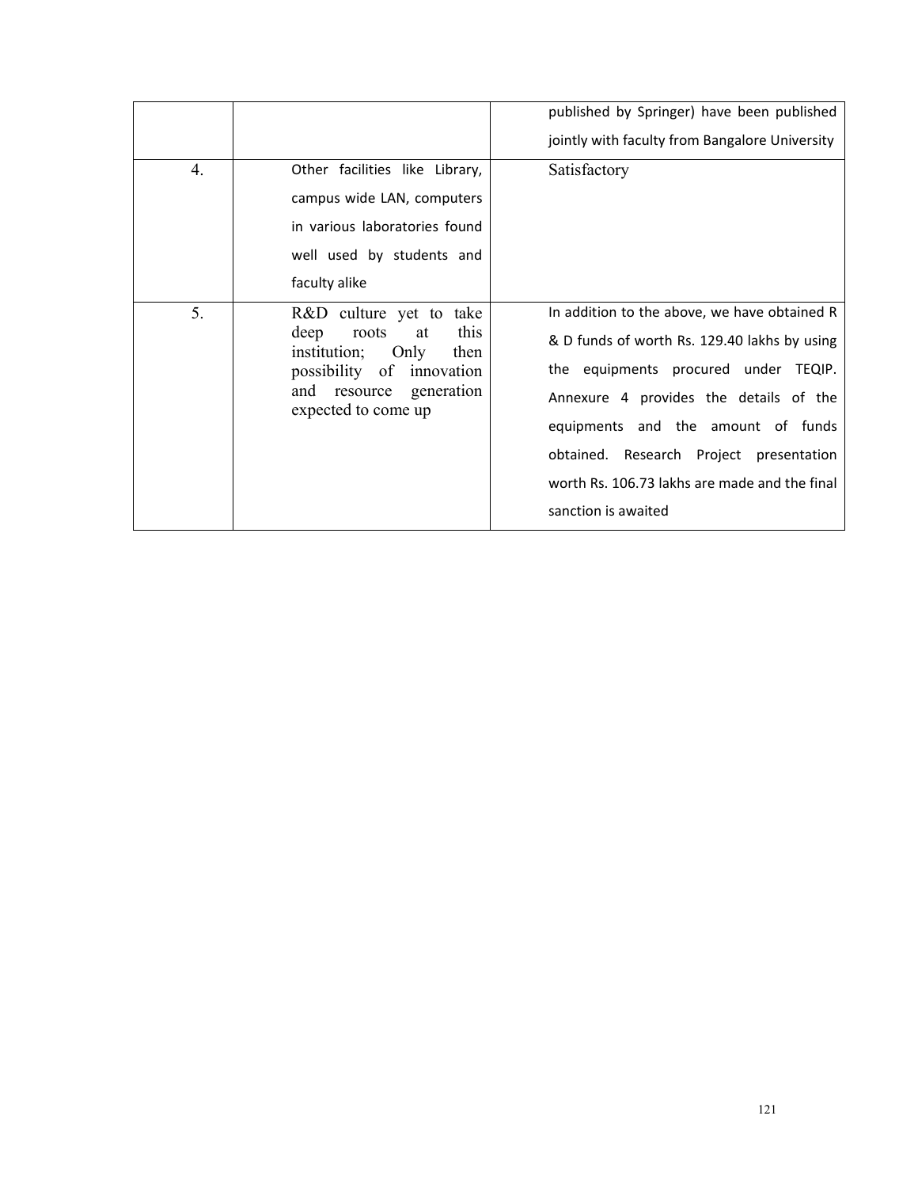| | | |
|---|---|---|
| | | published by Springer) have been published jointly with faculty from Bangalore University |
| 4. | Other facilities like Library, campus wide LAN, computers in various laboratories found well used by students and faculty alike | Satisfactory |
| 5. | R&D culture yet to take deep roots at this institution; Only then possibility of innovation and resource generation expected to come up | In addition to the above, we have obtained R & D funds of worth Rs. 129.40 lakhs by using the equipments procured under TEQIP. Annexure 4 provides the details of the equipments and the amount of funds obtained. Research Project presentation worth Rs. 106.73 lakhs are made and the final sanction is awaited |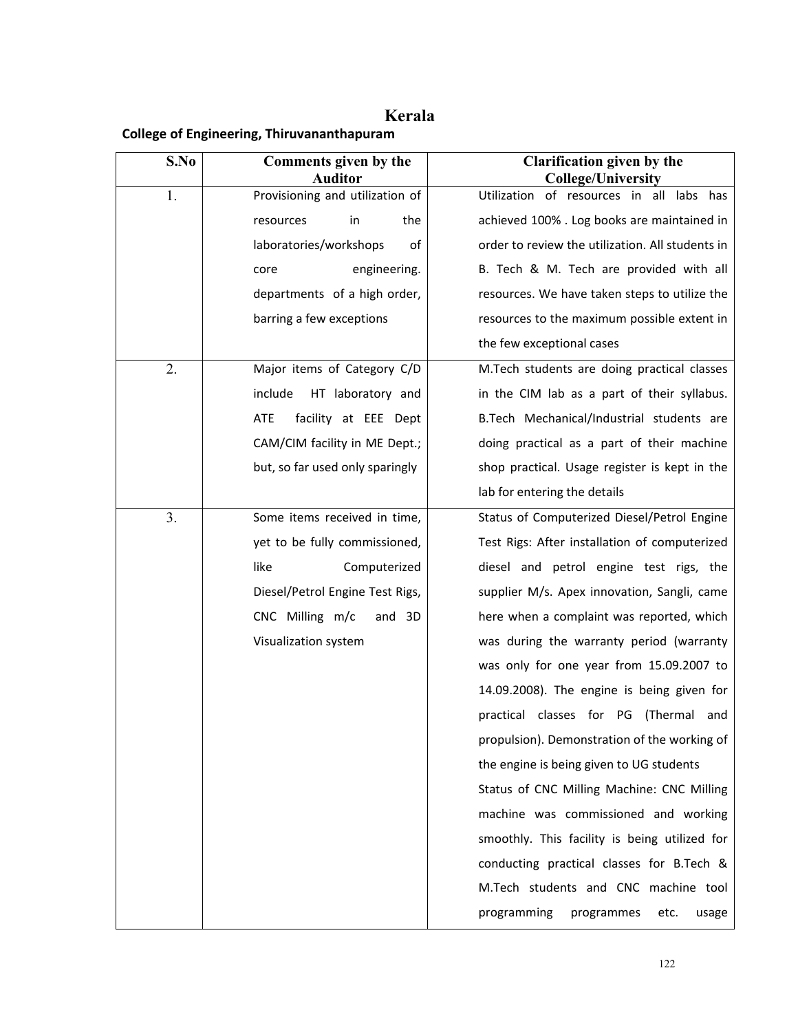# Kerala

**College of Engineering, Thiruvananthapuram**

| S.No | Comments given by the Auditor | Clarification given by the College/University |
|---|---|---|
| 1. | Provisioning and utilization of resources in the laboratories/workshops of core engineering. departments of a high order, barring a few exceptions | Utilization of resources in all labs has achieved 100% . Log books are maintained in order to review the utilization. All students in B. Tech & M. Tech are provided with all resources. We have taken steps to utilize the resources to the maximum possible extent in the few exceptional cases |
| 2. | Major items of Category C/D include HT laboratory and ATE facility at EEE Dept CAM/CIM facility in ME Dept.; but, so far used only sparingly | M.Tech students are doing practical classes in the CIM lab as a part of their syllabus. B.Tech Mechanical/Industrial students are doing practical as a part of their machine shop practical. Usage register is kept in the lab for entering the details |
| 3. | Some items received in time, yet to be fully commissioned, like Computerized Diesel/Petrol Engine Test Rigs, CNC Milling m/c and 3D Visualization system | Status of Computerized Diesel/Petrol Engine Test Rigs: After installation of computerized diesel and petrol engine test rigs, the supplier M/s. Apex innovation, Sangli, came here when a complaint was reported, which was during the warranty period (warranty was only for one year from 15.09.2007 to 14.09.2008). The engine is being given for practical classes for PG (Thermal and propulsion). Demonstration of the working of the engine is being given to UG students<br>Status of CNC Milling Machine: CNC Milling machine was commissioned and working smoothly. This facility is being utilized for conducting practical classes for B.Tech & M.Tech students and CNC machine tool programming programmes etc. usage |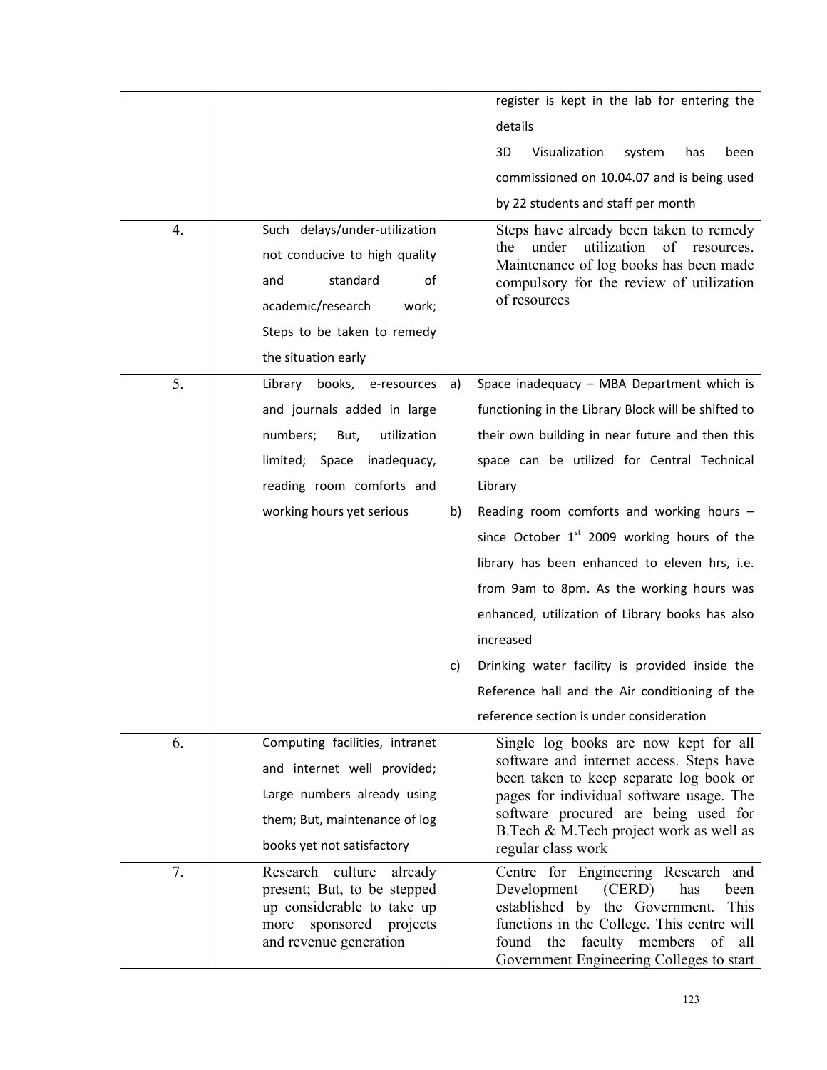| | | |
|---|---|---|
| | | register is kept in the lab for entering the details<br>3D Visualization system has been commissioned on 10.04.07 and is being used by 22 students and staff per month |
| 4. | Such delays/under-utilization not conducive to high quality and standard of academic/research work; Steps to be taken to remedy the situation early | Steps have already been taken to remedy the under utilization of resources. Maintenance of log books has been made compulsory for the review of utilization of resources |
| 5. | Library books, e-resources and journals added in large numbers; But, utilization limited; Space inadequacy, reading room comforts and working hours yet serious | a) Space inadequacy – MBA Department which is functioning in the Library Block will be shifted to their own building in near future and then this space can be utilized for Central Technical Library<br>b) Reading room comforts and working hours – since October 1st 2009 working hours of the library has been enhanced to eleven hrs, i.e. from 9am to 8pm. As the working hours was enhanced, utilization of Library books has also increased<br>c) Drinking water facility is provided inside the Reference hall and the Air conditioning of the reference section is under consideration |
| 6. | Computing facilities, intranet and internet well provided; Large numbers already using them; But, maintenance of log books yet not satisfactory | Single log books are now kept for all software and internet access. Steps have been taken to keep separate log book or pages for individual software usage. The software procured are being used for B.Tech & M.Tech project work as well as regular class work |
| 7. | Research culture already present; But, to be stepped up considerable to take up more sponsored projects and revenue generation | Centre for Engineering Research and Development (CERD) has been established by the Government. This functions in the College. This centre will found the faculty members of all Government Engineering Colleges to start |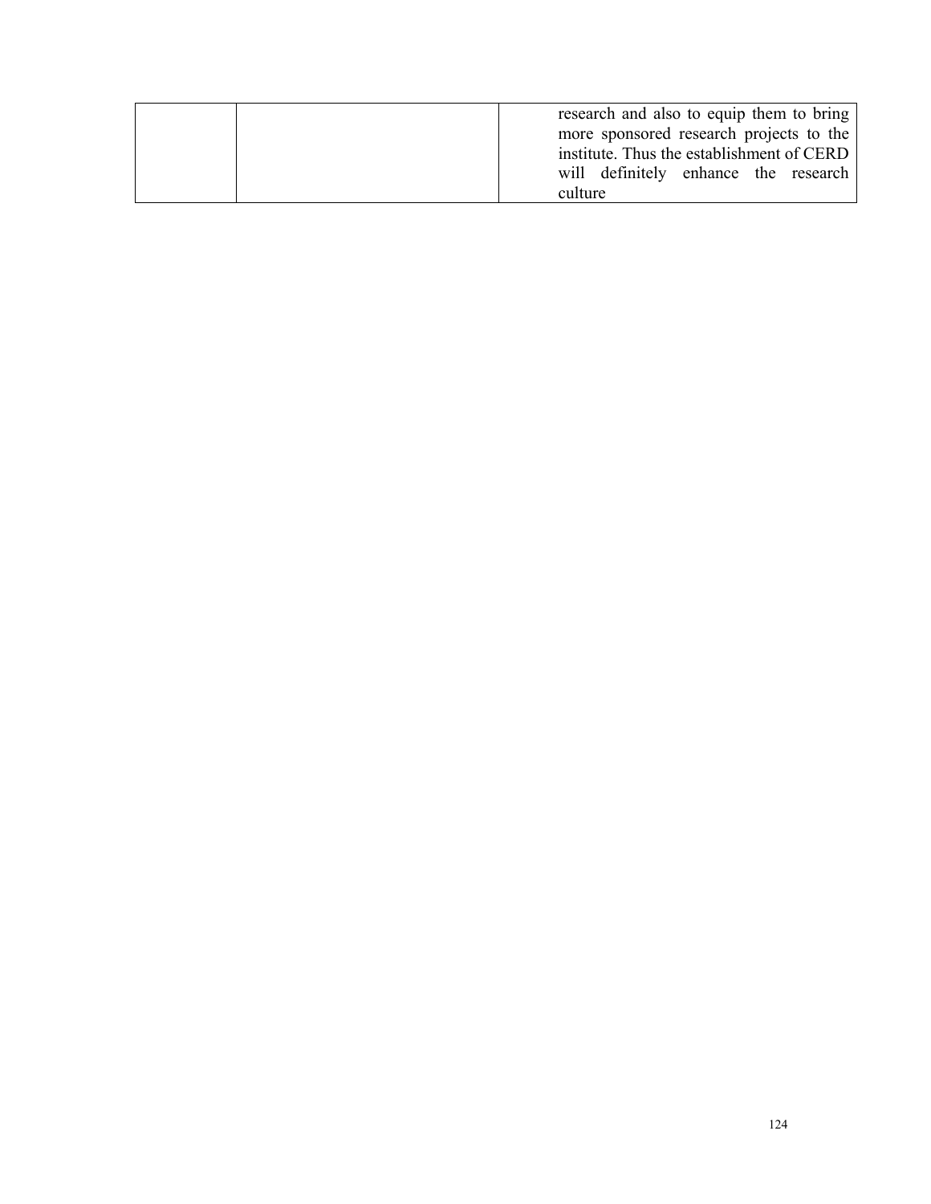| | | |
|---|---|---|
| | | research and also to equip them to bring more sponsored research projects to the institute. Thus the establishment of CERD will definitely enhance the research culture |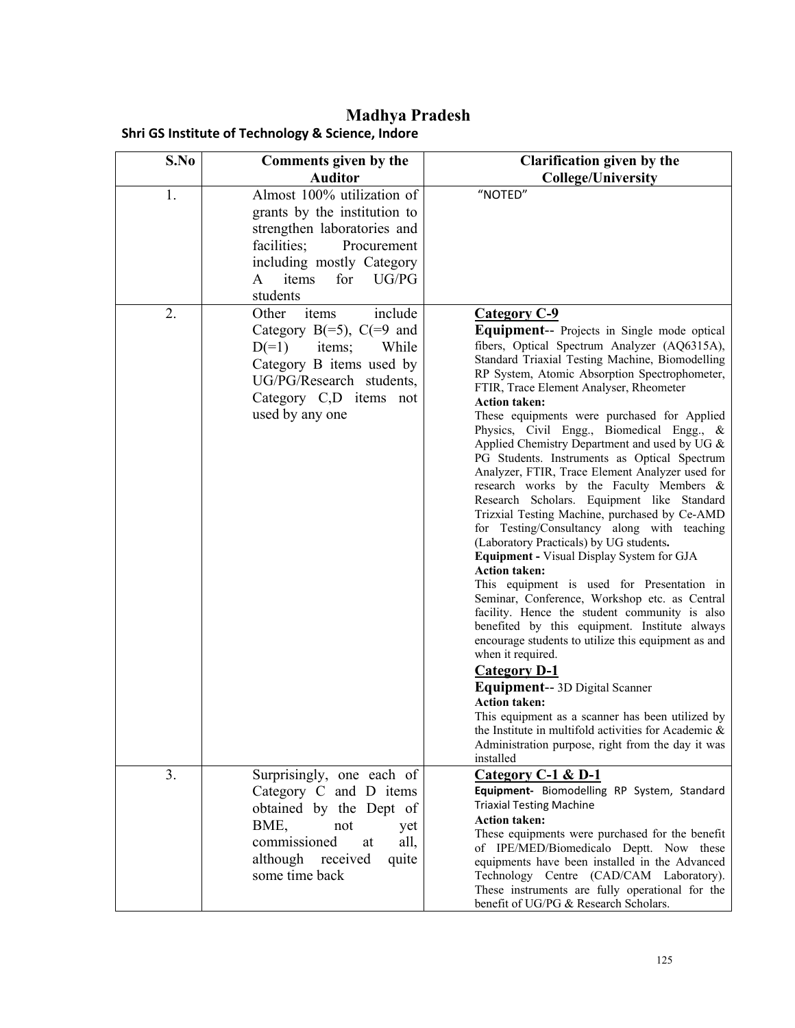# Madhya Pradesh

## Shri GS Institute of Technology & Science, Indore

| S.No | Comments given by the Auditor | Clarification given by the College/University |
|---|---|---|
| 1. | Almost 100% utilization of grants by the institution to strengthen laboratories and facilities; Procurement including mostly Category A items for UG/PG students | "NOTED" |
| 2. | Other items include Category B(=5), C(=9 and D(=1) items; While Category B items used by UG/PG/Research students, Category C,D items not used by any one | **Category C-9**<br>**Equipment**-- Projects in Single mode optical fibers, Optical Spectrum Analyzer (AQ6315A), Standard Triaxial Testing Machine, Biomodelling RP System, Atomic Absorption Spectrophometer, FTIR, Trace Element Analyser, Rheometer<br>**Action taken:**<br>These equipments were purchased for Applied Physics, Civil Engg., Biomedical Engg., & Applied Chemistry Department and used by UG & PG Students. Instruments as Optical Spectrum Analyzer, FTIR, Trace Element Analyzer used for research works by the Faculty Members & Research Scholars. Equipment like Standard Trizxial Testing Machine, purchased by Ce-AMD for Testing/Consultancy along with teaching (Laboratory Practicals) by UG students.<br>**Equipment -** Visual Display System for GJA<br>**Action taken:**<br>This equipment is used for Presentation in Seminar, Conference, Workshop etc. as Central facility. Hence the student community is also benefited by this equipment. Institute always encourage students to utilize this equipment as and when it required.<br>**Category D-1**<br>**Equipment**-- 3D Digital Scanner<br>**Action taken:**<br>This equipment as a scanner has been utilized by the Institute in multifold activities for Academic & Administration purpose, right from the day it was installed |
| 3. | Surprisingly, one each of Category C and D items obtained by the Dept of BME, not yet commissioned at all, although received quite some time back | **Category C-1 & D-1**<br>**Equipment-** Biomodelling RP System, Standard Triaxial Testing Machine<br>**Action taken:**<br>These equipments were purchased for the benefit of IPE/MED/Biomedicalo Deptt. Now these equipments have been installed in the Advanced Technology Centre (CAD/CAM Laboratory). These instruments are fully operational for the benefit of UG/PG & Research Scholars. |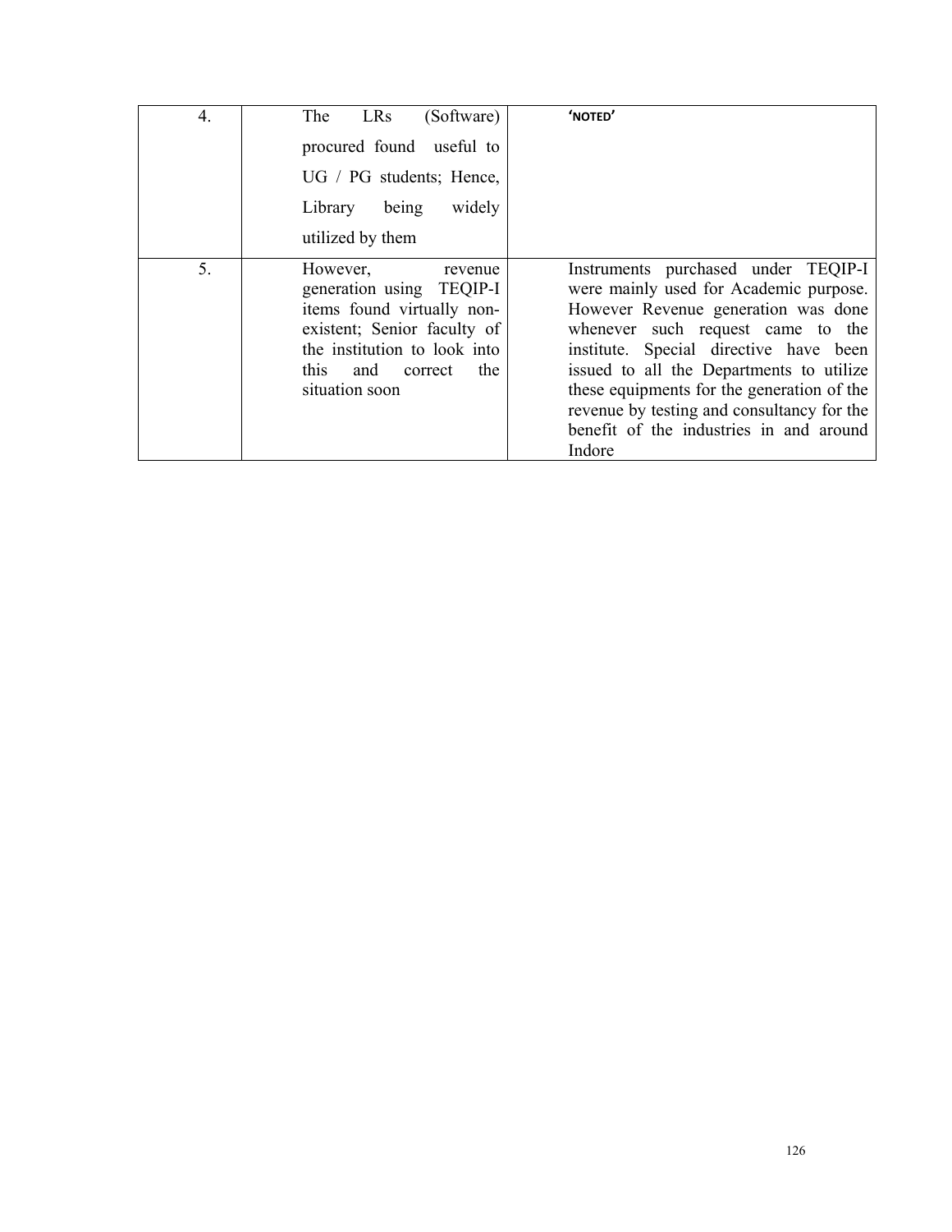| | | |
|---|---|---|
| 4. | The LRs (Software) procured found useful to UG / PG students; Hence, Library being widely utilized by them | **'NOTED'** |
| 5. | However, revenue generation using TEQIP-I items found virtually non-existent; Senior faculty of the institution to look into this and correct the situation soon | Instruments purchased under TEQIP-I were mainly used for Academic purpose. However Revenue generation was done whenever such request came to the institute. Special directive have been issued to all the Departments to utilize these equipments for the generation of the revenue by testing and consultancy for the benefit of the industries in and around Indore |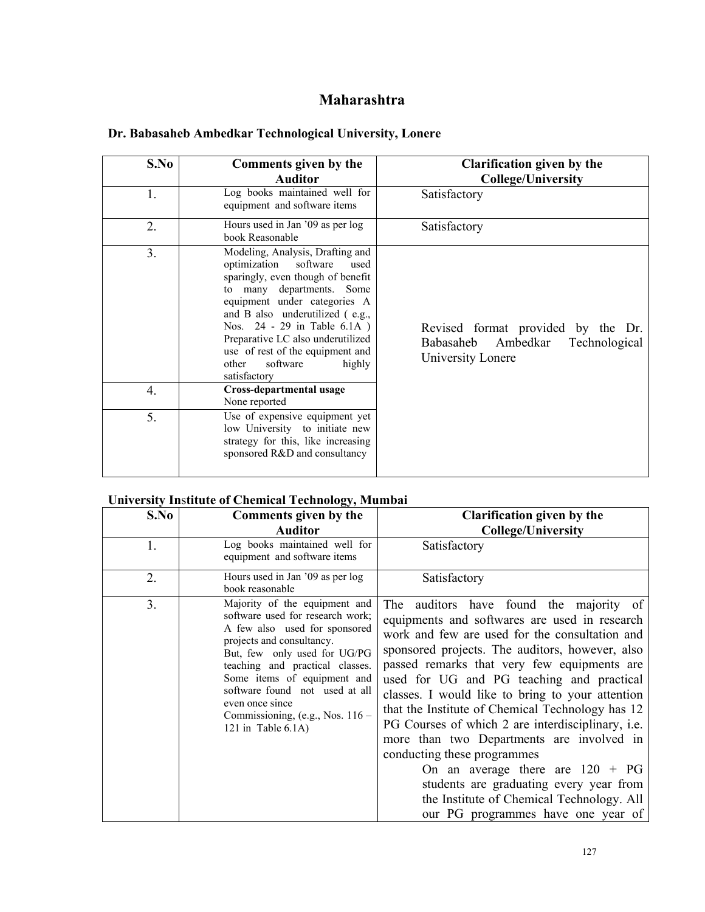# Maharashtra

### Dr. Babasaheb Ambedkar Technological University, Lonere

| S.No | Comments given by the Auditor | Clarification given by the College/University |
|---|---|---|
| 1. | Log books maintained well for equipment and software items | Satisfactory |
| 2. | Hours used in Jan '09 as per log book Reasonable | Satisfactory |
| 3. | Modeling, Analysis, Drafting and optimization software used sparingly, even though of benefit to many departments. Some equipment under categories A and B also underutilized ( e.g., Nos. 24 - 29 in Table 6.1A ) Preparative LC also underutilized use of rest of the equipment and other software highly satisfactory | Revised format provided by the Dr. Babasaheb Ambedkar Technological University Lonere |
| 4. | **Cross-departmental usage** None reported | |
| 5. | Use of expensive equipment yet low University to initiate new strategy for this, like increasing sponsored R&D and consultancy | |

### University Institute of Chemical Technology, Mumbai

| S.No | Comments given by the Auditor | Clarification given by the College/University |
|---|---|---|
| 1. | Log books maintained well for equipment and software items | Satisfactory |
| 2. | Hours used in Jan '09 as per log book reasonable | Satisfactory |
| 3. | Majority of the equipment and software used for research work; A few also used for sponsored projects and consultancy. But, few only used for UG/PG teaching and practical classes. Some items of equipment and software found not used at all even once since Commissioning, (e.g., Nos. 116 – 121 in Table 6.1A) | The auditors have found the majority of equipments and softwares are used in research work and few are used for the consultation and sponsored projects. The auditors, however, also passed remarks that very few equipments are used for UG and PG teaching and practical classes. I would like to bring to your attention that the Institute of Chemical Technology has 12 PG Courses of which 2 are interdisciplinary, i.e. more than two Departments are involved in conducting these programmes<br>On an average there are 120 + PG students are graduating every year from the Institute of Chemical Technology. All our PG programmes have one year of |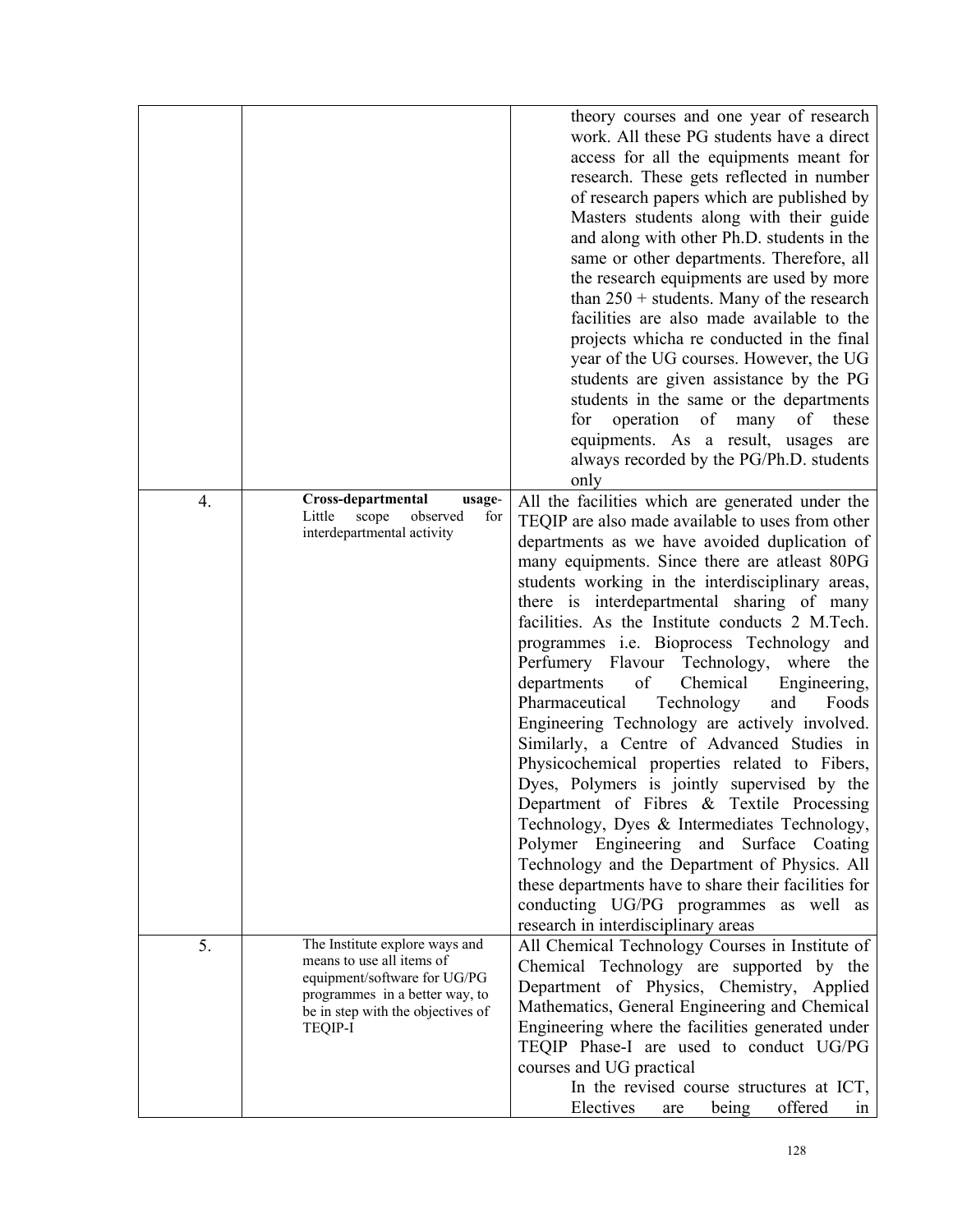| | | |
|---|---|---|
| | | theory courses and one year of research work. All these PG students have a direct access for all the equipments meant for research. These gets reflected in number of research papers which are published by Masters students along with their guide and along with other Ph.D. students in the same or other departments. Therefore, all the research equipments are used by more than 250 + students. Many of the research facilities are also made available to the projects whicha re conducted in the final year of the UG courses. However, the UG students are given assistance by the PG students in the same or the departments for operation of many of these equipments. As a result, usages are always recorded by the PG/Ph.D. students only |
| 4. | **Cross-departmental usage-** Little scope observed for interdepartmental activity | All the facilities which are generated under the TEQIP are also made available to uses from other departments as we have avoided duplication of many equipments. Since there are atleast 80PG students working in the interdisciplinary areas, there is interdepartmental sharing of many facilities. As the Institute conducts 2 M.Tech. programmes i.e. Bioprocess Technology and Perfumery Flavour Technology, where the departments of Chemical Engineering, Pharmaceutical Technology and Foods Engineering Technology are actively involved. Similarly, a Centre of Advanced Studies in Physicochemical properties related to Fibers, Dyes, Polymers is jointly supervised by the Department of Fibres & Textile Processing Technology, Dyes & Intermediates Technology, Polymer Engineering and Surface Coating Technology and the Department of Physics. All these departments have to share their facilities for conducting UG/PG programmes as well as research in interdisciplinary areas |
| 5. | The Institute explore ways and means to use all items of equipment/software for UG/PG programmes in a better way, to be in step with the objectives of TEQIP-I | All Chemical Technology Courses in Institute of Chemical Technology are supported by the Department of Physics, Chemistry, Applied Mathematics, General Engineering and Chemical Engineering where the facilities generated under TEQIP Phase-I are used to conduct UG/PG courses and UG practical<br>In the revised course structures at ICT, Electives are being offered in |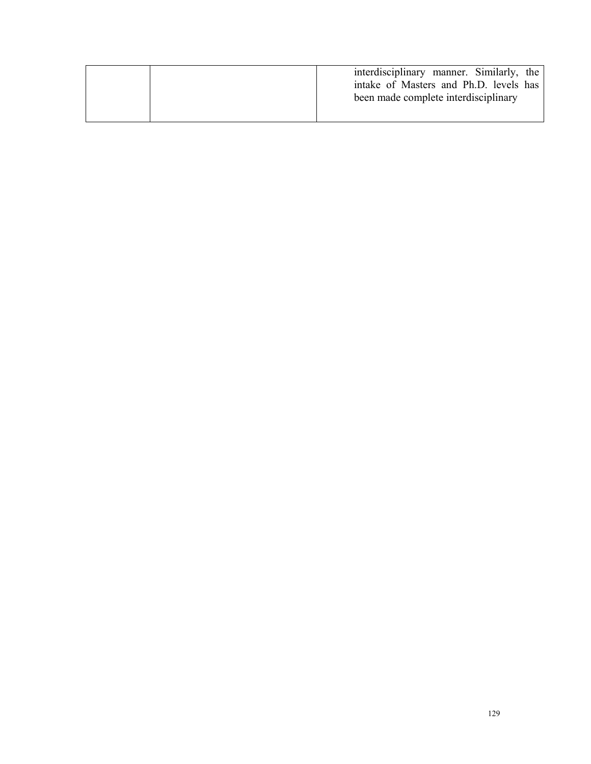| | | |
|---|---|---|
| | | interdisciplinary manner. Similarly, the intake of Masters and Ph.D. levels has been made complete interdisciplinary |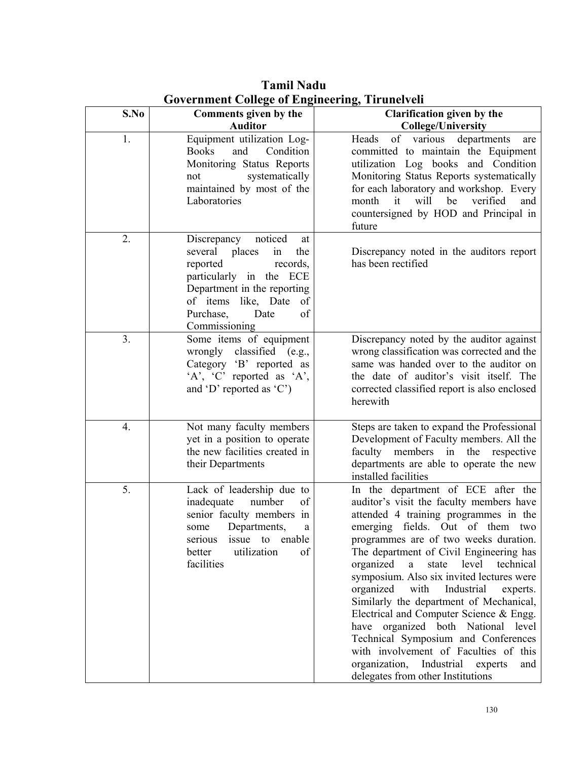# Tamil Nadu

## Government College of Engineering, Tirunelveli

| S.No | Comments given by the Auditor | Clarification given by the College/University |
|---|---|---|
| 1. | Equipment utilization Log-Books and Condition Monitoring Status Reports not systematically maintained by most of the Laboratories | Heads of various departments are committed to maintain the Equipment utilization Log books and Condition Monitoring Status Reports systematically for each laboratory and workshop. Every month it will be verified and countersigned by HOD and Principal in future |
| 2. | Discrepancy noticed at several places in the reported records, particularly in the ECE Department in the reporting of items like, Date of Purchase, Date of Commissioning | Discrepancy noted in the auditors report has been rectified |
| 3. | Some items of equipment wrongly classified (e.g., Category 'B' reported as 'A', 'C' reported as 'A', and 'D' reported as 'C') | Discrepancy noted by the auditor against wrong classification was corrected and the same was handed over to the auditor on the date of auditor's visit itself. The corrected classified report is also enclosed herewith |
| 4. | Not many faculty members yet in a position to operate the new facilities created in their Departments | Steps are taken to expand the Professional Development of Faculty members. All the faculty members in the respective departments are able to operate the new installed facilities |
| 5. | Lack of leadership due to inadequate number of senior faculty members in some Departments, a serious issue to enable better utilization of facilities | In the department of ECE after the auditor's visit the faculty members have attended 4 training programmes in the emerging fields. Out of them two programmes are of two weeks duration. The department of Civil Engineering has organized a state level technical symposium. Also six invited lectures were organized with Industrial experts. Similarly the department of Mechanical, Electrical and Computer Science & Engg. have organized both National level Technical Symposium and Conferences with involvement of Faculties of this organization, Industrial experts and delegates from other Institutions |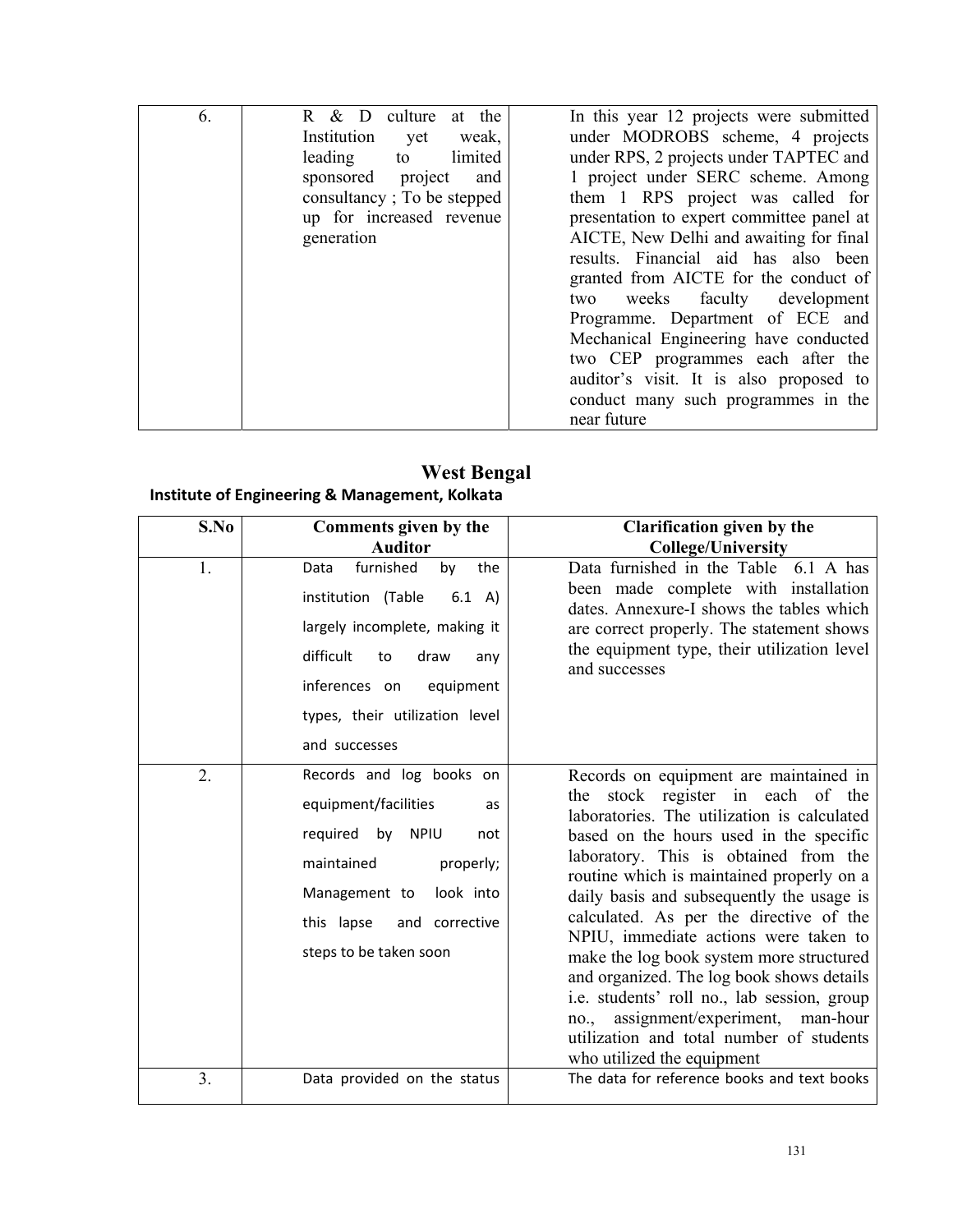| | | |
|---|---|---|
| 6. | R & D culture at the Institution yet weak, leading to limited sponsored project and consultancy ; To be stepped up for increased revenue generation | In this year 12 projects were submitted under MODROBS scheme, 4 projects under RPS, 2 projects under TAPTEC and 1 project under SERC scheme. Among them 1 RPS project was called for presentation to expert committee panel at AICTE, New Delhi and awaiting for final results. Financial aid has also been granted from AICTE for the conduct of two weeks faculty development Programme. Department of ECE and Mechanical Engineering have conducted two CEP programmes each after the auditor's visit. It is also proposed to conduct many such programmes in the near future |

## West Bengal

### Institute of Engineering & Management, Kolkata

| S.No | Comments given by the Auditor | Clarification given by the College/University |
|---|---|---|
| 1. | Data furnished by the institution (Table 6.1 A) largely incomplete, making it difficult to draw any inferences on equipment types, their utilization level and successes | Data furnished in the Table 6.1 A has been made complete with installation dates. Annexure-I shows the tables which are correct properly. The statement shows the equipment type, their utilization level and successes |
| 2. | Records and log books on equipment/facilities as required by NPIU not maintained properly; Management to look into this lapse and corrective steps to be taken soon | Records on equipment are maintained in the stock register in each of the laboratories. The utilization is calculated based on the hours used in the specific laboratory. This is obtained from the routine which is maintained properly on a daily basis and subsequently the usage is calculated. As per the directive of the NPIU, immediate actions were taken to make the log book system more structured and organized. The log book shows details i.e. students' roll no., lab session, group no., assignment/experiment, man-hour utilization and total number of students who utilized the equipment |
| 3. | Data provided on the status | The data for reference books and text books |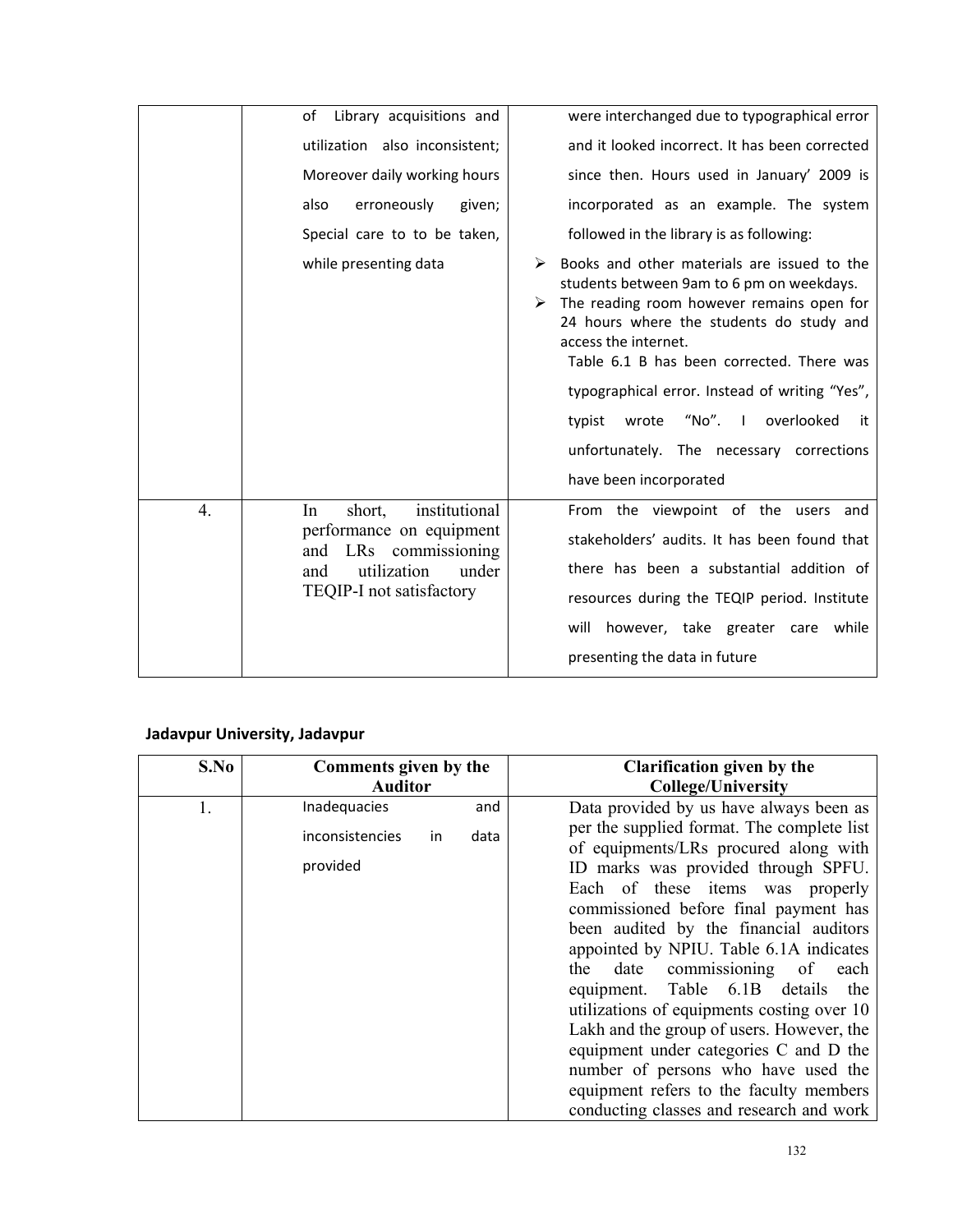| | | |
|---|---|---|
| | of Library acquisitions and utilization also inconsistent; Moreover daily working hours also erroneously given; Special care to to be taken, while presenting data | were interchanged due to typographical error and it looked incorrect. It has been corrected since then. Hours used in January' 2009 is incorporated as an example. The system followed in the library is as following:<br>➢ Books and other materials are issued to the students between 9am to 6 pm on weekdays.<br>➢ The reading room however remains open for 24 hours where the students do study and access the internet.<br>Table 6.1 B has been corrected. There was typographical error. Instead of writing "Yes", typist wrote "No". I overlooked it unfortunately. The necessary corrections have been incorporated |
| 4. | In short, institutional performance on equipment and LRs commissioning and utilization under TEQIP-I not satisfactory | From the viewpoint of the users and stakeholders' audits. It has been found that there has been a substantial addition of resources during the TEQIP period. Institute will however, take greater care while presenting the data in future |

**Jadavpur University, Jadavpur**

| S.No | Comments given by the Auditor | Clarification given by the College/University |
|---|---|---|
| 1. | Inadequacies and inconsistencies in data provided | Data provided by us have always been as per the supplied format. The complete list of equipments/LRs procured along with ID marks was provided through SPFU. Each of these items was properly commissioned before final payment has been audited by the financial auditors appointed by NPIU. Table 6.1A indicates the date commissioning of each equipment. Table 6.1B details the utilizations of equipments costing over 10 Lakh and the group of users. However, the equipment under categories C and D the number of persons who have used the equipment refers to the faculty members conducting classes and research and work |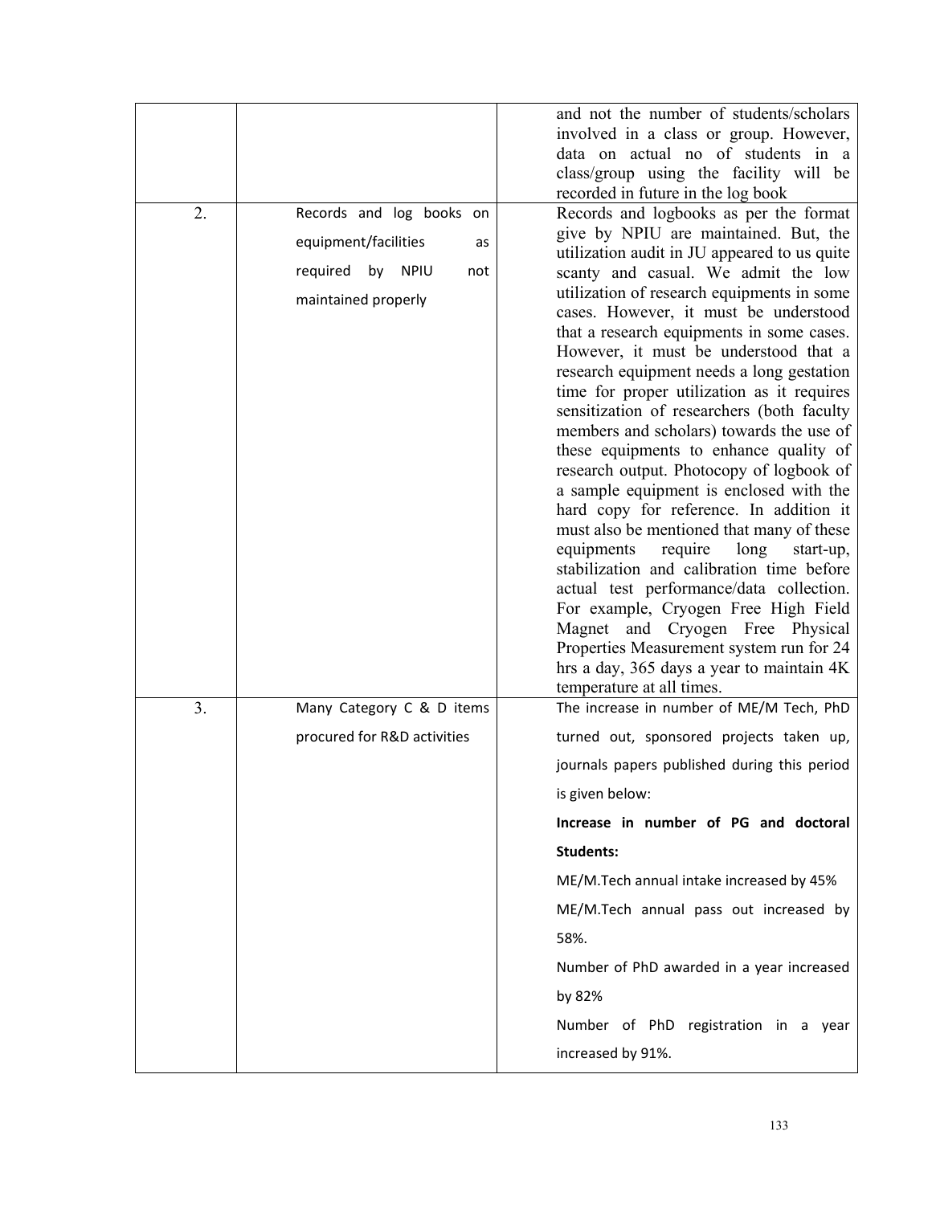| | | |
|---|---|---|
| | | and not the number of students/scholars involved in a class or group. However, data on actual no of students in a class/group using the facility will be recorded in future in the log book |
| 2. | Records and log books on equipment/facilities as required by NPIU not maintained properly | Records and logbooks as per the format give by NPIU are maintained. But, the utilization audit in JU appeared to us quite scanty and casual. We admit the low utilization of research equipments in some cases. However, it must be understood that a research equipments in some cases. However, it must be understood that a research equipment needs a long gestation time for proper utilization as it requires sensitization of researchers (both faculty members and scholars) towards the use of these equipments to enhance quality of research output. Photocopy of logbook of a sample equipment is enclosed with the hard copy for reference. In addition it must also be mentioned that many of these equipments require long start-up, stabilization and calibration time before actual test performance/data collection. For example, Cryogen Free High Field Magnet and Cryogen Free Physical Properties Measurement system run for 24 hrs a day, 365 days a year to maintain 4K temperature at all times. |
| 3. | Many Category C & D items procured for R&D activities | The increase in number of ME/M Tech, PhD turned out, sponsored projects taken up, journals papers published during this period is given below:<br><br>**Increase in number of PG and doctoral Students:**<br><br>ME/M.Tech annual intake increased by 45%<br><br>ME/M.Tech annual pass out increased by 58%.<br><br>Number of PhD awarded in a year increased by 82%<br><br>Number of PhD registration in a year increased by 91%. |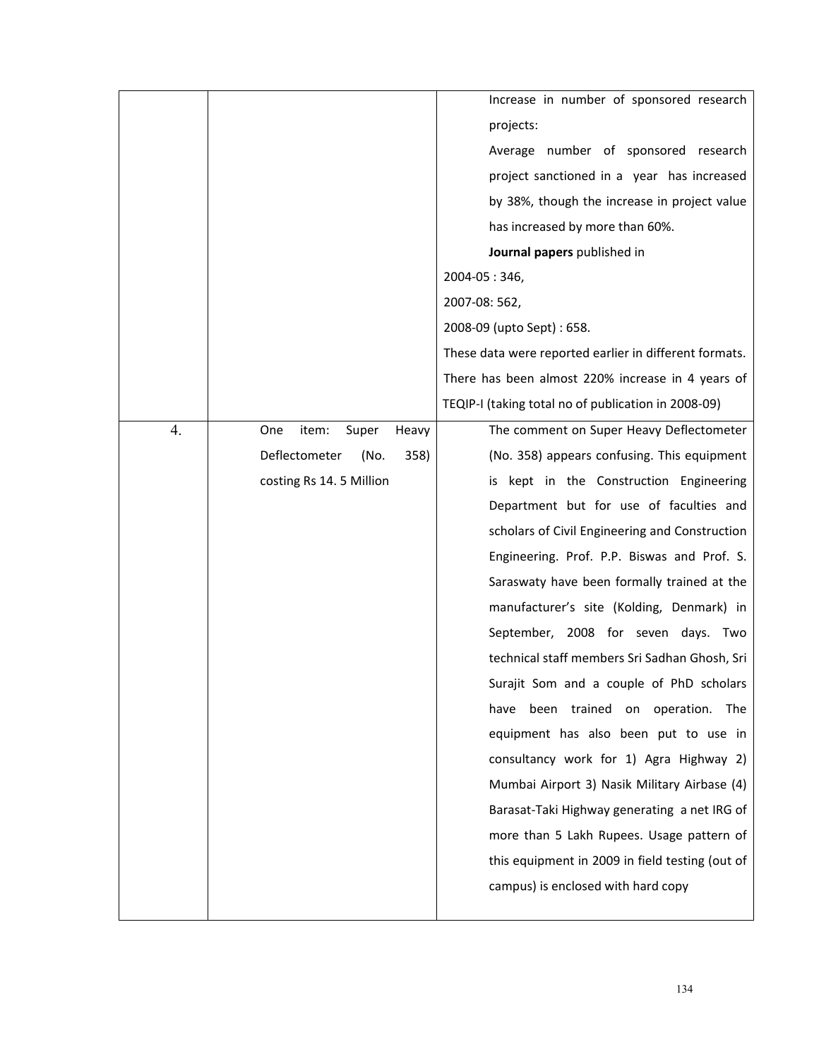|  |  |  |
|---|---|---|
|  |  | Increase in number of sponsored research projects:<br>Average number of sponsored research project sanctioned in a year has increased by 38%, though the increase in project value has increased by more than 60%.<br>**Journal papers** published in<br>2004-05 : 346,<br>2007-08: 562,<br>2008-09 (upto Sept) : 658.<br>These data were reported earlier in different formats. There has been almost 220% increase in 4 years of TEQIP-I (taking total no of publication in 2008-09) |
| 4. | One item: Super Heavy Deflectometer (No. 358) costing Rs 14. 5 Million | The comment on Super Heavy Deflectometer (No. 358) appears confusing. This equipment is kept in the Construction Engineering Department but for use of faculties and scholars of Civil Engineering and Construction Engineering. Prof. P.P. Biswas and Prof. S. Saraswaty have been formally trained at the manufacturer's site (Kolding, Denmark) in September, 2008 for seven days. Two technical staff members Sri Sadhan Ghosh, Sri Surajit Som and a couple of PhD scholars have been trained on operation. The equipment has also been put to use in consultancy work for 1) Agra Highway 2) Mumbai Airport 3) Nasik Military Airbase (4) Barasat-Taki Highway generating a net IRG of more than 5 Lakh Rupees. Usage pattern of this equipment in 2009 in field testing (out of campus) is enclosed with hard copy |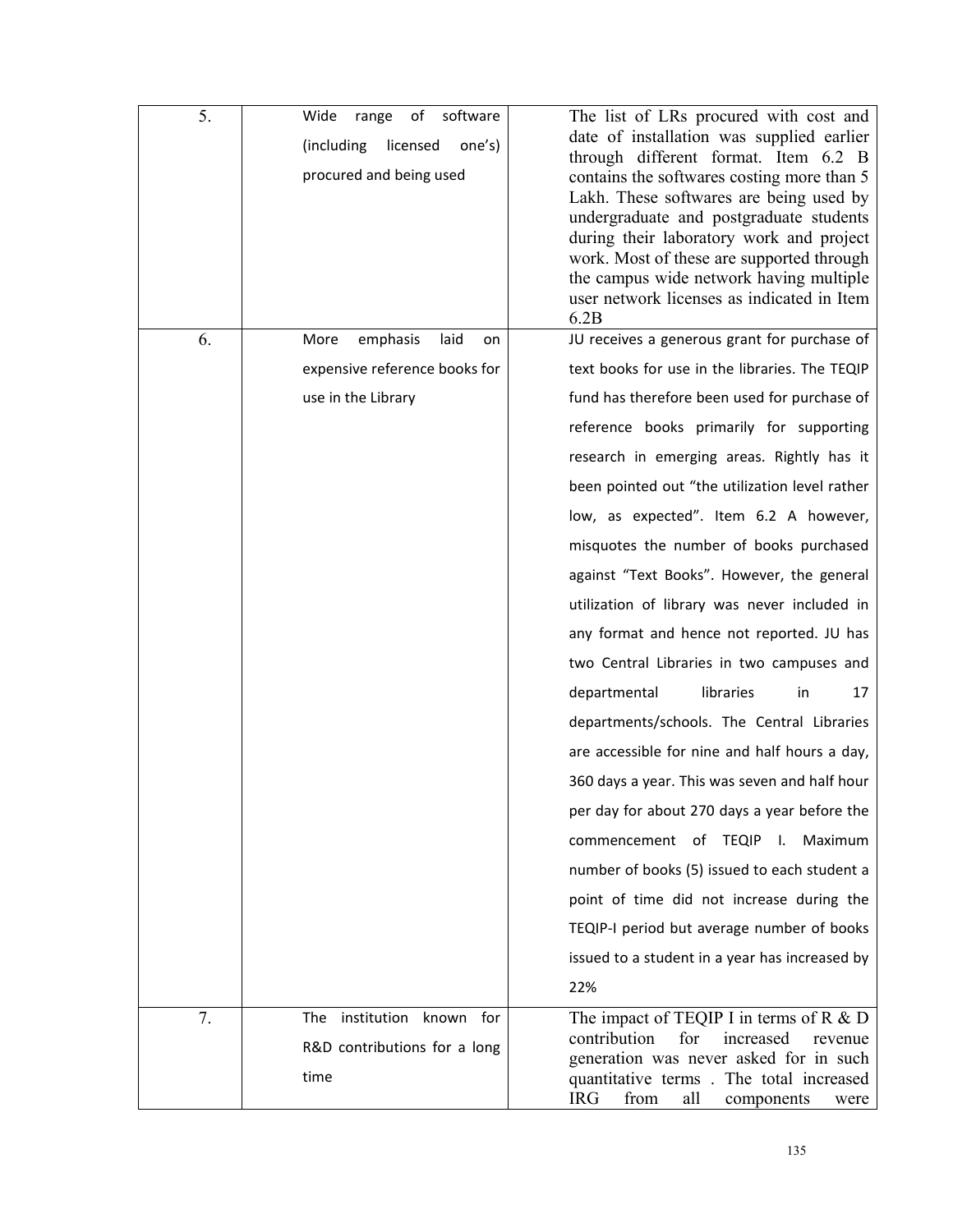| 5. | Wide range of software (including licensed one's) procured and being used | The list of LRs procured with cost and date of installation was supplied earlier through different format. Item 6.2 B contains the softwares costing more than 5 Lakh. These softwares are being used by undergraduate and postgraduate students during their laboratory work and project work. Most of these are supported through the campus wide network having multiple user network licenses as indicated in Item 6.2B |
|---|---|---|
| 6. | More emphasis laid on expensive reference books for use in the Library | JU receives a generous grant for purchase of text books for use in the libraries. The TEQIP fund has therefore been used for purchase of reference books primarily for supporting research in emerging areas. Rightly has it been pointed out "the utilization level rather low, as expected". Item 6.2 A however, misquotes the number of books purchased against "Text Books". However, the general utilization of library was never included in any format and hence not reported. JU has two Central Libraries in two campuses and departmental libraries in 17 departments/schools. The Central Libraries are accessible for nine and half hours a day, 360 days a year. This was seven and half hour per day for about 270 days a year before the commencement of TEQIP I. Maximum number of books (5) issued to each student a point of time did not increase during the TEQIP-I period but average number of books issued to a student in a year has increased by 22% |
| 7. | The institution known for R&D contributions for a long time | The impact of TEQIP I in terms of R & D contribution for increased revenue generation was never asked for in such quantitative terms . The total increased IRG from all components were |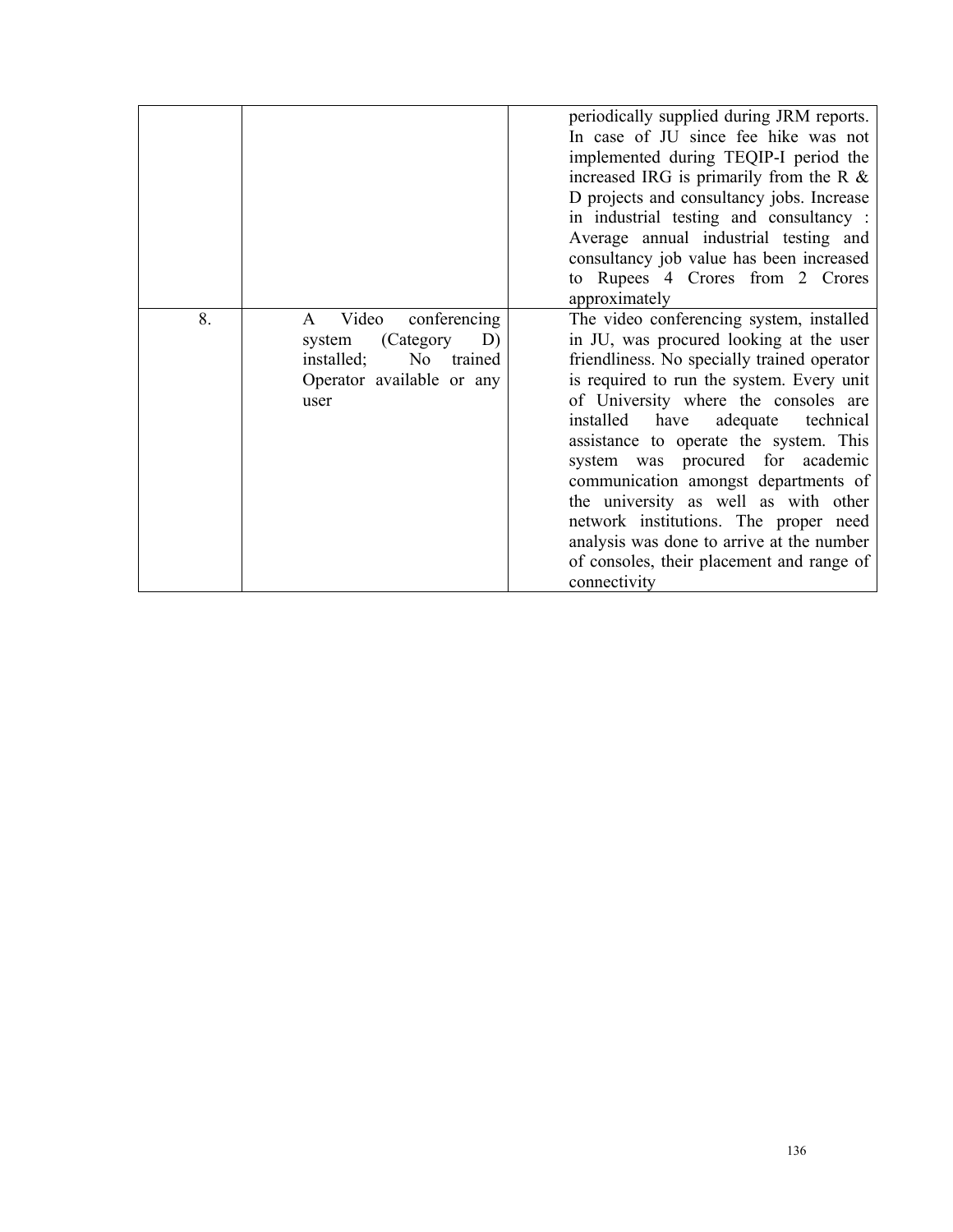| | | |
|---|---|---|
| | | periodically supplied during JRM reports. In case of JU since fee hike was not implemented during TEQIP-I period the increased IRG is primarily from the R & D projects and consultancy jobs. Increase in industrial testing and consultancy : Average annual industrial testing and consultancy job value has been increased to Rupees 4 Crores from 2 Crores approximately |
| 8. | A Video conferencing system (Category D) installed; No trained Operator available or any user | The video conferencing system, installed in JU, was procured looking at the user friendliness. No specially trained operator is required to run the system. Every unit of University where the consoles are installed have adequate technical assistance to operate the system. This system was procured for academic communication amongst departments of the university as well as with other network institutions. The proper need analysis was done to arrive at the number of consoles, their placement and range of connectivity |